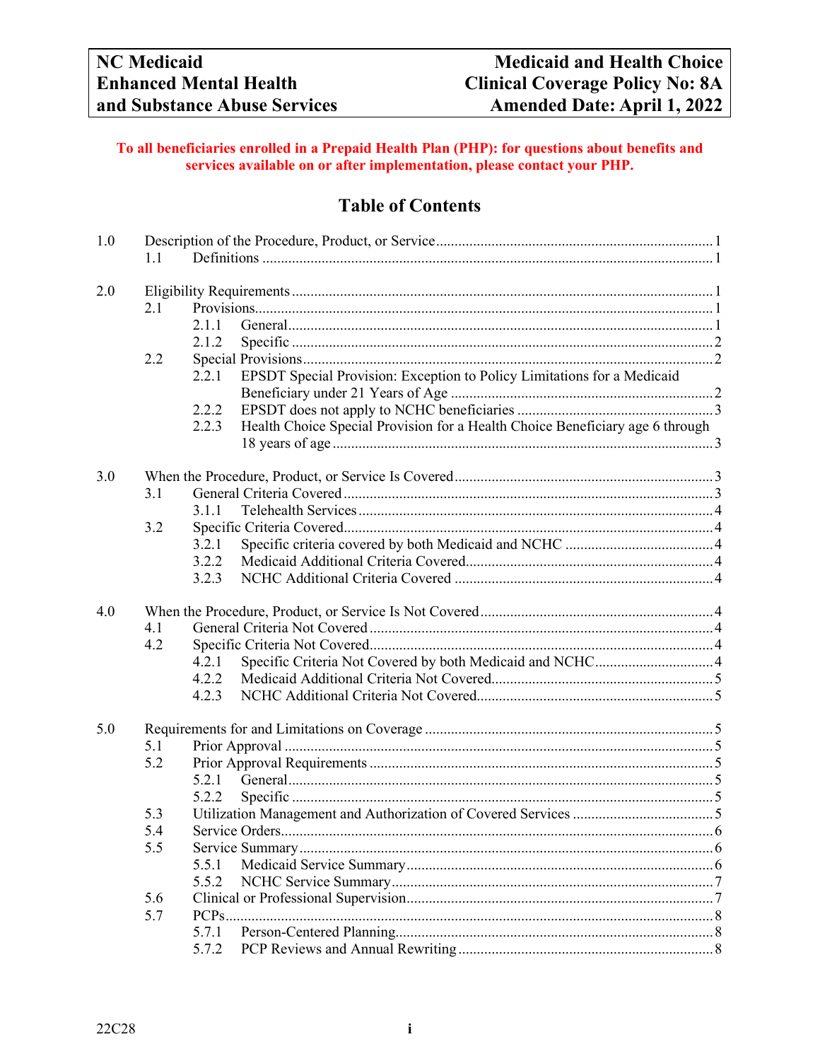| NC Medicaid | Medicaid and Health Choice |
|---|---|
| Enhanced Mental Health | Clinical Coverage Policy No: 8A |
| and Substance Abuse Services | Amended Date: April 1, 2022 |

**To all beneficiaries enrolled in a Prepaid Health Plan (PHP): for questions about benefits and services available on or after implementation, please contact your PHP.**

## Table of Contents

1.0 Description of the Procedure, Product, or Service .......... 1
- 1.1 Definitions .......... 1

2.0 Eligibility Requirements .......... 1
- 2.1 Provisions .......... 1
  - 2.1.1 General .......... 1
  - 2.1.2 Specific .......... 2
- 2.2 Special Provisions .......... 2
  - 2.2.1 EPSDT Special Provision: Exception to Policy Limitations for a Medicaid Beneficiary under 21 Years of Age .......... 2
  - 2.2.2 EPSDT does not apply to NCHC beneficiaries .......... 3
  - 2.2.3 Health Choice Special Provision for a Health Choice Beneficiary age 6 through 18 years of age .......... 3

3.0 When the Procedure, Product, or Service Is Covered .......... 3
- 3.1 General Criteria Covered .......... 3
  - 3.1.1 Telehealth Services .......... 4
- 3.2 Specific Criteria Covered .......... 4
  - 3.2.1 Specific criteria covered by both Medicaid and NCHC .......... 4
  - 3.2.2 Medicaid Additional Criteria Covered .......... 4
  - 3.2.3 NCHC Additional Criteria Covered .......... 4

4.0 When the Procedure, Product, or Service Is Not Covered .......... 4
- 4.1 General Criteria Not Covered .......... 4
- 4.2 Specific Criteria Not Covered .......... 4
  - 4.2.1 Specific Criteria Not Covered by both Medicaid and NCHC .......... 4
  - 4.2.2 Medicaid Additional Criteria Not Covered .......... 5
  - 4.2.3 NCHC Additional Criteria Not Covered .......... 5

5.0 Requirements for and Limitations on Coverage .......... 5
- 5.1 Prior Approval .......... 5
- 5.2 Prior Approval Requirements .......... 5
  - 5.2.1 General .......... 5
  - 5.2.2 Specific .......... 5
- 5.3 Utilization Management and Authorization of Covered Services .......... 5
- 5.4 Service Orders .......... 6
- 5.5 Service Summary .......... 6
  - 5.5.1 Medicaid Service Summary .......... 6
  - 5.5.2 NCHC Service Summary .......... 7
- 5.6 Clinical or Professional Supervision .......... 7
- 5.7 PCPs .......... 8
  - 5.7.1 Person-Centered Planning .......... 8
  - 5.7.2 PCP Reviews and Annual Rewriting .......... 8

22C28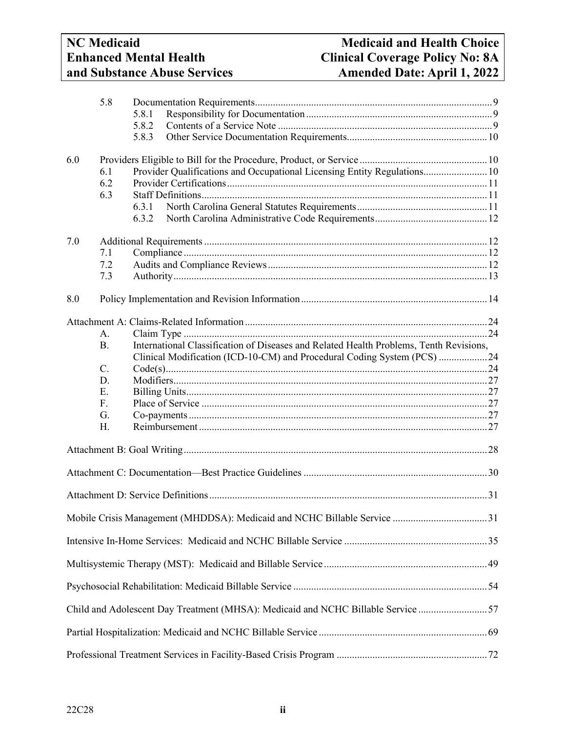5.8 Documentation Requirements ... 9
- 5.8.1 Responsibility for Documentation ... 9
- 5.8.2 Contents of a Service Note ... 9
- 5.8.3 Other Service Documentation Requirements ... 10

6.0 Providers Eligible to Bill for the Procedure, Product, or Service ... 10
- 6.1 Provider Qualifications and Occupational Licensing Entity Regulations ... 10
- 6.2 Provider Certifications ... 11
- 6.3 Staff Definitions ... 11
  - 6.3.1 North Carolina General Statutes Requirements ... 11
  - 6.3.2 North Carolina Administrative Code Requirements ... 12

7.0 Additional Requirements ... 12
- 7.1 Compliance ... 12
- 7.2 Audits and Compliance Reviews ... 12
- 7.3 Authority ... 13

8.0 Policy Implementation and Revision Information ... 14

Attachment A: Claims-Related Information ... 24
- A. Claim Type ... 24
- B. International Classification of Diseases and Related Health Problems, Tenth Revisions, Clinical Modification (ICD-10-CM) and Procedural Coding System (PCS) ... 24
- C. Code(s) ... 24
- D. Modifiers ... 27
- E. Billing Units ... 27
- F. Place of Service ... 27
- G. Co-payments ... 27
- H. Reimbursement ... 27

Attachment B: Goal Writing ... 28

Attachment C: Documentation—Best Practice Guidelines ... 30

Attachment D: Service Definitions ... 31

Mobile Crisis Management (MHDDSA): Medicaid and NCHC Billable Service ... 31

Intensive In-Home Services: Medicaid and NCHC Billable Service ... 35

Multisystemic Therapy (MST): Medicaid and Billable Service ... 49

Psychosocial Rehabilitation: Medicaid Billable Service ... 54

Child and Adolescent Day Treatment (MHSA): Medicaid and NCHC Billable Service ... 57

Partial Hospitalization: Medicaid and NCHC Billable Service ... 69

Professional Treatment Services in Facility-Based Crisis Program ... 72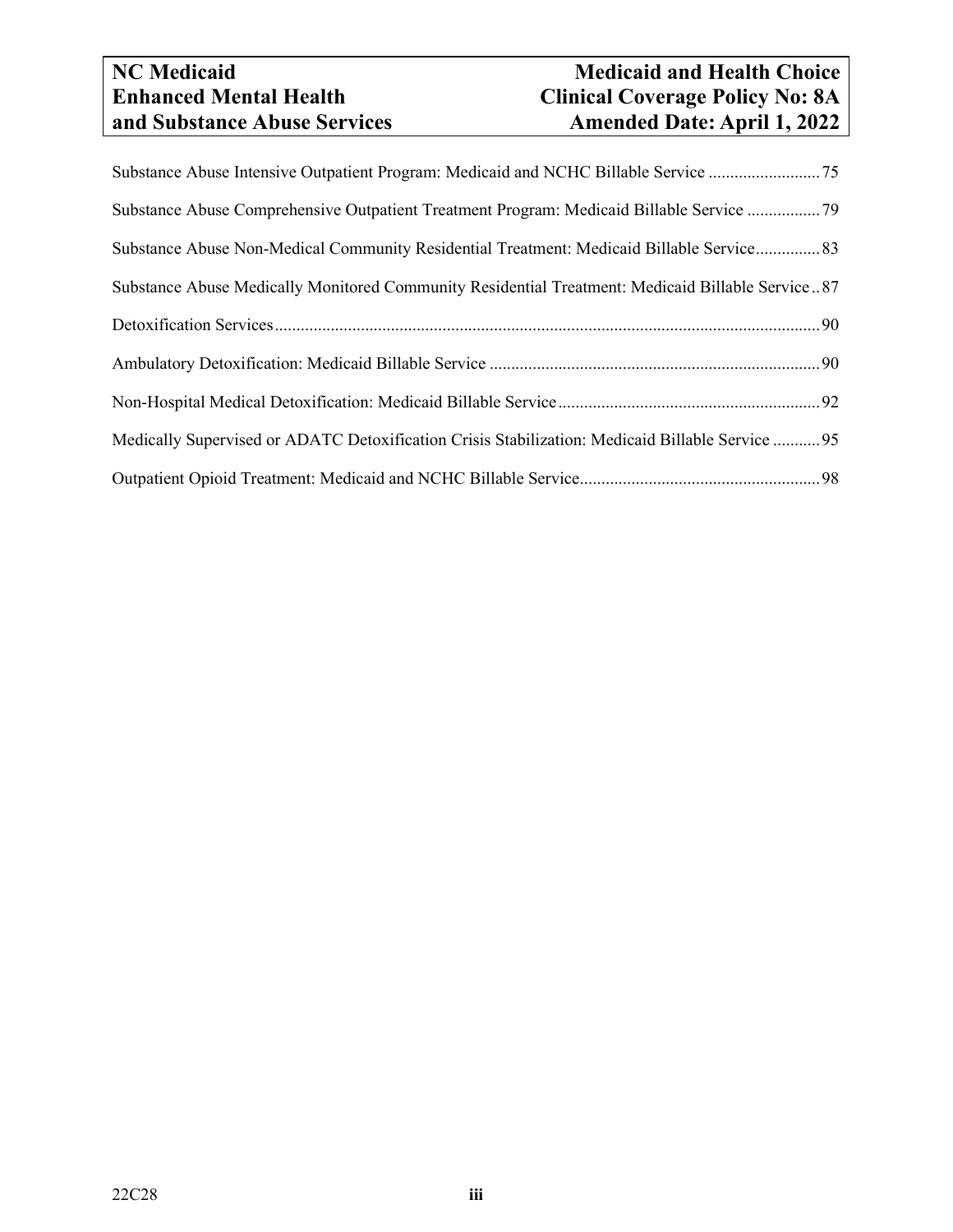Substance Abuse Intensive Outpatient Program: Medicaid and NCHC Billable Service .......................... 75

Substance Abuse Comprehensive Outpatient Treatment Program: Medicaid Billable Service ................. 79

Substance Abuse Non-Medical Community Residential Treatment: Medicaid Billable Service............... 83

Substance Abuse Medically Monitored Community Residential Treatment: Medicaid Billable Service .. 87

Detoxification Services.............................................................................................................................. 90

Ambulatory Detoxification: Medicaid Billable Service ............................................................................ 90

Non-Hospital Medical Detoxification: Medicaid Billable Service ............................................................ 92

Medically Supervised or ADATC Detoxification Crisis Stabilization: Medicaid Billable Service ........... 95

Outpatient Opioid Treatment: Medicaid and NCHC Billable Service........................................................ 98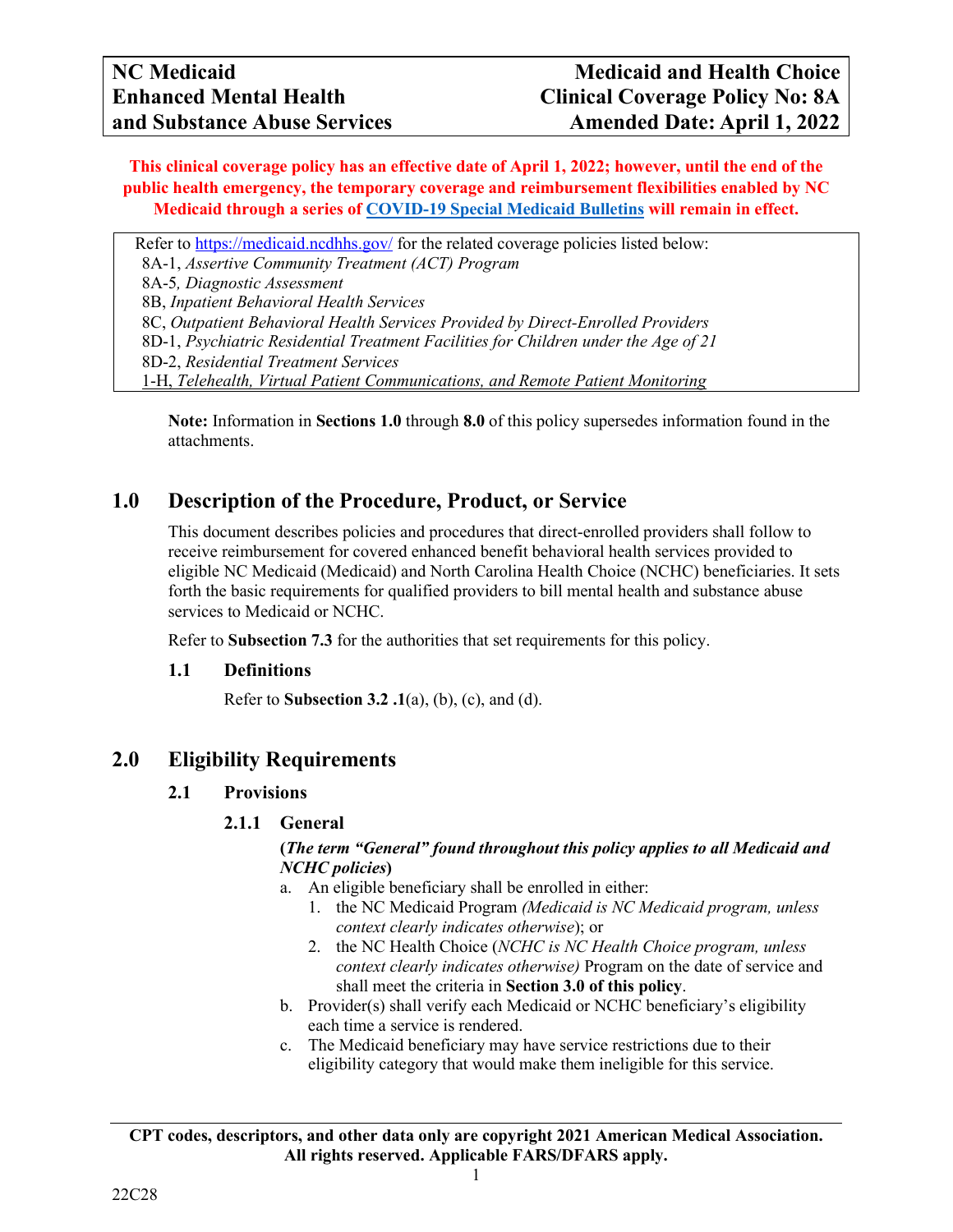| NC Medicaid Enhanced Mental Health and Substance Abuse Services | Medicaid and Health Choice Clinical Coverage Policy No: 8A Amended Date: April 1, 2022 |
| --- | --- |

**This clinical coverage policy has an effective date of April 1, 2022; however, until the end of the public health emergency, the temporary coverage and reimbursement flexibilities enabled by NC Medicaid through a series of COVID-19 Special Medicaid Bulletins will remain in effect.**

Refer to https://medicaid.ncdhhs.gov/ for the related coverage policies listed below:
8A-1, *Assertive Community Treatment (ACT) Program*
8A-5, *Diagnostic Assessment*
8B, *Inpatient Behavioral Health Services*
8C, *Outpatient Behavioral Health Services Provided by Direct-Enrolled Providers*
8D-1, *Psychiatric Residential Treatment Facilities for Children under the Age of 21*
8D-2, *Residential Treatment Services*
1-H, *Telehealth, Virtual Patient Communications, and Remote Patient Monitoring*

**Note:** Information in **Sections 1.0** through **8.0** of this policy supersedes information found in the attachments.

# 1.0 Description of the Procedure, Product, or Service

This document describes policies and procedures that direct-enrolled providers shall follow to receive reimbursement for covered enhanced benefit behavioral health services provided to eligible NC Medicaid (Medicaid) and North Carolina Health Choice (NCHC) beneficiaries. It sets forth the basic requirements for qualified providers to bill mental health and substance abuse services to Medicaid or NCHC.

Refer to **Subsection 7.3** for the authorities that set requirements for this policy.

## 1.1 Definitions

Refer to **Subsection 3.2 .1**(a), (b), (c), and (d).

# 2.0 Eligibility Requirements

## 2.1 Provisions

### 2.1.1 General

**(*The term "General" found throughout this policy applies to all Medicaid and NCHC policies*)**

a. An eligible beneficiary shall be enrolled in either:
   1. the NC Medicaid Program *(Medicaid is NC Medicaid program, unless context clearly indicates otherwise*); or
   2. the NC Health Choice (*NCHC is NC Health Choice program, unless context clearly indicates otherwise)* Program on the date of service and shall meet the criteria in **Section 3.0 of this policy**.
b. Provider(s) shall verify each Medicaid or NCHC beneficiary's eligibility each time a service is rendered.
c. The Medicaid beneficiary may have service restrictions due to their eligibility category that would make them ineligible for this service.

**CPT codes, descriptors, and other data only are copyright 2021 American Medical Association. All rights reserved. Applicable FARS/DFARS apply.**

22C28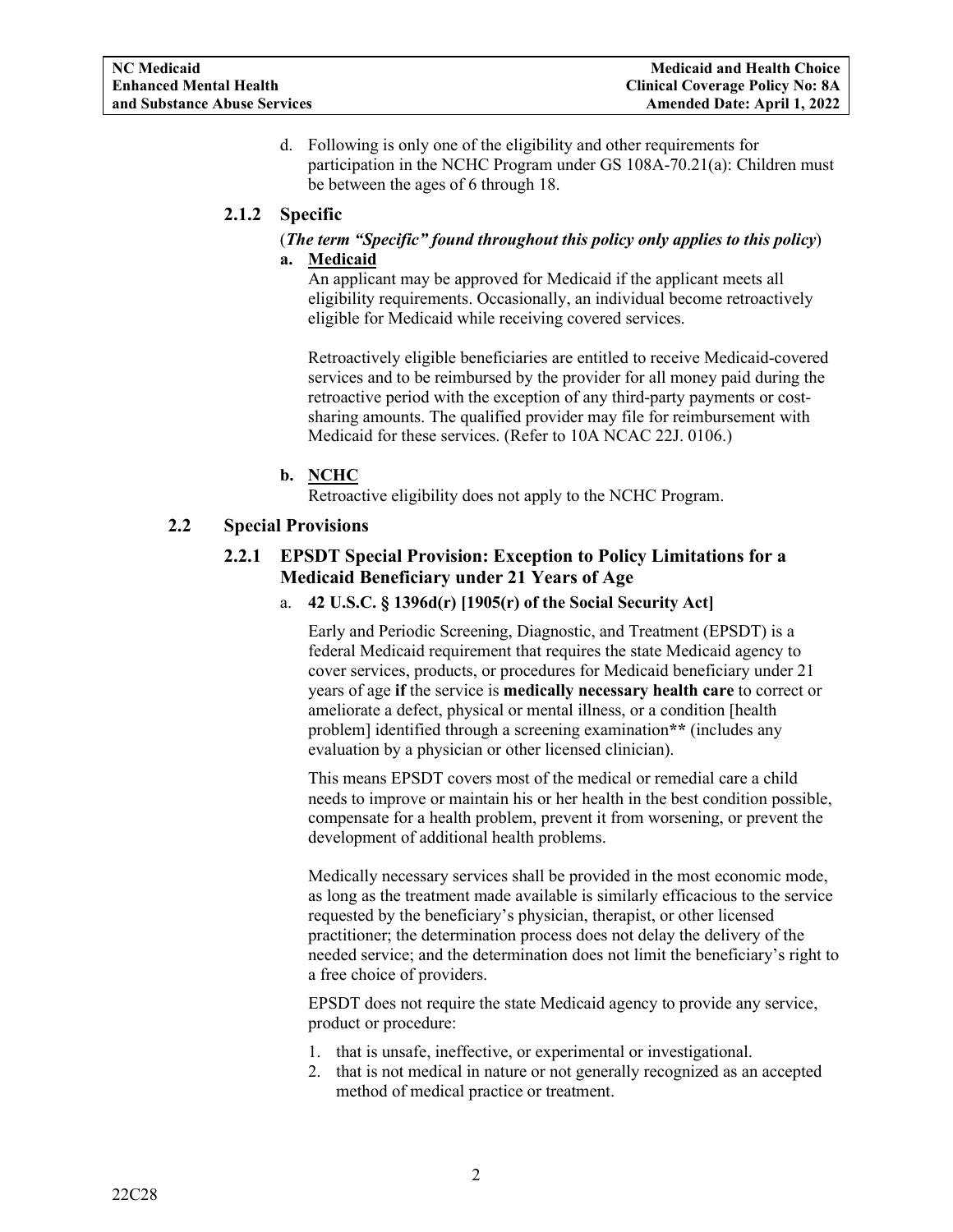d. Following is only one of the eligibility and other requirements for participation in the NCHC Program under GS 108A-70.21(a): Children must be between the ages of 6 through 18.

### 2.1.2 Specific

(***The term "Specific" found throughout this policy only applies to this policy***)

**a. Medicaid**

An applicant may be approved for Medicaid if the applicant meets all eligibility requirements. Occasionally, an individual become retroactively eligible for Medicaid while receiving covered services.

Retroactively eligible beneficiaries are entitled to receive Medicaid-covered services and to be reimbursed by the provider for all money paid during the retroactive period with the exception of any third-party payments or cost-sharing amounts. The qualified provider may file for reimbursement with Medicaid for these services. (Refer to 10A NCAC 22J. 0106.)

**b. NCHC**

Retroactive eligibility does not apply to the NCHC Program.

## 2.2 Special Provisions

### 2.2.1 EPSDT Special Provision: Exception to Policy Limitations for a Medicaid Beneficiary under 21 Years of Age

a. **42 U.S.C. § 1396d(r) [1905(r) of the Social Security Act]**

Early and Periodic Screening, Diagnostic, and Treatment (EPSDT) is a federal Medicaid requirement that requires the state Medicaid agency to cover services, products, or procedures for Medicaid beneficiary under 21 years of age **if** the service is **medically necessary health care** to correct or ameliorate a defect, physical or mental illness, or a condition [health problem] identified through a screening examination** (includes any evaluation by a physician or other licensed clinician).

This means EPSDT covers most of the medical or remedial care a child needs to improve or maintain his or her health in the best condition possible, compensate for a health problem, prevent it from worsening, or prevent the development of additional health problems.

Medically necessary services shall be provided in the most economic mode, as long as the treatment made available is similarly efficacious to the service requested by the beneficiary's physician, therapist, or other licensed practitioner; the determination process does not delay the delivery of the needed service; and the determination does not limit the beneficiary's right to a free choice of providers.

EPSDT does not require the state Medicaid agency to provide any service, product or procedure:

1. that is unsafe, ineffective, or experimental or investigational.
2. that is not medical in nature or not generally recognized as an accepted method of medical practice or treatment.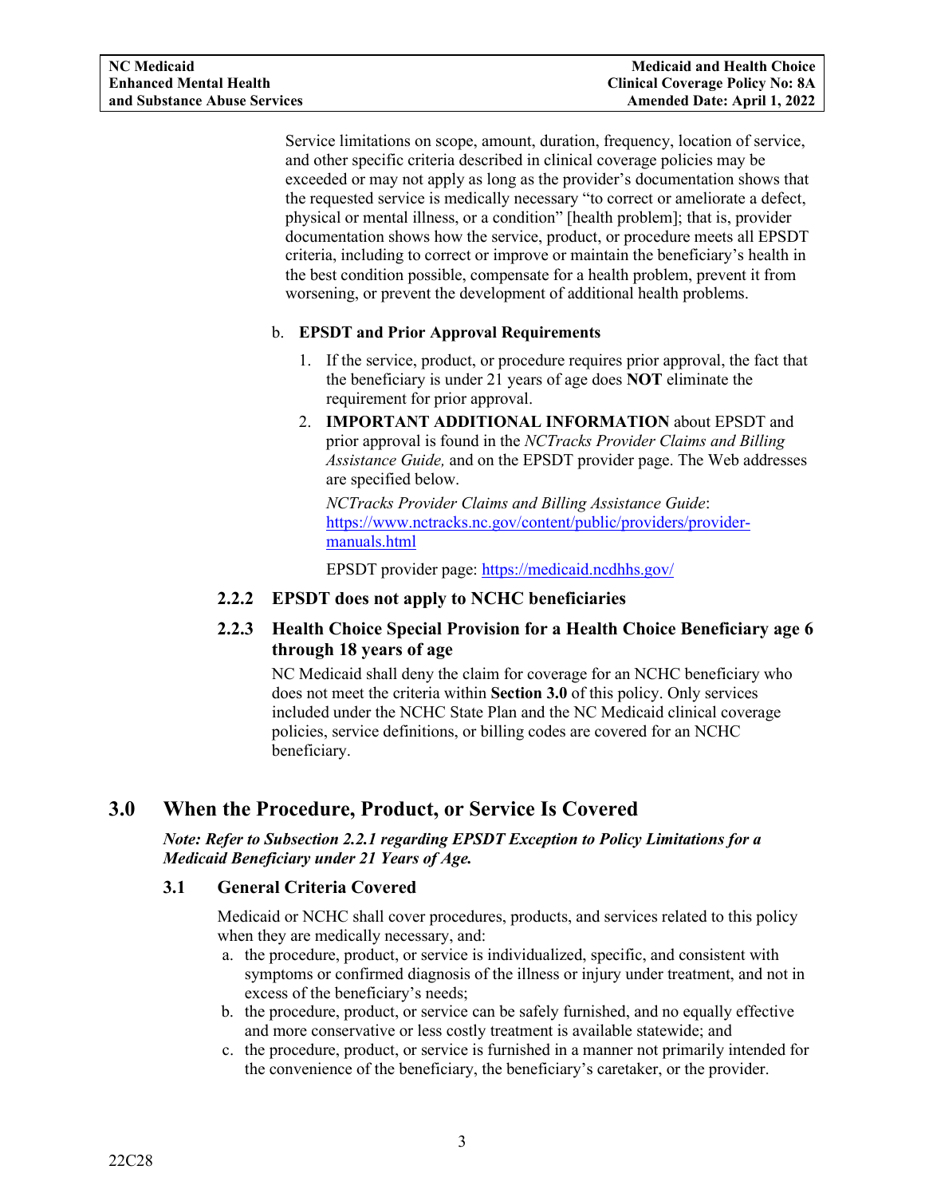Service limitations on scope, amount, duration, frequency, location of service, and other specific criteria described in clinical coverage policies may be exceeded or may not apply as long as the provider's documentation shows that the requested service is medically necessary "to correct or ameliorate a defect, physical or mental illness, or a condition" [health problem]; that is, provider documentation shows how the service, product, or procedure meets all EPSDT criteria, including to correct or improve or maintain the beneficiary's health in the best condition possible, compensate for a health problem, prevent it from worsening, or prevent the development of additional health problems.

b. **EPSDT and Prior Approval Requirements**

1. If the service, product, or procedure requires prior approval, the fact that the beneficiary is under 21 years of age does **NOT** eliminate the requirement for prior approval.
2. **IMPORTANT ADDITIONAL INFORMATION** about EPSDT and prior approval is found in the *NCTracks Provider Claims and Billing Assistance Guide,* and on the EPSDT provider page. The Web addresses are specified below.

   *NCTracks Provider Claims and Billing Assistance Guide*: https://www.nctracks.nc.gov/content/public/providers/provider-manuals.html

   EPSDT provider page: https://medicaid.ncdhhs.gov/

### 2.2.2 EPSDT does not apply to NCHC beneficiaries

### 2.2.3 Health Choice Special Provision for a Health Choice Beneficiary age 6 through 18 years of age

NC Medicaid shall deny the claim for coverage for an NCHC beneficiary who does not meet the criteria within **Section 3.0** of this policy. Only services included under the NCHC State Plan and the NC Medicaid clinical coverage policies, service definitions, or billing codes are covered for an NCHC beneficiary.

# 3.0 When the Procedure, Product, or Service Is Covered

***Note: Refer to Subsection 2.2.1 regarding EPSDT Exception to Policy Limitations for a Medicaid Beneficiary under 21 Years of Age.***

## 3.1 General Criteria Covered

Medicaid or NCHC shall cover procedures, products, and services related to this policy when they are medically necessary, and:

a. the procedure, product, or service is individualized, specific, and consistent with symptoms or confirmed diagnosis of the illness or injury under treatment, and not in excess of the beneficiary's needs;
b. the procedure, product, or service can be safely furnished, and no equally effective and more conservative or less costly treatment is available statewide; and
c. the procedure, product, or service is furnished in a manner not primarily intended for the convenience of the beneficiary, the beneficiary's caretaker, or the provider.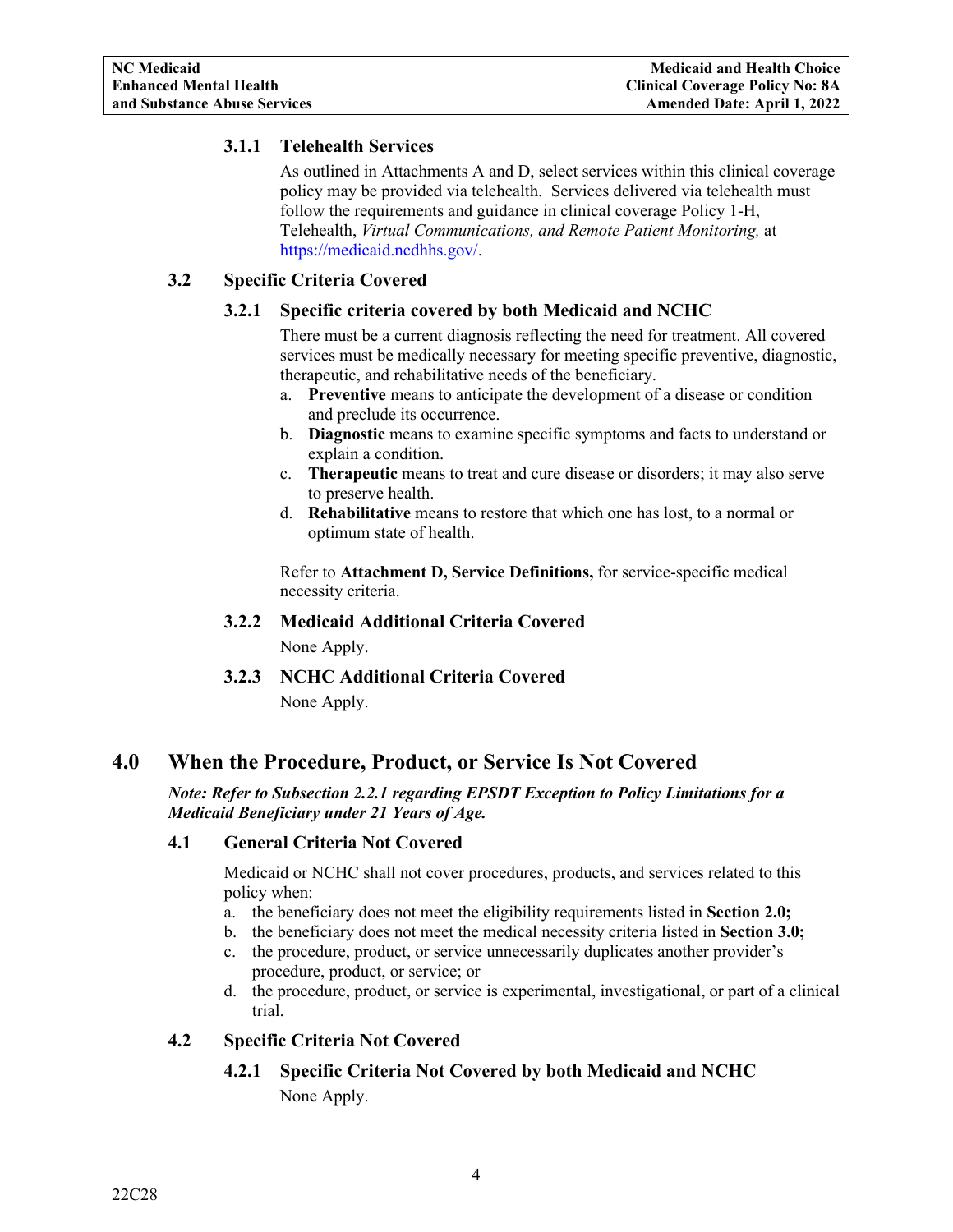#### 3.1.1 Telehealth Services

As outlined in Attachments A and D, select services within this clinical coverage policy may be provided via telehealth. Services delivered via telehealth must follow the requirements and guidance in clinical coverage Policy 1-H, Telehealth, *Virtual Communications, and Remote Patient Monitoring,* at https://medicaid.ncdhhs.gov/.

### 3.2 Specific Criteria Covered

#### 3.2.1 Specific criteria covered by both Medicaid and NCHC

There must be a current diagnosis reflecting the need for treatment. All covered services must be medically necessary for meeting specific preventive, diagnostic, therapeutic, and rehabilitative needs of the beneficiary.

a. **Preventive** means to anticipate the development of a disease or condition and preclude its occurrence.
b. **Diagnostic** means to examine specific symptoms and facts to understand or explain a condition.
c. **Therapeutic** means to treat and cure disease or disorders; it may also serve to preserve health.
d. **Rehabilitative** means to restore that which one has lost, to a normal or optimum state of health.

Refer to **Attachment D, Service Definitions,** for service-specific medical necessity criteria.

#### 3.2.2 Medicaid Additional Criteria Covered

None Apply.

#### 3.2.3 NCHC Additional Criteria Covered

None Apply.

## 4.0 When the Procedure, Product, or Service Is Not Covered

***Note: Refer to Subsection 2.2.1 regarding EPSDT Exception to Policy Limitations for a Medicaid Beneficiary under 21 Years of Age.***

### 4.1 General Criteria Not Covered

Medicaid or NCHC shall not cover procedures, products, and services related to this policy when:

a. the beneficiary does not meet the eligibility requirements listed in **Section 2.0;**
b. the beneficiary does not meet the medical necessity criteria listed in **Section 3.0;**
c. the procedure, product, or service unnecessarily duplicates another provider's procedure, product, or service; or
d. the procedure, product, or service is experimental, investigational, or part of a clinical trial.

### 4.2 Specific Criteria Not Covered

#### 4.2.1 Specific Criteria Not Covered by both Medicaid and NCHC

None Apply.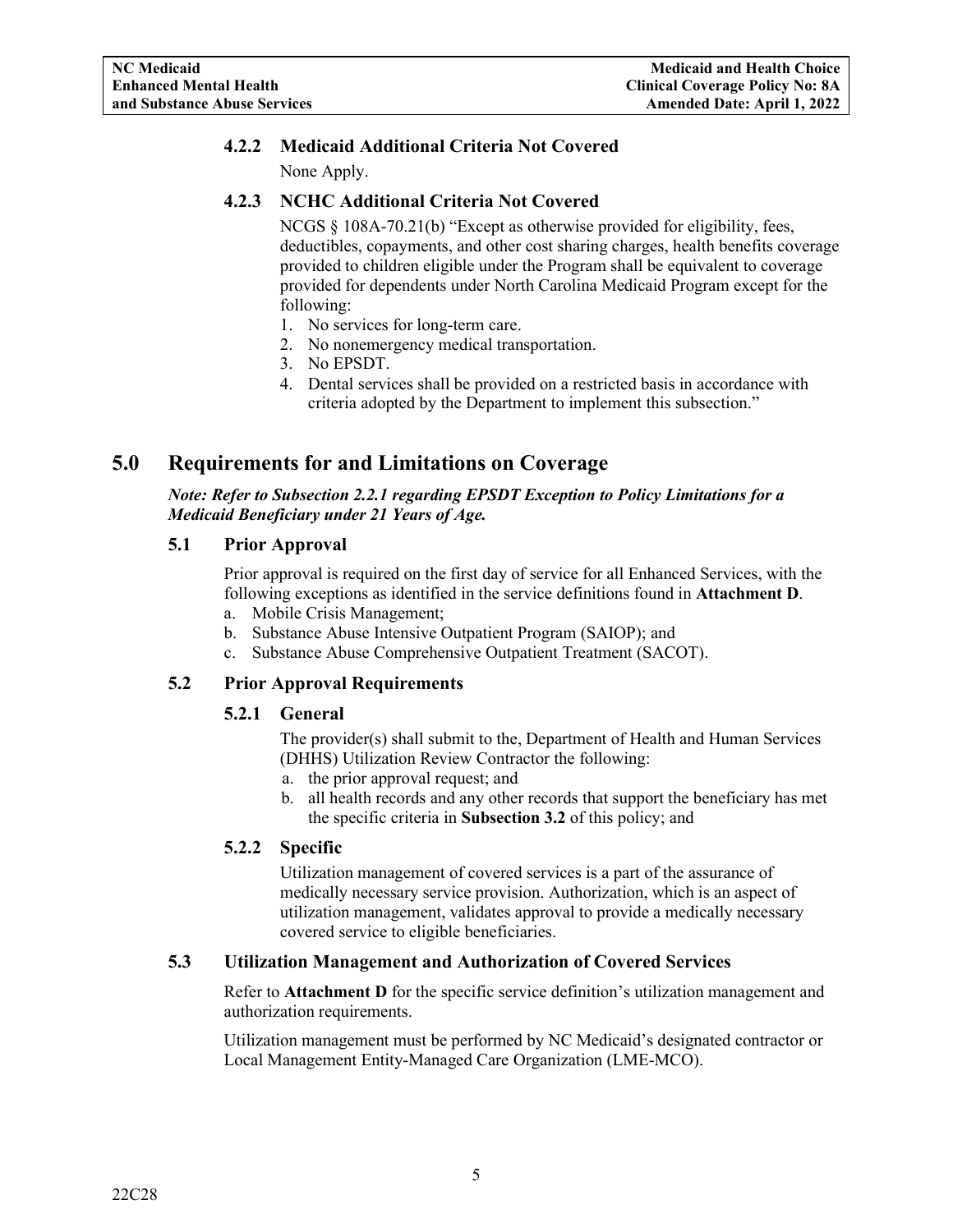#### 4.2.2 Medicaid Additional Criteria Not Covered

None Apply.

#### 4.2.3 NCHC Additional Criteria Not Covered

NCGS § 108A-70.21(b) "Except as otherwise provided for eligibility, fees, deductibles, copayments, and other cost sharing charges, health benefits coverage provided to children eligible under the Program shall be equivalent to coverage provided for dependents under North Carolina Medicaid Program except for the following:

1. No services for long-term care.
2. No nonemergency medical transportation.
3. No EPSDT.
4. Dental services shall be provided on a restricted basis in accordance with criteria adopted by the Department to implement this subsection."

## 5.0 Requirements for and Limitations on Coverage

***Note: Refer to Subsection 2.2.1 regarding EPSDT Exception to Policy Limitations for a Medicaid Beneficiary under 21 Years of Age.***

### 5.1 Prior Approval

Prior approval is required on the first day of service for all Enhanced Services, with the following exceptions as identified in the service definitions found in **Attachment D**.

a. Mobile Crisis Management;
b. Substance Abuse Intensive Outpatient Program (SAIOP); and
c. Substance Abuse Comprehensive Outpatient Treatment (SACOT).

### 5.2 Prior Approval Requirements

#### 5.2.1 General

The provider(s) shall submit to the, Department of Health and Human Services (DHHS) Utilization Review Contractor the following:

a. the prior approval request; and
b. all health records and any other records that support the beneficiary has met the specific criteria in **Subsection 3.2** of this policy; and

#### 5.2.2 Specific

Utilization management of covered services is a part of the assurance of medically necessary service provision. Authorization, which is an aspect of utilization management, validates approval to provide a medically necessary covered service to eligible beneficiaries.

### 5.3 Utilization Management and Authorization of Covered Services

Refer to **Attachment D** for the specific service definition's utilization management and authorization requirements.

Utilization management must be performed by NC Medicaid's designated contractor or Local Management Entity-Managed Care Organization (LME-MCO).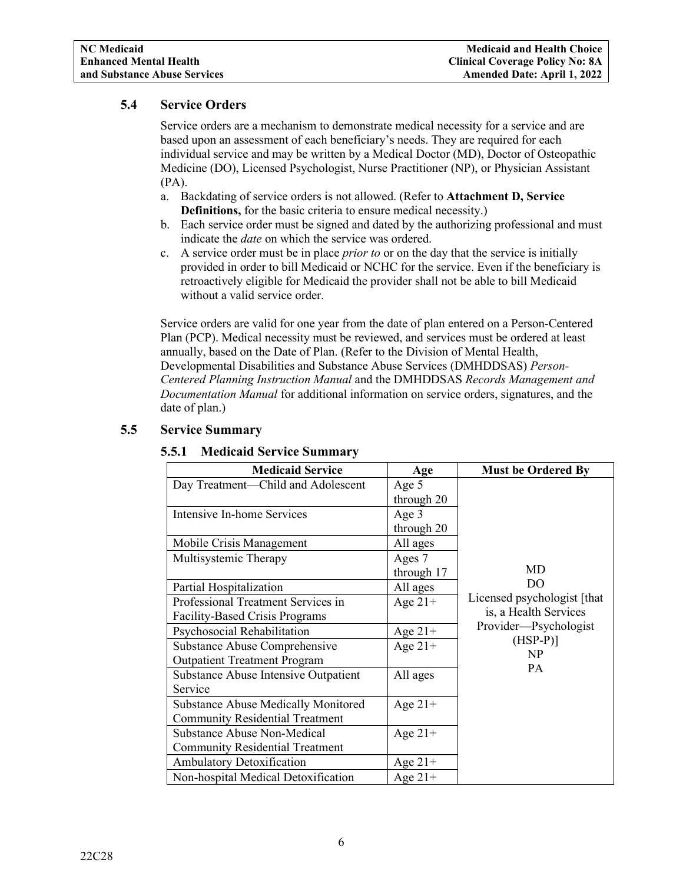### 5.4 Service Orders

Service orders are a mechanism to demonstrate medical necessity for a service and are based upon an assessment of each beneficiary's needs. They are required for each individual service and may be written by a Medical Doctor (MD), Doctor of Osteopathic Medicine (DO), Licensed Psychologist, Nurse Practitioner (NP), or Physician Assistant (PA).

a. Backdating of service orders is not allowed. (Refer to **Attachment D, Service Definitions,** for the basic criteria to ensure medical necessity.)
b. Each service order must be signed and dated by the authorizing professional and must indicate the *date* on which the service was ordered.
c. A service order must be in place *prior to* or on the day that the service is initially provided in order to bill Medicaid or NCHC for the service. Even if the beneficiary is retroactively eligible for Medicaid the provider shall not be able to bill Medicaid without a valid service order.

Service orders are valid for one year from the date of plan entered on a Person-Centered Plan (PCP). Medical necessity must be reviewed, and services must be ordered at least annually, based on the Date of Plan. (Refer to the Division of Mental Health, Developmental Disabilities and Substance Abuse Services (DMHDDSAS) *Person-Centered Planning Instruction Manual* and the DMHDDSAS *Records Management and Documentation Manual* for additional information on service orders, signatures, and the date of plan.)

### 5.5 Service Summary

#### 5.5.1 Medicaid Service Summary

| Medicaid Service | Age | Must be Ordered By |
|---|---|---|
| Day Treatment—Child and Adolescent | Age 5 through 20 | MD<br>DO<br>Licensed psychologist [that is, a Health Services Provider—Psychologist (HSP-P)]<br>NP<br>PA |
| Intensive In-home Services | Age 3 through 20 | |
| Mobile Crisis Management | All ages | |
| Multisystemic Therapy | Ages 7 through 17 | |
| Partial Hospitalization | All ages | |
| Professional Treatment Services in Facility-Based Crisis Programs | Age 21+ | |
| Psychosocial Rehabilitation | Age 21+ | |
| Substance Abuse Comprehensive Outpatient Treatment Program | Age 21+ | |
| Substance Abuse Intensive Outpatient Service | All ages | |
| Substance Abuse Medically Monitored Community Residential Treatment | Age 21+ | |
| Substance Abuse Non-Medical Community Residential Treatment | Age 21+ | |
| Ambulatory Detoxification | Age 21+ | |
| Non-hospital Medical Detoxification | Age 21+ | |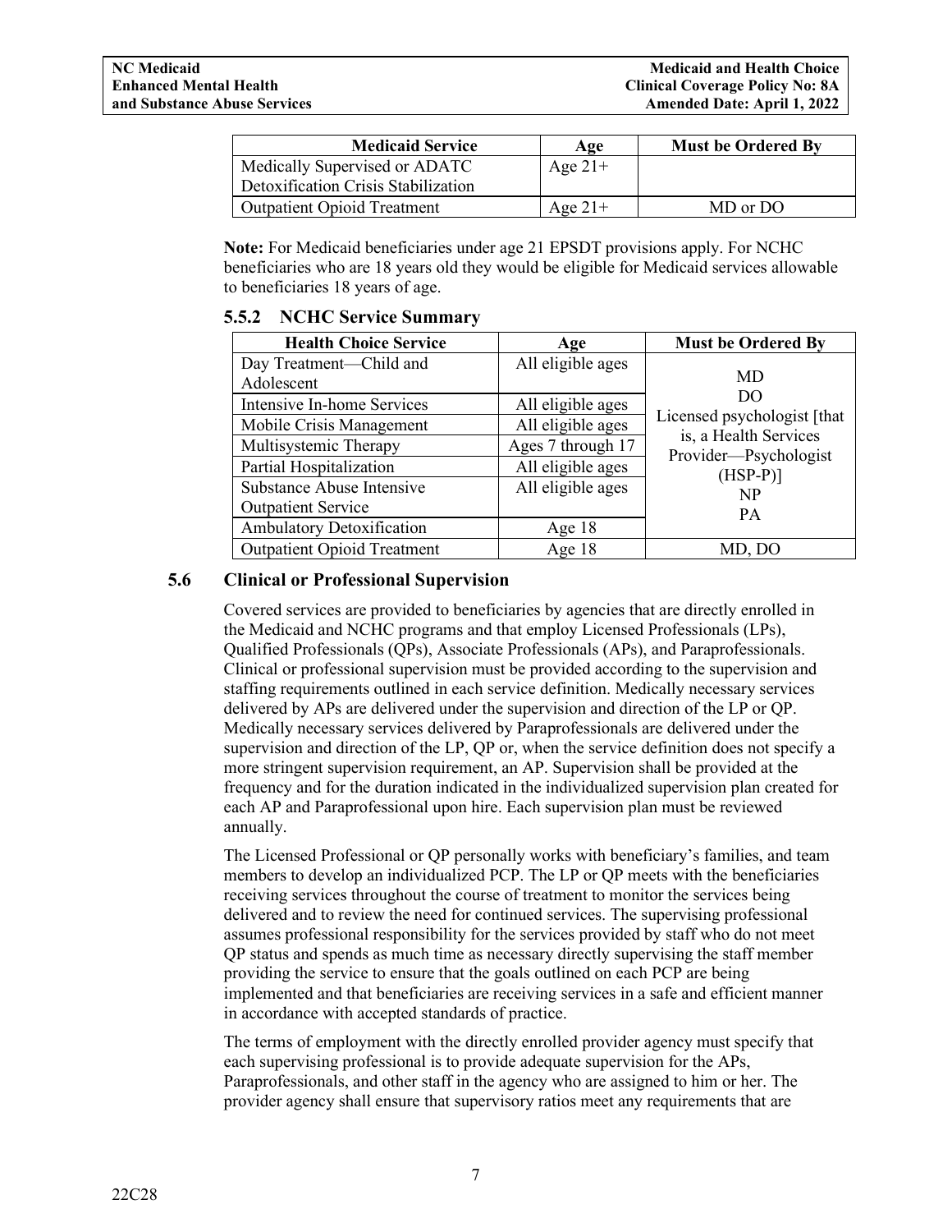| Medicaid Service | Age | Must be Ordered By |
|---|---|---|
| Medically Supervised or ADATC Detoxification Crisis Stabilization | Age 21+ | |
| Outpatient Opioid Treatment | Age 21+ | MD or DO |

**Note:** For Medicaid beneficiaries under age 21 EPSDT provisions apply. For NCHC beneficiaries who are 18 years old they would be eligible for Medicaid services allowable to beneficiaries 18 years of age.

### 5.5.2 NCHC Service Summary

| Health Choice Service | Age | Must be Ordered By |
|---|---|---|
| Day Treatment—Child and Adolescent | All eligible ages | MD<br>DO<br>Licensed psychologist [that is, a Health Services Provider—Psychologist (HSP-P)]<br>NP<br>PA |
| Intensive In-home Services | All eligible ages | |
| Mobile Crisis Management | All eligible ages | |
| Multisystemic Therapy | Ages 7 through 17 | |
| Partial Hospitalization | All eligible ages | |
| Substance Abuse Intensive Outpatient Service | All eligible ages | |
| Ambulatory Detoxification | Age 18 | |
| Outpatient Opioid Treatment | Age 18 | MD, DO |

## 5.6 Clinical or Professional Supervision

Covered services are provided to beneficiaries by agencies that are directly enrolled in the Medicaid and NCHC programs and that employ Licensed Professionals (LPs), Qualified Professionals (QPs), Associate Professionals (APs), and Paraprofessionals. Clinical or professional supervision must be provided according to the supervision and staffing requirements outlined in each service definition. Medically necessary services delivered by APs are delivered under the supervision and direction of the LP or QP. Medically necessary services delivered by Paraprofessionals are delivered under the supervision and direction of the LP, QP or, when the service definition does not specify a more stringent supervision requirement, an AP. Supervision shall be provided at the frequency and for the duration indicated in the individualized supervision plan created for each AP and Paraprofessional upon hire. Each supervision plan must be reviewed annually.

The Licensed Professional or QP personally works with beneficiary's families, and team members to develop an individualized PCP. The LP or QP meets with the beneficiaries receiving services throughout the course of treatment to monitor the services being delivered and to review the need for continued services. The supervising professional assumes professional responsibility for the services provided by staff who do not meet QP status and spends as much time as necessary directly supervising the staff member providing the service to ensure that the goals outlined on each PCP are being implemented and that beneficiaries are receiving services in a safe and efficient manner in accordance with accepted standards of practice.

The terms of employment with the directly enrolled provider agency must specify that each supervising professional is to provide adequate supervision for the APs, Paraprofessionals, and other staff in the agency who are assigned to him or her. The provider agency shall ensure that supervisory ratios meet any requirements that are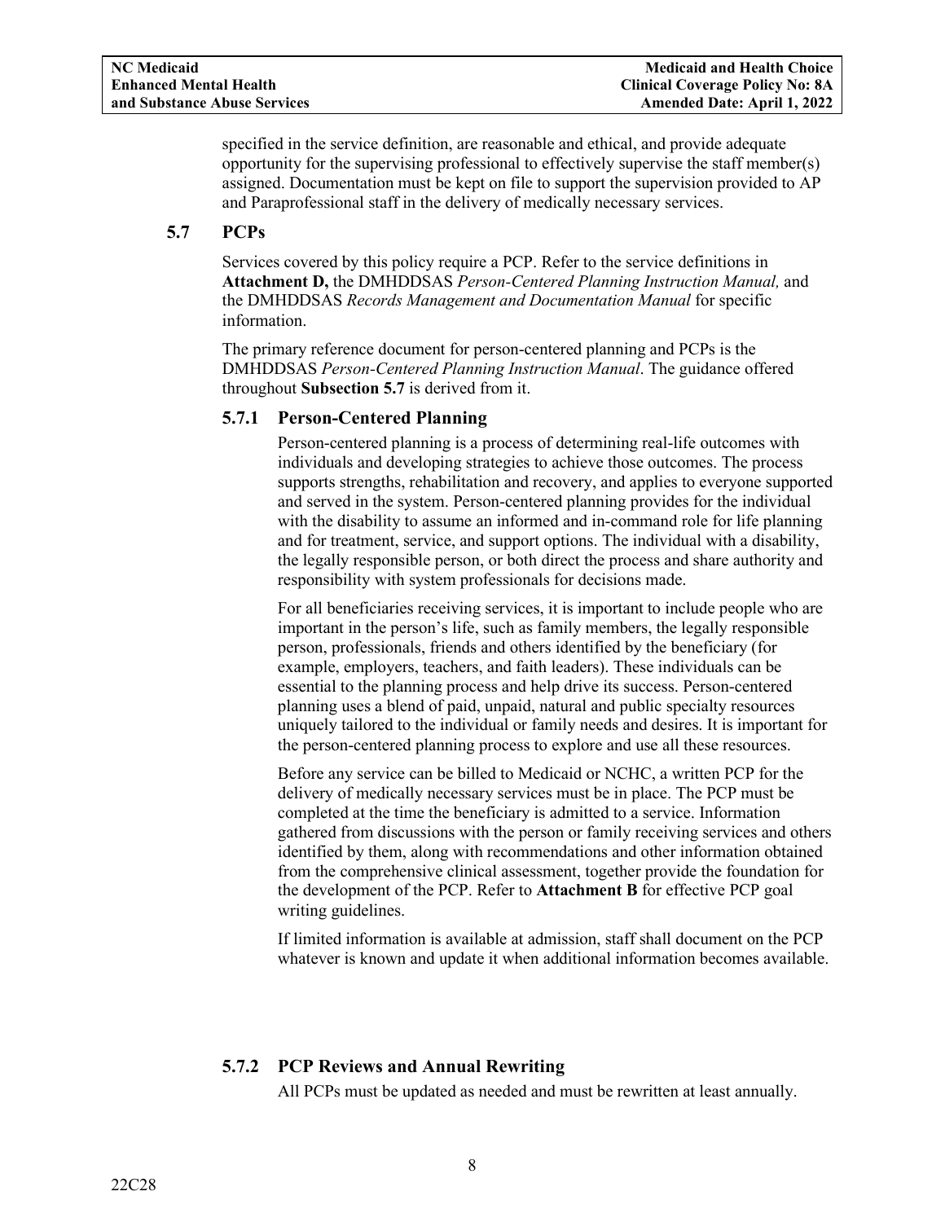specified in the service definition, are reasonable and ethical, and provide adequate opportunity for the supervising professional to effectively supervise the staff member(s) assigned. Documentation must be kept on file to support the supervision provided to AP and Paraprofessional staff in the delivery of medically necessary services.

## 5.7 PCPs

Services covered by this policy require a PCP. Refer to the service definitions in **Attachment D,** the DMHDDSAS *Person-Centered Planning Instruction Manual,* and the DMHDDSAS *Records Management and Documentation Manual* for specific information.

The primary reference document for person-centered planning and PCPs is the DMHDDSAS *Person-Centered Planning Instruction Manual*. The guidance offered throughout **Subsection 5.7** is derived from it.

### 5.7.1 Person-Centered Planning

Person-centered planning is a process of determining real-life outcomes with individuals and developing strategies to achieve those outcomes. The process supports strengths, rehabilitation and recovery, and applies to everyone supported and served in the system. Person-centered planning provides for the individual with the disability to assume an informed and in-command role for life planning and for treatment, service, and support options. The individual with a disability, the legally responsible person, or both direct the process and share authority and responsibility with system professionals for decisions made.

For all beneficiaries receiving services, it is important to include people who are important in the person's life, such as family members, the legally responsible person, professionals, friends and others identified by the beneficiary (for example, employers, teachers, and faith leaders). These individuals can be essential to the planning process and help drive its success. Person-centered planning uses a blend of paid, unpaid, natural and public specialty resources uniquely tailored to the individual or family needs and desires. It is important for the person-centered planning process to explore and use all these resources.

Before any service can be billed to Medicaid or NCHC, a written PCP for the delivery of medically necessary services must be in place. The PCP must be completed at the time the beneficiary is admitted to a service. Information gathered from discussions with the person or family receiving services and others identified by them, along with recommendations and other information obtained from the comprehensive clinical assessment, together provide the foundation for the development of the PCP. Refer to **Attachment B** for effective PCP goal writing guidelines.

If limited information is available at admission, staff shall document on the PCP whatever is known and update it when additional information becomes available.

### 5.7.2 PCP Reviews and Annual Rewriting

All PCPs must be updated as needed and must be rewritten at least annually.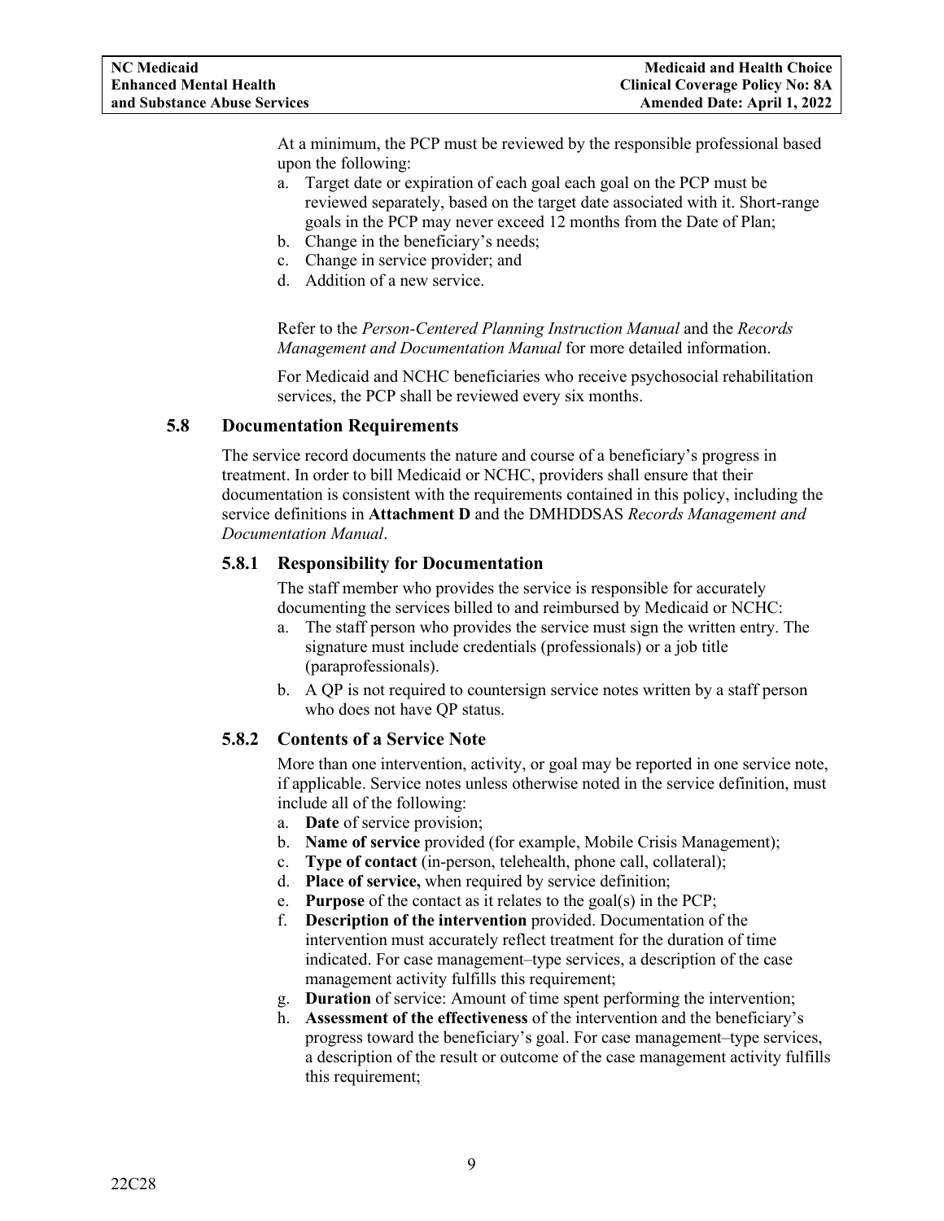At a minimum, the PCP must be reviewed by the responsible professional based upon the following:

a. Target date or expiration of each goal each goal on the PCP must be reviewed separately, based on the target date associated with it. Short-range goals in the PCP may never exceed 12 months from the Date of Plan;
b. Change in the beneficiary's needs;
c. Change in service provider; and
d. Addition of a new service.

Refer to the *Person-Centered Planning Instruction Manual* and the *Records Management and Documentation Manual* for more detailed information.

For Medicaid and NCHC beneficiaries who receive psychosocial rehabilitation services, the PCP shall be reviewed every six months.

### 5.8 Documentation Requirements

The service record documents the nature and course of a beneficiary's progress in treatment. In order to bill Medicaid or NCHC, providers shall ensure that their documentation is consistent with the requirements contained in this policy, including the service definitions in **Attachment D** and the DMHDDSAS *Records Management and Documentation Manual*.

#### 5.8.1 Responsibility for Documentation

The staff member who provides the service is responsible for accurately documenting the services billed to and reimbursed by Medicaid or NCHC:

a. The staff person who provides the service must sign the written entry. The signature must include credentials (professionals) or a job title (paraprofessionals).
b. A QP is not required to countersign service notes written by a staff person who does not have QP status.

#### 5.8.2 Contents of a Service Note

More than one intervention, activity, or goal may be reported in one service note, if applicable. Service notes unless otherwise noted in the service definition, must include all of the following:

a. **Date** of service provision;
b. **Name of service** provided (for example, Mobile Crisis Management);
c. **Type of contact** (in-person, telehealth, phone call, collateral);
d. **Place of service,** when required by service definition;
e. **Purpose** of the contact as it relates to the goal(s) in the PCP;
f. **Description of the intervention** provided. Documentation of the intervention must accurately reflect treatment for the duration of time indicated. For case management–type services, a description of the case management activity fulfills this requirement;
g. **Duration** of service: Amount of time spent performing the intervention;
h. **Assessment of the effectiveness** of the intervention and the beneficiary's progress toward the beneficiary's goal. For case management–type services, a description of the result or outcome of the case management activity fulfills this requirement;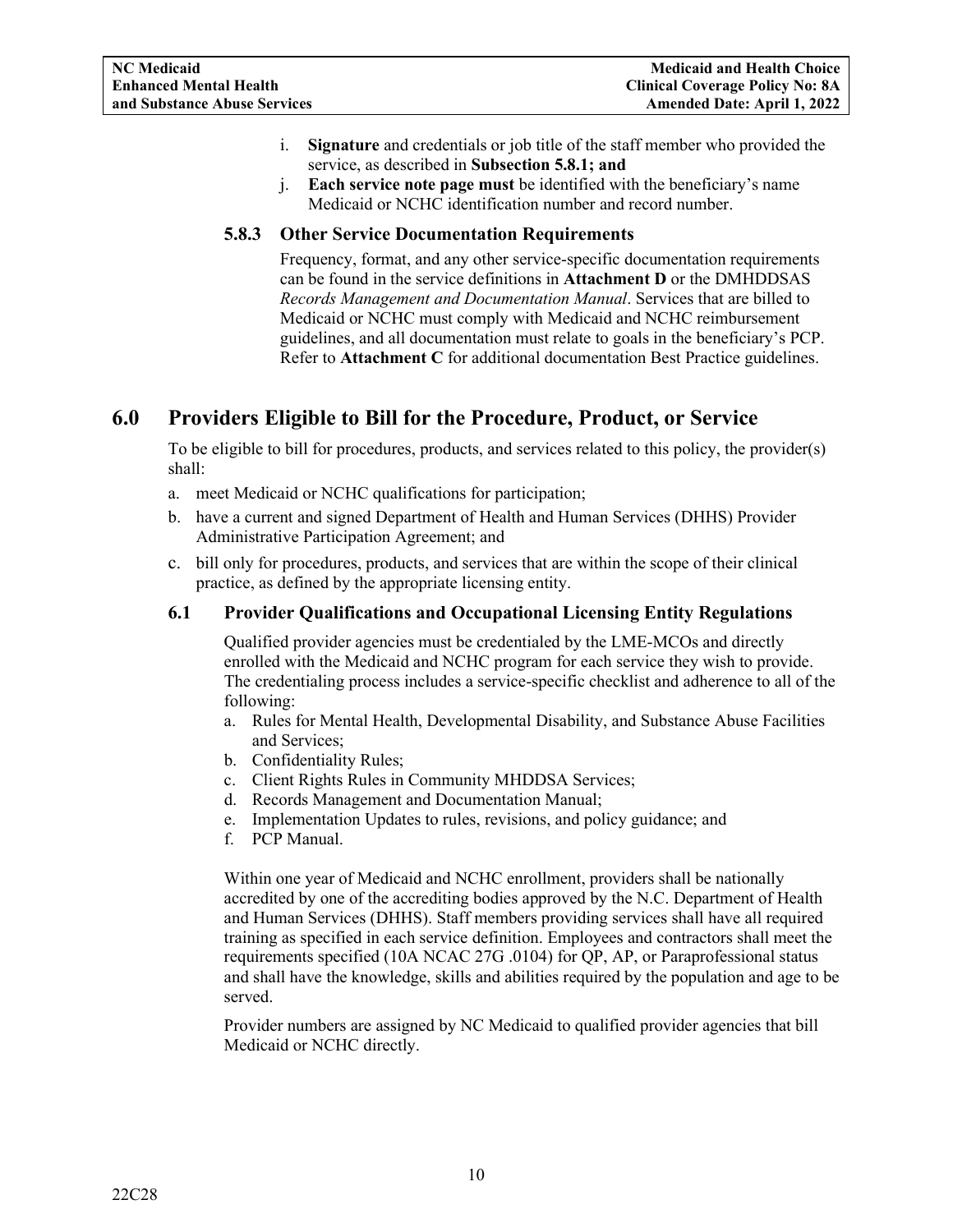i. **Signature** and credentials or job title of the staff member who provided the service, as described in **Subsection 5.8.1; and**
j. **Each service note page must** be identified with the beneficiary's name Medicaid or NCHC identification number and record number.

### 5.8.3 Other Service Documentation Requirements

Frequency, format, and any other service-specific documentation requirements can be found in the service definitions in **Attachment D** or the DMHDDSAS *Records Management and Documentation Manual*. Services that are billed to Medicaid or NCHC must comply with Medicaid and NCHC reimbursement guidelines, and all documentation must relate to goals in the beneficiary's PCP. Refer to **Attachment C** for additional documentation Best Practice guidelines.

# 6.0 Providers Eligible to Bill for the Procedure, Product, or Service

To be eligible to bill for procedures, products, and services related to this policy, the provider(s) shall:

a. meet Medicaid or NCHC qualifications for participation;
b. have a current and signed Department of Health and Human Services (DHHS) Provider Administrative Participation Agreement; and
c. bill only for procedures, products, and services that are within the scope of their clinical practice, as defined by the appropriate licensing entity.

## 6.1 Provider Qualifications and Occupational Licensing Entity Regulations

Qualified provider agencies must be credentialed by the LME-MCOs and directly enrolled with the Medicaid and NCHC program for each service they wish to provide. The credentialing process includes a service-specific checklist and adherence to all of the following:

a. Rules for Mental Health, Developmental Disability, and Substance Abuse Facilities and Services;
b. Confidentiality Rules;
c. Client Rights Rules in Community MHDDSA Services;
d. Records Management and Documentation Manual;
e. Implementation Updates to rules, revisions, and policy guidance; and
f. PCP Manual.

Within one year of Medicaid and NCHC enrollment, providers shall be nationally accredited by one of the accrediting bodies approved by the N.C. Department of Health and Human Services (DHHS). Staff members providing services shall have all required training as specified in each service definition. Employees and contractors shall meet the requirements specified (10A NCAC 27G .0104) for QP, AP, or Paraprofessional status and shall have the knowledge, skills and abilities required by the population and age to be served.

Provider numbers are assigned by NC Medicaid to qualified provider agencies that bill Medicaid or NCHC directly.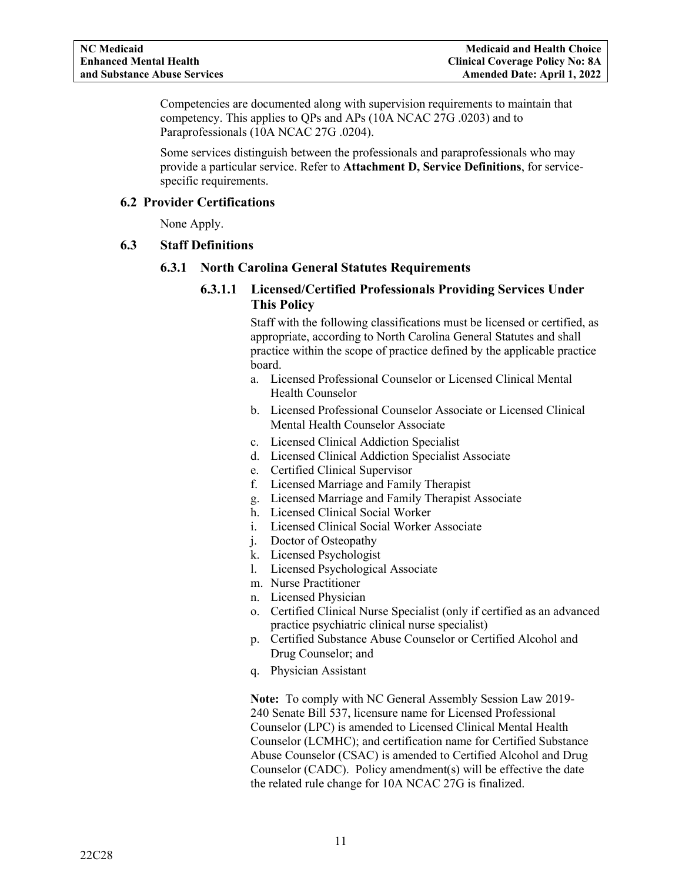Competencies are documented along with supervision requirements to maintain that competency. This applies to QPs and APs (10A NCAC 27G .0203) and to Paraprofessionals (10A NCAC 27G .0204).

Some services distinguish between the professionals and paraprofessionals who may provide a particular service. Refer to **Attachment D, Service Definitions**, for service-specific requirements.

## 6.2 Provider Certifications

None Apply.

## 6.3 Staff Definitions

### 6.3.1 North Carolina General Statutes Requirements

#### 6.3.1.1 Licensed/Certified Professionals Providing Services Under This Policy

Staff with the following classifications must be licensed or certified, as appropriate, according to North Carolina General Statutes and shall practice within the scope of practice defined by the applicable practice board.

a. Licensed Professional Counselor or Licensed Clinical Mental Health Counselor
b. Licensed Professional Counselor Associate or Licensed Clinical Mental Health Counselor Associate
c. Licensed Clinical Addiction Specialist
d. Licensed Clinical Addiction Specialist Associate
e. Certified Clinical Supervisor
f. Licensed Marriage and Family Therapist
g. Licensed Marriage and Family Therapist Associate
h. Licensed Clinical Social Worker
i. Licensed Clinical Social Worker Associate
j. Doctor of Osteopathy
k. Licensed Psychologist
l. Licensed Psychological Associate
m. Nurse Practitioner
n. Licensed Physician
o. Certified Clinical Nurse Specialist (only if certified as an advanced practice psychiatric clinical nurse specialist)
p. Certified Substance Abuse Counselor or Certified Alcohol and Drug Counselor; and
q. Physician Assistant

**Note:** To comply with NC General Assembly Session Law 2019-240 Senate Bill 537, licensure name for Licensed Professional Counselor (LPC) is amended to Licensed Clinical Mental Health Counselor (LCMHC); and certification name for Certified Substance Abuse Counselor (CSAC) is amended to Certified Alcohol and Drug Counselor (CADC). Policy amendment(s) will be effective the date the related rule change for 10A NCAC 27G is finalized.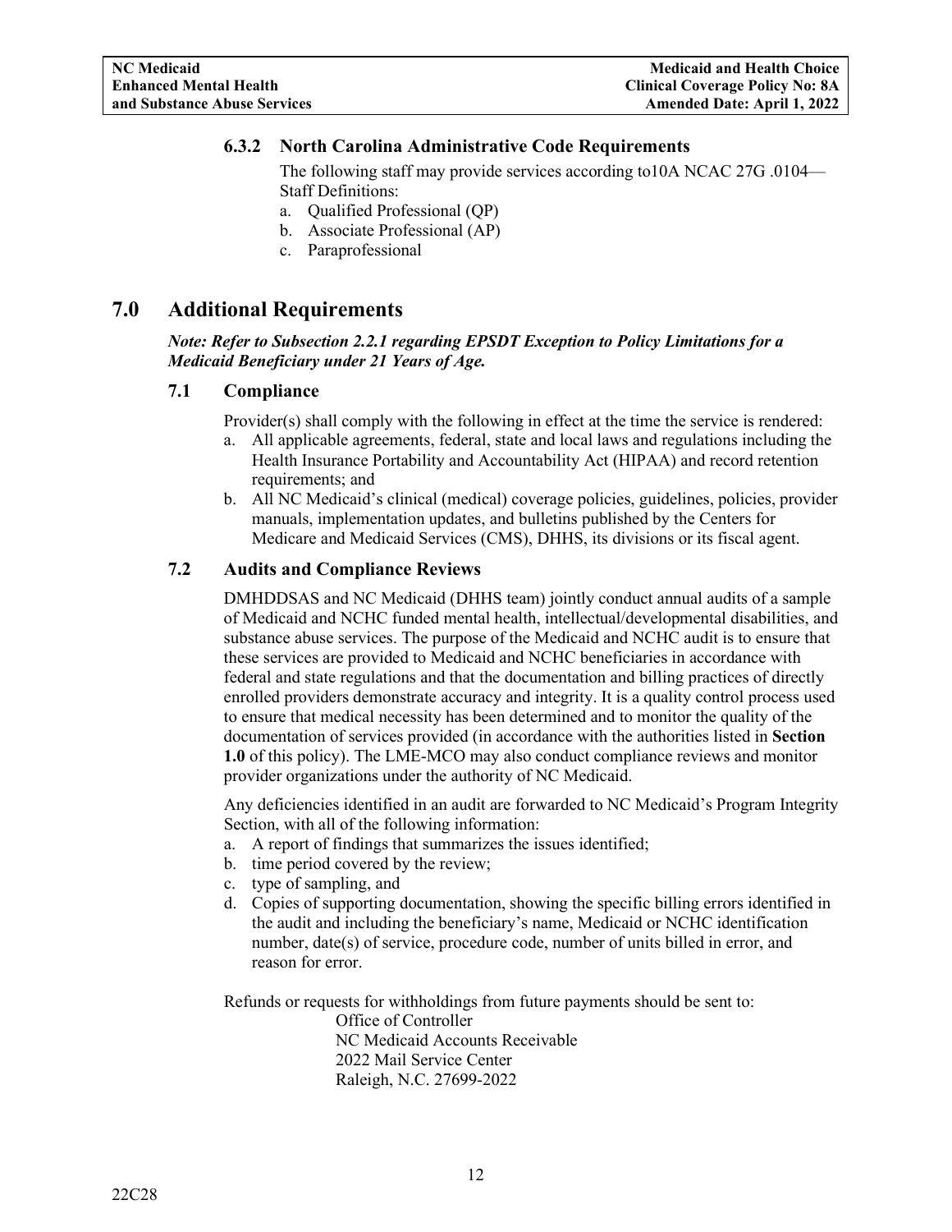### 6.3.2 North Carolina Administrative Code Requirements

The following staff may provide services according to10A NCAC 27G .0104—Staff Definitions:

a. Qualified Professional (QP)
b. Associate Professional (AP)
c. Paraprofessional

# 7.0 Additional Requirements

***Note: Refer to Subsection 2.2.1 regarding EPSDT Exception to Policy Limitations for a Medicaid Beneficiary under 21 Years of Age.***

## 7.1 Compliance

Provider(s) shall comply with the following in effect at the time the service is rendered:

a. All applicable agreements, federal, state and local laws and regulations including the Health Insurance Portability and Accountability Act (HIPAA) and record retention requirements; and
b. All NC Medicaid's clinical (medical) coverage policies, guidelines, policies, provider manuals, implementation updates, and bulletins published by the Centers for Medicare and Medicaid Services (CMS), DHHS, its divisions or its fiscal agent.

## 7.2 Audits and Compliance Reviews

DMHDDSAS and NC Medicaid (DHHS team) jointly conduct annual audits of a sample of Medicaid and NCHC funded mental health, intellectual/developmental disabilities, and substance abuse services. The purpose of the Medicaid and NCHC audit is to ensure that these services are provided to Medicaid and NCHC beneficiaries in accordance with federal and state regulations and that the documentation and billing practices of directly enrolled providers demonstrate accuracy and integrity. It is a quality control process used to ensure that medical necessity has been determined and to monitor the quality of the documentation of services provided (in accordance with the authorities listed in **Section 1.0** of this policy). The LME-MCO may also conduct compliance reviews and monitor provider organizations under the authority of NC Medicaid.

Any deficiencies identified in an audit are forwarded to NC Medicaid's Program Integrity Section, with all of the following information:

a. A report of findings that summarizes the issues identified;
b. time period covered by the review;
c. type of sampling, and
d. Copies of supporting documentation, showing the specific billing errors identified in the audit and including the beneficiary's name, Medicaid or NCHC identification number, date(s) of service, procedure code, number of units billed in error, and reason for error.

Refunds or requests for withholdings from future payments should be sent to:

Office of Controller
NC Medicaid Accounts Receivable
2022 Mail Service Center
Raleigh, N.C. 27699-2022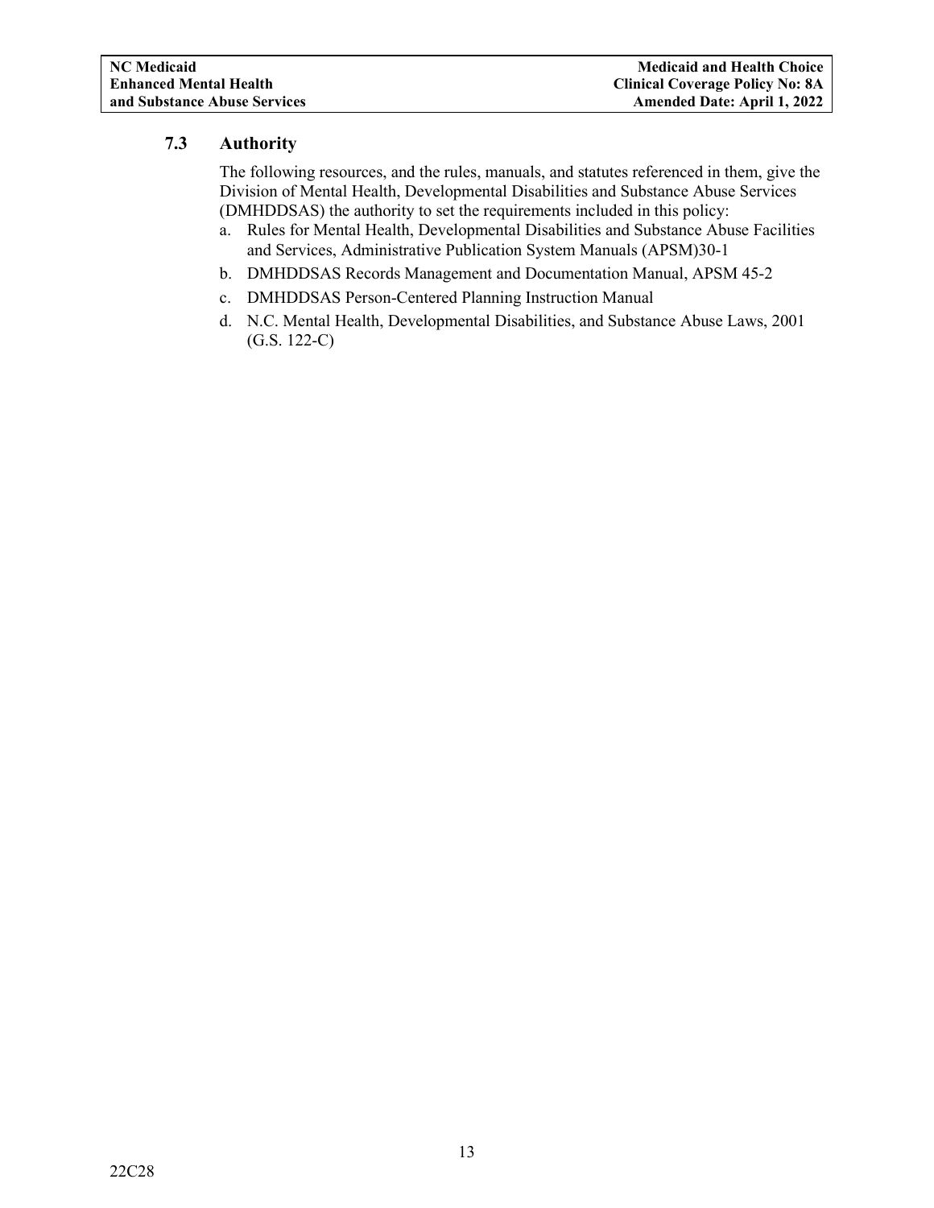### 7.3 Authority

The following resources, and the rules, manuals, and statutes referenced in them, give the Division of Mental Health, Developmental Disabilities and Substance Abuse Services (DMHDDSAS) the authority to set the requirements included in this policy:

a. Rules for Mental Health, Developmental Disabilities and Substance Abuse Facilities and Services, Administrative Publication System Manuals (APSM)30-1
b. DMHDDSAS Records Management and Documentation Manual, APSM 45-2
c. DMHDDSAS Person-Centered Planning Instruction Manual
d. N.C. Mental Health, Developmental Disabilities, and Substance Abuse Laws, 2001 (G.S. 122-C)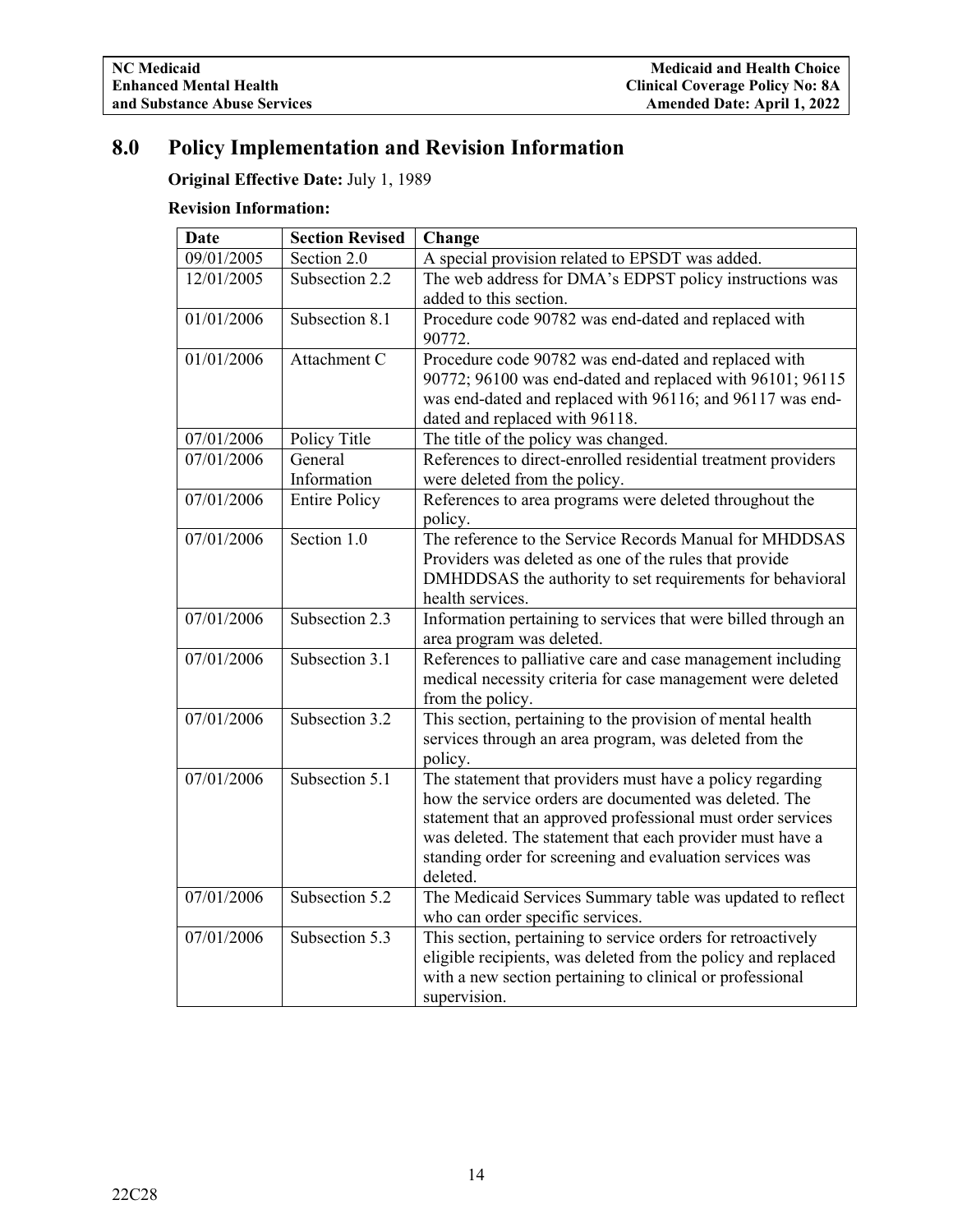## 8.0 Policy Implementation and Revision Information

**Original Effective Date:** July 1, 1989

**Revision Information:**

| Date | Section Revised | Change |
|---|---|---|
| 09/01/2005 | Section 2.0 | A special provision related to EPSDT was added. |
| 12/01/2005 | Subsection 2.2 | The web address for DMA's EDPST policy instructions was added to this section. |
| 01/01/2006 | Subsection 8.1 | Procedure code 90782 was end-dated and replaced with 90772. |
| 01/01/2006 | Attachment C | Procedure code 90782 was end-dated and replaced with 90772; 96100 was end-dated and replaced with 96101; 96115 was end-dated and replaced with 96116; and 96117 was end-dated and replaced with 96118. |
| 07/01/2006 | Policy Title | The title of the policy was changed. |
| 07/01/2006 | General Information | References to direct-enrolled residential treatment providers were deleted from the policy. |
| 07/01/2006 | Entire Policy | References to area programs were deleted throughout the policy. |
| 07/01/2006 | Section 1.0 | The reference to the Service Records Manual for MHDDSAS Providers was deleted as one of the rules that provide DMHDDSAS the authority to set requirements for behavioral health services. |
| 07/01/2006 | Subsection 2.3 | Information pertaining to services that were billed through an area program was deleted. |
| 07/01/2006 | Subsection 3.1 | References to palliative care and case management including medical necessity criteria for case management were deleted from the policy. |
| 07/01/2006 | Subsection 3.2 | This section, pertaining to the provision of mental health services through an area program, was deleted from the policy. |
| 07/01/2006 | Subsection 5.1 | The statement that providers must have a policy regarding how the service orders are documented was deleted. The statement that an approved professional must order services was deleted. The statement that each provider must have a standing order for screening and evaluation services was deleted. |
| 07/01/2006 | Subsection 5.2 | The Medicaid Services Summary table was updated to reflect who can order specific services. |
| 07/01/2006 | Subsection 5.3 | This section, pertaining to service orders for retroactively eligible recipients, was deleted from the policy and replaced with a new section pertaining to clinical or professional supervision. |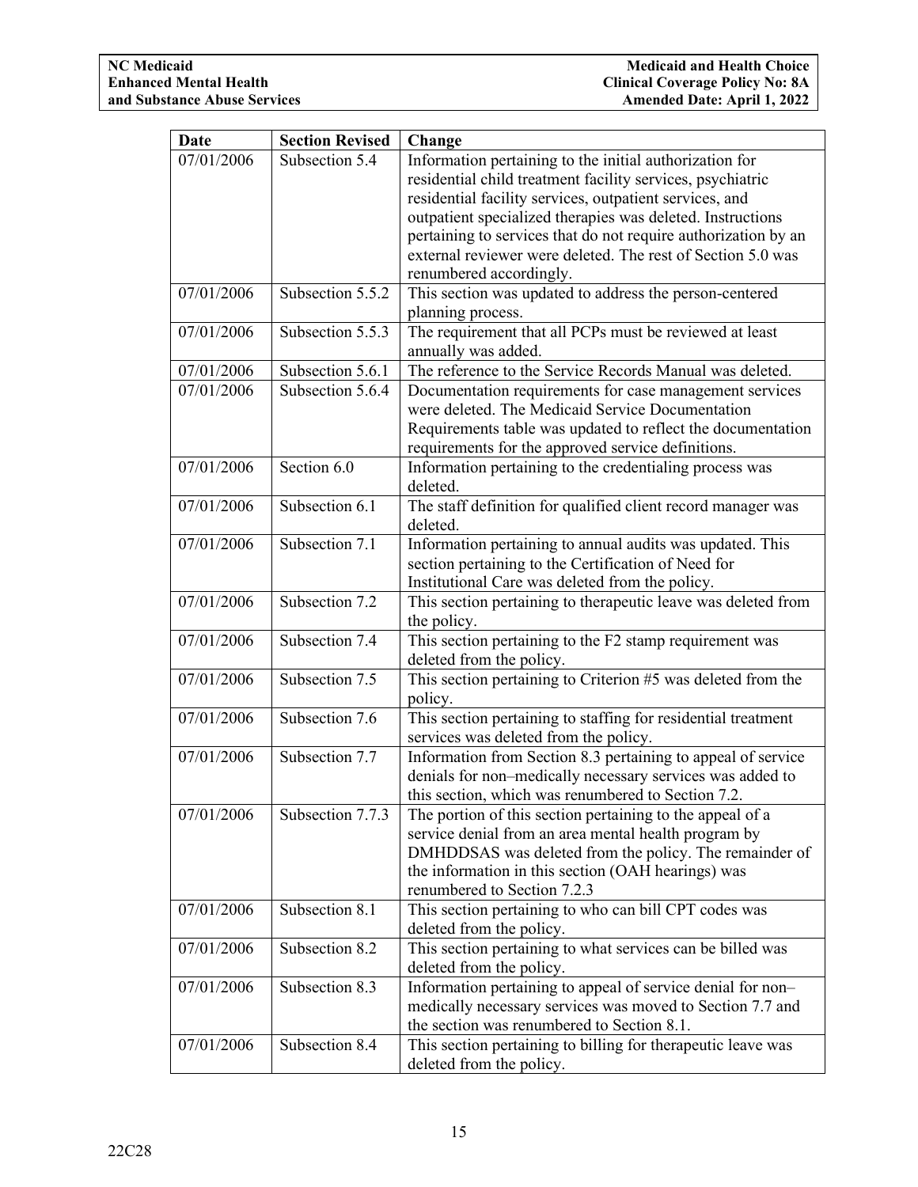| Date | Section Revised | Change |
|---|---|---|
| 07/01/2006 | Subsection 5.4 | Information pertaining to the initial authorization for residential child treatment facility services, psychiatric residential facility services, outpatient services, and outpatient specialized therapies was deleted. Instructions pertaining to services that do not require authorization by an external reviewer were deleted. The rest of Section 5.0 was renumbered accordingly. |
| 07/01/2006 | Subsection 5.5.2 | This section was updated to address the person-centered planning process. |
| 07/01/2006 | Subsection 5.5.3 | The requirement that all PCPs must be reviewed at least annually was added. |
| 07/01/2006 | Subsection 5.6.1 | The reference to the Service Records Manual was deleted. |
| 07/01/2006 | Subsection 5.6.4 | Documentation requirements for case management services were deleted. The Medicaid Service Documentation Requirements table was updated to reflect the documentation requirements for the approved service definitions. |
| 07/01/2006 | Section 6.0 | Information pertaining to the credentialing process was deleted. |
| 07/01/2006 | Subsection 6.1 | The staff definition for qualified client record manager was deleted. |
| 07/01/2006 | Subsection 7.1 | Information pertaining to annual audits was updated. This section pertaining to the Certification of Need for Institutional Care was deleted from the policy. |
| 07/01/2006 | Subsection 7.2 | This section pertaining to therapeutic leave was deleted from the policy. |
| 07/01/2006 | Subsection 7.4 | This section pertaining to the F2 stamp requirement was deleted from the policy. |
| 07/01/2006 | Subsection 7.5 | This section pertaining to Criterion #5 was deleted from the policy. |
| 07/01/2006 | Subsection 7.6 | This section pertaining to staffing for residential treatment services was deleted from the policy. |
| 07/01/2006 | Subsection 7.7 | Information from Section 8.3 pertaining to appeal of service denials for non–medically necessary services was added to this section, which was renumbered to Section 7.2. |
| 07/01/2006 | Subsection 7.7.3 | The portion of this section pertaining to the appeal of a service denial from an area mental health program by DMHDDSAS was deleted from the policy. The remainder of the information in this section (OAH hearings) was renumbered to Section 7.2.3 |
| 07/01/2006 | Subsection 8.1 | This section pertaining to who can bill CPT codes was deleted from the policy. |
| 07/01/2006 | Subsection 8.2 | This section pertaining to what services can be billed was deleted from the policy. |
| 07/01/2006 | Subsection 8.3 | Information pertaining to appeal of service denial for non–medically necessary services was moved to Section 7.7 and the section was renumbered to Section 8.1. |
| 07/01/2006 | Subsection 8.4 | This section pertaining to billing for therapeutic leave was deleted from the policy. |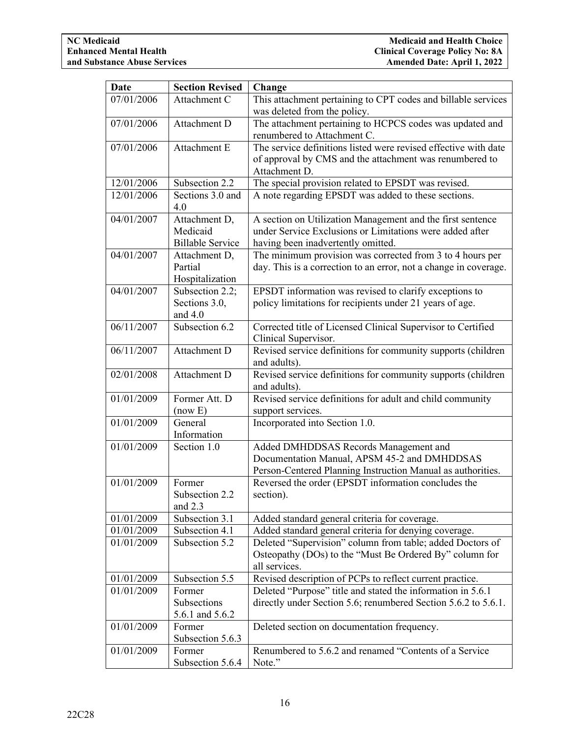| Date | Section Revised | Change |
|---|---|---|
| 07/01/2006 | Attachment C | This attachment pertaining to CPT codes and billable services was deleted from the policy. |
| 07/01/2006 | Attachment D | The attachment pertaining to HCPCS codes was updated and renumbered to Attachment C. |
| 07/01/2006 | Attachment E | The service definitions listed were revised effective with date of approval by CMS and the attachment was renumbered to Attachment D. |
| 12/01/2006 | Subsection 2.2 | The special provision related to EPSDT was revised. |
| 12/01/2006 | Sections 3.0 and 4.0 | A note regarding EPSDT was added to these sections. |
| 04/01/2007 | Attachment D, Medicaid Billable Service | A section on Utilization Management and the first sentence under Service Exclusions or Limitations were added after having been inadvertently omitted. |
| 04/01/2007 | Attachment D, Partial Hospitalization | The minimum provision was corrected from 3 to 4 hours per day. This is a correction to an error, not a change in coverage. |
| 04/01/2007 | Subsection 2.2; Sections 3.0, and 4.0 | EPSDT information was revised to clarify exceptions to policy limitations for recipients under 21 years of age. |
| 06/11/2007 | Subsection 6.2 | Corrected title of Licensed Clinical Supervisor to Certified Clinical Supervisor. |
| 06/11/2007 | Attachment D | Revised service definitions for community supports (children and adults). |
| 02/01/2008 | Attachment D | Revised service definitions for community supports (children and adults). |
| 01/01/2009 | Former Att. D (now E) | Revised service definitions for adult and child community support services. |
| 01/01/2009 | General Information | Incorporated into Section 1.0. |
| 01/01/2009 | Section 1.0 | Added DMHDDSAS Records Management and Documentation Manual, APSM 45-2 and DMHDDSAS Person-Centered Planning Instruction Manual as authorities. |
| 01/01/2009 | Former Subsection 2.2 and 2.3 | Reversed the order (EPSDT information concludes the section). |
| 01/01/2009 | Subsection 3.1 | Added standard general criteria for coverage. |
| 01/01/2009 | Subsection 4.1 | Added standard general criteria for denying coverage. |
| 01/01/2009 | Subsection 5.2 | Deleted "Supervision" column from table; added Doctors of Osteopathy (DOs) to the "Must Be Ordered By" column for all services. |
| 01/01/2009 | Subsection 5.5 | Revised description of PCPs to reflect current practice. |
| 01/01/2009 | Former Subsections 5.6.1 and 5.6.2 | Deleted "Purpose" title and stated the information in 5.6.1 directly under Section 5.6; renumbered Section 5.6.2 to 5.6.1. |
| 01/01/2009 | Former Subsection 5.6.3 | Deleted section on documentation frequency. |
| 01/01/2009 | Former Subsection 5.6.4 | Renumbered to 5.6.2 and renamed "Contents of a Service Note." |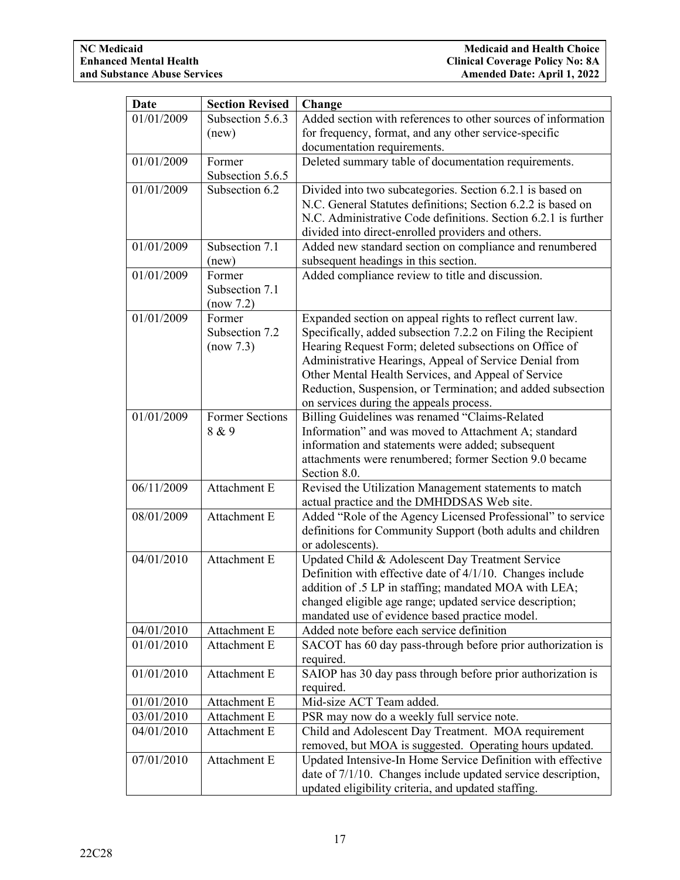| Date | Section Revised | Change |
|---|---|---|
| 01/01/2009 | Subsection 5.6.3 (new) | Added section with references to other sources of information for frequency, format, and any other service-specific documentation requirements. |
| 01/01/2009 | Former Subsection 5.6.5 | Deleted summary table of documentation requirements. |
| 01/01/2009 | Subsection 6.2 | Divided into two subcategories. Section 6.2.1 is based on N.C. General Statutes definitions; Section 6.2.2 is based on N.C. Administrative Code definitions. Section 6.2.1 is further divided into direct-enrolled providers and others. |
| 01/01/2009 | Subsection 7.1 (new) | Added new standard section on compliance and renumbered subsequent headings in this section. |
| 01/01/2009 | Former Subsection 7.1 (now 7.2) | Added compliance review to title and discussion. |
| 01/01/2009 | Former Subsection 7.2 (now 7.3) | Expanded section on appeal rights to reflect current law. Specifically, added subsection 7.2.2 on Filing the Recipient Hearing Request Form; deleted subsections on Office of Administrative Hearings, Appeal of Service Denial from Other Mental Health Services, and Appeal of Service Reduction, Suspension, or Termination; and added subsection on services during the appeals process. |
| 01/01/2009 | Former Sections 8 & 9 | Billing Guidelines was renamed "Claims-Related Information" and was moved to Attachment A; standard information and statements were added; subsequent attachments were renumbered; former Section 9.0 became Section 8.0. |
| 06/11/2009 | Attachment E | Revised the Utilization Management statements to match actual practice and the DMHDDSAS Web site. |
| 08/01/2009 | Attachment E | Added "Role of the Agency Licensed Professional" to service definitions for Community Support (both adults and children or adolescents). |
| 04/01/2010 | Attachment E | Updated Child & Adolescent Day Treatment Service Definition with effective date of 4/1/10. Changes include addition of .5 LP in staffing; mandated MOA with LEA; changed eligible age range; updated service description; mandated use of evidence based practice model. |
| 04/01/2010 | Attachment E | Added note before each service definition |
| 01/01/2010 | Attachment E | SACOT has 60 day pass-through before prior authorization is required. |
| 01/01/2010 | Attachment E | SAIOP has 30 day pass through before prior authorization is required. |
| 01/01/2010 | Attachment E | Mid-size ACT Team added. |
| 03/01/2010 | Attachment E | PSR may now do a weekly full service note. |
| 04/01/2010 | Attachment E | Child and Adolescent Day Treatment. MOA requirement removed, but MOA is suggested. Operating hours updated. |
| 07/01/2010 | Attachment E | Updated Intensive-In Home Service Definition with effective date of 7/1/10. Changes include updated service description, updated eligibility criteria, and updated staffing. |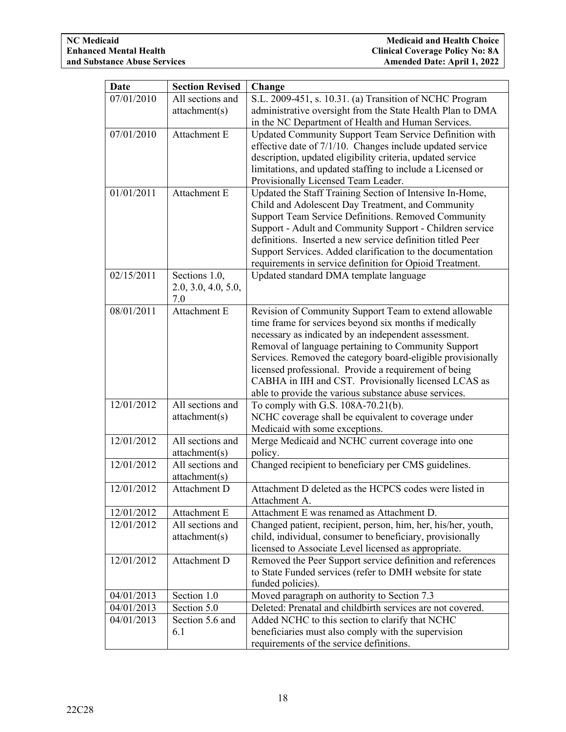| Date | Section Revised | Change |
|---|---|---|
| 07/01/2010 | All sections and attachment(s) | S.L. 2009-451, s. 10.31. (a) Transition of NCHC Program administrative oversight from the State Health Plan to DMA in the NC Department of Health and Human Services. |
| 07/01/2010 | Attachment E | Updated Community Support Team Service Definition with effective date of 7/1/10. Changes include updated service description, updated eligibility criteria, updated service limitations, and updated staffing to include a Licensed or Provisionally Licensed Team Leader. |
| 01/01/2011 | Attachment E | Updated the Staff Training Section of Intensive In-Home, Child and Adolescent Day Treatment, and Community Support Team Service Definitions. Removed Community Support - Adult and Community Support - Children service definitions. Inserted a new service definition titled Peer Support Services. Added clarification to the documentation requirements in service definition for Opioid Treatment. |
| 02/15/2011 | Sections 1.0, 2.0, 3.0, 4.0, 5.0, 7.0 | Updated standard DMA template language |
| 08/01/2011 | Attachment E | Revision of Community Support Team to extend allowable time frame for services beyond six months if medically necessary as indicated by an independent assessment. Removal of language pertaining to Community Support Services. Removed the category board-eligible provisionally licensed professional. Provide a requirement of being CABHA in IIH and CST. Provisionally licensed LCAS as able to provide the various substance abuse services. |
| 12/01/2012 | All sections and attachment(s) | To comply with G.S. 108A-70.21(b). NCHC coverage shall be equivalent to coverage under Medicaid with some exceptions. |
| 12/01/2012 | All sections and attachment(s) | Merge Medicaid and NCHC current coverage into one policy. |
| 12/01/2012 | All sections and attachment(s) | Changed recipient to beneficiary per CMS guidelines. |
| 12/01/2012 | Attachment D | Attachment D deleted as the HCPCS codes were listed in Attachment A. |
| 12/01/2012 | Attachment E | Attachment E was renamed as Attachment D. |
| 12/01/2012 | All sections and attachment(s) | Changed patient, recipient, person, him, her, his/her, youth, child, individual, consumer to beneficiary, provisionally licensed to Associate Level licensed as appropriate. |
| 12/01/2012 | Attachment D | Removed the Peer Support service definition and references to State Funded services (refer to DMH website for state funded policies). |
| 04/01/2013 | Section 1.0 | Moved paragraph on authority to Section 7.3 |
| 04/01/2013 | Section 5.0 | Deleted: Prenatal and childbirth services are not covered. |
| 04/01/2013 | Section 5.6 and 6.1 | Added NCHC to this section to clarify that NCHC beneficiaries must also comply with the supervision requirements of the service definitions. |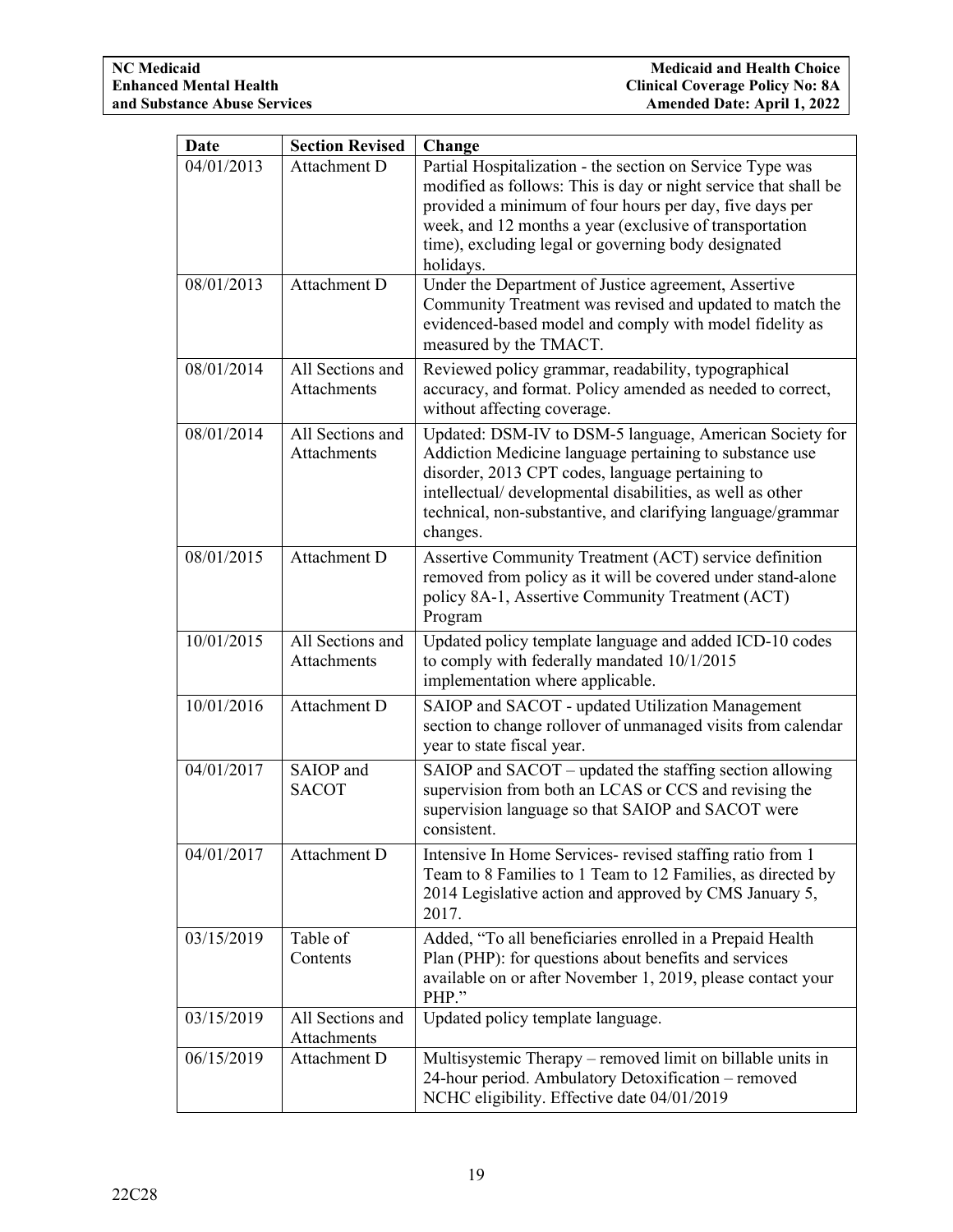| Date | Section Revised | Change |
|---|---|---|
| 04/01/2013 | Attachment D | Partial Hospitalization - the section on Service Type was modified as follows: This is day or night service that shall be provided a minimum of four hours per day, five days per week, and 12 months a year (exclusive of transportation time), excluding legal or governing body designated holidays. |
| 08/01/2013 | Attachment D | Under the Department of Justice agreement, Assertive Community Treatment was revised and updated to match the evidenced-based model and comply with model fidelity as measured by the TMACT. |
| 08/01/2014 | All Sections and Attachments | Reviewed policy grammar, readability, typographical accuracy, and format. Policy amended as needed to correct, without affecting coverage. |
| 08/01/2014 | All Sections and Attachments | Updated: DSM-IV to DSM-5 language, American Society for Addiction Medicine language pertaining to substance use disorder, 2013 CPT codes, language pertaining to intellectual/ developmental disabilities, as well as other technical, non-substantive, and clarifying language/grammar changes. |
| 08/01/2015 | Attachment D | Assertive Community Treatment (ACT) service definition removed from policy as it will be covered under stand-alone policy 8A-1, Assertive Community Treatment (ACT) Program |
| 10/01/2015 | All Sections and Attachments | Updated policy template language and added ICD-10 codes to comply with federally mandated 10/1/2015 implementation where applicable. |
| 10/01/2016 | Attachment D | SAIOP and SACOT - updated Utilization Management section to change rollover of unmanaged visits from calendar year to state fiscal year. |
| 04/01/2017 | SAIOP and SACOT | SAIOP and SACOT – updated the staffing section allowing supervision from both an LCAS or CCS and revising the supervision language so that SAIOP and SACOT were consistent. |
| 04/01/2017 | Attachment D | Intensive In Home Services- revised staffing ratio from 1 Team to 8 Families to 1 Team to 12 Families, as directed by 2014 Legislative action and approved by CMS January 5, 2017. |
| 03/15/2019 | Table of Contents | Added, "To all beneficiaries enrolled in a Prepaid Health Plan (PHP): for questions about benefits and services available on or after November 1, 2019, please contact your PHP." |
| 03/15/2019 | All Sections and Attachments | Updated policy template language. |
| 06/15/2019 | Attachment D | Multisystemic Therapy – removed limit on billable units in 24-hour period. Ambulatory Detoxification – removed NCHC eligibility. Effective date 04/01/2019 |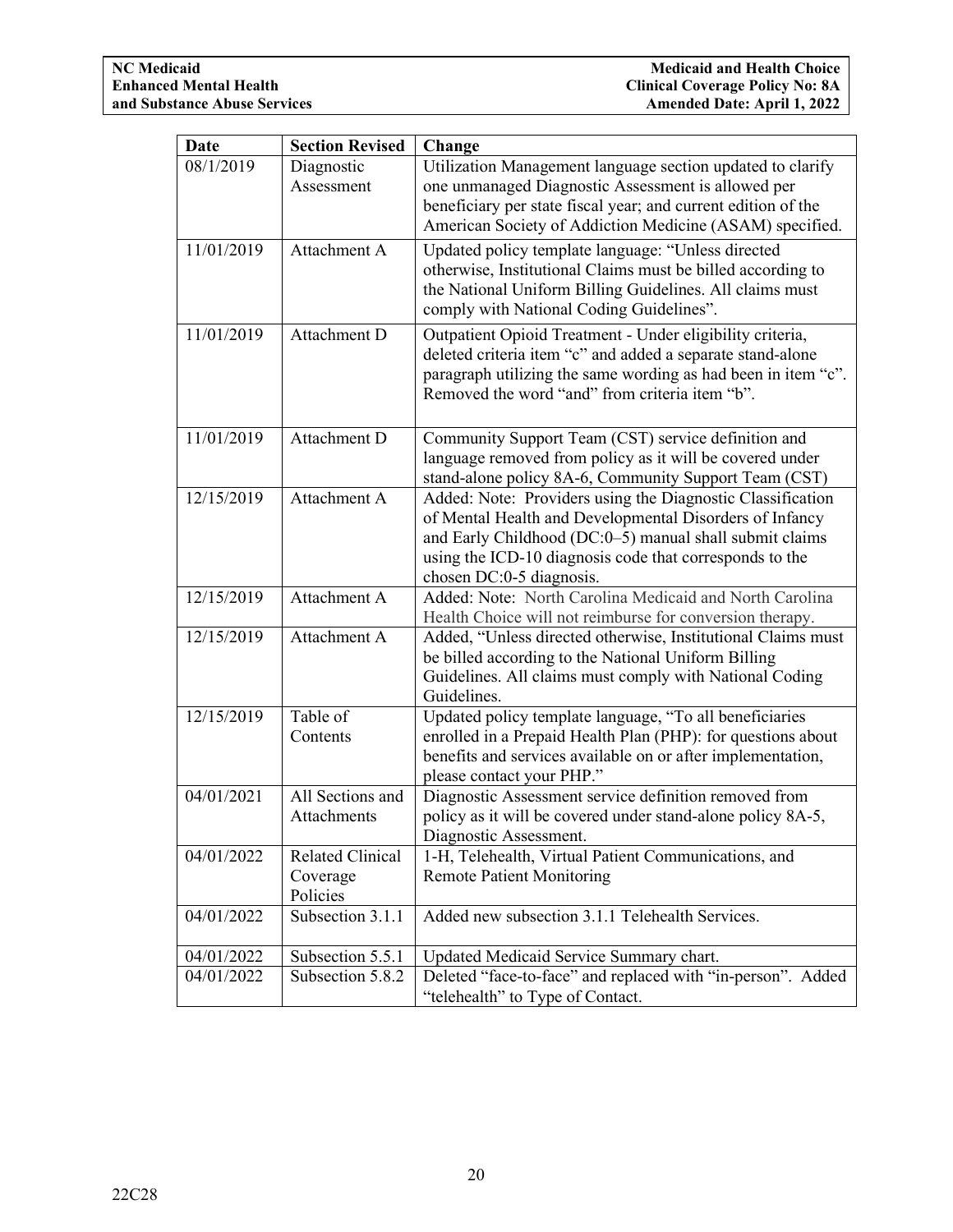| Date | Section Revised | Change |
| --- | --- | --- |
| 08/1/2019 | Diagnostic Assessment | Utilization Management language section updated to clarify one unmanaged Diagnostic Assessment is allowed per beneficiary per state fiscal year; and current edition of the American Society of Addiction Medicine (ASAM) specified. |
| 11/01/2019 | Attachment A | Updated policy template language: "Unless directed otherwise, Institutional Claims must be billed according to the National Uniform Billing Guidelines. All claims must comply with National Coding Guidelines". |
| 11/01/2019 | Attachment D | Outpatient Opioid Treatment - Under eligibility criteria, deleted criteria item "c" and added a separate stand-alone paragraph utilizing the same wording as had been in item "c". Removed the word "and" from criteria item "b". |
| 11/01/2019 | Attachment D | Community Support Team (CST) service definition and language removed from policy as it will be covered under stand-alone policy 8A-6, Community Support Team (CST) |
| 12/15/2019 | Attachment A | Added: Note: Providers using the Diagnostic Classification of Mental Health and Developmental Disorders of Infancy and Early Childhood (DC:0–5) manual shall submit claims using the ICD-10 diagnosis code that corresponds to the chosen DC:0-5 diagnosis. |
| 12/15/2019 | Attachment A | Added: Note: North Carolina Medicaid and North Carolina Health Choice will not reimburse for conversion therapy. |
| 12/15/2019 | Attachment A | Added, "Unless directed otherwise, Institutional Claims must be billed according to the National Uniform Billing Guidelines. All claims must comply with National Coding Guidelines. |
| 12/15/2019 | Table of Contents | Updated policy template language, "To all beneficiaries enrolled in a Prepaid Health Plan (PHP): for questions about benefits and services available on or after implementation, please contact your PHP." |
| 04/01/2021 | All Sections and Attachments | Diagnostic Assessment service definition removed from policy as it will be covered under stand-alone policy 8A-5, Diagnostic Assessment. |
| 04/01/2022 | Related Clinical Coverage Policies | 1-H, Telehealth, Virtual Patient Communications, and Remote Patient Monitoring |
| 04/01/2022 | Subsection 3.1.1 | Added new subsection 3.1.1 Telehealth Services. |
| 04/01/2022 | Subsection 5.5.1 | Updated Medicaid Service Summary chart. |
| 04/01/2022 | Subsection 5.8.2 | Deleted "face-to-face" and replaced with "in-person". Added "telehealth" to Type of Contact. |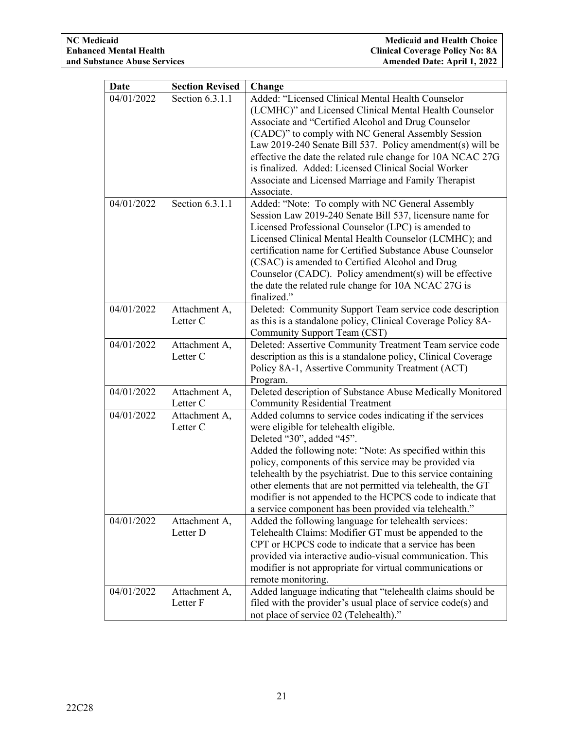| Date | Section Revised | Change |
|---|---|---|
| 04/01/2022 | Section 6.3.1.1 | Added: "Licensed Clinical Mental Health Counselor (LCMHC)" and Licensed Clinical Mental Health Counselor Associate and "Certified Alcohol and Drug Counselor (CADC)" to comply with NC General Assembly Session Law 2019-240 Senate Bill 537. Policy amendment(s) will be effective the date the related rule change for 10A NCAC 27G is finalized. Added: Licensed Clinical Social Worker Associate and Licensed Marriage and Family Therapist Associate. |
| 04/01/2022 | Section 6.3.1.1 | Added: "Note: To comply with NC General Assembly Session Law 2019-240 Senate Bill 537, licensure name for Licensed Professional Counselor (LPC) is amended to Licensed Clinical Mental Health Counselor (LCMHC); and certification name for Certified Substance Abuse Counselor (CSAC) is amended to Certified Alcohol and Drug Counselor (CADC). Policy amendment(s) will be effective the date the related rule change for 10A NCAC 27G is finalized." |
| 04/01/2022 | Attachment A, Letter C | Deleted: Community Support Team service code description as this is a standalone policy, Clinical Coverage Policy 8A-Community Support Team (CST) |
| 04/01/2022 | Attachment A, Letter C | Deleted: Assertive Community Treatment Team service code description as this is a standalone policy, Clinical Coverage Policy 8A-1, Assertive Community Treatment (ACT) Program. |
| 04/01/2022 | Attachment A, Letter C | Deleted description of Substance Abuse Medically Monitored Community Residential Treatment |
| 04/01/2022 | Attachment A, Letter C | Added columns to service codes indicating if the services were eligible for telehealth eligible.<br>Deleted "30", added "45".<br>Added the following note: "Note: As specified within this policy, components of this service may be provided via telehealth by the psychiatrist. Due to this service containing other elements that are not permitted via telehealth, the GT modifier is not appended to the HCPCS code to indicate that a service component has been provided via telehealth." |
| 04/01/2022 | Attachment A, Letter D | Added the following language for telehealth services:<br>Telehealth Claims: Modifier GT must be appended to the CPT or HCPCS code to indicate that a service has been provided via interactive audio-visual communication. This modifier is not appropriate for virtual communications or remote monitoring. |
| 04/01/2022 | Attachment A, Letter F | Added language indicating that "telehealth claims should be filed with the provider's usual place of service code(s) and not place of service 02 (Telehealth)." |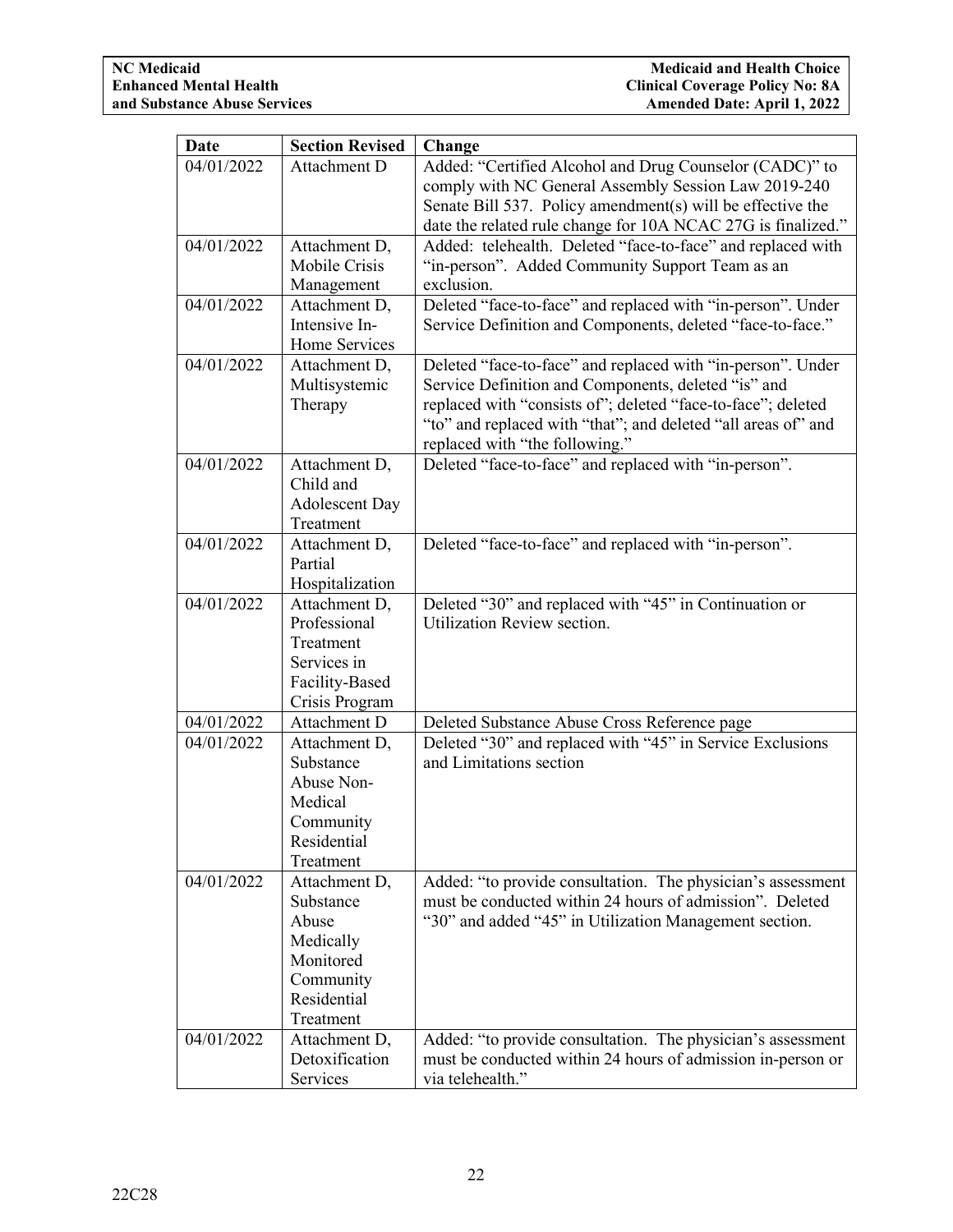| Date | Section Revised | Change |
|---|---|---|
| 04/01/2022 | Attachment D | Added: "Certified Alcohol and Drug Counselor (CADC)" to comply with NC General Assembly Session Law 2019-240 Senate Bill 537. Policy amendment(s) will be effective the date the related rule change for 10A NCAC 27G is finalized." |
| 04/01/2022 | Attachment D, Mobile Crisis Management | Added: telehealth. Deleted "face-to-face" and replaced with "in-person". Added Community Support Team as an exclusion. |
| 04/01/2022 | Attachment D, Intensive In-Home Services | Deleted "face-to-face" and replaced with "in-person". Under Service Definition and Components, deleted "face-to-face." |
| 04/01/2022 | Attachment D, Multisystemic Therapy | Deleted "face-to-face" and replaced with "in-person". Under Service Definition and Components, deleted "is" and replaced with "consists of"; deleted "face-to-face"; deleted "to" and replaced with "that"; and deleted "all areas of" and replaced with "the following." |
| 04/01/2022 | Attachment D, Child and Adolescent Day Treatment | Deleted "face-to-face" and replaced with "in-person". |
| 04/01/2022 | Attachment D, Partial Hospitalization | Deleted "face-to-face" and replaced with "in-person". |
| 04/01/2022 | Attachment D, Professional Treatment Services in Facility-Based Crisis Program | Deleted "30" and replaced with "45" in Continuation or Utilization Review section. |
| 04/01/2022 | Attachment D | Deleted Substance Abuse Cross Reference page |
| 04/01/2022 | Attachment D, Substance Abuse Non-Medical Community Residential Treatment | Deleted "30" and replaced with "45" in Service Exclusions and Limitations section |
| 04/01/2022 | Attachment D, Substance Abuse Medically Monitored Community Residential Treatment | Added: "to provide consultation. The physician's assessment must be conducted within 24 hours of admission". Deleted "30" and added "45" in Utilization Management section. |
| 04/01/2022 | Attachment D, Detoxification Services | Added: "to provide consultation. The physician's assessment must be conducted within 24 hours of admission in-person or via telehealth." |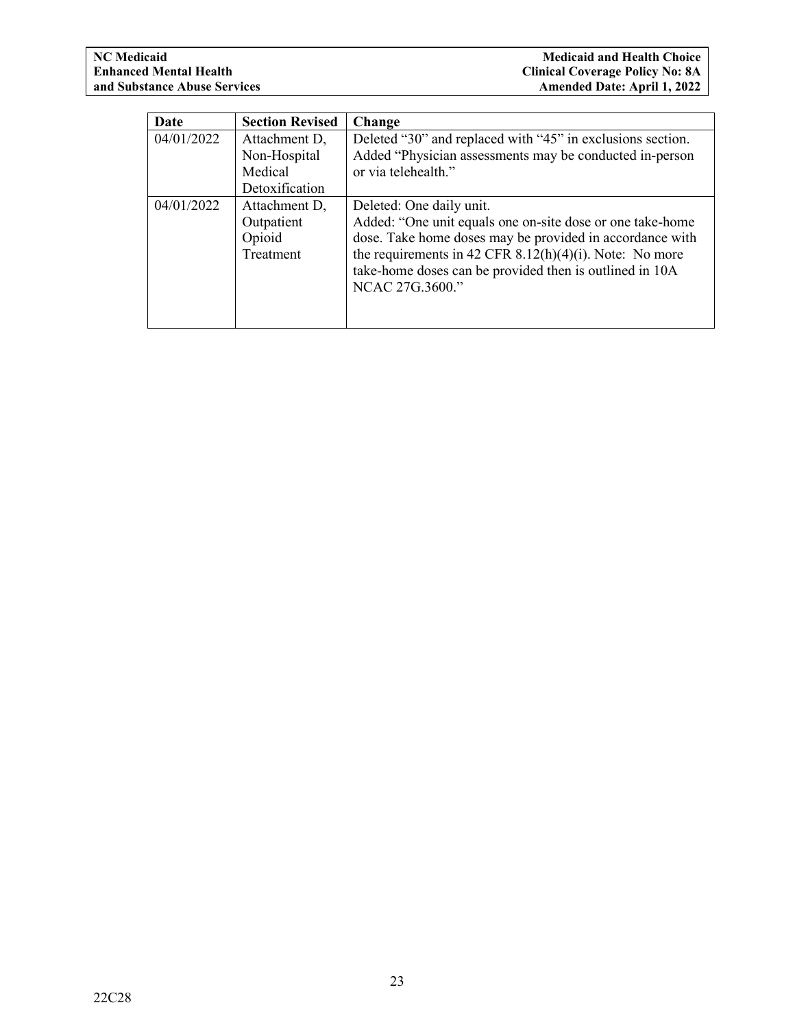| Date | Section Revised | Change |
|---|---|---|
| 04/01/2022 | Attachment D, Non-Hospital Medical Detoxification | Deleted “30” and replaced with “45” in exclusions section. Added “Physician assessments may be conducted in-person or via telehealth.” |
| 04/01/2022 | Attachment D, Outpatient Opioid Treatment | Deleted: One daily unit. Added: “One unit equals one on-site dose or one take-home dose. Take home doses may be provided in accordance with the requirements in 42 CFR 8.12(h)(4)(i). Note: No more take-home doses can be provided then is outlined in 10A NCAC 27G.3600.” |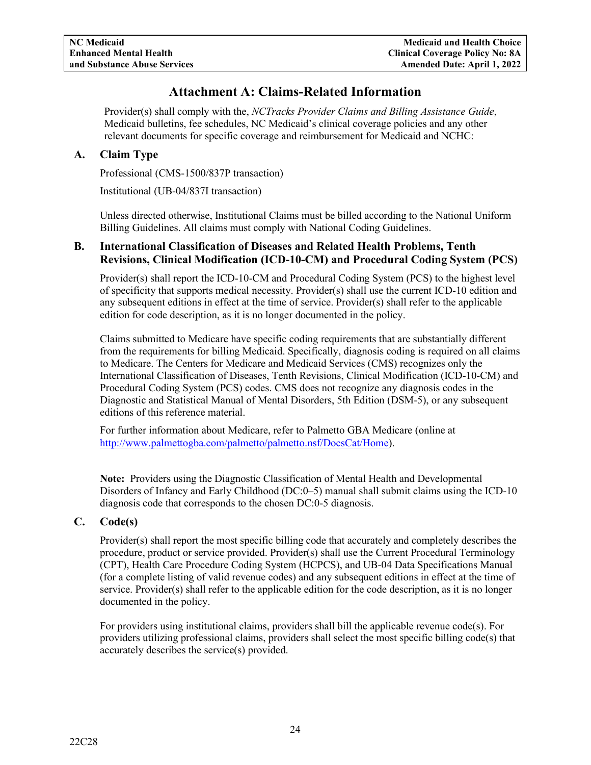# Attachment A: Claims-Related Information

Provider(s) shall comply with the, *NCTracks Provider Claims and Billing Assistance Guide*, Medicaid bulletins, fee schedules, NC Medicaid's clinical coverage policies and any other relevant documents for specific coverage and reimbursement for Medicaid and NCHC:

## A. Claim Type

Professional (CMS-1500/837P transaction)

Institutional (UB-04/837I transaction)

Unless directed otherwise, Institutional Claims must be billed according to the National Uniform Billing Guidelines. All claims must comply with National Coding Guidelines.

## B. International Classification of Diseases and Related Health Problems, Tenth Revisions, Clinical Modification (ICD-10-CM) and Procedural Coding System (PCS)

Provider(s) shall report the ICD-10-CM and Procedural Coding System (PCS) to the highest level of specificity that supports medical necessity. Provider(s) shall use the current ICD-10 edition and any subsequent editions in effect at the time of service. Provider(s) shall refer to the applicable edition for code description, as it is no longer documented in the policy.

Claims submitted to Medicare have specific coding requirements that are substantially different from the requirements for billing Medicaid. Specifically, diagnosis coding is required on all claims to Medicare. The Centers for Medicare and Medicaid Services (CMS) recognizes only the International Classification of Diseases, Tenth Revisions, Clinical Modification (ICD-10-CM) and Procedural Coding System (PCS) codes. CMS does not recognize any diagnosis codes in the Diagnostic and Statistical Manual of Mental Disorders, 5th Edition (DSM-5), or any subsequent editions of this reference material.

For further information about Medicare, refer to Palmetto GBA Medicare (online at http://www.palmettogba.com/palmetto/palmetto.nsf/DocsCat/Home).

**Note:** Providers using the Diagnostic Classification of Mental Health and Developmental Disorders of Infancy and Early Childhood (DC:0–5) manual shall submit claims using the ICD-10 diagnosis code that corresponds to the chosen DC:0-5 diagnosis.

## C. Code(s)

Provider(s) shall report the most specific billing code that accurately and completely describes the procedure, product or service provided. Provider(s) shall use the Current Procedural Terminology (CPT), Health Care Procedure Coding System (HCPCS), and UB-04 Data Specifications Manual (for a complete listing of valid revenue codes) and any subsequent editions in effect at the time of service. Provider(s) shall refer to the applicable edition for the code description, as it is no longer documented in the policy.

For providers using institutional claims, providers shall bill the applicable revenue code(s). For providers utilizing professional claims, providers shall select the most specific billing code(s) that accurately describes the service(s) provided.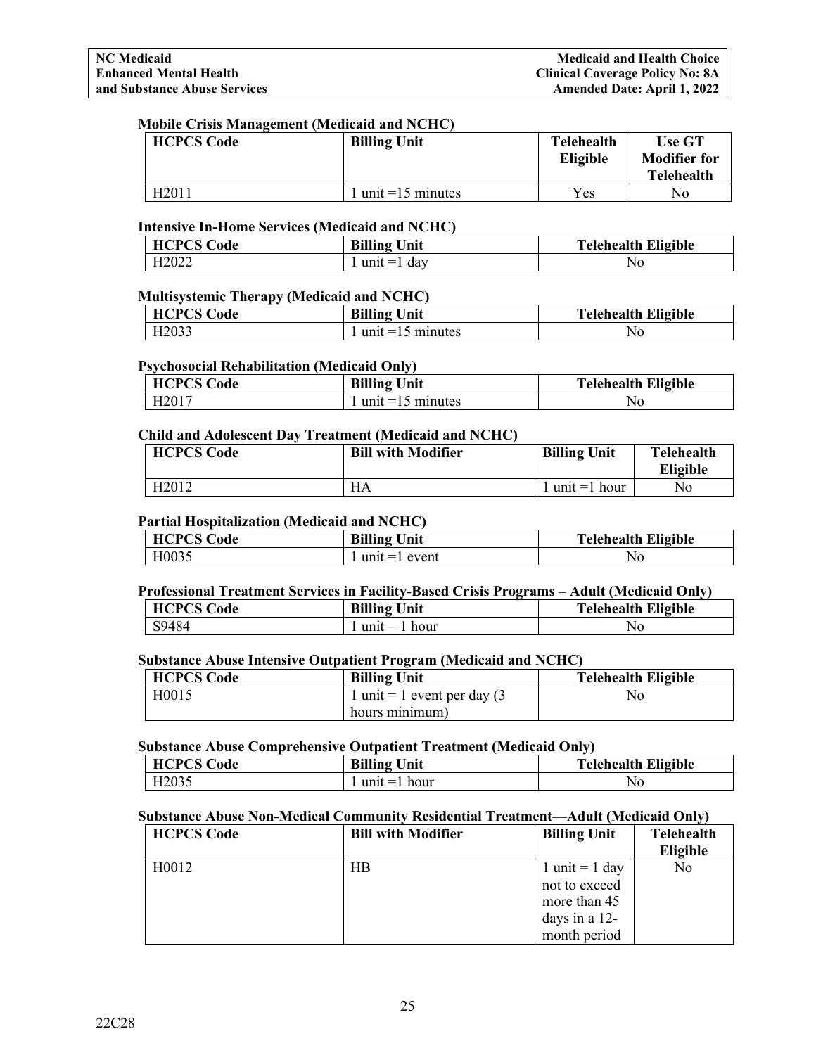**Mobile Crisis Management (Medicaid and NCHC)**

| HCPCS Code | Billing Unit | Telehealth Eligible | Use GT Modifier for Telehealth |
|---|---|---|---|
| H2011 | 1 unit =15 minutes | Yes | No |

**Intensive In-Home Services (Medicaid and NCHC)**

| HCPCS Code | Billing Unit | Telehealth Eligible |
|---|---|---|
| H2022 | 1 unit =1 day | No |

**Multisystemic Therapy (Medicaid and NCHC)**

| HCPCS Code | Billing Unit | Telehealth Eligible |
|---|---|---|
| H2033 | 1 unit =15 minutes | No |

**Psychosocial Rehabilitation (Medicaid Only)**

| HCPCS Code | Billing Unit | Telehealth Eligible |
|---|---|---|
| H2017 | 1 unit =15 minutes | No |

**Child and Adolescent Day Treatment (Medicaid and NCHC)**

| HCPCS Code | Bill with Modifier | Billing Unit | Telehealth Eligible |
|---|---|---|---|
| H2012 | HA | 1 unit =1 hour | No |

**Partial Hospitalization (Medicaid and NCHC)**

| HCPCS Code | Billing Unit | Telehealth Eligible |
|---|---|---|
| H0035 | 1 unit =1 event | No |

**Professional Treatment Services in Facility-Based Crisis Programs – Adult (Medicaid Only)**

| HCPCS Code | Billing Unit | Telehealth Eligible |
|---|---|---|
| S9484 | 1 unit = 1 hour | No |

**Substance Abuse Intensive Outpatient Program (Medicaid and NCHC)**

| HCPCS Code | Billing Unit | Telehealth Eligible |
|---|---|---|
| H0015 | 1 unit = 1 event per day (3 hours minimum) | No |

**Substance Abuse Comprehensive Outpatient Treatment (Medicaid Only)**

| HCPCS Code | Billing Unit | Telehealth Eligible |
|---|---|---|
| H2035 | 1 unit =1 hour | No |

**Substance Abuse Non-Medical Community Residential Treatment—Adult (Medicaid Only)**

| HCPCS Code | Bill with Modifier | Billing Unit | Telehealth Eligible |
|---|---|---|---|
| H0012 | HB | 1 unit = 1 day not to exceed more than 45 days in a 12-month period | No |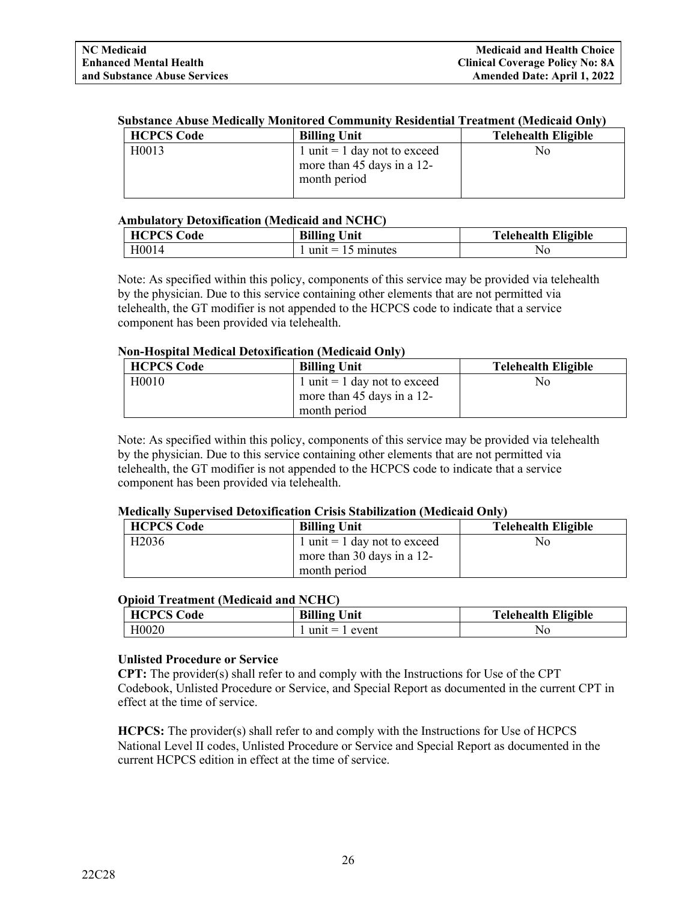**Substance Abuse Medically Monitored Community Residential Treatment (Medicaid Only)**

| HCPCS Code | Billing Unit | Telehealth Eligible |
|---|---|---|
| H0013 | 1 unit = 1 day not to exceed more than 45 days in a 12-month period | No |

**Ambulatory Detoxification (Medicaid and NCHC)**

| HCPCS Code | Billing Unit | Telehealth Eligible |
|---|---|---|
| H0014 | 1 unit = 15 minutes | No |

Note: As specified within this policy, components of this service may be provided via telehealth by the physician. Due to this service containing other elements that are not permitted via telehealth, the GT modifier is not appended to the HCPCS code to indicate that a service component has been provided via telehealth.

**Non-Hospital Medical Detoxification (Medicaid Only)**

| HCPCS Code | Billing Unit | Telehealth Eligible |
|---|---|---|
| H0010 | 1 unit = 1 day not to exceed more than 45 days in a 12-month period | No |

Note: As specified within this policy, components of this service may be provided via telehealth by the physician. Due to this service containing other elements that are not permitted via telehealth, the GT modifier is not appended to the HCPCS code to indicate that a service component has been provided via telehealth.

**Medically Supervised Detoxification Crisis Stabilization (Medicaid Only)**

| HCPCS Code | Billing Unit | Telehealth Eligible |
|---|---|---|
| H2036 | 1 unit = 1 day not to exceed more than 30 days in a 12-month period | No |

**Opioid Treatment (Medicaid and NCHC)**

| HCPCS Code | Billing Unit | Telehealth Eligible |
|---|---|---|
| H0020 | 1 unit = 1 event | No |

**Unlisted Procedure or Service**

**CPT:** The provider(s) shall refer to and comply with the Instructions for Use of the CPT Codebook, Unlisted Procedure or Service, and Special Report as documented in the current CPT in effect at the time of service.

**HCPCS:** The provider(s) shall refer to and comply with the Instructions for Use of HCPCS National Level II codes, Unlisted Procedure or Service and Special Report as documented in the current HCPCS edition in effect at the time of service.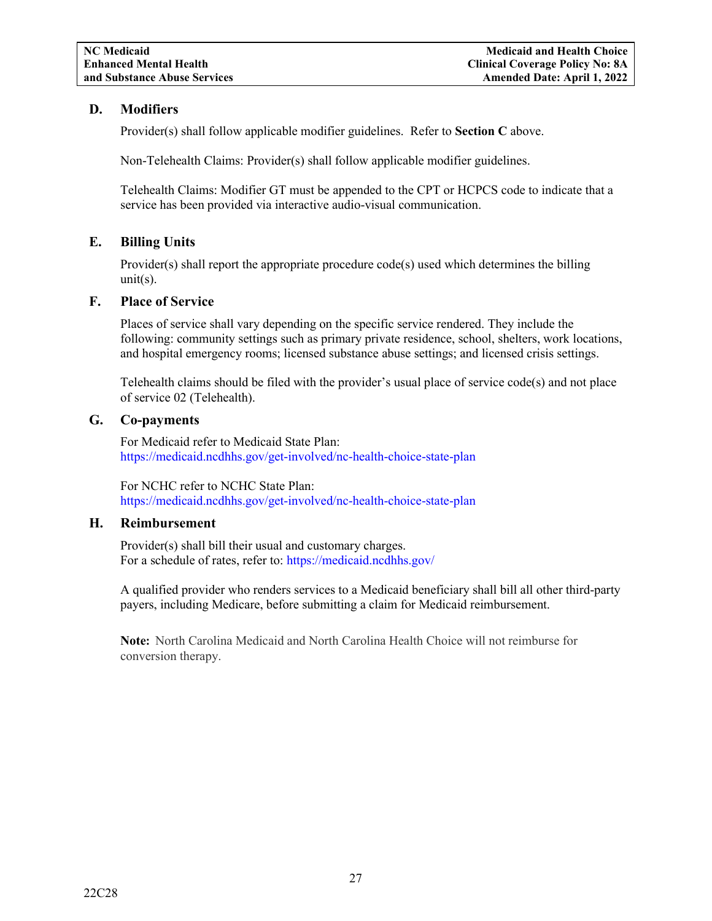### D. Modifiers

Provider(s) shall follow applicable modifier guidelines. Refer to **Section C** above.

Non-Telehealth Claims: Provider(s) shall follow applicable modifier guidelines.

Telehealth Claims: Modifier GT must be appended to the CPT or HCPCS code to indicate that a service has been provided via interactive audio-visual communication.

### E. Billing Units

Provider(s) shall report the appropriate procedure code(s) used which determines the billing unit(s).

### F. Place of Service

Places of service shall vary depending on the specific service rendered. They include the following: community settings such as primary private residence, school, shelters, work locations, and hospital emergency rooms; licensed substance abuse settings; and licensed crisis settings.

Telehealth claims should be filed with the provider's usual place of service code(s) and not place of service 02 (Telehealth).

### G. Co-payments

For Medicaid refer to Medicaid State Plan:
https://medicaid.ncdhhs.gov/get-involved/nc-health-choice-state-plan

For NCHC refer to NCHC State Plan:
https://medicaid.ncdhhs.gov/get-involved/nc-health-choice-state-plan

### H. Reimbursement

Provider(s) shall bill their usual and customary charges.
For a schedule of rates, refer to: https://medicaid.ncdhhs.gov/

A qualified provider who renders services to a Medicaid beneficiary shall bill all other third-party payers, including Medicare, before submitting a claim for Medicaid reimbursement.

**Note:** North Carolina Medicaid and North Carolina Health Choice will not reimburse for conversion therapy.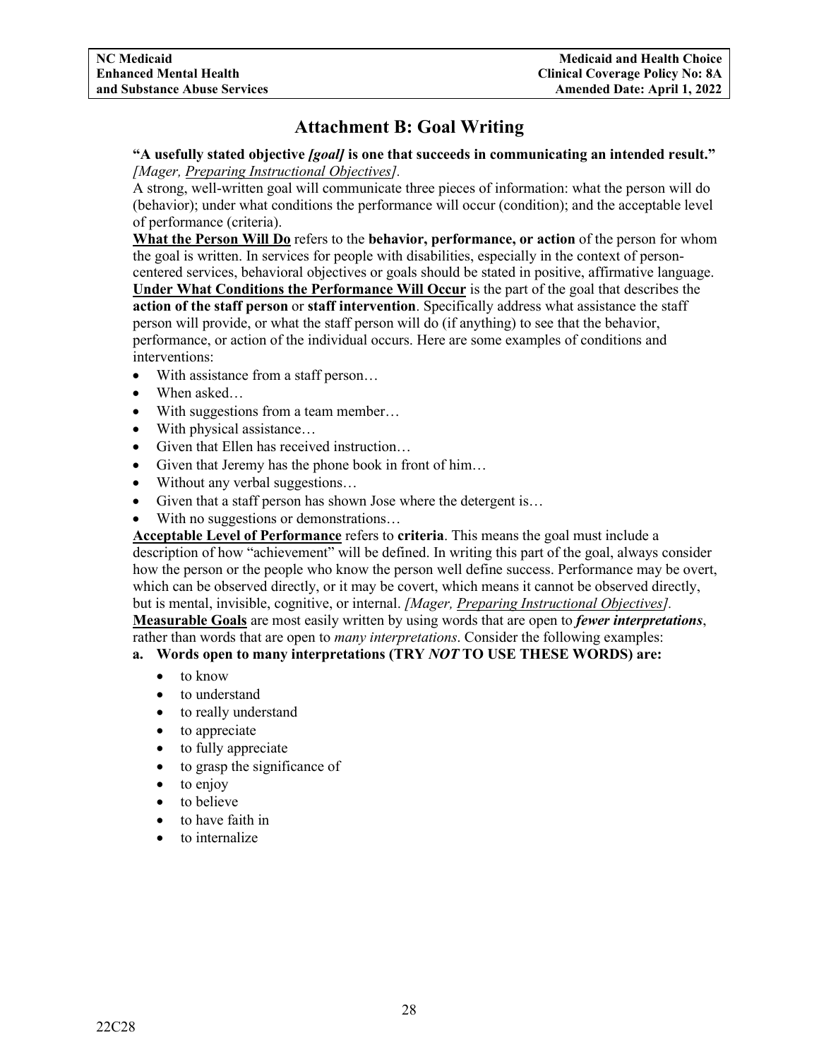# Attachment B: Goal Writing

**"A usefully stated objective *[goal]* is one that succeeds in communicating an intended result."** *[Mager, Preparing Instructional Objectives].*

A strong, well-written goal will communicate three pieces of information: what the person will do (behavior); under what conditions the performance will occur (condition); and the acceptable level of performance (criteria).

**What the Person Will Do** refers to the **behavior, performance, or action** of the person for whom the goal is written. In services for people with disabilities, especially in the context of person-centered services, behavioral objectives or goals should be stated in positive, affirmative language.

**Under What Conditions the Performance Will Occur** is the part of the goal that describes the **action of the staff person** or **staff intervention**. Specifically address what assistance the staff person will provide, or what the staff person will do (if anything) to see that the behavior, performance, or action of the individual occurs. Here are some examples of conditions and interventions:

- With assistance from a staff person…
- When asked…
- With suggestions from a team member…
- With physical assistance…
- Given that Ellen has received instruction…
- Given that Jeremy has the phone book in front of him…
- Without any verbal suggestions…
- Given that a staff person has shown Jose where the detergent is…
- With no suggestions or demonstrations…

**Acceptable Level of Performance** refers to **criteria**. This means the goal must include a description of how "achievement" will be defined. In writing this part of the goal, always consider how the person or the people who know the person well define success. Performance may be overt, which can be observed directly, or it may be covert, which means it cannot be observed directly, but is mental, invisible, cognitive, or internal. *[Mager, Preparing Instructional Objectives].*

**Measurable Goals** are most easily written by using words that are open to ***fewer interpretations***, rather than words that are open to *many interpretations*. Consider the following examples:

**a. Words open to many interpretations (TRY *NOT* TO USE THESE WORDS) are:**

- to know
- to understand
- to really understand
- to appreciate
- to fully appreciate
- to grasp the significance of
- to enjoy
- to believe
- to have faith in
- to internalize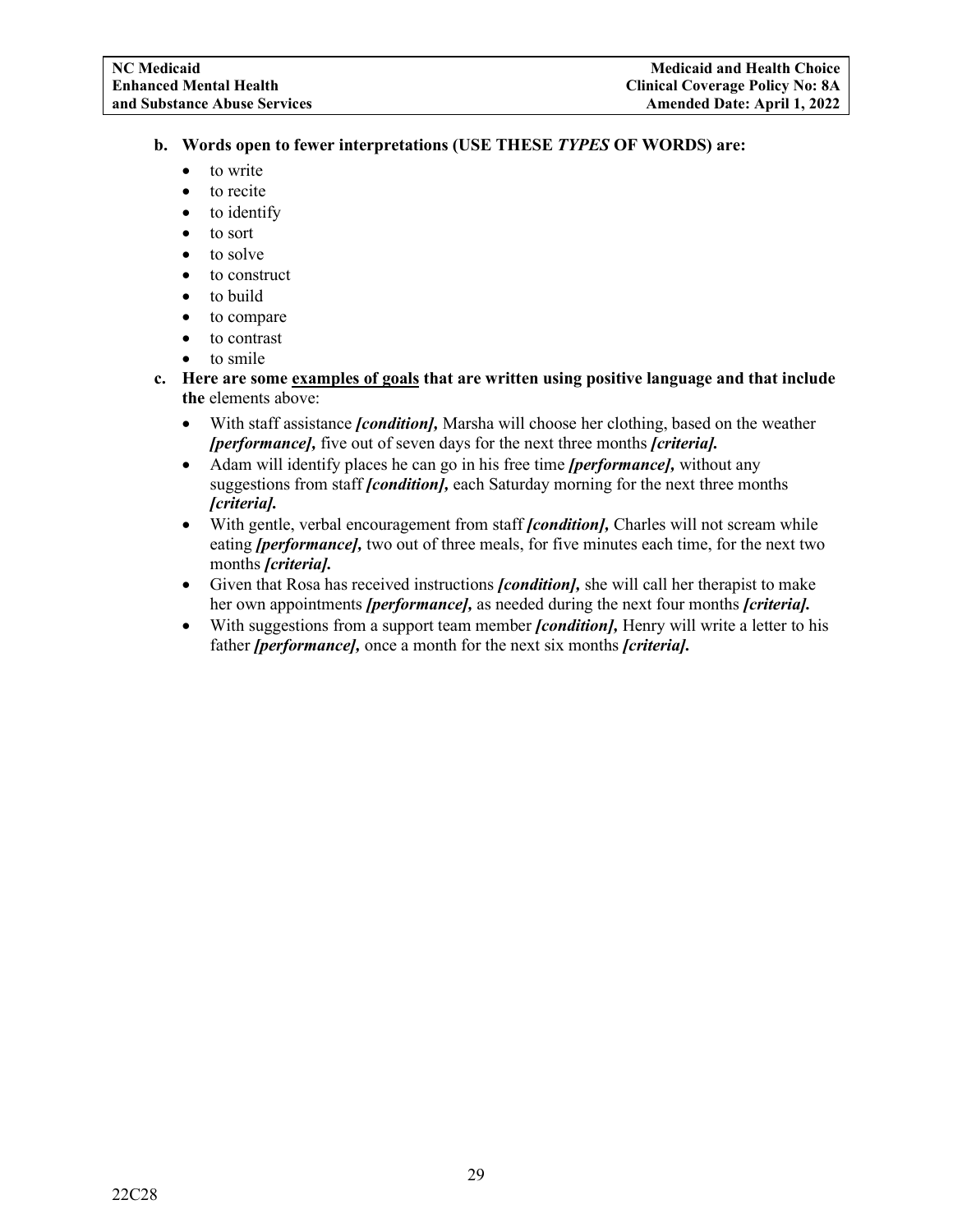**b. Words open to fewer interpretations (USE THESE *TYPES* OF WORDS) are:**

- to write
- to recite
- to identify
- to sort
- to solve
- to construct
- to build
- to compare
- to contrast
- to smile

**c. Here are some <u>examples of goals</u> that are written using positive language and that include the** elements above:

- With staff assistance ***[condition],*** Marsha will choose her clothing, based on the weather ***[performance],*** five out of seven days for the next three months ***[criteria].***
- Adam will identify places he can go in his free time ***[performance],*** without any suggestions from staff ***[condition],*** each Saturday morning for the next three months ***[criteria].***
- With gentle, verbal encouragement from staff ***[condition],*** Charles will not scream while eating ***[performance],*** two out of three meals, for five minutes each time, for the next two months ***[criteria].***
- Given that Rosa has received instructions ***[condition],*** she will call her therapist to make her own appointments ***[performance],*** as needed during the next four months ***[criteria].***
- With suggestions from a support team member ***[condition],*** Henry will write a letter to his father ***[performance],*** once a month for the next six months ***[criteria].***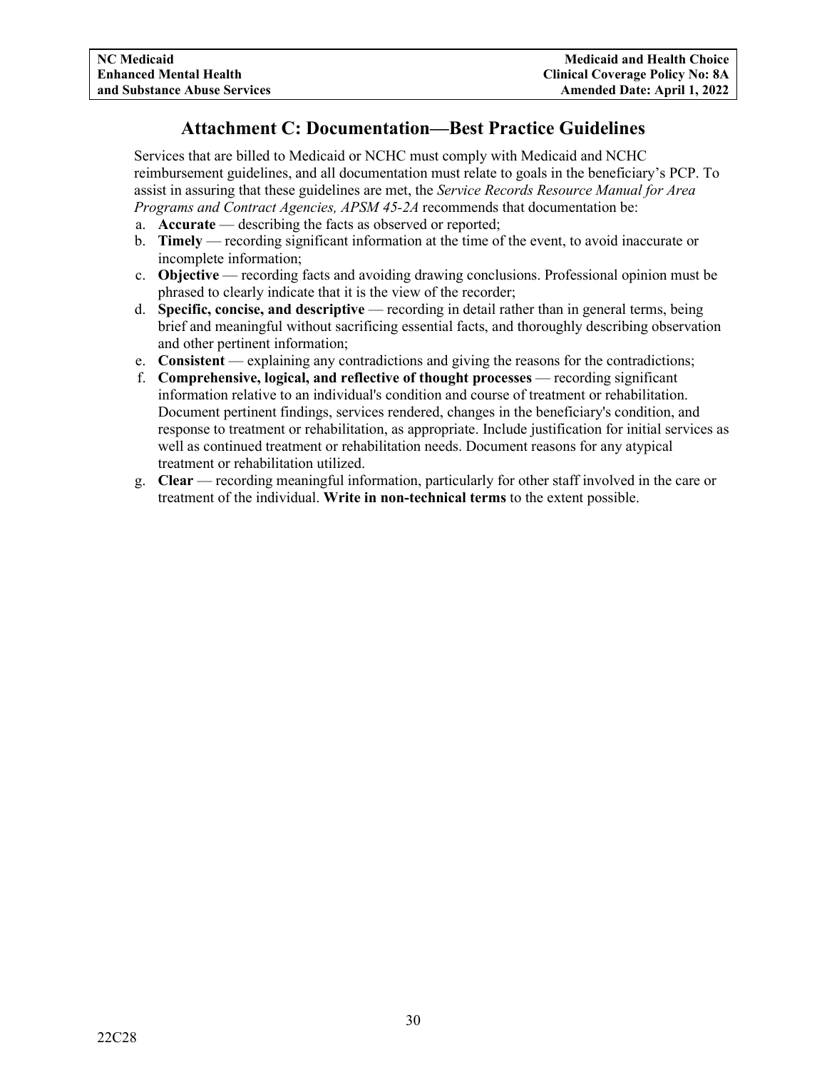## Attachment C: Documentation—Best Practice Guidelines

Services that are billed to Medicaid or NCHC must comply with Medicaid and NCHC reimbursement guidelines, and all documentation must relate to goals in the beneficiary's PCP. To assist in assuring that these guidelines are met, the *Service Records Resource Manual for Area Programs and Contract Agencies, APSM 45-2A* recommends that documentation be:

a. **Accurate** — describing the facts as observed or reported;
b. **Timely** — recording significant information at the time of the event, to avoid inaccurate or incomplete information;
c. **Objective** — recording facts and avoiding drawing conclusions. Professional opinion must be phrased to clearly indicate that it is the view of the recorder;
d. **Specific, concise, and descriptive** — recording in detail rather than in general terms, being brief and meaningful without sacrificing essential facts, and thoroughly describing observation and other pertinent information;
e. **Consistent** — explaining any contradictions and giving the reasons for the contradictions;
f. **Comprehensive, logical, and reflective of thought processes** — recording significant information relative to an individual's condition and course of treatment or rehabilitation. Document pertinent findings, services rendered, changes in the beneficiary's condition, and response to treatment or rehabilitation, as appropriate. Include justification for initial services as well as continued treatment or rehabilitation needs. Document reasons for any atypical treatment or rehabilitation utilized.
g. **Clear** — recording meaningful information, particularly for other staff involved in the care or treatment of the individual. **Write in non-technical terms** to the extent possible.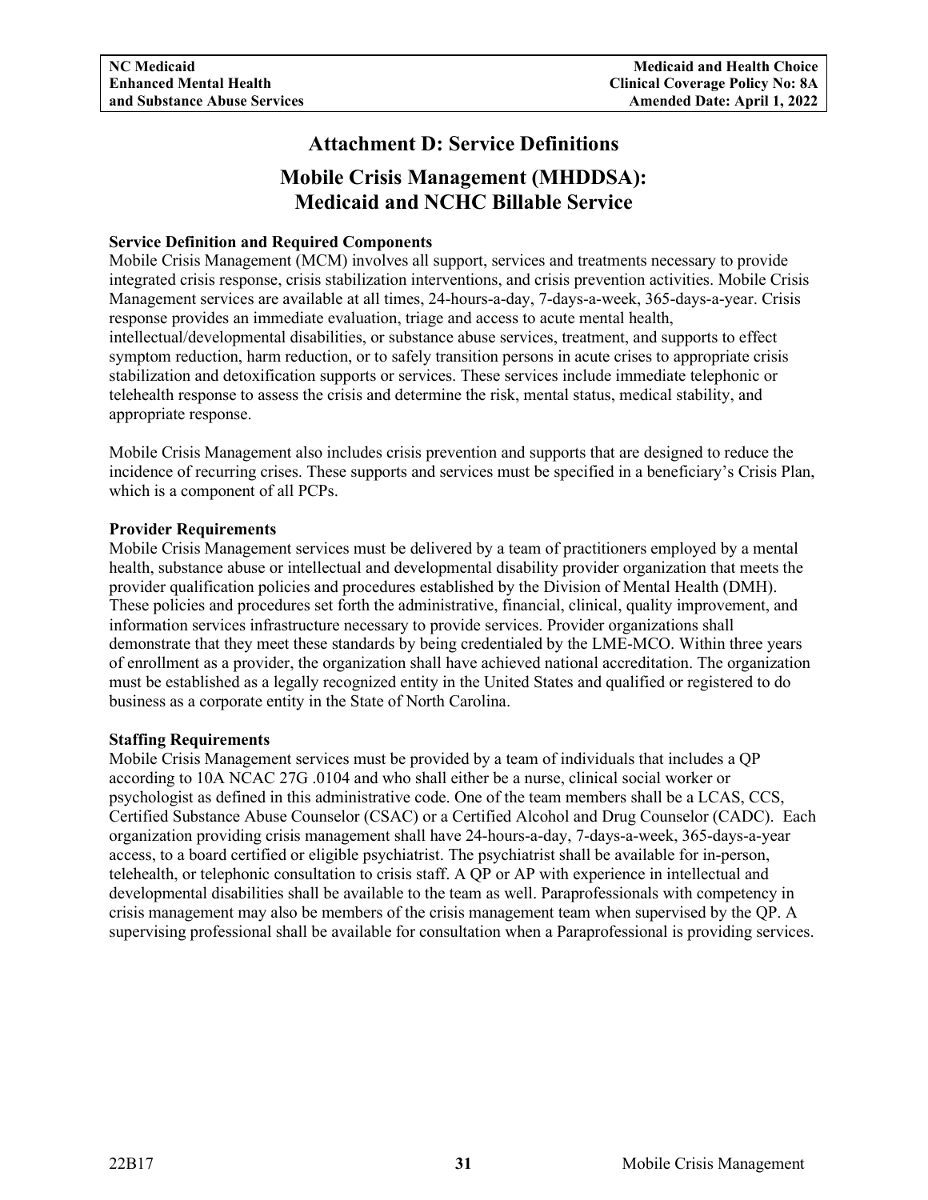# Attachment D: Service Definitions

## Mobile Crisis Management (MHDDSA): Medicaid and NCHC Billable Service

**Service Definition and Required Components**

Mobile Crisis Management (MCM) involves all support, services and treatments necessary to provide integrated crisis response, crisis stabilization interventions, and crisis prevention activities. Mobile Crisis Management services are available at all times, 24-hours-a-day, 7-days-a-week, 365-days-a-year. Crisis response provides an immediate evaluation, triage and access to acute mental health, intellectual/developmental disabilities, or substance abuse services, treatment, and supports to effect symptom reduction, harm reduction, or to safely transition persons in acute crises to appropriate crisis stabilization and detoxification supports or services. These services include immediate telephonic or telehealth response to assess the crisis and determine the risk, mental status, medical stability, and appropriate response.

Mobile Crisis Management also includes crisis prevention and supports that are designed to reduce the incidence of recurring crises. These supports and services must be specified in a beneficiary's Crisis Plan, which is a component of all PCPs.

**Provider Requirements**

Mobile Crisis Management services must be delivered by a team of practitioners employed by a mental health, substance abuse or intellectual and developmental disability provider organization that meets the provider qualification policies and procedures established by the Division of Mental Health (DMH). These policies and procedures set forth the administrative, financial, clinical, quality improvement, and information services infrastructure necessary to provide services. Provider organizations shall demonstrate that they meet these standards by being credentialed by the LME-MCO. Within three years of enrollment as a provider, the organization shall have achieved national accreditation. The organization must be established as a legally recognized entity in the United States and qualified or registered to do business as a corporate entity in the State of North Carolina.

**Staffing Requirements**

Mobile Crisis Management services must be provided by a team of individuals that includes a QP according to 10A NCAC 27G .0104 and who shall either be a nurse, clinical social worker or psychologist as defined in this administrative code. One of the team members shall be a LCAS, CCS, Certified Substance Abuse Counselor (CSAC) or a Certified Alcohol and Drug Counselor (CADC). Each organization providing crisis management shall have 24-hours-a-day, 7-days-a-week, 365-days-a-year access, to a board certified or eligible psychiatrist. The psychiatrist shall be available for in-person, telehealth, or telephonic consultation to crisis staff. A QP or AP with experience in intellectual and developmental disabilities shall be available to the team as well. Paraprofessionals with competency in crisis management may also be members of the crisis management team when supervised by the QP. A supervising professional shall be available for consultation when a Paraprofessional is providing services.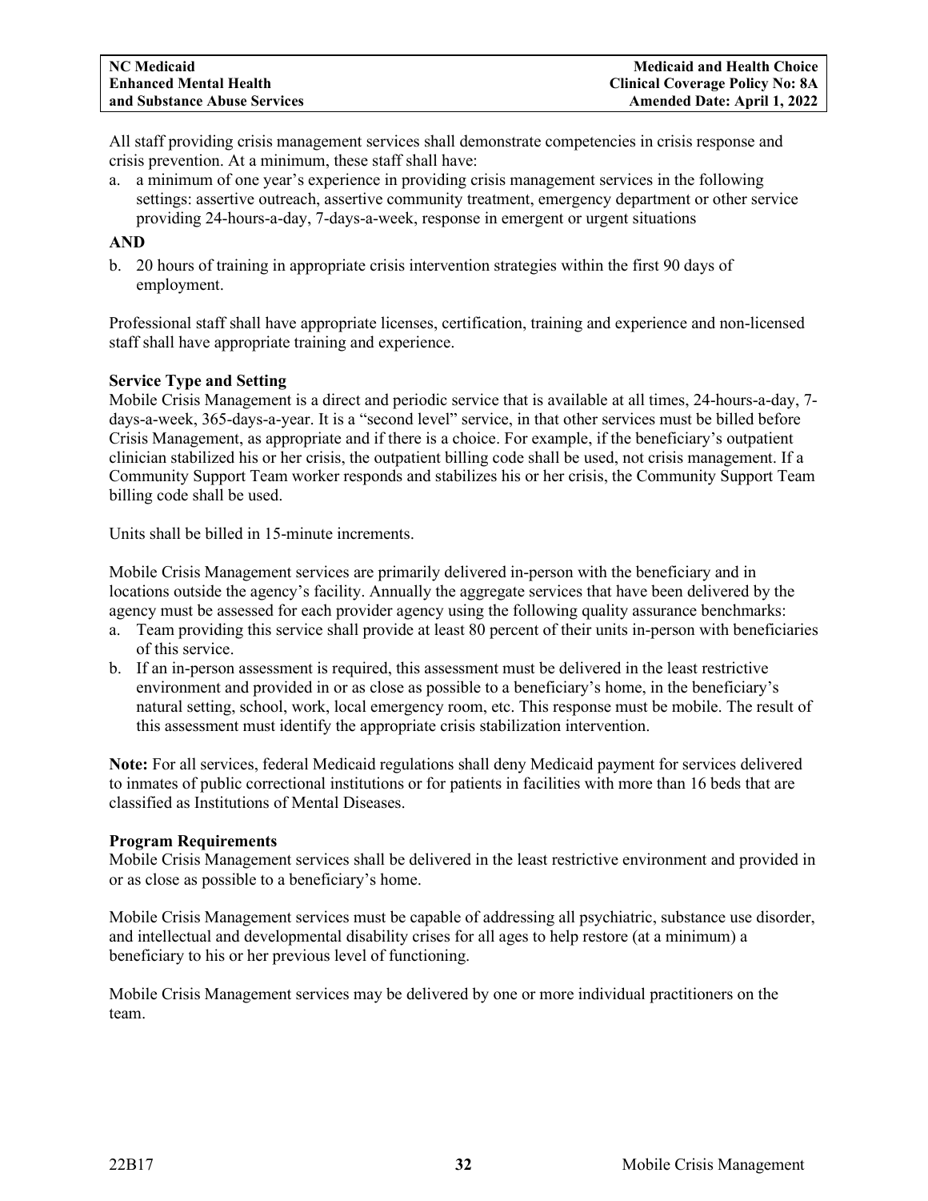All staff providing crisis management services shall demonstrate competencies in crisis response and crisis prevention. At a minimum, these staff shall have:

a. a minimum of one year's experience in providing crisis management services in the following settings: assertive outreach, assertive community treatment, emergency department or other service providing 24-hours-a-day, 7-days-a-week, response in emergent or urgent situations

**AND**

b. 20 hours of training in appropriate crisis intervention strategies within the first 90 days of employment.

Professional staff shall have appropriate licenses, certification, training and experience and non-licensed staff shall have appropriate training and experience.

**Service Type and Setting**

Mobile Crisis Management is a direct and periodic service that is available at all times, 24-hours-a-day, 7-days-a-week, 365-days-a-year. It is a "second level" service, in that other services must be billed before Crisis Management, as appropriate and if there is a choice. For example, if the beneficiary's outpatient clinician stabilized his or her crisis, the outpatient billing code shall be used, not crisis management. If a Community Support Team worker responds and stabilizes his or her crisis, the Community Support Team billing code shall be used.

Units shall be billed in 15-minute increments.

Mobile Crisis Management services are primarily delivered in-person with the beneficiary and in locations outside the agency's facility. Annually the aggregate services that have been delivered by the agency must be assessed for each provider agency using the following quality assurance benchmarks:

a. Team providing this service shall provide at least 80 percent of their units in-person with beneficiaries of this service.
b. If an in-person assessment is required, this assessment must be delivered in the least restrictive environment and provided in or as close as possible to a beneficiary's home, in the beneficiary's natural setting, school, work, local emergency room, etc. This response must be mobile. The result of this assessment must identify the appropriate crisis stabilization intervention.

**Note:** For all services, federal Medicaid regulations shall deny Medicaid payment for services delivered to inmates of public correctional institutions or for patients in facilities with more than 16 beds that are classified as Institutions of Mental Diseases.

**Program Requirements**

Mobile Crisis Management services shall be delivered in the least restrictive environment and provided in or as close as possible to a beneficiary's home.

Mobile Crisis Management services must be capable of addressing all psychiatric, substance use disorder, and intellectual and developmental disability crises for all ages to help restore (at a minimum) a beneficiary to his or her previous level of functioning.

Mobile Crisis Management services may be delivered by one or more individual practitioners on the team.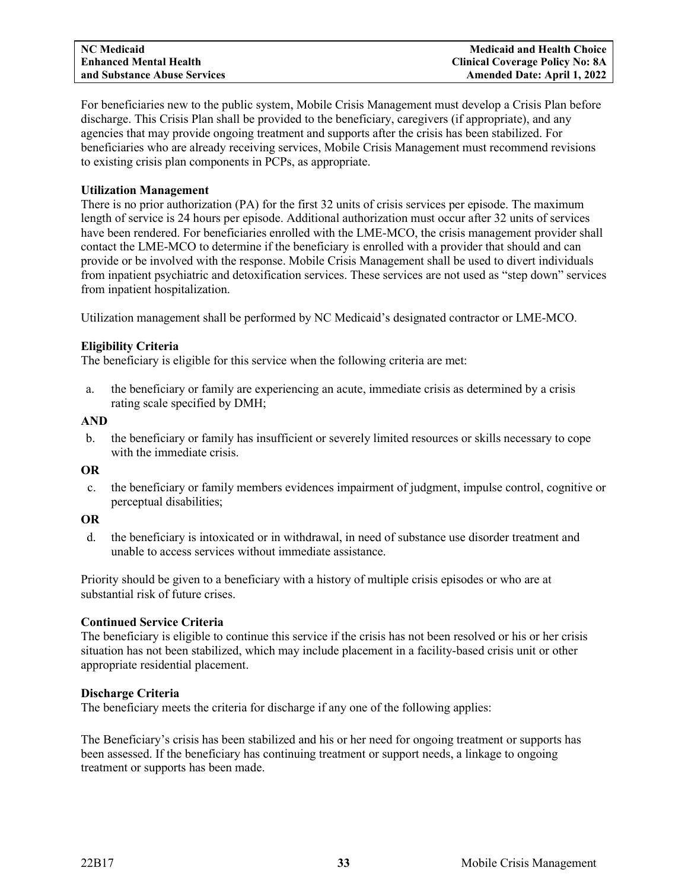For beneficiaries new to the public system, Mobile Crisis Management must develop a Crisis Plan before discharge. This Crisis Plan shall be provided to the beneficiary, caregivers (if appropriate), and any agencies that may provide ongoing treatment and supports after the crisis has been stabilized. For beneficiaries who are already receiving services, Mobile Crisis Management must recommend revisions to existing crisis plan components in PCPs, as appropriate.

**Utilization Management**

There is no prior authorization (PA) for the first 32 units of crisis services per episode. The maximum length of service is 24 hours per episode. Additional authorization must occur after 32 units of services have been rendered. For beneficiaries enrolled with the LME-MCO, the crisis management provider shall contact the LME-MCO to determine if the beneficiary is enrolled with a provider that should and can provide or be involved with the response. Mobile Crisis Management shall be used to divert individuals from inpatient psychiatric and detoxification services. These services are not used as "step down" services from inpatient hospitalization.

Utilization management shall be performed by NC Medicaid's designated contractor or LME-MCO.

**Eligibility Criteria**

The beneficiary is eligible for this service when the following criteria are met:

a. the beneficiary or family are experiencing an acute, immediate crisis as determined by a crisis rating scale specified by DMH;

**AND**

b. the beneficiary or family has insufficient or severely limited resources or skills necessary to cope with the immediate crisis.

**OR**

c. the beneficiary or family members evidences impairment of judgment, impulse control, cognitive or perceptual disabilities;

**OR**

d. the beneficiary is intoxicated or in withdrawal, in need of substance use disorder treatment and unable to access services without immediate assistance.

Priority should be given to a beneficiary with a history of multiple crisis episodes or who are at substantial risk of future crises.

**Continued Service Criteria**

The beneficiary is eligible to continue this service if the crisis has not been resolved or his or her crisis situation has not been stabilized, which may include placement in a facility-based crisis unit or other appropriate residential placement.

**Discharge Criteria**

The beneficiary meets the criteria for discharge if any one of the following applies:

The Beneficiary's crisis has been stabilized and his or her need for ongoing treatment or supports has been assessed. If the beneficiary has continuing treatment or support needs, a linkage to ongoing treatment or supports has been made.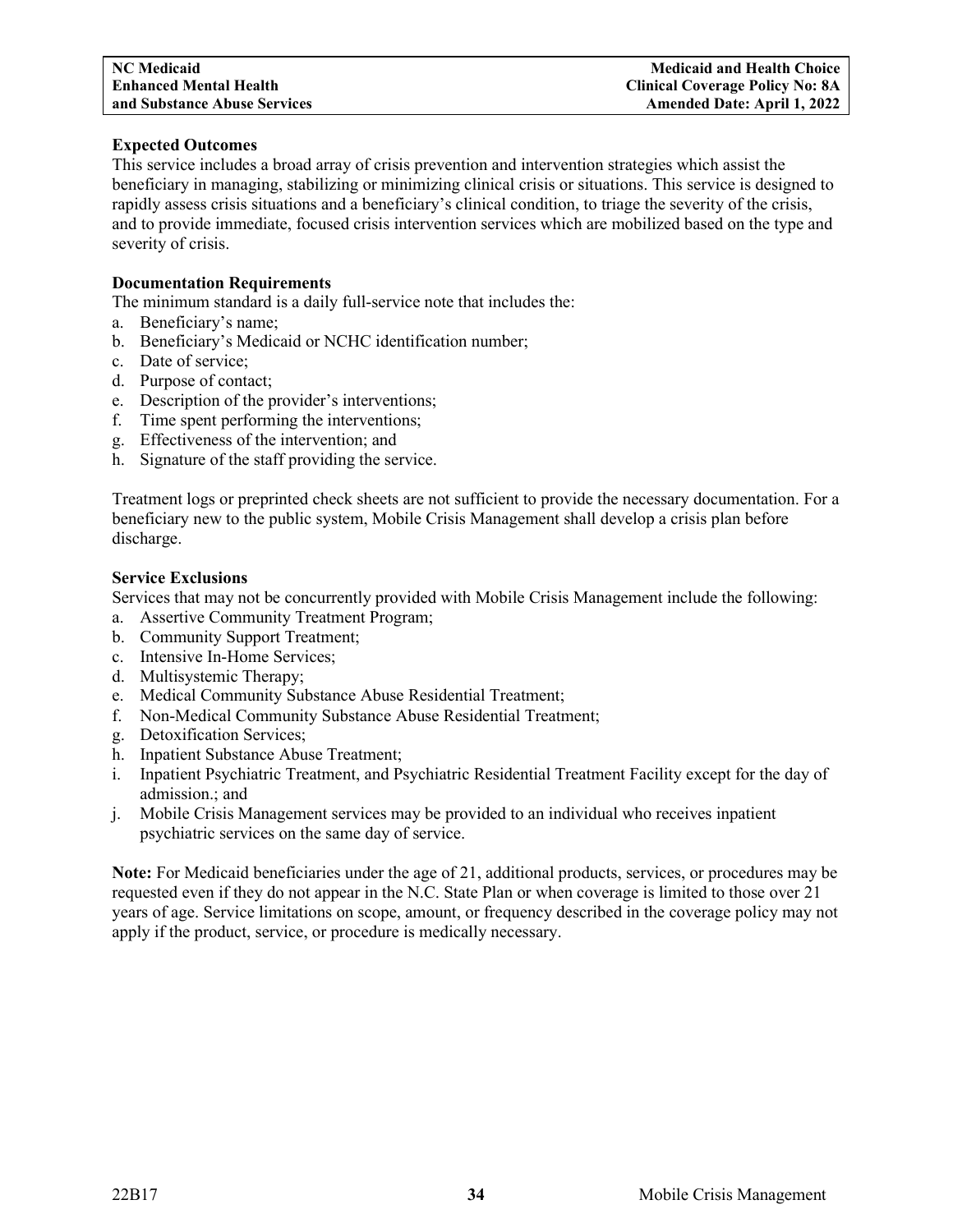**Expected Outcomes**

This service includes a broad array of crisis prevention and intervention strategies which assist the beneficiary in managing, stabilizing or minimizing clinical crisis or situations. This service is designed to rapidly assess crisis situations and a beneficiary's clinical condition, to triage the severity of the crisis, and to provide immediate, focused crisis intervention services which are mobilized based on the type and severity of crisis.

**Documentation Requirements**

The minimum standard is a daily full-service note that includes the:

a. Beneficiary's name;
b. Beneficiary's Medicaid or NCHC identification number;
c. Date of service;
d. Purpose of contact;
e. Description of the provider's interventions;
f. Time spent performing the interventions;
g. Effectiveness of the intervention; and
h. Signature of the staff providing the service.

Treatment logs or preprinted check sheets are not sufficient to provide the necessary documentation. For a beneficiary new to the public system, Mobile Crisis Management shall develop a crisis plan before discharge.

**Service Exclusions**

Services that may not be concurrently provided with Mobile Crisis Management include the following:

a. Assertive Community Treatment Program;
b. Community Support Treatment;
c. Intensive In-Home Services;
d. Multisystemic Therapy;
e. Medical Community Substance Abuse Residential Treatment;
f. Non-Medical Community Substance Abuse Residential Treatment;
g. Detoxification Services;
h. Inpatient Substance Abuse Treatment;
i. Inpatient Psychiatric Treatment, and Psychiatric Residential Treatment Facility except for the day of admission.; and
j. Mobile Crisis Management services may be provided to an individual who receives inpatient psychiatric services on the same day of service.

**Note:** For Medicaid beneficiaries under the age of 21, additional products, services, or procedures may be requested even if they do not appear in the N.C. State Plan or when coverage is limited to those over 21 years of age. Service limitations on scope, amount, or frequency described in the coverage policy may not apply if the product, service, or procedure is medically necessary.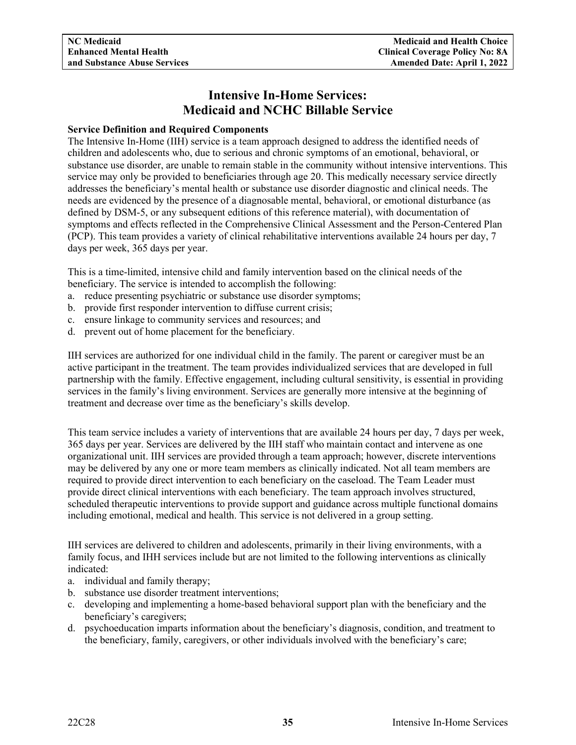# Intensive In-Home Services: Medicaid and NCHC Billable Service

**Service Definition and Required Components**

The Intensive In-Home (IIH) service is a team approach designed to address the identified needs of children and adolescents who, due to serious and chronic symptoms of an emotional, behavioral, or substance use disorder, are unable to remain stable in the community without intensive interventions. This service may only be provided to beneficiaries through age 20. This medically necessary service directly addresses the beneficiary's mental health or substance use disorder diagnostic and clinical needs. The needs are evidenced by the presence of a diagnosable mental, behavioral, or emotional disturbance (as defined by DSM-5, or any subsequent editions of this reference material), with documentation of symptoms and effects reflected in the Comprehensive Clinical Assessment and the Person-Centered Plan (PCP). This team provides a variety of clinical rehabilitative interventions available 24 hours per day, 7 days per week, 365 days per year.

This is a time-limited, intensive child and family intervention based on the clinical needs of the beneficiary. The service is intended to accomplish the following:

a. reduce presenting psychiatric or substance use disorder symptoms;
b. provide first responder intervention to diffuse current crisis;
c. ensure linkage to community services and resources; and
d. prevent out of home placement for the beneficiary.

IIH services are authorized for one individual child in the family. The parent or caregiver must be an active participant in the treatment. The team provides individualized services that are developed in full partnership with the family. Effective engagement, including cultural sensitivity, is essential in providing services in the family's living environment. Services are generally more intensive at the beginning of treatment and decrease over time as the beneficiary's skills develop.

This team service includes a variety of interventions that are available 24 hours per day, 7 days per week, 365 days per year. Services are delivered by the IIH staff who maintain contact and intervene as one organizational unit. IIH services are provided through a team approach; however, discrete interventions may be delivered by any one or more team members as clinically indicated. Not all team members are required to provide direct intervention to each beneficiary on the caseload. The Team Leader must provide direct clinical interventions with each beneficiary. The team approach involves structured, scheduled therapeutic interventions to provide support and guidance across multiple functional domains including emotional, medical and health. This service is not delivered in a group setting.

IIH services are delivered to children and adolescents, primarily in their living environments, with a family focus, and IHH services include but are not limited to the following interventions as clinically indicated:

a. individual and family therapy;
b. substance use disorder treatment interventions;
c. developing and implementing a home-based behavioral support plan with the beneficiary and the beneficiary's caregivers;
d. psychoeducation imparts information about the beneficiary's diagnosis, condition, and treatment to the beneficiary, family, caregivers, or other individuals involved with the beneficiary's care;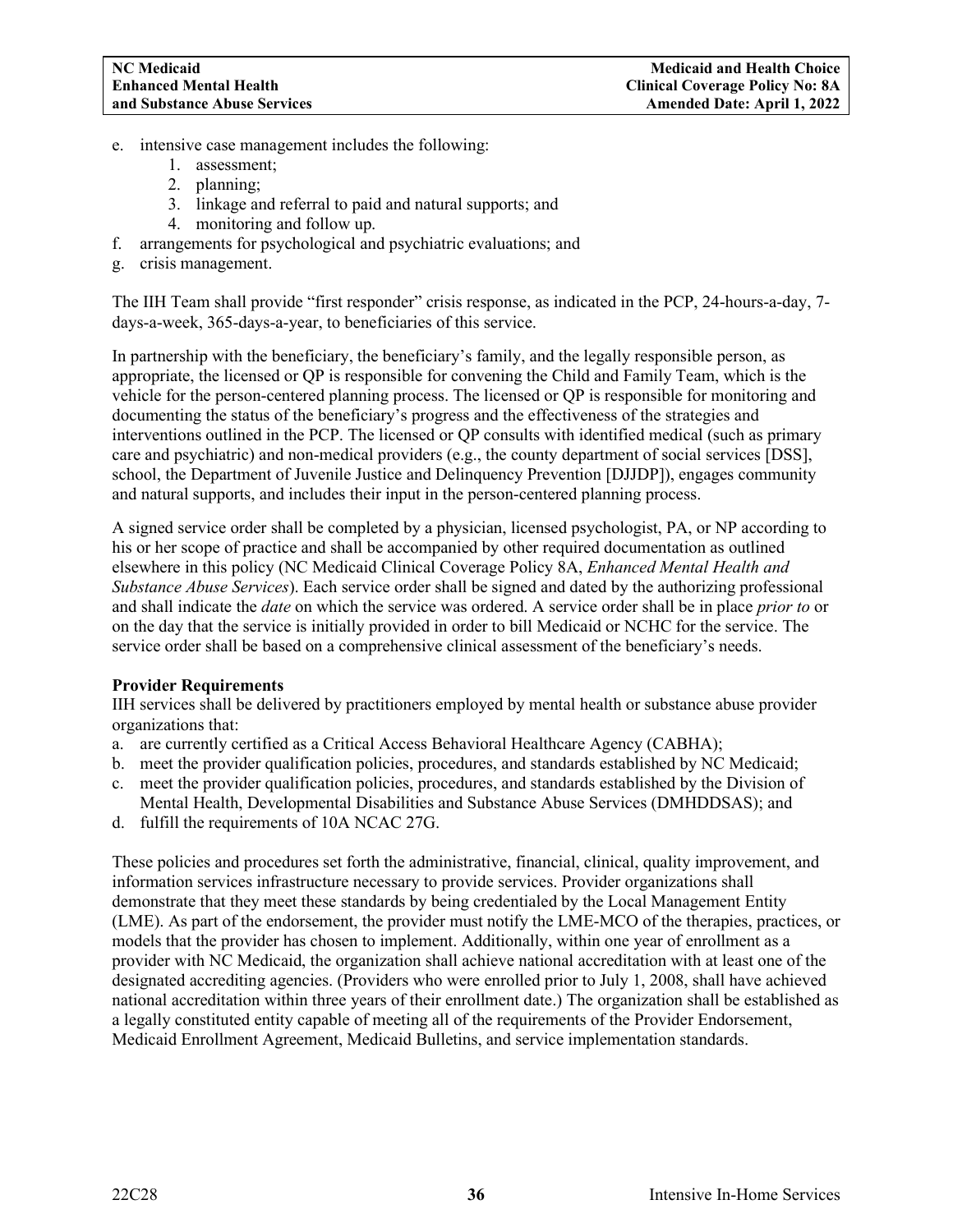e. intensive case management includes the following:
    1. assessment;
    2. planning;
    3. linkage and referral to paid and natural supports; and
    4. monitoring and follow up.
f. arrangements for psychological and psychiatric evaluations; and
g. crisis management.

The IIH Team shall provide "first responder" crisis response, as indicated in the PCP, 24-hours-a-day, 7-days-a-week, 365-days-a-year, to beneficiaries of this service.

In partnership with the beneficiary, the beneficiary's family, and the legally responsible person, as appropriate, the licensed or QP is responsible for convening the Child and Family Team, which is the vehicle for the person-centered planning process. The licensed or QP is responsible for monitoring and documenting the status of the beneficiary's progress and the effectiveness of the strategies and interventions outlined in the PCP. The licensed or QP consults with identified medical (such as primary care and psychiatric) and non-medical providers (e.g., the county department of social services [DSS], school, the Department of Juvenile Justice and Delinquency Prevention [DJJDP]), engages community and natural supports, and includes their input in the person-centered planning process.

A signed service order shall be completed by a physician, licensed psychologist, PA, or NP according to his or her scope of practice and shall be accompanied by other required documentation as outlined elsewhere in this policy (NC Medicaid Clinical Coverage Policy 8A, *Enhanced Mental Health and Substance Abuse Services*). Each service order shall be signed and dated by the authorizing professional and shall indicate the *date* on which the service was ordered. A service order shall be in place *prior to* or on the day that the service is initially provided in order to bill Medicaid or NCHC for the service. The service order shall be based on a comprehensive clinical assessment of the beneficiary's needs.

**Provider Requirements**
IIH services shall be delivered by practitioners employed by mental health or substance abuse provider organizations that:
a. are currently certified as a Critical Access Behavioral Healthcare Agency (CABHA);
b. meet the provider qualification policies, procedures, and standards established by NC Medicaid;
c. meet the provider qualification policies, procedures, and standards established by the Division of Mental Health, Developmental Disabilities and Substance Abuse Services (DMHDDSAS); and
d. fulfill the requirements of 10A NCAC 27G.

These policies and procedures set forth the administrative, financial, clinical, quality improvement, and information services infrastructure necessary to provide services. Provider organizations shall demonstrate that they meet these standards by being credentialed by the Local Management Entity (LME). As part of the endorsement, the provider must notify the LME-MCO of the therapies, practices, or models that the provider has chosen to implement. Additionally, within one year of enrollment as a provider with NC Medicaid, the organization shall achieve national accreditation with at least one of the designated accrediting agencies. (Providers who were enrolled prior to July 1, 2008, shall have achieved national accreditation within three years of their enrollment date.) The organization shall be established as a legally constituted entity capable of meeting all of the requirements of the Provider Endorsement, Medicaid Enrollment Agreement, Medicaid Bulletins, and service implementation standards.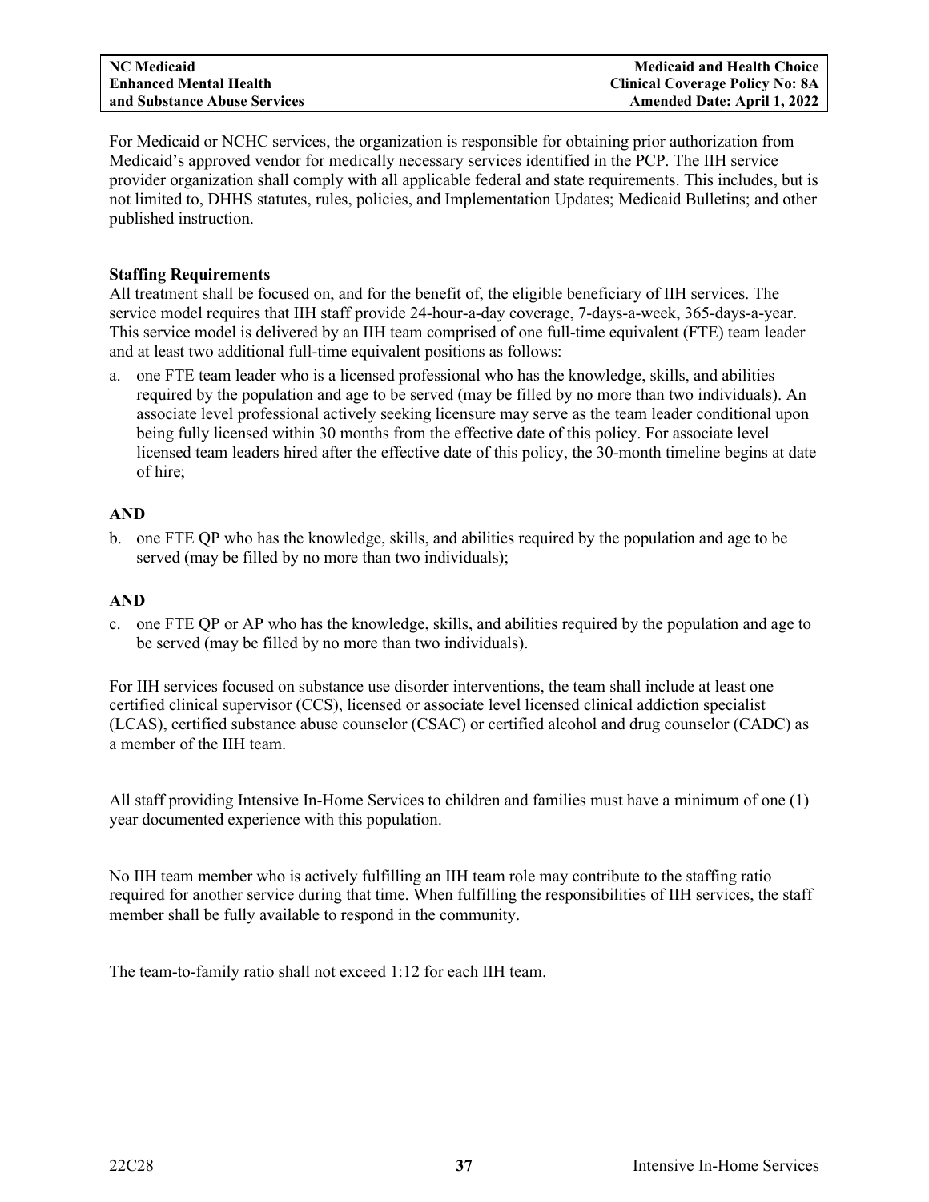For Medicaid or NCHC services, the organization is responsible for obtaining prior authorization from Medicaid's approved vendor for medically necessary services identified in the PCP. The IIH service provider organization shall comply with all applicable federal and state requirements. This includes, but is not limited to, DHHS statutes, rules, policies, and Implementation Updates; Medicaid Bulletins; and other published instruction.

**Staffing Requirements**

All treatment shall be focused on, and for the benefit of, the eligible beneficiary of IIH services. The service model requires that IIH staff provide 24-hour-a-day coverage, 7-days-a-week, 365-days-a-year. This service model is delivered by an IIH team comprised of one full-time equivalent (FTE) team leader and at least two additional full-time equivalent positions as follows:

a. one FTE team leader who is a licensed professional who has the knowledge, skills, and abilities required by the population and age to be served (may be filled by no more than two individuals). An associate level professional actively seeking licensure may serve as the team leader conditional upon being fully licensed within 30 months from the effective date of this policy. For associate level licensed team leaders hired after the effective date of this policy, the 30-month timeline begins at date of hire;

**AND**

b. one FTE QP who has the knowledge, skills, and abilities required by the population and age to be served (may be filled by no more than two individuals);

**AND**

c. one FTE QP or AP who has the knowledge, skills, and abilities required by the population and age to be served (may be filled by no more than two individuals).

For IIH services focused on substance use disorder interventions, the team shall include at least one certified clinical supervisor (CCS), licensed or associate level licensed clinical addiction specialist (LCAS), certified substance abuse counselor (CSAC) or certified alcohol and drug counselor (CADC) as a member of the IIH team.

All staff providing Intensive In-Home Services to children and families must have a minimum of one (1) year documented experience with this population.

No IIH team member who is actively fulfilling an IIH team role may contribute to the staffing ratio required for another service during that time. When fulfilling the responsibilities of IIH services, the staff member shall be fully available to respond in the community.

The team-to-family ratio shall not exceed 1:12 for each IIH team.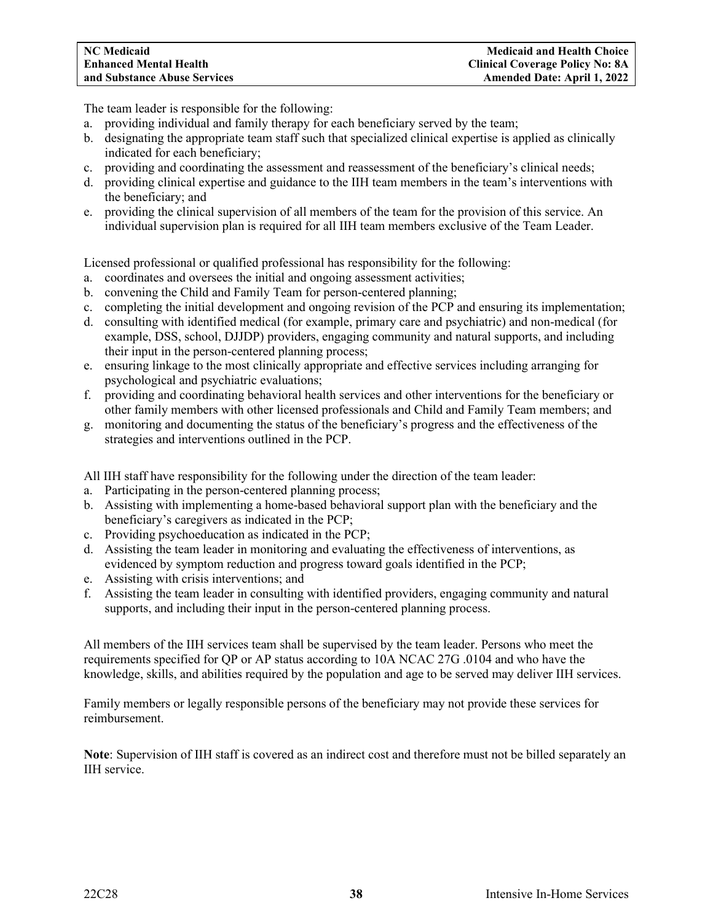The team leader is responsible for the following:

a. providing individual and family therapy for each beneficiary served by the team;
b. designating the appropriate team staff such that specialized clinical expertise is applied as clinically indicated for each beneficiary;
c. providing and coordinating the assessment and reassessment of the beneficiary's clinical needs;
d. providing clinical expertise and guidance to the IIH team members in the team's interventions with the beneficiary; and
e. providing the clinical supervision of all members of the team for the provision of this service. An individual supervision plan is required for all IIH team members exclusive of the Team Leader.

Licensed professional or qualified professional has responsibility for the following:

a. coordinates and oversees the initial and ongoing assessment activities;
b. convening the Child and Family Team for person-centered planning;
c. completing the initial development and ongoing revision of the PCP and ensuring its implementation;
d. consulting with identified medical (for example, primary care and psychiatric) and non-medical (for example, DSS, school, DJJDP) providers, engaging community and natural supports, and including their input in the person-centered planning process;
e. ensuring linkage to the most clinically appropriate and effective services including arranging for psychological and psychiatric evaluations;
f. providing and coordinating behavioral health services and other interventions for the beneficiary or other family members with other licensed professionals and Child and Family Team members; and
g. monitoring and documenting the status of the beneficiary's progress and the effectiveness of the strategies and interventions outlined in the PCP.

All IIH staff have responsibility for the following under the direction of the team leader:

a. Participating in the person-centered planning process;
b. Assisting with implementing a home-based behavioral support plan with the beneficiary and the beneficiary's caregivers as indicated in the PCP;
c. Providing psychoeducation as indicated in the PCP;
d. Assisting the team leader in monitoring and evaluating the effectiveness of interventions, as evidenced by symptom reduction and progress toward goals identified in the PCP;
e. Assisting with crisis interventions; and
f. Assisting the team leader in consulting with identified providers, engaging community and natural supports, and including their input in the person-centered planning process.

All members of the IIH services team shall be supervised by the team leader. Persons who meet the requirements specified for QP or AP status according to 10A NCAC 27G .0104 and who have the knowledge, skills, and abilities required by the population and age to be served may deliver IIH services.

Family members or legally responsible persons of the beneficiary may not provide these services for reimbursement.

**Note**: Supervision of IIH staff is covered as an indirect cost and therefore must not be billed separately an IIH service.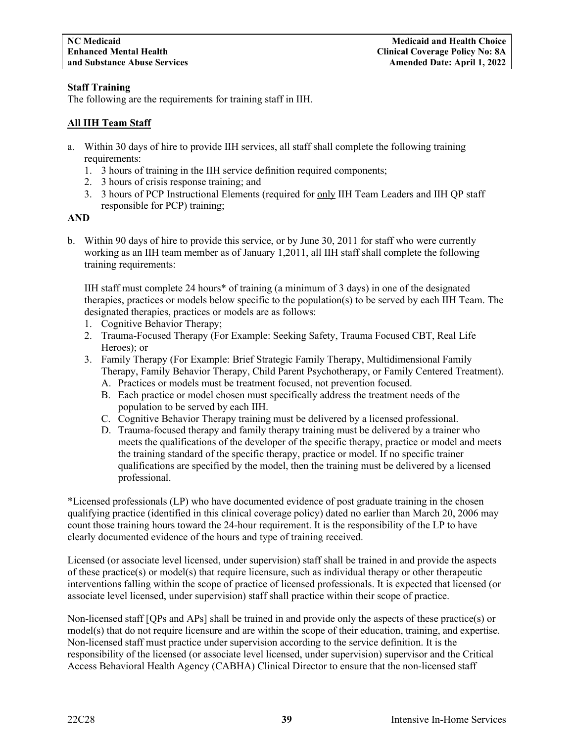**Staff Training**

The following are the requirements for training staff in IIH.

**All IIH Team Staff**

a. Within 30 days of hire to provide IIH services, all staff shall complete the following training requirements:
   1. 3 hours of training in the IIH service definition required components;
   2. 3 hours of crisis response training; and
   3. 3 hours of PCP Instructional Elements (required for only IIH Team Leaders and IIH QP staff responsible for PCP) training;

**AND**

b. Within 90 days of hire to provide this service, or by June 30, 2011 for staff who were currently working as an IIH team member as of January 1,2011, all IIH staff shall complete the following training requirements:

   IIH staff must complete 24 hours* of training (a minimum of 3 days) in one of the designated therapies, practices or models below specific to the population(s) to be served by each IIH Team. The designated therapies, practices or models are as follows:
   1. Cognitive Behavior Therapy;
   2. Trauma-Focused Therapy (For Example: Seeking Safety, Trauma Focused CBT, Real Life Heroes); or
   3. Family Therapy (For Example: Brief Strategic Family Therapy, Multidimensional Family Therapy, Family Behavior Therapy, Child Parent Psychotherapy, or Family Centered Treatment).
      A. Practices or models must be treatment focused, not prevention focused.
      B. Each practice or model chosen must specifically address the treatment needs of the population to be served by each IIH.
      C. Cognitive Behavior Therapy training must be delivered by a licensed professional.
      D. Trauma-focused therapy and family therapy training must be delivered by a trainer who meets the qualifications of the developer of the specific therapy, practice or model and meets the training standard of the specific therapy, practice or model. If no specific trainer qualifications are specified by the model, then the training must be delivered by a licensed professional.

*Licensed professionals (LP) who have documented evidence of post graduate training in the chosen qualifying practice (identified in this clinical coverage policy) dated no earlier than March 20, 2006 may count those training hours toward the 24-hour requirement. It is the responsibility of the LP to have clearly documented evidence of the hours and type of training received.

Licensed (or associate level licensed, under supervision) staff shall be trained in and provide the aspects of these practice(s) or model(s) that require licensure, such as individual therapy or other therapeutic interventions falling within the scope of practice of licensed professionals. It is expected that licensed (or associate level licensed, under supervision) staff shall practice within their scope of practice.

Non-licensed staff [QPs and APs] shall be trained in and provide only the aspects of these practice(s) or model(s) that do not require licensure and are within the scope of their education, training, and expertise. Non-licensed staff must practice under supervision according to the service definition. It is the responsibility of the licensed (or associate level licensed, under supervision) supervisor and the Critical Access Behavioral Health Agency (CABHA) Clinical Director to ensure that the non-licensed staff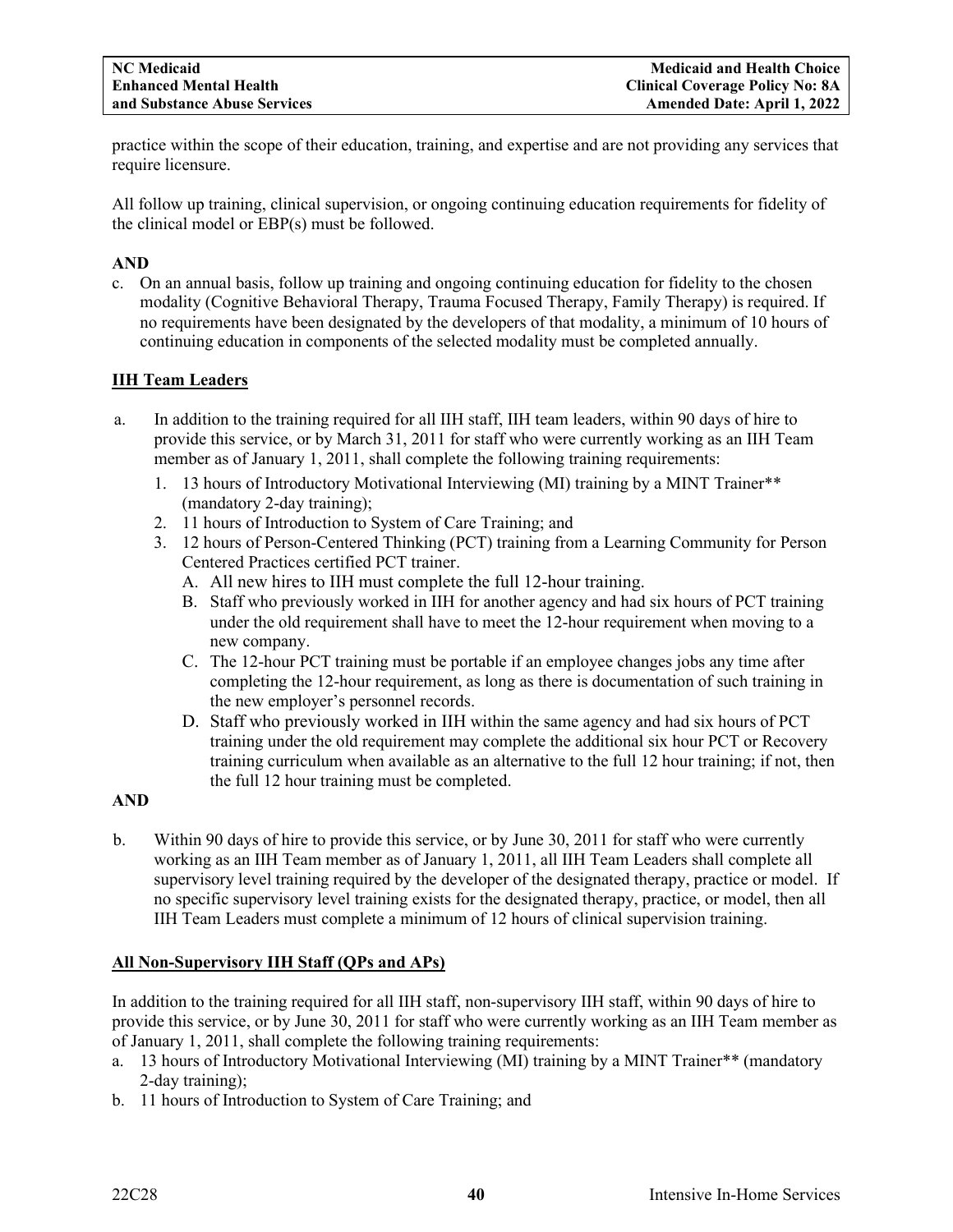practice within the scope of their education, training, and expertise and are not providing any services that require licensure.

All follow up training, clinical supervision, or ongoing continuing education requirements for fidelity of the clinical model or EBP(s) must be followed.

**AND**

c. On an annual basis, follow up training and ongoing continuing education for fidelity to the chosen modality (Cognitive Behavioral Therapy, Trauma Focused Therapy, Family Therapy) is required. If no requirements have been designated by the developers of that modality, a minimum of 10 hours of continuing education in components of the selected modality must be completed annually.

**IIH Team Leaders**

a. In addition to the training required for all IIH staff, IIH team leaders, within 90 days of hire to provide this service, or by March 31, 2011 for staff who were currently working as an IIH Team member as of January 1, 2011, shall complete the following training requirements:
   1. 13 hours of Introductory Motivational Interviewing (MI) training by a MINT Trainer** (mandatory 2-day training);
   2. 11 hours of Introduction to System of Care Training; and
   3. 12 hours of Person-Centered Thinking (PCT) training from a Learning Community for Person Centered Practices certified PCT trainer.
      A. All new hires to IIH must complete the full 12-hour training.
      B. Staff who previously worked in IIH for another agency and had six hours of PCT training under the old requirement shall have to meet the 12-hour requirement when moving to a new company.
      C. The 12-hour PCT training must be portable if an employee changes jobs any time after completing the 12-hour requirement, as long as there is documentation of such training in the new employer's personnel records.
      D. Staff who previously worked in IIH within the same agency and had six hours of PCT training under the old requirement may complete the additional six hour PCT or Recovery training curriculum when available as an alternative to the full 12 hour training; if not, then the full 12 hour training must be completed.

**AND**

b. Within 90 days of hire to provide this service, or by June 30, 2011 for staff who were currently working as an IIH Team member as of January 1, 2011, all IIH Team Leaders shall complete all supervisory level training required by the developer of the designated therapy, practice or model. If no specific supervisory level training exists for the designated therapy, practice, or model, then all IIH Team Leaders must complete a minimum of 12 hours of clinical supervision training.

**All Non-Supervisory IIH Staff (QPs and APs)**

In addition to the training required for all IIH staff, non-supervisory IIH staff, within 90 days of hire to provide this service, or by June 30, 2011 for staff who were currently working as an IIH Team member as of January 1, 2011, shall complete the following training requirements:

a. 13 hours of Introductory Motivational Interviewing (MI) training by a MINT Trainer** (mandatory 2-day training);
b. 11 hours of Introduction to System of Care Training; and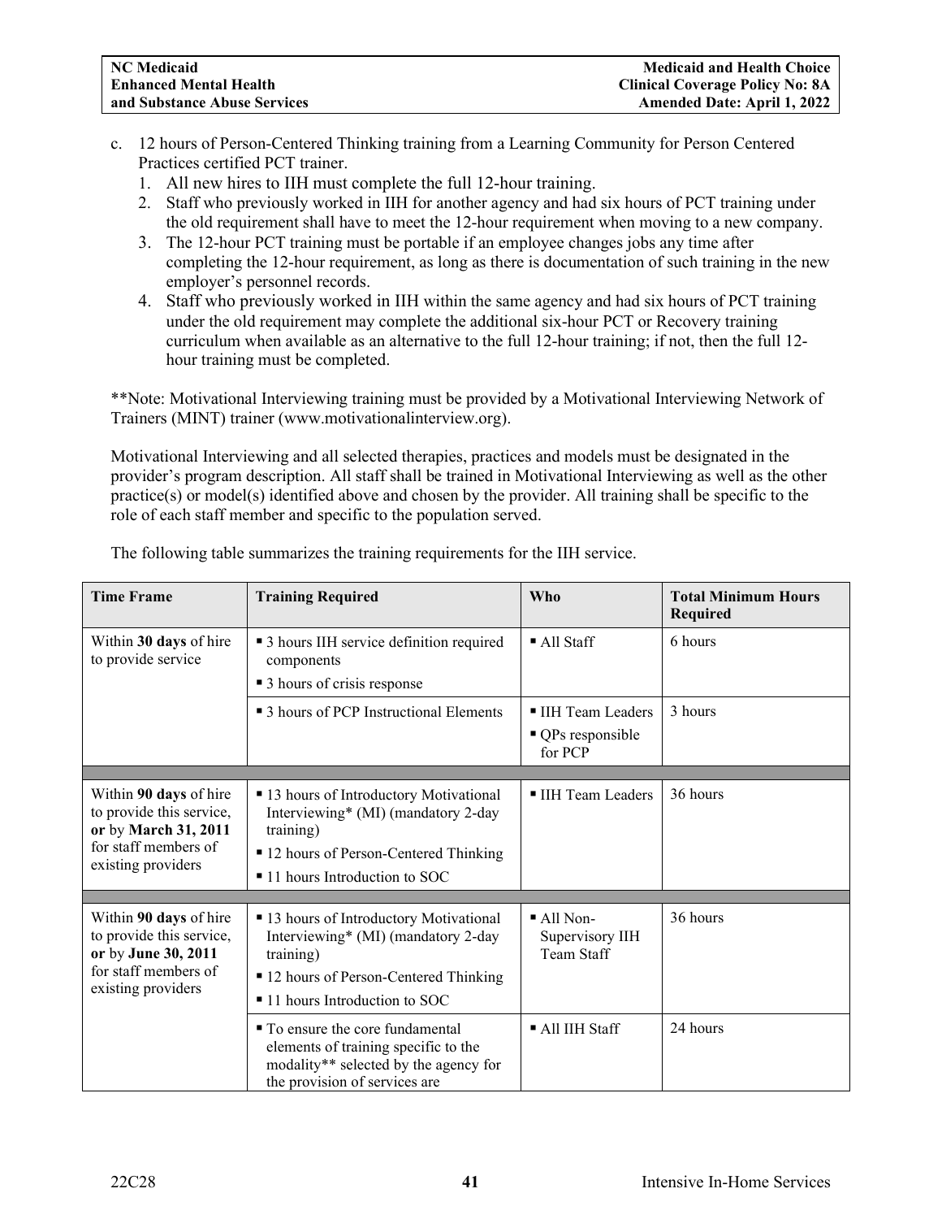c. 12 hours of Person-Centered Thinking training from a Learning Community for Person Centered Practices certified PCT trainer.
   1. All new hires to IIH must complete the full 12-hour training.
   2. Staff who previously worked in IIH for another agency and had six hours of PCT training under the old requirement shall have to meet the 12-hour requirement when moving to a new company.
   3. The 12-hour PCT training must be portable if an employee changes jobs any time after completing the 12-hour requirement, as long as there is documentation of such training in the new employer's personnel records.
   4. Staff who previously worked in IIH within the same agency and had six hours of PCT training under the old requirement may complete the additional six-hour PCT or Recovery training curriculum when available as an alternative to the full 12-hour training; if not, then the full 12-hour training must be completed.

**Note: Motivational Interviewing training must be provided by a Motivational Interviewing Network of Trainers (MINT) trainer (www.motivationalinterview.org).

Motivational Interviewing and all selected therapies, practices and models must be designated in the provider's program description. All staff shall be trained in Motivational Interviewing as well as the other practice(s) or model(s) identified above and chosen by the provider. All training shall be specific to the role of each staff member and specific to the population served.

The following table summarizes the training requirements for the IIH service.

| Time Frame | Training Required | Who | Total Minimum Hours Required |
|---|---|---|---|
| Within **30 days** of hire to provide service | ▪ 3 hours IIH service definition required components<br>▪ 3 hours of crisis response | ▪ All Staff | 6 hours |
| | ▪ 3 hours of PCP Instructional Elements | ▪ IIH Team Leaders<br>▪ QPs responsible for PCP | 3 hours |
| | | | |
| Within **90 days** of hire to provide this service, **or** by **March 31, 2011** for staff members of existing providers | ▪ 13 hours of Introductory Motivational Interviewing* (MI) (mandatory 2-day training)<br>▪ 12 hours of Person-Centered Thinking<br>▪ 11 hours Introduction to SOC | ▪ IIH Team Leaders | 36 hours |
| | | | |
| Within **90 days** of hire to provide this service, **or** by **June 30, 2011** for staff members of existing providers | ▪ 13 hours of Introductory Motivational Interviewing* (MI) (mandatory 2-day training)<br>▪ 12 hours of Person-Centered Thinking<br>▪ 11 hours Introduction to SOC | ▪ All Non-Supervisory IIH Team Staff | 36 hours |
| | ▪ To ensure the core fundamental elements of training specific to the modality** selected by the agency for the provision of services are | ▪ All IIH Staff | 24 hours |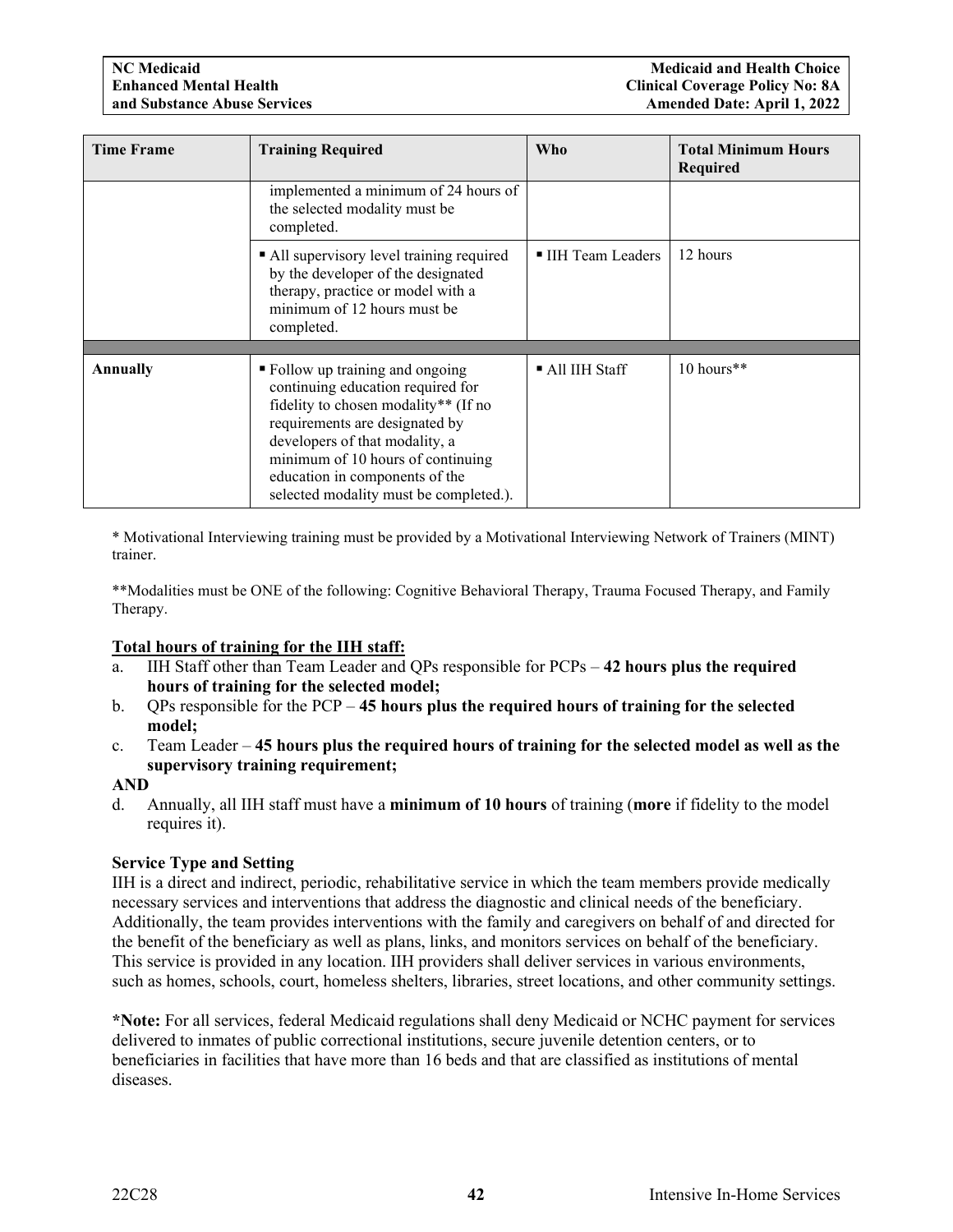| Time Frame | Training Required | Who | Total Minimum Hours Required |
|---|---|---|---|
| | implemented a minimum of 24 hours of the selected modality must be completed. | | |
| | ▪ All supervisory level training required by the developer of the designated therapy, practice or model with a minimum of 12 hours must be completed. | ▪ IIH Team Leaders | 12 hours |
| | | | |
| **Annually** | ▪ Follow up training and ongoing continuing education required for fidelity to chosen modality** (If no requirements are designated by developers of that modality, a minimum of 10 hours of continuing education in components of the selected modality must be completed.). | ▪ All IIH Staff | 10 hours** |

* Motivational Interviewing training must be provided by a Motivational Interviewing Network of Trainers (MINT) trainer.

**Modalities must be ONE of the following: Cognitive Behavioral Therapy, Trauma Focused Therapy, and Family Therapy.

**Total hours of training for the IIH staff:**

a. IIH Staff other than Team Leader and QPs responsible for PCPs – **42 hours plus the required hours of training for the selected model;**

b. QPs responsible for the PCP – **45 hours plus the required hours of training for the selected model;**

c. Team Leader – **45 hours plus the required hours of training for the selected model as well as the supervisory training requirement;**

**AND**

d. Annually, all IIH staff must have a **minimum of 10 hours** of training (**more** if fidelity to the model requires it).

**Service Type and Setting**

IIH is a direct and indirect, periodic, rehabilitative service in which the team members provide medically necessary services and interventions that address the diagnostic and clinical needs of the beneficiary. Additionally, the team provides interventions with the family and caregivers on behalf of and directed for the benefit of the beneficiary as well as plans, links, and monitors services on behalf of the beneficiary. This service is provided in any location. IIH providers shall deliver services in various environments, such as homes, schools, court, homeless shelters, libraries, street locations, and other community settings.

***Note:** For all services, federal Medicaid regulations shall deny Medicaid or NCHC payment for services delivered to inmates of public correctional institutions, secure juvenile detention centers, or to beneficiaries in facilities that have more than 16 beds and that are classified as institutions of mental diseases.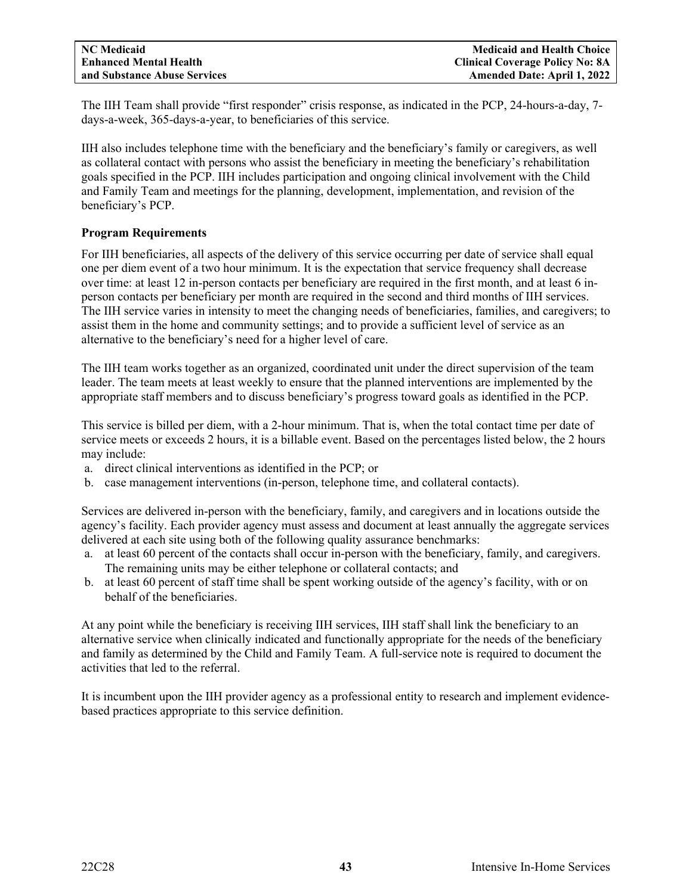The IIH Team shall provide "first responder" crisis response, as indicated in the PCP, 24-hours-a-day, 7-days-a-week, 365-days-a-year, to beneficiaries of this service.

IIH also includes telephone time with the beneficiary and the beneficiary's family or caregivers, as well as collateral contact with persons who assist the beneficiary in meeting the beneficiary's rehabilitation goals specified in the PCP. IIH includes participation and ongoing clinical involvement with the Child and Family Team and meetings for the planning, development, implementation, and revision of the beneficiary's PCP.

**Program Requirements**

For IIH beneficiaries, all aspects of the delivery of this service occurring per date of service shall equal one per diem event of a two hour minimum. It is the expectation that service frequency shall decrease over time: at least 12 in-person contacts per beneficiary are required in the first month, and at least 6 in-person contacts per beneficiary per month are required in the second and third months of IIH services. The IIH service varies in intensity to meet the changing needs of beneficiaries, families, and caregivers; to assist them in the home and community settings; and to provide a sufficient level of service as an alternative to the beneficiary's need for a higher level of care.

The IIH team works together as an organized, coordinated unit under the direct supervision of the team leader. The team meets at least weekly to ensure that the planned interventions are implemented by the appropriate staff members and to discuss beneficiary's progress toward goals as identified in the PCP.

This service is billed per diem, with a 2-hour minimum. That is, when the total contact time per date of service meets or exceeds 2 hours, it is a billable event. Based on the percentages listed below, the 2 hours may include:

a. direct clinical interventions as identified in the PCP; or
b. case management interventions (in-person, telephone time, and collateral contacts).

Services are delivered in-person with the beneficiary, family, and caregivers and in locations outside the agency's facility. Each provider agency must assess and document at least annually the aggregate services delivered at each site using both of the following quality assurance benchmarks:

a. at least 60 percent of the contacts shall occur in-person with the beneficiary, family, and caregivers. The remaining units may be either telephone or collateral contacts; and
b. at least 60 percent of staff time shall be spent working outside of the agency's facility, with or on behalf of the beneficiaries.

At any point while the beneficiary is receiving IIH services, IIH staff shall link the beneficiary to an alternative service when clinically indicated and functionally appropriate for the needs of the beneficiary and family as determined by the Child and Family Team. A full-service note is required to document the activities that led to the referral.

It is incumbent upon the IIH provider agency as a professional entity to research and implement evidence-based practices appropriate to this service definition.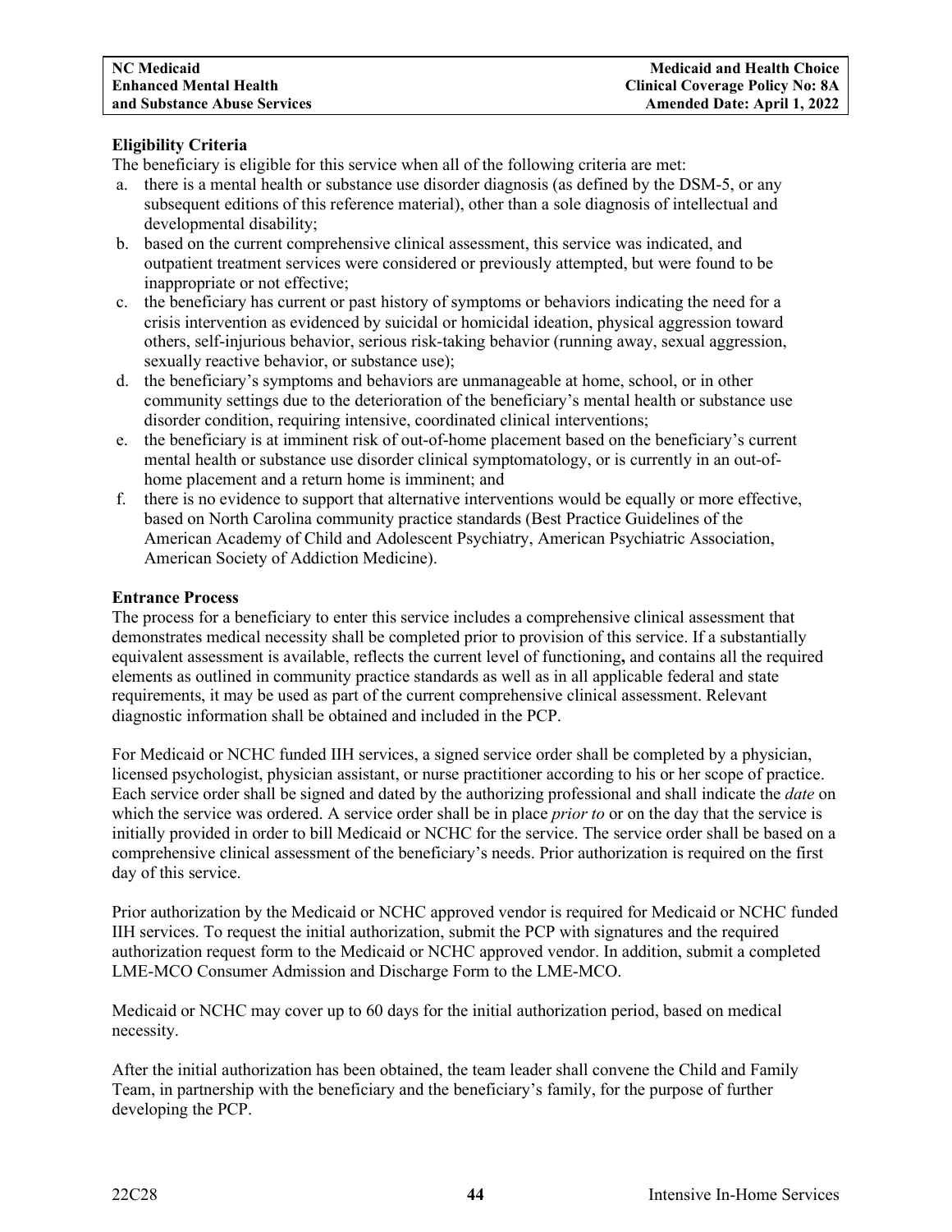**Eligibility Criteria**

The beneficiary is eligible for this service when all of the following criteria are met:

a. there is a mental health or substance use disorder diagnosis (as defined by the DSM-5, or any subsequent editions of this reference material), other than a sole diagnosis of intellectual and developmental disability;
b. based on the current comprehensive clinical assessment, this service was indicated, and outpatient treatment services were considered or previously attempted, but were found to be inappropriate or not effective;
c. the beneficiary has current or past history of symptoms or behaviors indicating the need for a crisis intervention as evidenced by suicidal or homicidal ideation, physical aggression toward others, self-injurious behavior, serious risk-taking behavior (running away, sexual aggression, sexually reactive behavior, or substance use);
d. the beneficiary's symptoms and behaviors are unmanageable at home, school, or in other community settings due to the deterioration of the beneficiary's mental health or substance use disorder condition, requiring intensive, coordinated clinical interventions;
e. the beneficiary is at imminent risk of out-of-home placement based on the beneficiary's current mental health or substance use disorder clinical symptomatology, or is currently in an out-of-home placement and a return home is imminent; and
f. there is no evidence to support that alternative interventions would be equally or more effective, based on North Carolina community practice standards (Best Practice Guidelines of the American Academy of Child and Adolescent Psychiatry, American Psychiatric Association, American Society of Addiction Medicine).

**Entrance Process**

The process for a beneficiary to enter this service includes a comprehensive clinical assessment that demonstrates medical necessity shall be completed prior to provision of this service. If a substantially equivalent assessment is available, reflects the current level of functioning**,** and contains all the required elements as outlined in community practice standards as well as in all applicable federal and state requirements, it may be used as part of the current comprehensive clinical assessment. Relevant diagnostic information shall be obtained and included in the PCP.

For Medicaid or NCHC funded IIH services, a signed service order shall be completed by a physician, licensed psychologist, physician assistant, or nurse practitioner according to his or her scope of practice. Each service order shall be signed and dated by the authorizing professional and shall indicate the *date* on which the service was ordered. A service order shall be in place *prior to* or on the day that the service is initially provided in order to bill Medicaid or NCHC for the service. The service order shall be based on a comprehensive clinical assessment of the beneficiary's needs. Prior authorization is required on the first day of this service.

Prior authorization by the Medicaid or NCHC approved vendor is required for Medicaid or NCHC funded IIH services. To request the initial authorization, submit the PCP with signatures and the required authorization request form to the Medicaid or NCHC approved vendor. In addition, submit a completed LME-MCO Consumer Admission and Discharge Form to the LME-MCO.

Medicaid or NCHC may cover up to 60 days for the initial authorization period, based on medical necessity.

After the initial authorization has been obtained, the team leader shall convene the Child and Family Team, in partnership with the beneficiary and the beneficiary's family, for the purpose of further developing the PCP.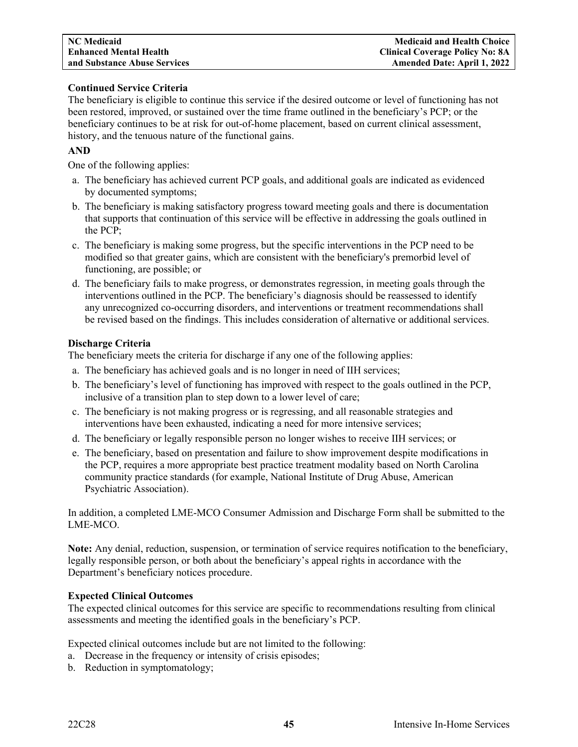**Continued Service Criteria**

The beneficiary is eligible to continue this service if the desired outcome or level of functioning has not been restored, improved, or sustained over the time frame outlined in the beneficiary's PCP; or the beneficiary continues to be at risk for out-of-home placement, based on current clinical assessment, history, and the tenuous nature of the functional gains.

**AND**

One of the following applies:

a. The beneficiary has achieved current PCP goals, and additional goals are indicated as evidenced by documented symptoms;
b. The beneficiary is making satisfactory progress toward meeting goals and there is documentation that supports that continuation of this service will be effective in addressing the goals outlined in the PCP;
c. The beneficiary is making some progress, but the specific interventions in the PCP need to be modified so that greater gains, which are consistent with the beneficiary's premorbid level of functioning, are possible; or
d. The beneficiary fails to make progress, or demonstrates regression, in meeting goals through the interventions outlined in the PCP. The beneficiary's diagnosis should be reassessed to identify any unrecognized co-occurring disorders, and interventions or treatment recommendations shall be revised based on the findings. This includes consideration of alternative or additional services.

**Discharge Criteria**

The beneficiary meets the criteria for discharge if any one of the following applies:

a. The beneficiary has achieved goals and is no longer in need of IIH services;
b. The beneficiary's level of functioning has improved with respect to the goals outlined in the PCP, inclusive of a transition plan to step down to a lower level of care;
c. The beneficiary is not making progress or is regressing, and all reasonable strategies and interventions have been exhausted, indicating a need for more intensive services;
d. The beneficiary or legally responsible person no longer wishes to receive IIH services; or
e. The beneficiary, based on presentation and failure to show improvement despite modifications in the PCP, requires a more appropriate best practice treatment modality based on North Carolina community practice standards (for example, National Institute of Drug Abuse, American Psychiatric Association).

In addition, a completed LME-MCO Consumer Admission and Discharge Form shall be submitted to the LME-MCO.

**Note:** Any denial, reduction, suspension, or termination of service requires notification to the beneficiary, legally responsible person, or both about the beneficiary's appeal rights in accordance with the Department's beneficiary notices procedure.

**Expected Clinical Outcomes**

The expected clinical outcomes for this service are specific to recommendations resulting from clinical assessments and meeting the identified goals in the beneficiary's PCP.

Expected clinical outcomes include but are not limited to the following:

a. Decrease in the frequency or intensity of crisis episodes;
b. Reduction in symptomatology;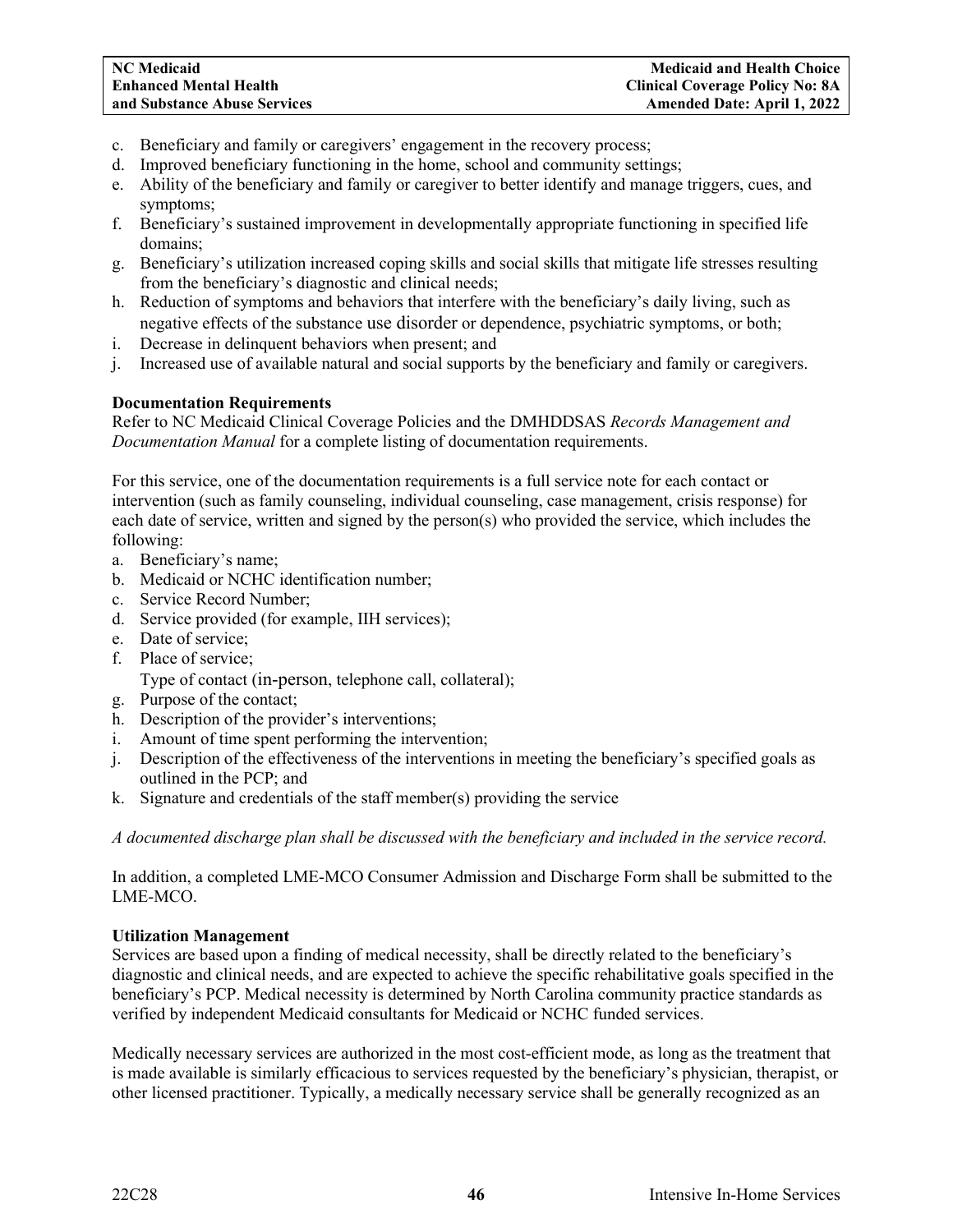c. Beneficiary and family or caregivers' engagement in the recovery process;
d. Improved beneficiary functioning in the home, school and community settings;
e. Ability of the beneficiary and family or caregiver to better identify and manage triggers, cues, and symptoms;
f. Beneficiary's sustained improvement in developmentally appropriate functioning in specified life domains;
g. Beneficiary's utilization increased coping skills and social skills that mitigate life stresses resulting from the beneficiary's diagnostic and clinical needs;
h. Reduction of symptoms and behaviors that interfere with the beneficiary's daily living, such as negative effects of the substance use disorder or dependence, psychiatric symptoms, or both;
i. Decrease in delinquent behaviors when present; and
j. Increased use of available natural and social supports by the beneficiary and family or caregivers.

**Documentation Requirements**

Refer to NC Medicaid Clinical Coverage Policies and the DMHDDSAS *Records Management and Documentation Manual* for a complete listing of documentation requirements.

For this service, one of the documentation requirements is a full service note for each contact or intervention (such as family counseling, individual counseling, case management, crisis response) for each date of service, written and signed by the person(s) who provided the service, which includes the following:

a. Beneficiary's name;
b. Medicaid or NCHC identification number;
c. Service Record Number;
d. Service provided (for example, IIH services);
e. Date of service;
f. Place of service;
   Type of contact (in-person, telephone call, collateral);
g. Purpose of the contact;
h. Description of the provider's interventions;
i. Amount of time spent performing the intervention;
j. Description of the effectiveness of the interventions in meeting the beneficiary's specified goals as outlined in the PCP; and
k. Signature and credentials of the staff member(s) providing the service

*A documented discharge plan shall be discussed with the beneficiary and included in the service record.*

In addition, a completed LME-MCO Consumer Admission and Discharge Form shall be submitted to the LME-MCO.

**Utilization Management**

Services are based upon a finding of medical necessity, shall be directly related to the beneficiary's diagnostic and clinical needs, and are expected to achieve the specific rehabilitative goals specified in the beneficiary's PCP. Medical necessity is determined by North Carolina community practice standards as verified by independent Medicaid consultants for Medicaid or NCHC funded services.

Medically necessary services are authorized in the most cost-efficient mode, as long as the treatment that is made available is similarly efficacious to services requested by the beneficiary's physician, therapist, or other licensed practitioner. Typically, a medically necessary service shall be generally recognized as an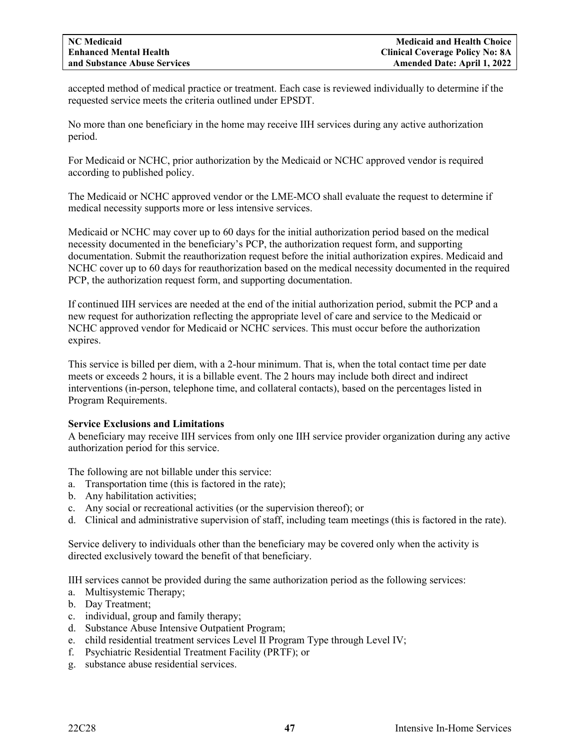accepted method of medical practice or treatment. Each case is reviewed individually to determine if the requested service meets the criteria outlined under EPSDT.

No more than one beneficiary in the home may receive IIH services during any active authorization period.

For Medicaid or NCHC, prior authorization by the Medicaid or NCHC approved vendor is required according to published policy.

The Medicaid or NCHC approved vendor or the LME-MCO shall evaluate the request to determine if medical necessity supports more or less intensive services.

Medicaid or NCHC may cover up to 60 days for the initial authorization period based on the medical necessity documented in the beneficiary's PCP, the authorization request form, and supporting documentation. Submit the reauthorization request before the initial authorization expires. Medicaid and NCHC cover up to 60 days for reauthorization based on the medical necessity documented in the required PCP, the authorization request form, and supporting documentation.

If continued IIH services are needed at the end of the initial authorization period, submit the PCP and a new request for authorization reflecting the appropriate level of care and service to the Medicaid or NCHC approved vendor for Medicaid or NCHC services. This must occur before the authorization expires.

This service is billed per diem, with a 2-hour minimum. That is, when the total contact time per date meets or exceeds 2 hours, it is a billable event. The 2 hours may include both direct and indirect interventions (in-person, telephone time, and collateral contacts), based on the percentages listed in Program Requirements.

**Service Exclusions and Limitations**

A beneficiary may receive IIH services from only one IIH service provider organization during any active authorization period for this service.

The following are not billable under this service:

a. Transportation time (this is factored in the rate);
b. Any habilitation activities;
c. Any social or recreational activities (or the supervision thereof); or
d. Clinical and administrative supervision of staff, including team meetings (this is factored in the rate).

Service delivery to individuals other than the beneficiary may be covered only when the activity is directed exclusively toward the benefit of that beneficiary.

IIH services cannot be provided during the same authorization period as the following services:

a. Multisystemic Therapy;
b. Day Treatment;
c. individual, group and family therapy;
d. Substance Abuse Intensive Outpatient Program;
e. child residential treatment services Level II Program Type through Level IV;
f. Psychiatric Residential Treatment Facility (PRTF); or
g. substance abuse residential services.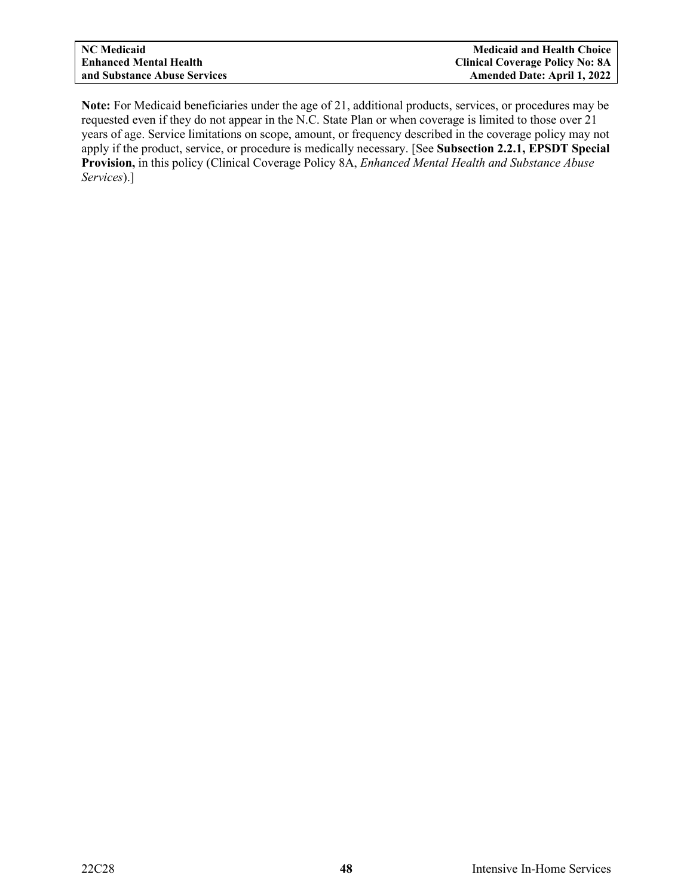**Note:** For Medicaid beneficiaries under the age of 21, additional products, services, or procedures may be requested even if they do not appear in the N.C. State Plan or when coverage is limited to those over 21 years of age. Service limitations on scope, amount, or frequency described in the coverage policy may not apply if the product, service, or procedure is medically necessary. [See **Subsection 2.2.1, EPSDT Special Provision,** in this policy (Clinical Coverage Policy 8A, *Enhanced Mental Health and Substance Abuse Services*).]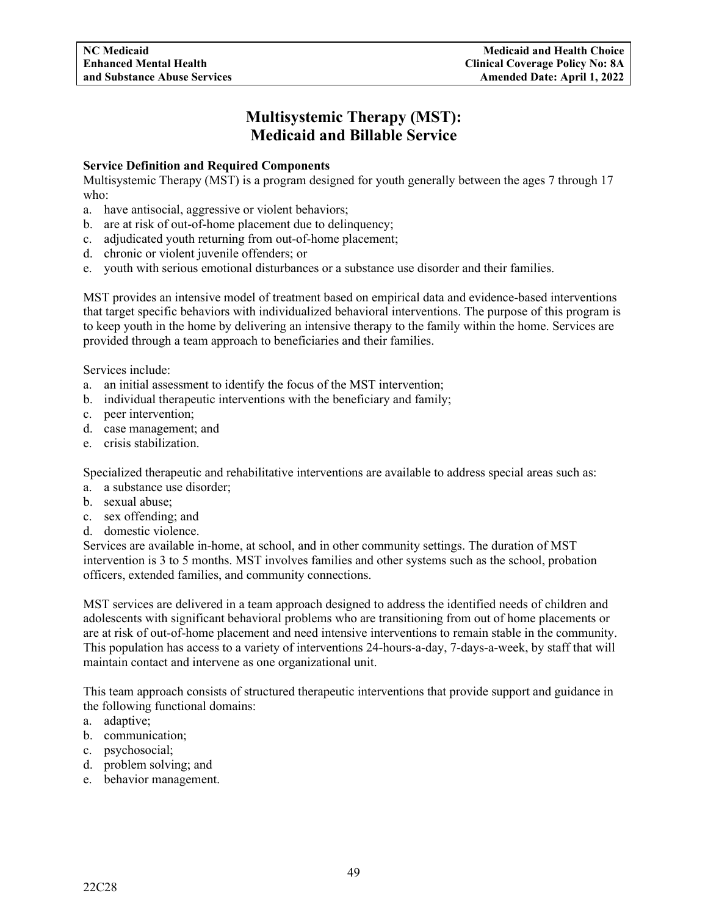# Multisystemic Therapy (MST): Medicaid and Billable Service

**Service Definition and Required Components**

Multisystemic Therapy (MST) is a program designed for youth generally between the ages 7 through 17 who:

a. have antisocial, aggressive or violent behaviors;
b. are at risk of out-of-home placement due to delinquency;
c. adjudicated youth returning from out-of-home placement;
d. chronic or violent juvenile offenders; or
e. youth with serious emotional disturbances or a substance use disorder and their families.

MST provides an intensive model of treatment based on empirical data and evidence-based interventions that target specific behaviors with individualized behavioral interventions. The purpose of this program is to keep youth in the home by delivering an intensive therapy to the family within the home. Services are provided through a team approach to beneficiaries and their families.

Services include:

a. an initial assessment to identify the focus of the MST intervention;
b. individual therapeutic interventions with the beneficiary and family;
c. peer intervention;
d. case management; and
e. crisis stabilization.

Specialized therapeutic and rehabilitative interventions are available to address special areas such as:

a. a substance use disorder;
b. sexual abuse;
c. sex offending; and
d. domestic violence.

Services are available in-home, at school, and in other community settings. The duration of MST intervention is 3 to 5 months. MST involves families and other systems such as the school, probation officers, extended families, and community connections.

MST services are delivered in a team approach designed to address the identified needs of children and adolescents with significant behavioral problems who are transitioning from out of home placements or are at risk of out-of-home placement and need intensive interventions to remain stable in the community. This population has access to a variety of interventions 24-hours-a-day, 7-days-a-week, by staff that will maintain contact and intervene as one organizational unit.

This team approach consists of structured therapeutic interventions that provide support and guidance in the following functional domains:

a. adaptive;
b. communication;
c. psychosocial;
d. problem solving; and
e. behavior management.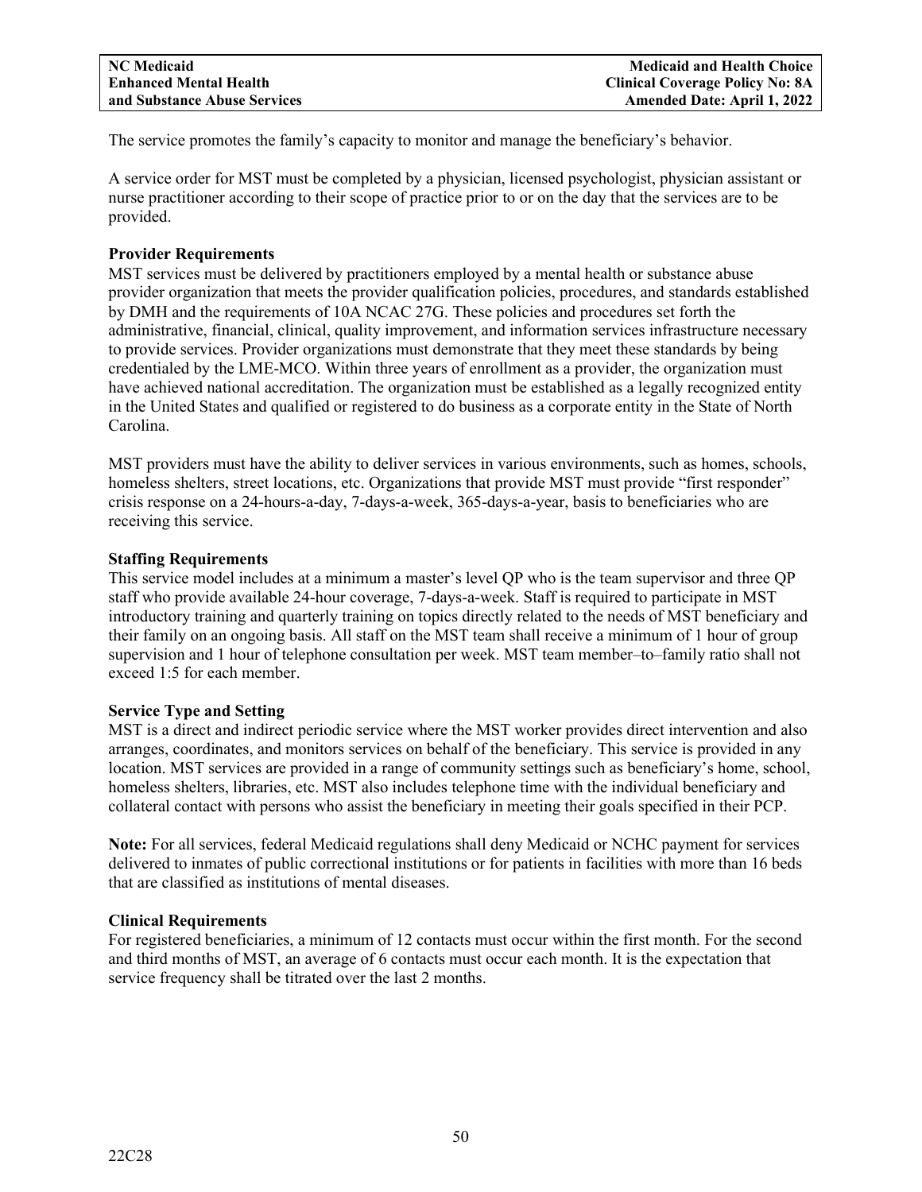The service promotes the family's capacity to monitor and manage the beneficiary's behavior.

A service order for MST must be completed by a physician, licensed psychologist, physician assistant or nurse practitioner according to their scope of practice prior to or on the day that the services are to be provided.

**Provider Requirements**
MST services must be delivered by practitioners employed by a mental health or substance abuse provider organization that meets the provider qualification policies, procedures, and standards established by DMH and the requirements of 10A NCAC 27G. These policies and procedures set forth the administrative, financial, clinical, quality improvement, and information services infrastructure necessary to provide services. Provider organizations must demonstrate that they meet these standards by being credentialed by the LME-MCO. Within three years of enrollment as a provider, the organization must have achieved national accreditation. The organization must be established as a legally recognized entity in the United States and qualified or registered to do business as a corporate entity in the State of North Carolina.

MST providers must have the ability to deliver services in various environments, such as homes, schools, homeless shelters, street locations, etc. Organizations that provide MST must provide "first responder" crisis response on a 24-hours-a-day, 7-days-a-week, 365-days-a-year, basis to beneficiaries who are receiving this service.

**Staffing Requirements**
This service model includes at a minimum a master's level QP who is the team supervisor and three QP staff who provide available 24-hour coverage, 7-days-a-week. Staff is required to participate in MST introductory training and quarterly training on topics directly related to the needs of MST beneficiary and their family on an ongoing basis. All staff on the MST team shall receive a minimum of 1 hour of group supervision and 1 hour of telephone consultation per week. MST team member–to–family ratio shall not exceed 1:5 for each member.

**Service Type and Setting**
MST is a direct and indirect periodic service where the MST worker provides direct intervention and also arranges, coordinates, and monitors services on behalf of the beneficiary. This service is provided in any location. MST services are provided in a range of community settings such as beneficiary's home, school, homeless shelters, libraries, etc. MST also includes telephone time with the individual beneficiary and collateral contact with persons who assist the beneficiary in meeting their goals specified in their PCP.

**Note:** For all services, federal Medicaid regulations shall deny Medicaid or NCHC payment for services delivered to inmates of public correctional institutions or for patients in facilities with more than 16 beds that are classified as institutions of mental diseases.

**Clinical Requirements**
For registered beneficiaries, a minimum of 12 contacts must occur within the first month. For the second and third months of MST, an average of 6 contacts must occur each month. It is the expectation that service frequency shall be titrated over the last 2 months.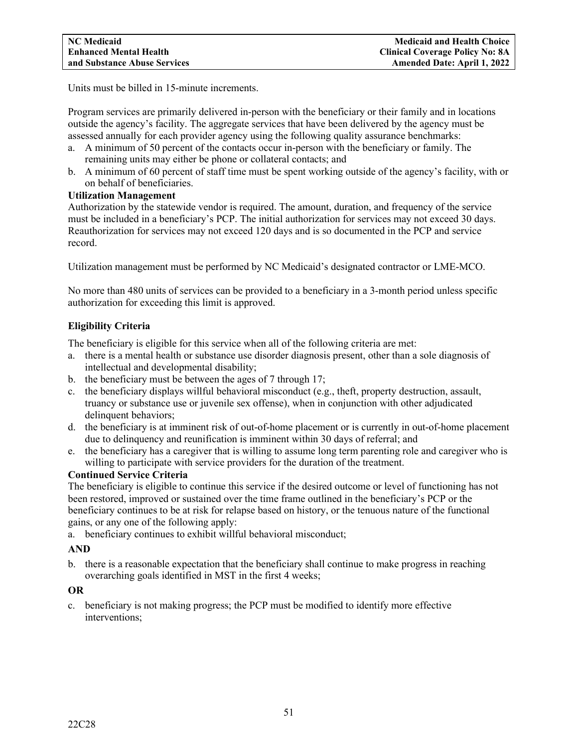Units must be billed in 15-minute increments.

Program services are primarily delivered in-person with the beneficiary or their family and in locations outside the agency's facility. The aggregate services that have been delivered by the agency must be assessed annually for each provider agency using the following quality assurance benchmarks:

a. A minimum of 50 percent of the contacts occur in-person with the beneficiary or family. The remaining units may either be phone or collateral contacts; and
b. A minimum of 60 percent of staff time must be spent working outside of the agency's facility, with or on behalf of beneficiaries.

**Utilization Management**

Authorization by the statewide vendor is required. The amount, duration, and frequency of the service must be included in a beneficiary's PCP. The initial authorization for services may not exceed 30 days. Reauthorization for services may not exceed 120 days and is so documented in the PCP and service record.

Utilization management must be performed by NC Medicaid's designated contractor or LME-MCO.

No more than 480 units of services can be provided to a beneficiary in a 3-month period unless specific authorization for exceeding this limit is approved.

**Eligibility Criteria**

The beneficiary is eligible for this service when all of the following criteria are met:

a. there is a mental health or substance use disorder diagnosis present, other than a sole diagnosis of intellectual and developmental disability;
b. the beneficiary must be between the ages of 7 through 17;
c. the beneficiary displays willful behavioral misconduct (e.g., theft, property destruction, assault, truancy or substance use or juvenile sex offense), when in conjunction with other adjudicated delinquent behaviors;
d. the beneficiary is at imminent risk of out-of-home placement or is currently in out-of-home placement due to delinquency and reunification is imminent within 30 days of referral; and
e. the beneficiary has a caregiver that is willing to assume long term parenting role and caregiver who is willing to participate with service providers for the duration of the treatment.

**Continued Service Criteria**

The beneficiary is eligible to continue this service if the desired outcome or level of functioning has not been restored, improved or sustained over the time frame outlined in the beneficiary's PCP or the beneficiary continues to be at risk for relapse based on history, or the tenuous nature of the functional gains, or any one of the following apply:

a. beneficiary continues to exhibit willful behavioral misconduct;

**AND**

b. there is a reasonable expectation that the beneficiary shall continue to make progress in reaching overarching goals identified in MST in the first 4 weeks;

**OR**

c. beneficiary is not making progress; the PCP must be modified to identify more effective interventions;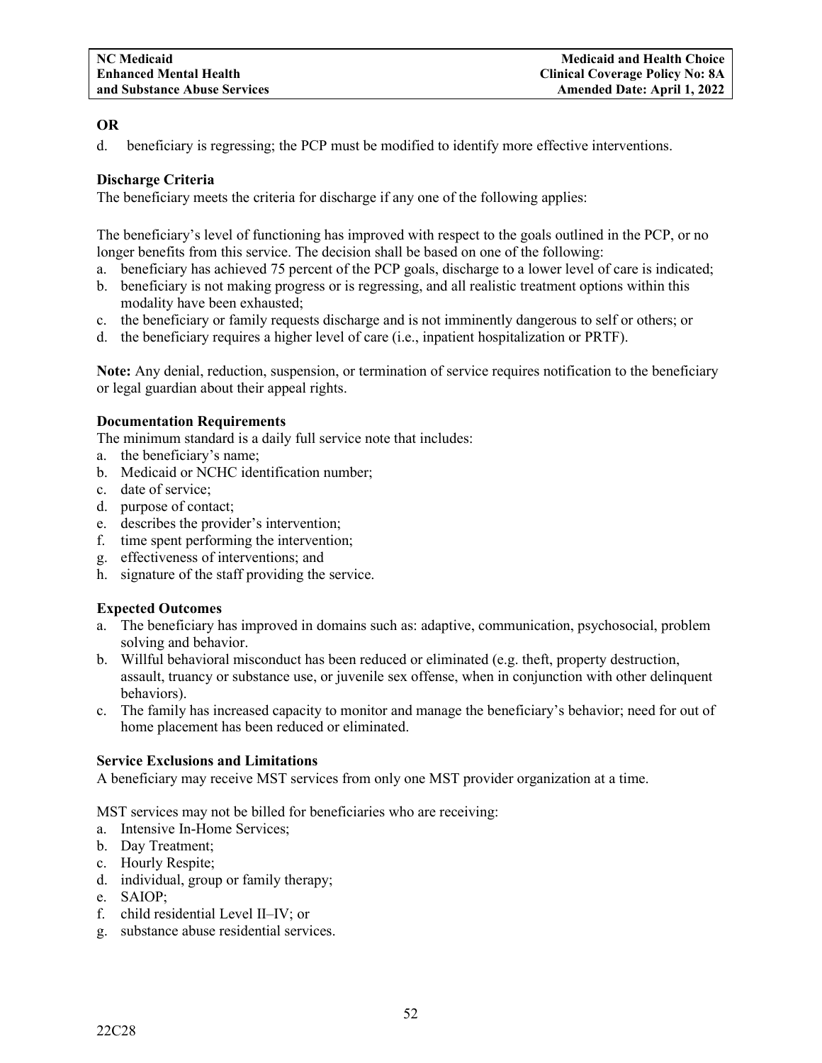**OR**

d. beneficiary is regressing; the PCP must be modified to identify more effective interventions.

**Discharge Criteria**

The beneficiary meets the criteria for discharge if any one of the following applies:

The beneficiary's level of functioning has improved with respect to the goals outlined in the PCP, or no longer benefits from this service. The decision shall be based on one of the following:

a. beneficiary has achieved 75 percent of the PCP goals, discharge to a lower level of care is indicated;
b. beneficiary is not making progress or is regressing, and all realistic treatment options within this modality have been exhausted;
c. the beneficiary or family requests discharge and is not imminently dangerous to self or others; or
d. the beneficiary requires a higher level of care (i.e., inpatient hospitalization or PRTF).

**Note:** Any denial, reduction, suspension, or termination of service requires notification to the beneficiary or legal guardian about their appeal rights.

**Documentation Requirements**

The minimum standard is a daily full service note that includes:

a. the beneficiary's name;
b. Medicaid or NCHC identification number;
c. date of service;
d. purpose of contact;
e. describes the provider's intervention;
f. time spent performing the intervention;
g. effectiveness of interventions; and
h. signature of the staff providing the service.

**Expected Outcomes**

a. The beneficiary has improved in domains such as: adaptive, communication, psychosocial, problem solving and behavior.
b. Willful behavioral misconduct has been reduced or eliminated (e.g. theft, property destruction, assault, truancy or substance use, or juvenile sex offense, when in conjunction with other delinquent behaviors).
c. The family has increased capacity to monitor and manage the beneficiary's behavior; need for out of home placement has been reduced or eliminated.

**Service Exclusions and Limitations**

A beneficiary may receive MST services from only one MST provider organization at a time.

MST services may not be billed for beneficiaries who are receiving:

a. Intensive In-Home Services;
b. Day Treatment;
c. Hourly Respite;
d. individual, group or family therapy;
e. SAIOP;
f. child residential Level II–IV; or
g. substance abuse residential services.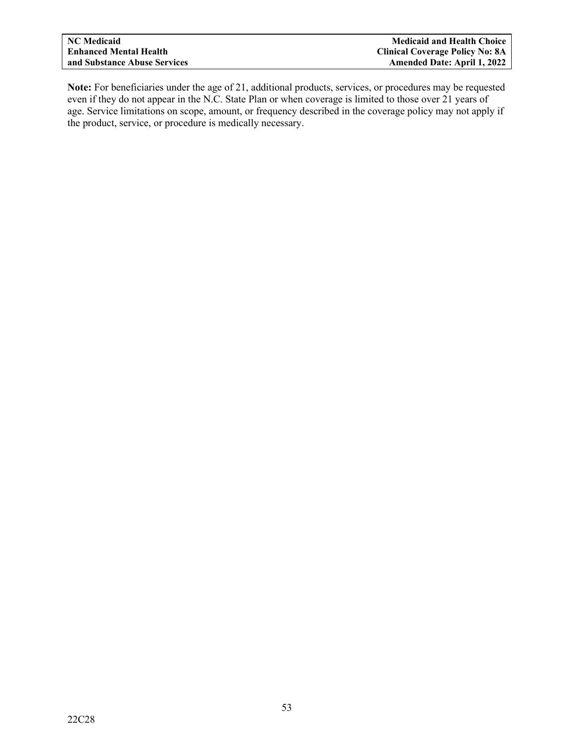**Note:** For beneficiaries under the age of 21, additional products, services, or procedures may be requested even if they do not appear in the N.C. State Plan or when coverage is limited to those over 21 years of age. Service limitations on scope, amount, or frequency described in the coverage policy may not apply if the product, service, or procedure is medically necessary.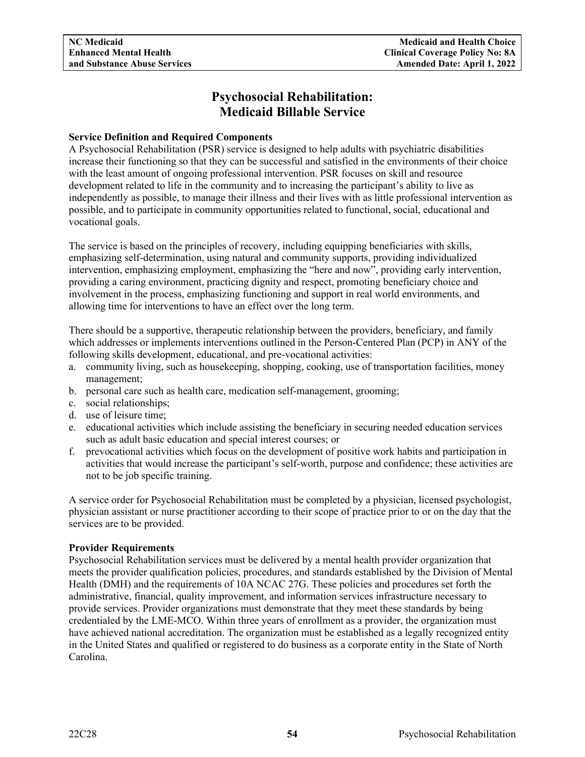# Psychosocial Rehabilitation: Medicaid Billable Service

**Service Definition and Required Components**

A Psychosocial Rehabilitation (PSR) service is designed to help adults with psychiatric disabilities increase their functioning so that they can be successful and satisfied in the environments of their choice with the least amount of ongoing professional intervention. PSR focuses on skill and resource development related to life in the community and to increasing the participant's ability to live as independently as possible, to manage their illness and their lives with as little professional intervention as possible, and to participate in community opportunities related to functional, social, educational and vocational goals.

The service is based on the principles of recovery, including equipping beneficiaries with skills, emphasizing self-determination, using natural and community supports, providing individualized intervention, emphasizing employment, emphasizing the "here and now", providing early intervention, providing a caring environment, practicing dignity and respect, promoting beneficiary choice and involvement in the process, emphasizing functioning and support in real world environments, and allowing time for interventions to have an effect over the long term.

There should be a supportive, therapeutic relationship between the providers, beneficiary, and family which addresses or implements interventions outlined in the Person-Centered Plan (PCP) in ANY of the following skills development, educational, and pre-vocational activities:

a. community living, such as housekeeping, shopping, cooking, use of transportation facilities, money management;
b. personal care such as health care, medication self-management, grooming;
c. social relationships;
d. use of leisure time;
e. educational activities which include assisting the beneficiary in securing needed education services such as adult basic education and special interest courses; or
f. prevocational activities which focus on the development of positive work habits and participation in activities that would increase the participant's self-worth, purpose and confidence; these activities are not to be job specific training.

A service order for Psychosocial Rehabilitation must be completed by a physician, licensed psychologist, physician assistant or nurse practitioner according to their scope of practice prior to or on the day that the services are to be provided.

**Provider Requirements**

Psychosocial Rehabilitation services must be delivered by a mental health provider organization that meets the provider qualification policies, procedures, and standards established by the Division of Mental Health (DMH) and the requirements of 10A NCAC 27G. These policies and procedures set forth the administrative, financial, quality improvement, and information services infrastructure necessary to provide services. Provider organizations must demonstrate that they meet these standards by being credentialed by the LME-MCO. Within three years of enrollment as a provider, the organization must have achieved national accreditation. The organization must be established as a legally recognized entity in the United States and qualified or registered to do business as a corporate entity in the State of North Carolina.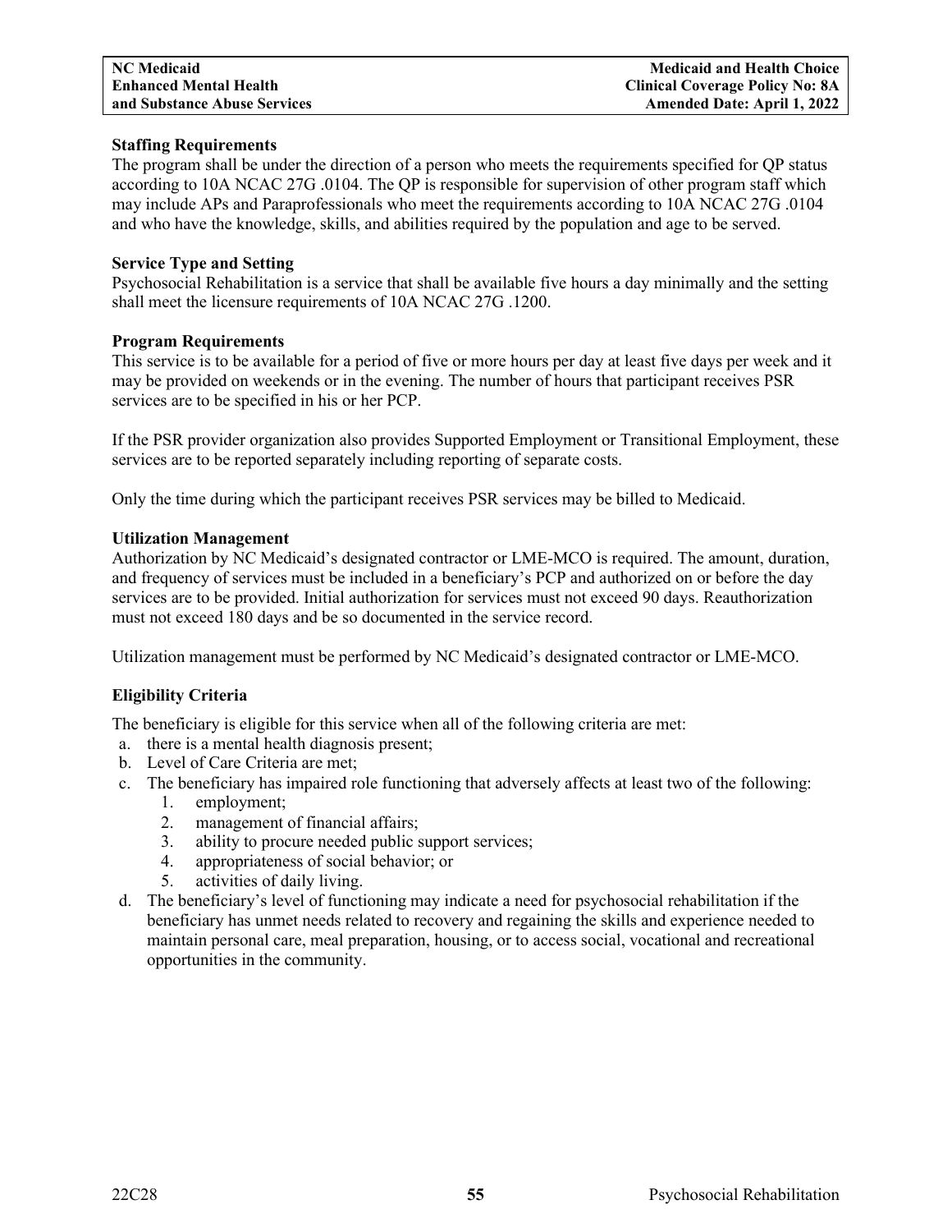**Staffing Requirements**

The program shall be under the direction of a person who meets the requirements specified for QP status according to 10A NCAC 27G .0104. The QP is responsible for supervision of other program staff which may include APs and Paraprofessionals who meet the requirements according to 10A NCAC 27G .0104 and who have the knowledge, skills, and abilities required by the population and age to be served.

**Service Type and Setting**

Psychosocial Rehabilitation is a service that shall be available five hours a day minimally and the setting shall meet the licensure requirements of 10A NCAC 27G .1200.

**Program Requirements**

This service is to be available for a period of five or more hours per day at least five days per week and it may be provided on weekends or in the evening. The number of hours that participant receives PSR services are to be specified in his or her PCP.

If the PSR provider organization also provides Supported Employment or Transitional Employment, these services are to be reported separately including reporting of separate costs.

Only the time during which the participant receives PSR services may be billed to Medicaid.

**Utilization Management**

Authorization by NC Medicaid's designated contractor or LME-MCO is required. The amount, duration, and frequency of services must be included in a beneficiary's PCP and authorized on or before the day services are to be provided. Initial authorization for services must not exceed 90 days. Reauthorization must not exceed 180 days and be so documented in the service record.

Utilization management must be performed by NC Medicaid's designated contractor or LME-MCO.

**Eligibility Criteria**

The beneficiary is eligible for this service when all of the following criteria are met:

a. there is a mental health diagnosis present;
b. Level of Care Criteria are met;
c. The beneficiary has impaired role functioning that adversely affects at least two of the following:
    1. employment;
    2. management of financial affairs;
    3. ability to procure needed public support services;
    4. appropriateness of social behavior; or
    5. activities of daily living.
d. The beneficiary's level of functioning may indicate a need for psychosocial rehabilitation if the beneficiary has unmet needs related to recovery and regaining the skills and experience needed to maintain personal care, meal preparation, housing, or to access social, vocational and recreational opportunities in the community.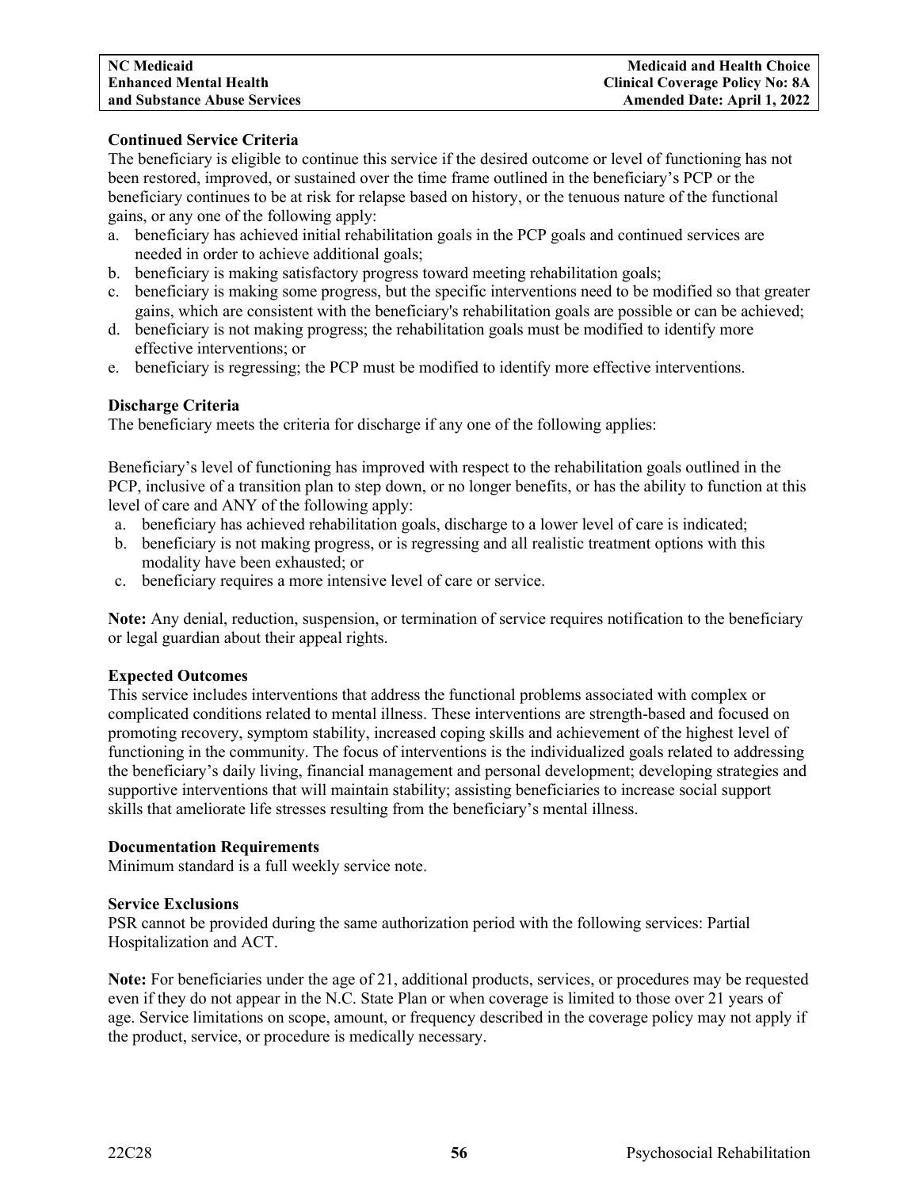**Continued Service Criteria**

The beneficiary is eligible to continue this service if the desired outcome or level of functioning has not been restored, improved, or sustained over the time frame outlined in the beneficiary's PCP or the beneficiary continues to be at risk for relapse based on history, or the tenuous nature of the functional gains, or any one of the following apply:

a. beneficiary has achieved initial rehabilitation goals in the PCP goals and continued services are needed in order to achieve additional goals;
b. beneficiary is making satisfactory progress toward meeting rehabilitation goals;
c. beneficiary is making some progress, but the specific interventions need to be modified so that greater gains, which are consistent with the beneficiary's rehabilitation goals are possible or can be achieved;
d. beneficiary is not making progress; the rehabilitation goals must be modified to identify more effective interventions; or
e. beneficiary is regressing; the PCP must be modified to identify more effective interventions.

**Discharge Criteria**

The beneficiary meets the criteria for discharge if any one of the following applies:

Beneficiary's level of functioning has improved with respect to the rehabilitation goals outlined in the PCP, inclusive of a transition plan to step down, or no longer benefits, or has the ability to function at this level of care and ANY of the following apply:

a. beneficiary has achieved rehabilitation goals, discharge to a lower level of care is indicated;
b. beneficiary is not making progress, or is regressing and all realistic treatment options with this modality have been exhausted; or
c. beneficiary requires a more intensive level of care or service.

**Note:** Any denial, reduction, suspension, or termination of service requires notification to the beneficiary or legal guardian about their appeal rights.

**Expected Outcomes**

This service includes interventions that address the functional problems associated with complex or complicated conditions related to mental illness. These interventions are strength-based and focused on promoting recovery, symptom stability, increased coping skills and achievement of the highest level of functioning in the community. The focus of interventions is the individualized goals related to addressing the beneficiary's daily living, financial management and personal development; developing strategies and supportive interventions that will maintain stability; assisting beneficiaries to increase social support skills that ameliorate life stresses resulting from the beneficiary's mental illness.

**Documentation Requirements**

Minimum standard is a full weekly service note.

**Service Exclusions**

PSR cannot be provided during the same authorization period with the following services: Partial Hospitalization and ACT.

**Note:** For beneficiaries under the age of 21, additional products, services, or procedures may be requested even if they do not appear in the N.C. State Plan or when coverage is limited to those over 21 years of age. Service limitations on scope, amount, or frequency described in the coverage policy may not apply if the product, service, or procedure is medically necessary.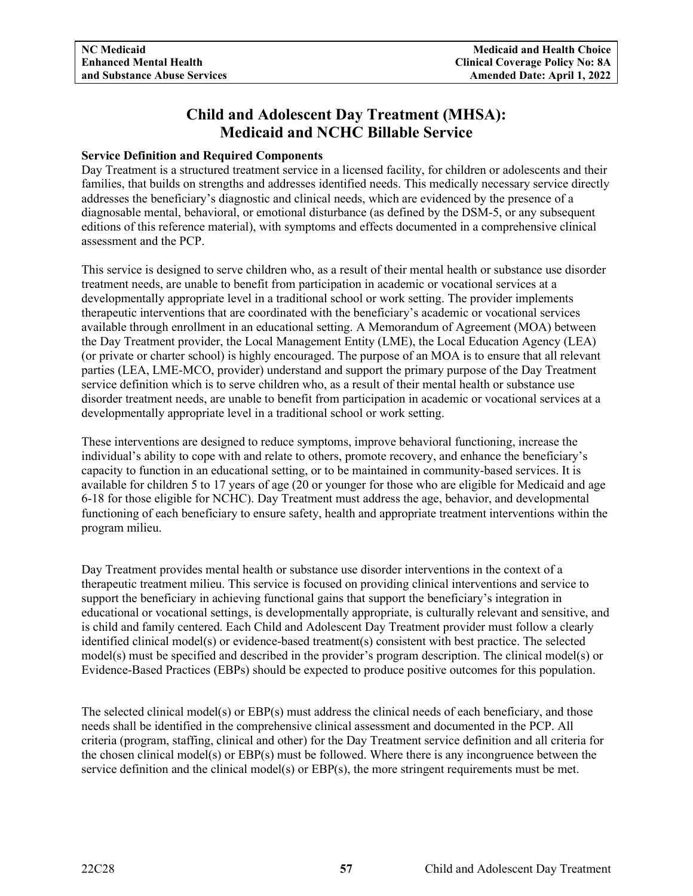# Child and Adolescent Day Treatment (MHSA): Medicaid and NCHC Billable Service

**Service Definition and Required Components**

Day Treatment is a structured treatment service in a licensed facility, for children or adolescents and their families, that builds on strengths and addresses identified needs. This medically necessary service directly addresses the beneficiary's diagnostic and clinical needs, which are evidenced by the presence of a diagnosable mental, behavioral, or emotional disturbance (as defined by the DSM-5, or any subsequent editions of this reference material), with symptoms and effects documented in a comprehensive clinical assessment and the PCP.

This service is designed to serve children who, as a result of their mental health or substance use disorder treatment needs, are unable to benefit from participation in academic or vocational services at a developmentally appropriate level in a traditional school or work setting. The provider implements therapeutic interventions that are coordinated with the beneficiary's academic or vocational services available through enrollment in an educational setting. A Memorandum of Agreement (MOA) between the Day Treatment provider, the Local Management Entity (LME), the Local Education Agency (LEA) (or private or charter school) is highly encouraged. The purpose of an MOA is to ensure that all relevant parties (LEA, LME-MCO, provider) understand and support the primary purpose of the Day Treatment service definition which is to serve children who, as a result of their mental health or substance use disorder treatment needs, are unable to benefit from participation in academic or vocational services at a developmentally appropriate level in a traditional school or work setting.

These interventions are designed to reduce symptoms, improve behavioral functioning, increase the individual's ability to cope with and relate to others, promote recovery, and enhance the beneficiary's capacity to function in an educational setting, or to be maintained in community-based services. It is available for children 5 to 17 years of age (20 or younger for those who are eligible for Medicaid and age 6-18 for those eligible for NCHC). Day Treatment must address the age, behavior, and developmental functioning of each beneficiary to ensure safety, health and appropriate treatment interventions within the program milieu.

Day Treatment provides mental health or substance use disorder interventions in the context of a therapeutic treatment milieu. This service is focused on providing clinical interventions and service to support the beneficiary in achieving functional gains that support the beneficiary's integration in educational or vocational settings, is developmentally appropriate, is culturally relevant and sensitive, and is child and family centered. Each Child and Adolescent Day Treatment provider must follow a clearly identified clinical model(s) or evidence-based treatment(s) consistent with best practice. The selected model(s) must be specified and described in the provider's program description. The clinical model(s) or Evidence-Based Practices (EBPs) should be expected to produce positive outcomes for this population.

The selected clinical model(s) or EBP(s) must address the clinical needs of each beneficiary, and those needs shall be identified in the comprehensive clinical assessment and documented in the PCP. All criteria (program, staffing, clinical and other) for the Day Treatment service definition and all criteria for the chosen clinical model(s) or EBP(s) must be followed. Where there is any incongruence between the service definition and the clinical model(s) or EBP(s), the more stringent requirements must be met.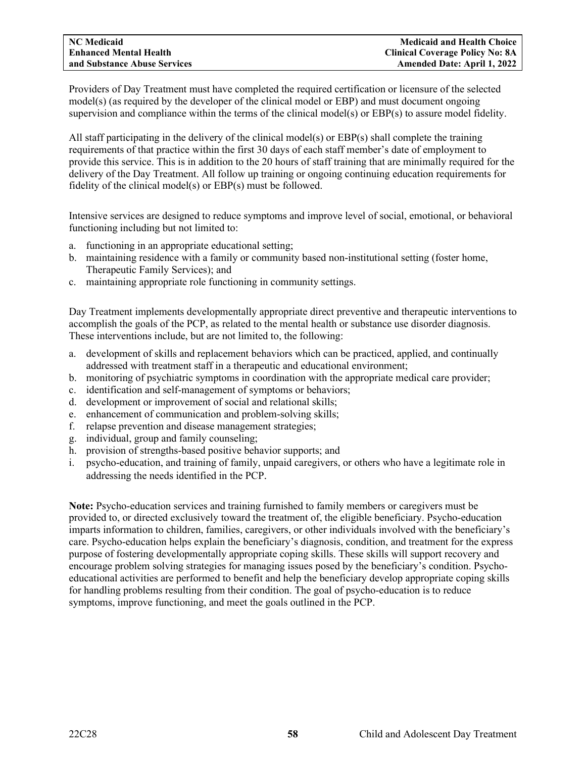Providers of Day Treatment must have completed the required certification or licensure of the selected model(s) (as required by the developer of the clinical model or EBP) and must document ongoing supervision and compliance within the terms of the clinical model(s) or EBP(s) to assure model fidelity.

All staff participating in the delivery of the clinical model(s) or EBP(s) shall complete the training requirements of that practice within the first 30 days of each staff member's date of employment to provide this service. This is in addition to the 20 hours of staff training that are minimally required for the delivery of the Day Treatment. All follow up training or ongoing continuing education requirements for fidelity of the clinical model(s) or EBP(s) must be followed.

Intensive services are designed to reduce symptoms and improve level of social, emotional, or behavioral functioning including but not limited to:

a. functioning in an appropriate educational setting;
b. maintaining residence with a family or community based non-institutional setting (foster home, Therapeutic Family Services); and
c. maintaining appropriate role functioning in community settings.

Day Treatment implements developmentally appropriate direct preventive and therapeutic interventions to accomplish the goals of the PCP, as related to the mental health or substance use disorder diagnosis. These interventions include, but are not limited to, the following:

a. development of skills and replacement behaviors which can be practiced, applied, and continually addressed with treatment staff in a therapeutic and educational environment;
b. monitoring of psychiatric symptoms in coordination with the appropriate medical care provider;
c. identification and self-management of symptoms or behaviors;
d. development or improvement of social and relational skills;
e. enhancement of communication and problem-solving skills;
f. relapse prevention and disease management strategies;
g. individual, group and family counseling;
h. provision of strengths-based positive behavior supports; and
i. psycho-education, and training of family, unpaid caregivers, or others who have a legitimate role in addressing the needs identified in the PCP.

**Note:** Psycho-education services and training furnished to family members or caregivers must be provided to, or directed exclusively toward the treatment of, the eligible beneficiary. Psycho-education imparts information to children, families, caregivers, or other individuals involved with the beneficiary's care. Psycho-education helps explain the beneficiary's diagnosis, condition, and treatment for the express purpose of fostering developmentally appropriate coping skills. These skills will support recovery and encourage problem solving strategies for managing issues posed by the beneficiary's condition. Psycho-educational activities are performed to benefit and help the beneficiary develop appropriate coping skills for handling problems resulting from their condition. The goal of psycho-education is to reduce symptoms, improve functioning, and meet the goals outlined in the PCP.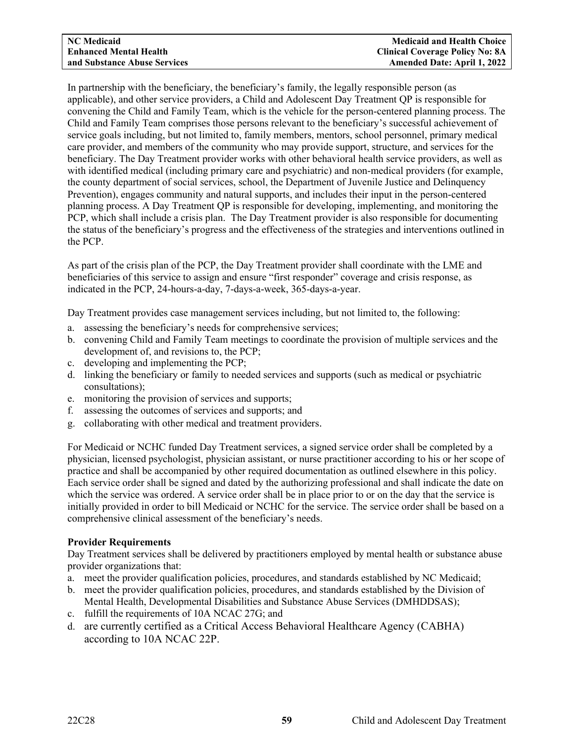In partnership with the beneficiary, the beneficiary's family, the legally responsible person (as applicable), and other service providers, a Child and Adolescent Day Treatment QP is responsible for convening the Child and Family Team, which is the vehicle for the person-centered planning process. The Child and Family Team comprises those persons relevant to the beneficiary's successful achievement of service goals including, but not limited to, family members, mentors, school personnel, primary medical care provider, and members of the community who may provide support, structure, and services for the beneficiary. The Day Treatment provider works with other behavioral health service providers, as well as with identified medical (including primary care and psychiatric) and non-medical providers (for example, the county department of social services, school, the Department of Juvenile Justice and Delinquency Prevention), engages community and natural supports, and includes their input in the person-centered planning process. A Day Treatment QP is responsible for developing, implementing, and monitoring the PCP, which shall include a crisis plan. The Day Treatment provider is also responsible for documenting the status of the beneficiary's progress and the effectiveness of the strategies and interventions outlined in the PCP.

As part of the crisis plan of the PCP, the Day Treatment provider shall coordinate with the LME and beneficiaries of this service to assign and ensure "first responder" coverage and crisis response, as indicated in the PCP, 24-hours-a-day, 7-days-a-week, 365-days-a-year.

Day Treatment provides case management services including, but not limited to, the following:

a. assessing the beneficiary's needs for comprehensive services;
b. convening Child and Family Team meetings to coordinate the provision of multiple services and the development of, and revisions to, the PCP;
c. developing and implementing the PCP;
d. linking the beneficiary or family to needed services and supports (such as medical or psychiatric consultations);
e. monitoring the provision of services and supports;
f. assessing the outcomes of services and supports; and
g. collaborating with other medical and treatment providers.

For Medicaid or NCHC funded Day Treatment services, a signed service order shall be completed by a physician, licensed psychologist, physician assistant, or nurse practitioner according to his or her scope of practice and shall be accompanied by other required documentation as outlined elsewhere in this policy. Each service order shall be signed and dated by the authorizing professional and shall indicate the date on which the service was ordered. A service order shall be in place prior to or on the day that the service is initially provided in order to bill Medicaid or NCHC for the service. The service order shall be based on a comprehensive clinical assessment of the beneficiary's needs.

**Provider Requirements**

Day Treatment services shall be delivered by practitioners employed by mental health or substance abuse provider organizations that:

a. meet the provider qualification policies, procedures, and standards established by NC Medicaid;
b. meet the provider qualification policies, procedures, and standards established by the Division of Mental Health, Developmental Disabilities and Substance Abuse Services (DMHDDSAS);
c. fulfill the requirements of 10A NCAC 27G; and
d. are currently certified as a Critical Access Behavioral Healthcare Agency (CABHA) according to 10A NCAC 22P.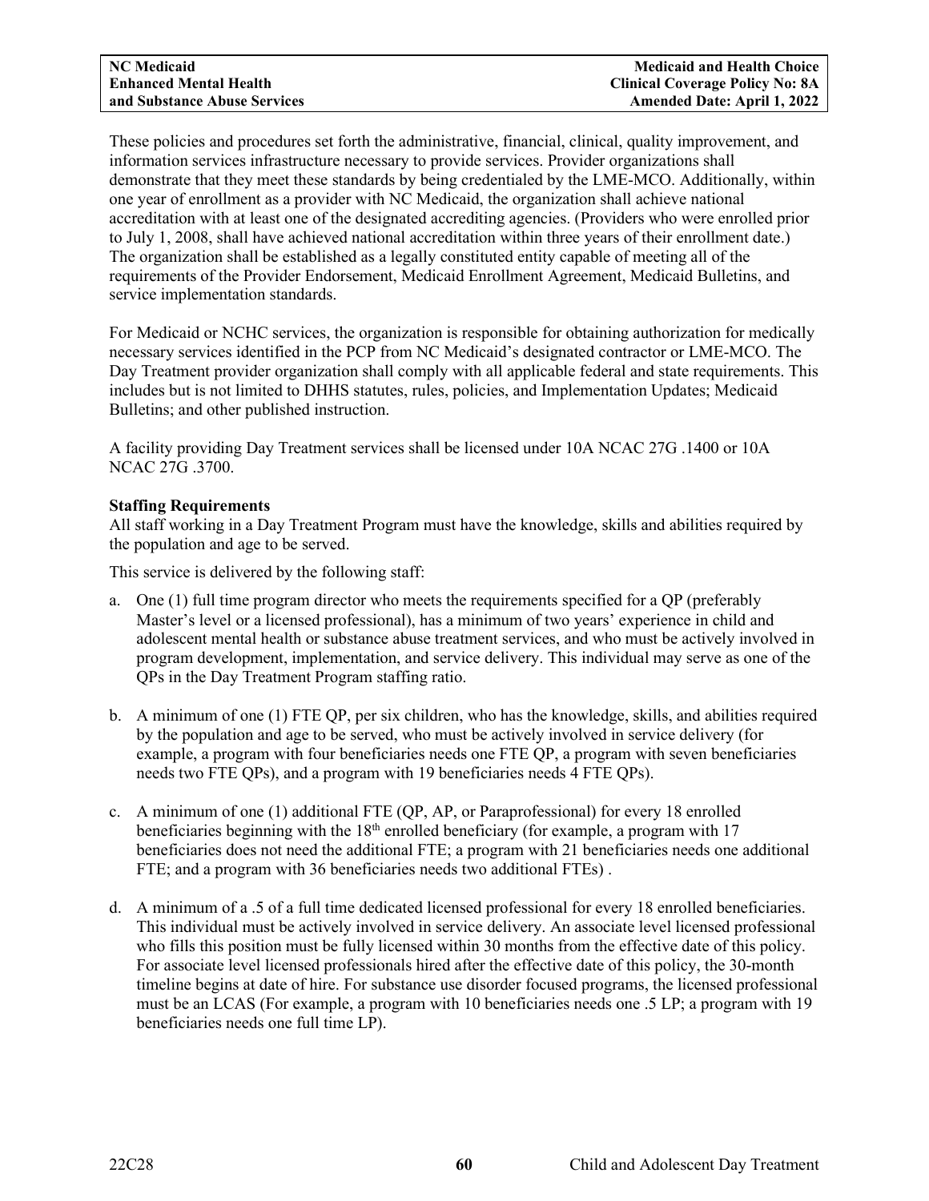These policies and procedures set forth the administrative, financial, clinical, quality improvement, and information services infrastructure necessary to provide services. Provider organizations shall demonstrate that they meet these standards by being credentialed by the LME-MCO. Additionally, within one year of enrollment as a provider with NC Medicaid, the organization shall achieve national accreditation with at least one of the designated accrediting agencies. (Providers who were enrolled prior to July 1, 2008, shall have achieved national accreditation within three years of their enrollment date.) The organization shall be established as a legally constituted entity capable of meeting all of the requirements of the Provider Endorsement, Medicaid Enrollment Agreement, Medicaid Bulletins, and service implementation standards.

For Medicaid or NCHC services, the organization is responsible for obtaining authorization for medically necessary services identified in the PCP from NC Medicaid's designated contractor or LME-MCO. The Day Treatment provider organization shall comply with all applicable federal and state requirements. This includes but is not limited to DHHS statutes, rules, policies, and Implementation Updates; Medicaid Bulletins; and other published instruction.

A facility providing Day Treatment services shall be licensed under 10A NCAC 27G .1400 or 10A NCAC 27G .3700.

**Staffing Requirements**

All staff working in a Day Treatment Program must have the knowledge, skills and abilities required by the population and age to be served.

This service is delivered by the following staff:

a. One (1) full time program director who meets the requirements specified for a QP (preferably Master's level or a licensed professional), has a minimum of two years' experience in child and adolescent mental health or substance abuse treatment services, and who must be actively involved in program development, implementation, and service delivery. This individual may serve as one of the QPs in the Day Treatment Program staffing ratio.

b. A minimum of one (1) FTE QP, per six children, who has the knowledge, skills, and abilities required by the population and age to be served, who must be actively involved in service delivery (for example, a program with four beneficiaries needs one FTE QP, a program with seven beneficiaries needs two FTE QPs), and a program with 19 beneficiaries needs 4 FTE QPs).

c. A minimum of one (1) additional FTE (QP, AP, or Paraprofessional) for every 18 enrolled beneficiaries beginning with the 18th enrolled beneficiary (for example, a program with 17 beneficiaries does not need the additional FTE; a program with 21 beneficiaries needs one additional FTE; and a program with 36 beneficiaries needs two additional FTEs) .

d. A minimum of a .5 of a full time dedicated licensed professional for every 18 enrolled beneficiaries. This individual must be actively involved in service delivery. An associate level licensed professional who fills this position must be fully licensed within 30 months from the effective date of this policy. For associate level licensed professionals hired after the effective date of this policy, the 30-month timeline begins at date of hire. For substance use disorder focused programs, the licensed professional must be an LCAS (For example, a program with 10 beneficiaries needs one .5 LP; a program with 19 beneficiaries needs one full time LP).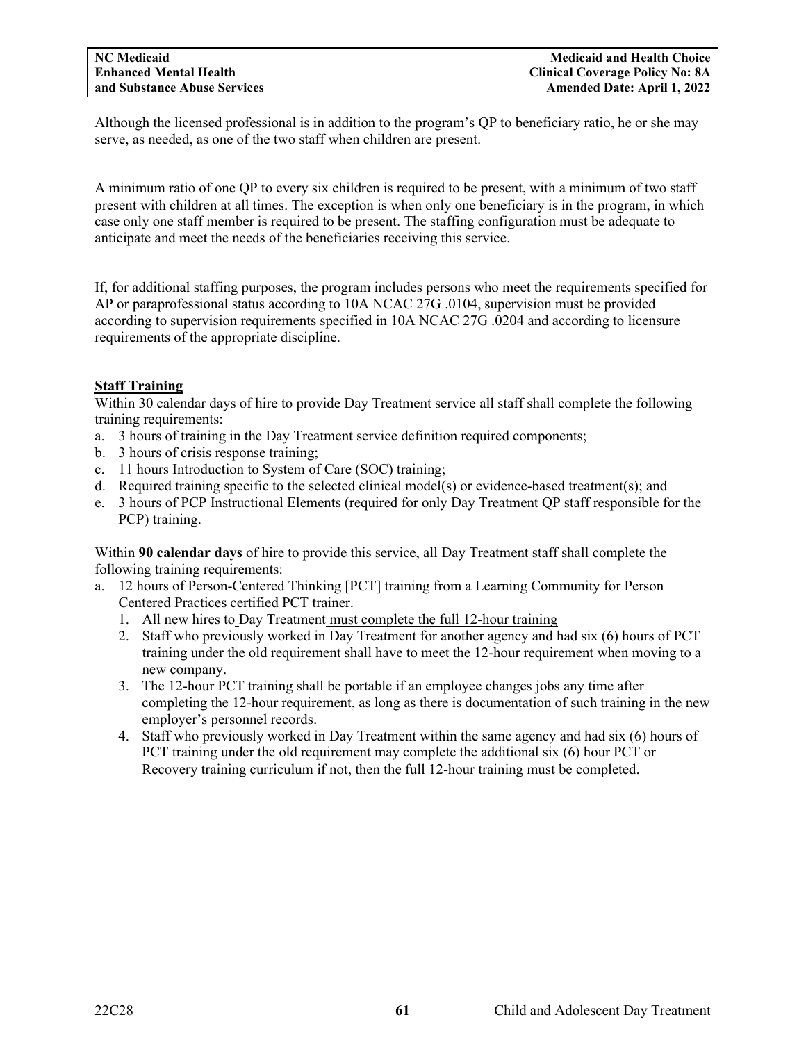Although the licensed professional is in addition to the program's QP to beneficiary ratio, he or she may serve, as needed, as one of the two staff when children are present.

A minimum ratio of one QP to every six children is required to be present, with a minimum of two staff present with children at all times. The exception is when only one beneficiary is in the program, in which case only one staff member is required to be present. The staffing configuration must be adequate to anticipate and meet the needs of the beneficiaries receiving this service.

If, for additional staffing purposes, the program includes persons who meet the requirements specified for AP or paraprofessional status according to 10A NCAC 27G .0104, supervision must be provided according to supervision requirements specified in 10A NCAC 27G .0204 and according to licensure requirements of the appropriate discipline.

**Staff Training**

Within 30 calendar days of hire to provide Day Treatment service all staff shall complete the following training requirements:

a. 3 hours of training in the Day Treatment service definition required components;
b. 3 hours of crisis response training;
c. 11 hours Introduction to System of Care (SOC) training;
d. Required training specific to the selected clinical model(s) or evidence-based treatment(s); and
e. 3 hours of PCP Instructional Elements (required for only Day Treatment QP staff responsible for the PCP) training.

Within **90 calendar days** of hire to provide this service, all Day Treatment staff shall complete the following training requirements:

a. 12 hours of Person-Centered Thinking [PCT] training from a Learning Community for Person Centered Practices certified PCT trainer.
   1. All new hires to Day Treatment must complete the full 12-hour training
   2. Staff who previously worked in Day Treatment for another agency and had six (6) hours of PCT training under the old requirement shall have to meet the 12-hour requirement when moving to a new company.
   3. The 12-hour PCT training shall be portable if an employee changes jobs any time after completing the 12-hour requirement, as long as there is documentation of such training in the new employer's personnel records.
   4. Staff who previously worked in Day Treatment within the same agency and had six (6) hours of PCT training under the old requirement may complete the additional six (6) hour PCT or Recovery training curriculum if not, then the full 12-hour training must be completed.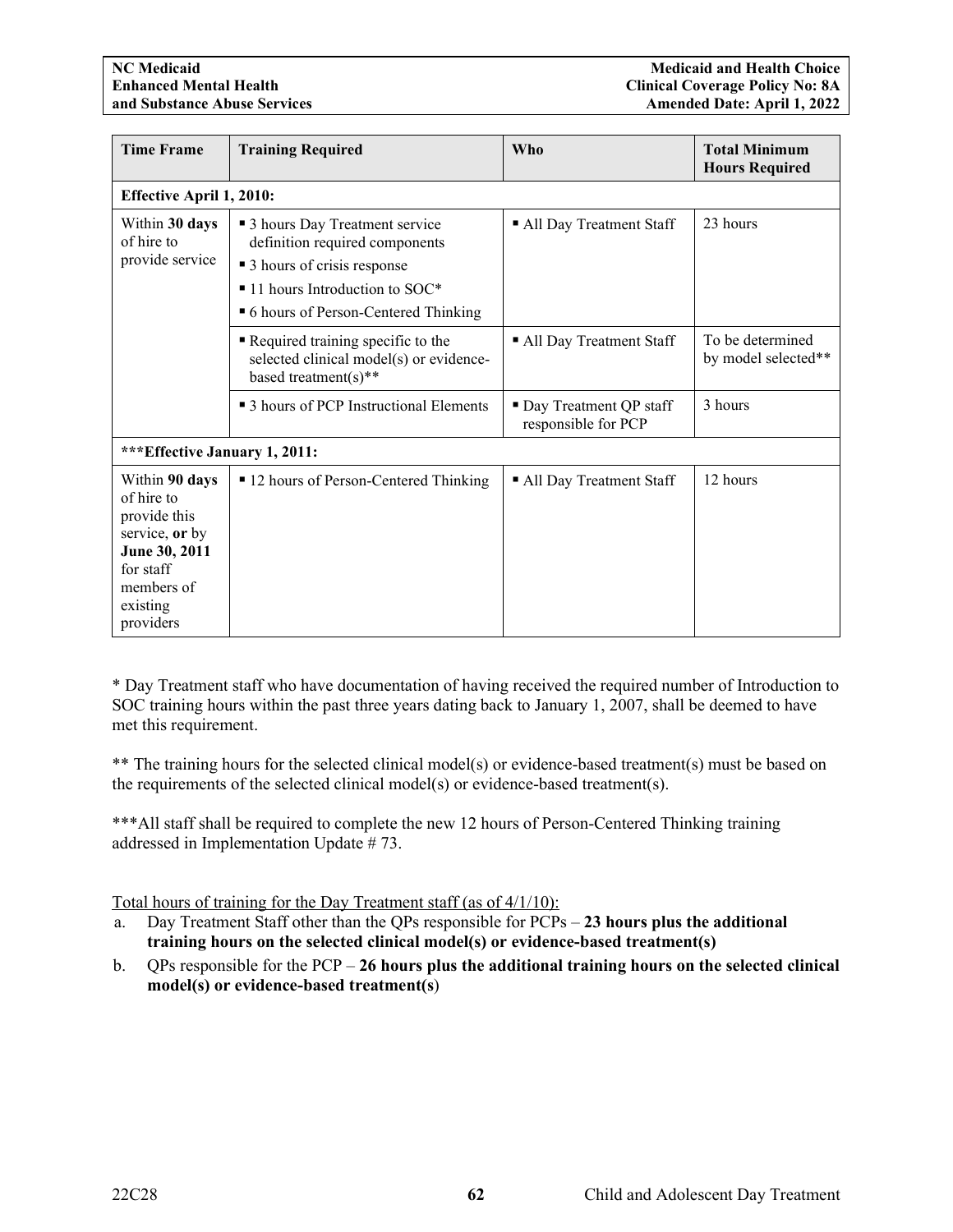| Time Frame | Training Required | Who | Total Minimum Hours Required |
|---|---|---|---|
| **Effective April 1, 2010:** | | | |
| Within **30 days** of hire to provide service | ▪ 3 hours Day Treatment service definition required components<br>▪ 3 hours of crisis response<br>▪ 11 hours Introduction to SOC*<br>▪ 6 hours of Person-Centered Thinking | ▪ All Day Treatment Staff | 23 hours |
| | ▪ Required training specific to the selected clinical model(s) or evidence-based treatment(s)** | ▪ All Day Treatment Staff | To be determined by model selected** |
| | ▪ 3 hours of PCP Instructional Elements | ▪ Day Treatment QP staff responsible for PCP | 3 hours |
| **\*\*\*Effective January 1, 2011:** | | | |
| Within **90 days** of hire to provide this service, **or** by **June 30, 2011** for staff members of existing providers | ▪ 12 hours of Person-Centered Thinking | ▪ All Day Treatment Staff | 12 hours |

\* Day Treatment staff who have documentation of having received the required number of Introduction to SOC training hours within the past three years dating back to January 1, 2007, shall be deemed to have met this requirement.

\*\* The training hours for the selected clinical model(s) or evidence-based treatment(s) must be based on the requirements of the selected clinical model(s) or evidence-based treatment(s).

\*\*\*All staff shall be required to complete the new 12 hours of Person-Centered Thinking training addressed in Implementation Update # 73.

<u>Total hours of training for the Day Treatment staff (as of 4/1/10):</u>

a. Day Treatment Staff other than the QPs responsible for PCPs – **23 hours plus the additional training hours on the selected clinical model(s) or evidence-based treatment(s)**
b. QPs responsible for the PCP – **26 hours plus the additional training hours on the selected clinical model(s) or evidence-based treatment(s**)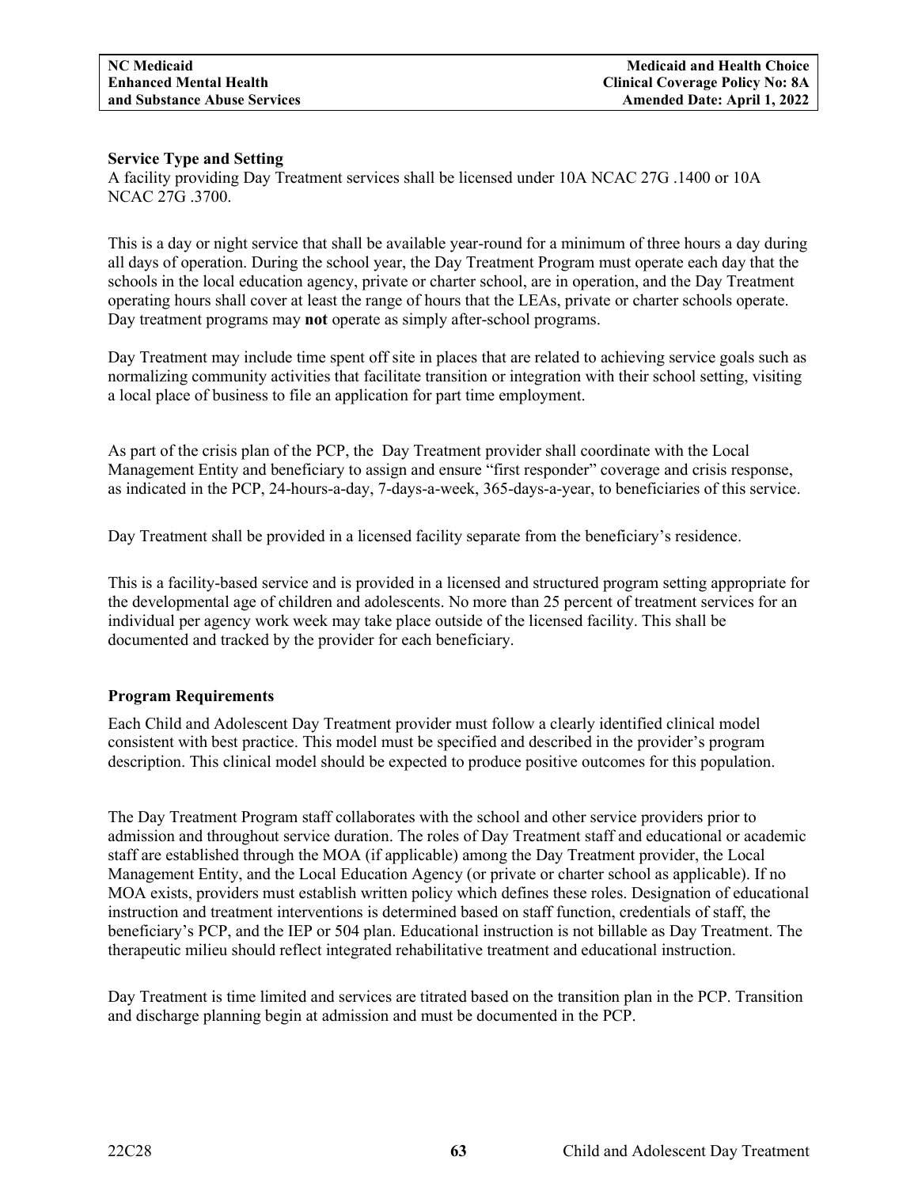**Service Type and Setting**

A facility providing Day Treatment services shall be licensed under 10A NCAC 27G .1400 or 10A NCAC 27G .3700.

This is a day or night service that shall be available year-round for a minimum of three hours a day during all days of operation. During the school year, the Day Treatment Program must operate each day that the schools in the local education agency, private or charter school, are in operation, and the Day Treatment operating hours shall cover at least the range of hours that the LEAs, private or charter schools operate. Day treatment programs may **not** operate as simply after-school programs.

Day Treatment may include time spent off site in places that are related to achieving service goals such as normalizing community activities that facilitate transition or integration with their school setting, visiting a local place of business to file an application for part time employment.

As part of the crisis plan of the PCP, the Day Treatment provider shall coordinate with the Local Management Entity and beneficiary to assign and ensure "first responder" coverage and crisis response, as indicated in the PCP, 24-hours-a-day, 7-days-a-week, 365-days-a-year, to beneficiaries of this service.

Day Treatment shall be provided in a licensed facility separate from the beneficiary's residence.

This is a facility-based service and is provided in a licensed and structured program setting appropriate for the developmental age of children and adolescents. No more than 25 percent of treatment services for an individual per agency work week may take place outside of the licensed facility. This shall be documented and tracked by the provider for each beneficiary.

**Program Requirements**

Each Child and Adolescent Day Treatment provider must follow a clearly identified clinical model consistent with best practice. This model must be specified and described in the provider's program description. This clinical model should be expected to produce positive outcomes for this population.

The Day Treatment Program staff collaborates with the school and other service providers prior to admission and throughout service duration. The roles of Day Treatment staff and educational or academic staff are established through the MOA (if applicable) among the Day Treatment provider, the Local Management Entity, and the Local Education Agency (or private or charter school as applicable). If no MOA exists, providers must establish written policy which defines these roles. Designation of educational instruction and treatment interventions is determined based on staff function, credentials of staff, the beneficiary's PCP, and the IEP or 504 plan. Educational instruction is not billable as Day Treatment. The therapeutic milieu should reflect integrated rehabilitative treatment and educational instruction.

Day Treatment is time limited and services are titrated based on the transition plan in the PCP. Transition and discharge planning begin at admission and must be documented in the PCP.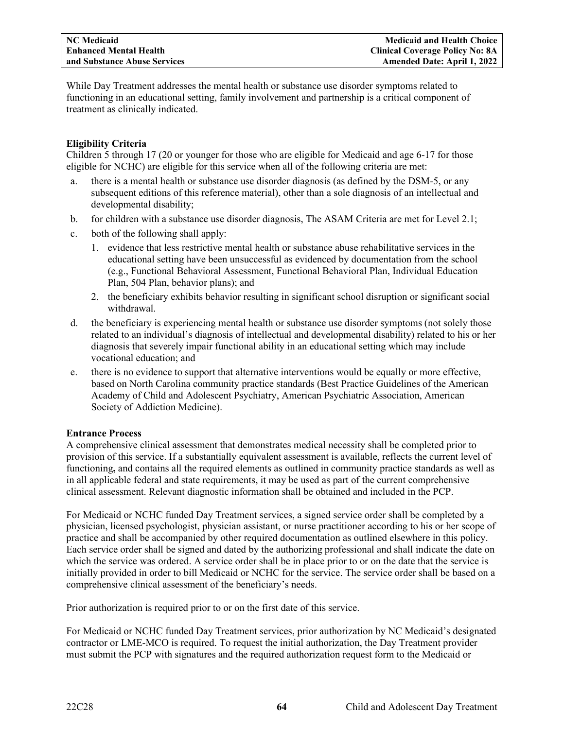While Day Treatment addresses the mental health or substance use disorder symptoms related to functioning in an educational setting, family involvement and partnership is a critical component of treatment as clinically indicated.

**Eligibility Criteria**

Children 5 through 17 (20 or younger for those who are eligible for Medicaid and age 6-17 for those eligible for NCHC) are eligible for this service when all of the following criteria are met:

a. there is a mental health or substance use disorder diagnosis (as defined by the DSM-5, or any subsequent editions of this reference material), other than a sole diagnosis of an intellectual and developmental disability;
b. for children with a substance use disorder diagnosis, The ASAM Criteria are met for Level 2.1;
c. both of the following shall apply:
   1. evidence that less restrictive mental health or substance abuse rehabilitative services in the educational setting have been unsuccessful as evidenced by documentation from the school (e.g., Functional Behavioral Assessment, Functional Behavioral Plan, Individual Education Plan, 504 Plan, behavior plans); and
   2. the beneficiary exhibits behavior resulting in significant school disruption or significant social withdrawal.
d. the beneficiary is experiencing mental health or substance use disorder symptoms (not solely those related to an individual's diagnosis of intellectual and developmental disability) related to his or her diagnosis that severely impair functional ability in an educational setting which may include vocational education; and
e. there is no evidence to support that alternative interventions would be equally or more effective, based on North Carolina community practice standards (Best Practice Guidelines of the American Academy of Child and Adolescent Psychiatry, American Psychiatric Association, American Society of Addiction Medicine).

**Entrance Process**

A comprehensive clinical assessment that demonstrates medical necessity shall be completed prior to provision of this service. If a substantially equivalent assessment is available, reflects the current level of functioning**,** and contains all the required elements as outlined in community practice standards as well as in all applicable federal and state requirements, it may be used as part of the current comprehensive clinical assessment. Relevant diagnostic information shall be obtained and included in the PCP.

For Medicaid or NCHC funded Day Treatment services, a signed service order shall be completed by a physician, licensed psychologist, physician assistant, or nurse practitioner according to his or her scope of practice and shall be accompanied by other required documentation as outlined elsewhere in this policy. Each service order shall be signed and dated by the authorizing professional and shall indicate the date on which the service was ordered. A service order shall be in place prior to or on the date that the service is initially provided in order to bill Medicaid or NCHC for the service. The service order shall be based on a comprehensive clinical assessment of the beneficiary's needs.

Prior authorization is required prior to or on the first date of this service.

For Medicaid or NCHC funded Day Treatment services, prior authorization by NC Medicaid's designated contractor or LME-MCO is required. To request the initial authorization, the Day Treatment provider must submit the PCP with signatures and the required authorization request form to the Medicaid or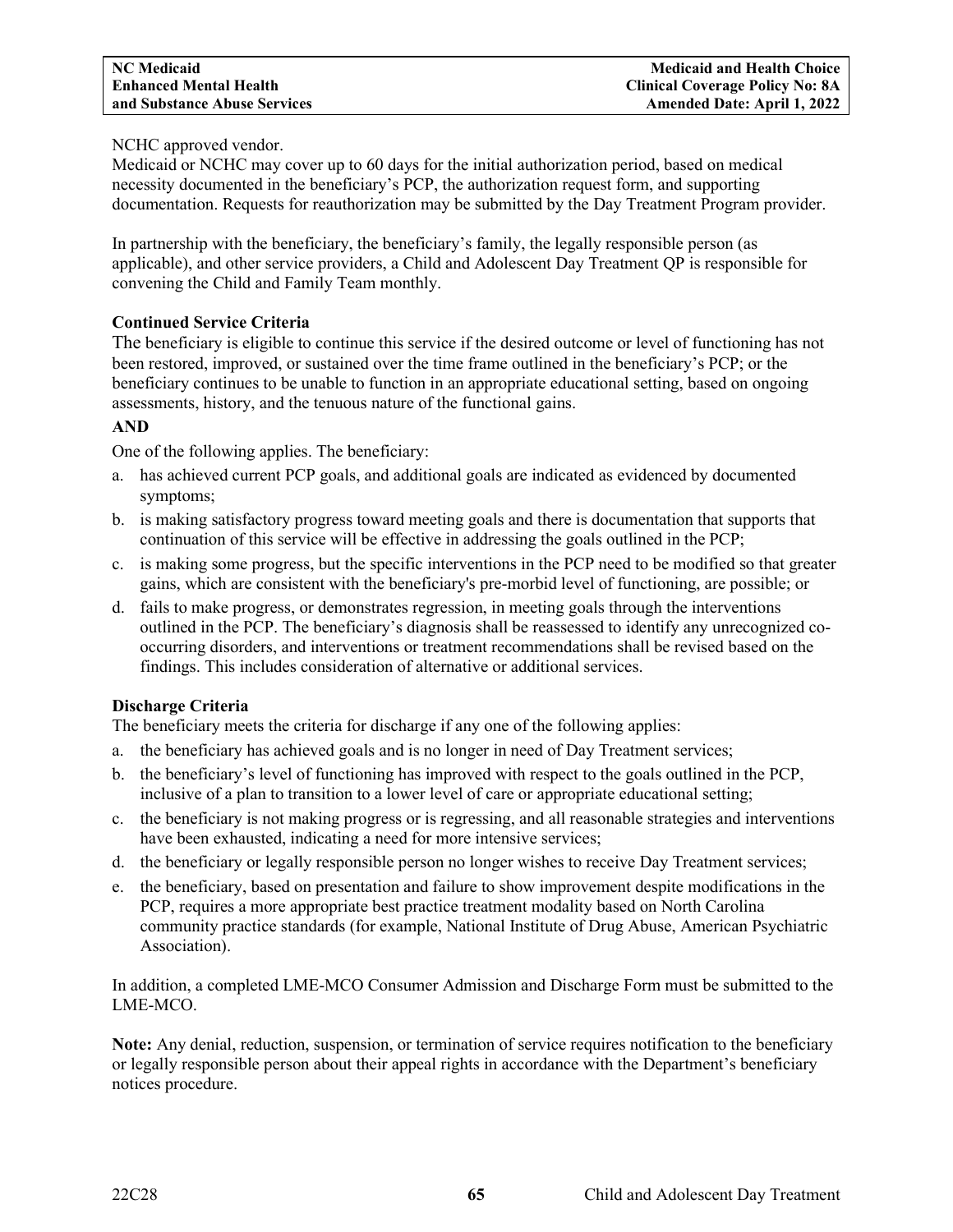NCHC approved vendor.

Medicaid or NCHC may cover up to 60 days for the initial authorization period, based on medical necessity documented in the beneficiary's PCP, the authorization request form, and supporting documentation. Requests for reauthorization may be submitted by the Day Treatment Program provider.

In partnership with the beneficiary, the beneficiary's family, the legally responsible person (as applicable), and other service providers, a Child and Adolescent Day Treatment QP is responsible for convening the Child and Family Team monthly.

**Continued Service Criteria**

The beneficiary is eligible to continue this service if the desired outcome or level of functioning has not been restored, improved, or sustained over the time frame outlined in the beneficiary's PCP; or the beneficiary continues to be unable to function in an appropriate educational setting, based on ongoing assessments, history, and the tenuous nature of the functional gains.

**AND**

One of the following applies. The beneficiary:

a. has achieved current PCP goals, and additional goals are indicated as evidenced by documented symptoms;
b. is making satisfactory progress toward meeting goals and there is documentation that supports that continuation of this service will be effective in addressing the goals outlined in the PCP;
c. is making some progress, but the specific interventions in the PCP need to be modified so that greater gains, which are consistent with the beneficiary's pre-morbid level of functioning, are possible; or
d. fails to make progress, or demonstrates regression, in meeting goals through the interventions outlined in the PCP. The beneficiary's diagnosis shall be reassessed to identify any unrecognized co-occurring disorders, and interventions or treatment recommendations shall be revised based on the findings. This includes consideration of alternative or additional services.

**Discharge Criteria**

The beneficiary meets the criteria for discharge if any one of the following applies:

a. the beneficiary has achieved goals and is no longer in need of Day Treatment services;
b. the beneficiary's level of functioning has improved with respect to the goals outlined in the PCP, inclusive of a plan to transition to a lower level of care or appropriate educational setting;
c. the beneficiary is not making progress or is regressing, and all reasonable strategies and interventions have been exhausted, indicating a need for more intensive services;
d. the beneficiary or legally responsible person no longer wishes to receive Day Treatment services;
e. the beneficiary, based on presentation and failure to show improvement despite modifications in the PCP, requires a more appropriate best practice treatment modality based on North Carolina community practice standards (for example, National Institute of Drug Abuse, American Psychiatric Association).

In addition, a completed LME-MCO Consumer Admission and Discharge Form must be submitted to the LME-MCO.

**Note:** Any denial, reduction, suspension, or termination of service requires notification to the beneficiary or legally responsible person about their appeal rights in accordance with the Department's beneficiary notices procedure.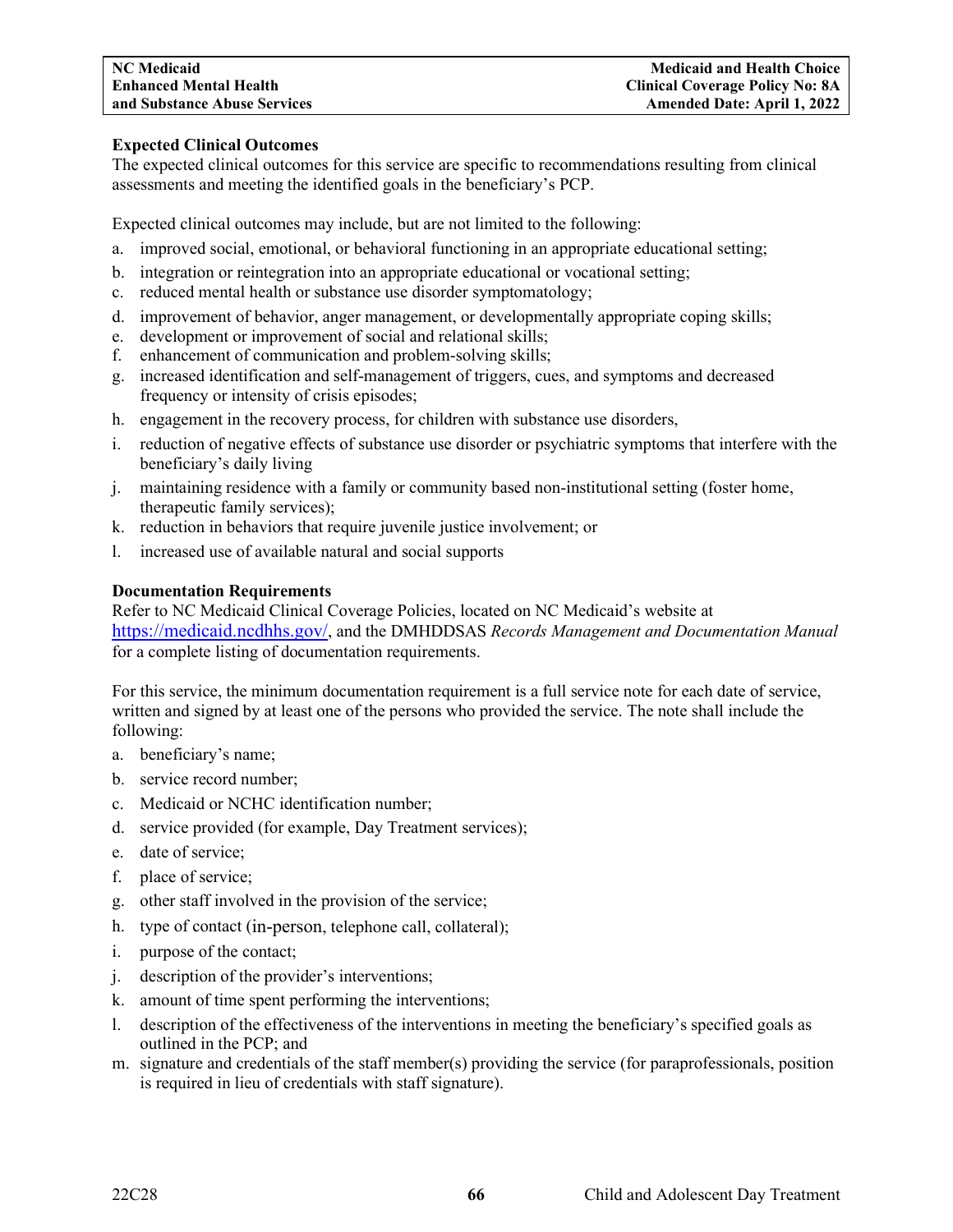**Expected Clinical Outcomes**

The expected clinical outcomes for this service are specific to recommendations resulting from clinical assessments and meeting the identified goals in the beneficiary's PCP.

Expected clinical outcomes may include, but are not limited to the following:

a. improved social, emotional, or behavioral functioning in an appropriate educational setting;
b. integration or reintegration into an appropriate educational or vocational setting;
c. reduced mental health or substance use disorder symptomatology;
d. improvement of behavior, anger management, or developmentally appropriate coping skills;
e. development or improvement of social and relational skills;
f. enhancement of communication and problem-solving skills;
g. increased identification and self-management of triggers, cues, and symptoms and decreased frequency or intensity of crisis episodes;
h. engagement in the recovery process, for children with substance use disorders,
i. reduction of negative effects of substance use disorder or psychiatric symptoms that interfere with the beneficiary's daily living
j. maintaining residence with a family or community based non-institutional setting (foster home, therapeutic family services);
k. reduction in behaviors that require juvenile justice involvement; or
l. increased use of available natural and social supports

**Documentation Requirements**

Refer to NC Medicaid Clinical Coverage Policies, located on NC Medicaid's website at https://medicaid.ncdhhs.gov/, and the DMHDDSAS *Records Management and Documentation Manual* for a complete listing of documentation requirements.

For this service, the minimum documentation requirement is a full service note for each date of service, written and signed by at least one of the persons who provided the service. The note shall include the following:

a. beneficiary's name;
b. service record number;
c. Medicaid or NCHC identification number;
d. service provided (for example, Day Treatment services);
e. date of service;
f. place of service;
g. other staff involved in the provision of the service;
h. type of contact (in-person, telephone call, collateral);
i. purpose of the contact;
j. description of the provider's interventions;
k. amount of time spent performing the interventions;
l. description of the effectiveness of the interventions in meeting the beneficiary's specified goals as outlined in the PCP; and
m. signature and credentials of the staff member(s) providing the service (for paraprofessionals, position is required in lieu of credentials with staff signature).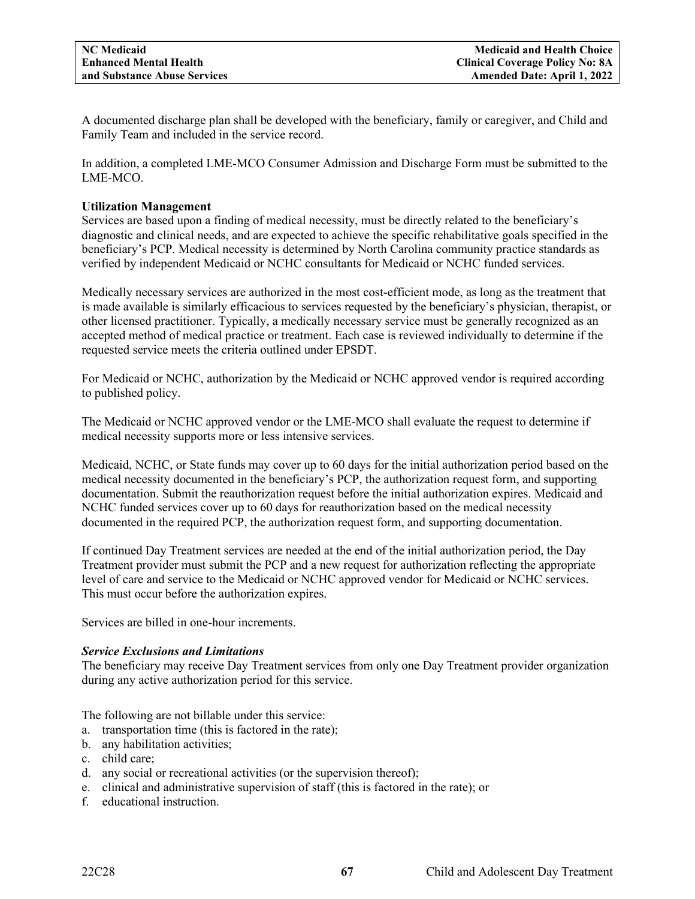A documented discharge plan shall be developed with the beneficiary, family or caregiver, and Child and Family Team and included in the service record.

In addition, a completed LME-MCO Consumer Admission and Discharge Form must be submitted to the LME-MCO.

**Utilization Management**

Services are based upon a finding of medical necessity, must be directly related to the beneficiary's diagnostic and clinical needs, and are expected to achieve the specific rehabilitative goals specified in the beneficiary's PCP. Medical necessity is determined by North Carolina community practice standards as verified by independent Medicaid or NCHC consultants for Medicaid or NCHC funded services.

Medically necessary services are authorized in the most cost-efficient mode, as long as the treatment that is made available is similarly efficacious to services requested by the beneficiary's physician, therapist, or other licensed practitioner. Typically, a medically necessary service must be generally recognized as an accepted method of medical practice or treatment. Each case is reviewed individually to determine if the requested service meets the criteria outlined under EPSDT.

For Medicaid or NCHC, authorization by the Medicaid or NCHC approved vendor is required according to published policy.

The Medicaid or NCHC approved vendor or the LME-MCO shall evaluate the request to determine if medical necessity supports more or less intensive services.

Medicaid, NCHC, or State funds may cover up to 60 days for the initial authorization period based on the medical necessity documented in the beneficiary's PCP, the authorization request form, and supporting documentation. Submit the reauthorization request before the initial authorization expires. Medicaid and NCHC funded services cover up to 60 days for reauthorization based on the medical necessity documented in the required PCP, the authorization request form, and supporting documentation.

If continued Day Treatment services are needed at the end of the initial authorization period, the Day Treatment provider must submit the PCP and a new request for authorization reflecting the appropriate level of care and service to the Medicaid or NCHC approved vendor for Medicaid or NCHC services. This must occur before the authorization expires.

Services are billed in one-hour increments.

***Service Exclusions and Limitations***

The beneficiary may receive Day Treatment services from only one Day Treatment provider organization during any active authorization period for this service.

The following are not billable under this service:

a. transportation time (this is factored in the rate);
b. any habilitation activities;
c. child care;
d. any social or recreational activities (or the supervision thereof);
e. clinical and administrative supervision of staff (this is factored in the rate); or
f. educational instruction.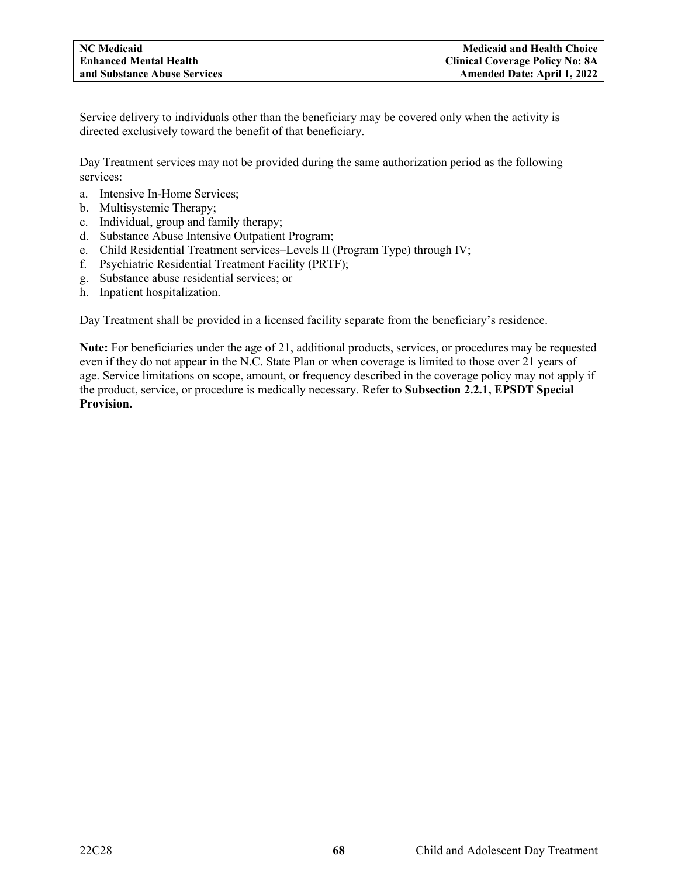Service delivery to individuals other than the beneficiary may be covered only when the activity is directed exclusively toward the benefit of that beneficiary.

Day Treatment services may not be provided during the same authorization period as the following services:

a. Intensive In-Home Services;
b. Multisystemic Therapy;
c. Individual, group and family therapy;
d. Substance Abuse Intensive Outpatient Program;
e. Child Residential Treatment services–Levels II (Program Type) through IV;
f. Psychiatric Residential Treatment Facility (PRTF);
g. Substance abuse residential services; or
h. Inpatient hospitalization.

Day Treatment shall be provided in a licensed facility separate from the beneficiary's residence.

**Note:** For beneficiaries under the age of 21, additional products, services, or procedures may be requested even if they do not appear in the N.C. State Plan or when coverage is limited to those over 21 years of age. Service limitations on scope, amount, or frequency described in the coverage policy may not apply if the product, service, or procedure is medically necessary. Refer to **Subsection 2.2.1, EPSDT Special Provision.**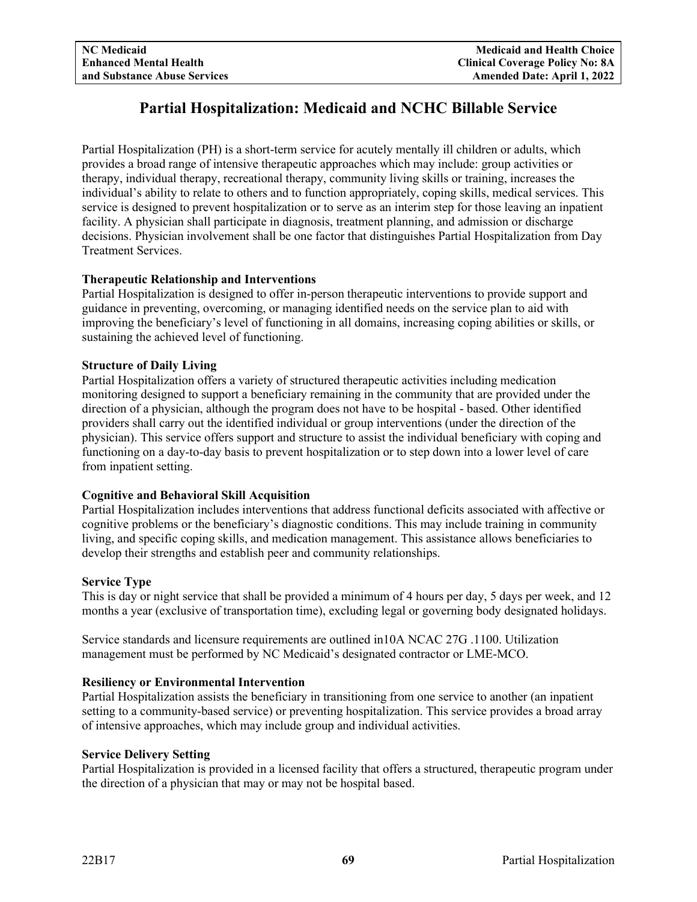# Partial Hospitalization: Medicaid and NCHC Billable Service

Partial Hospitalization (PH) is a short-term service for acutely mentally ill children or adults, which provides a broad range of intensive therapeutic approaches which may include: group activities or therapy, individual therapy, recreational therapy, community living skills or training, increases the individual's ability to relate to others and to function appropriately, coping skills, medical services. This service is designed to prevent hospitalization or to serve as an interim step for those leaving an inpatient facility. A physician shall participate in diagnosis, treatment planning, and admission or discharge decisions. Physician involvement shall be one factor that distinguishes Partial Hospitalization from Day Treatment Services.

**Therapeutic Relationship and Interventions**
Partial Hospitalization is designed to offer in-person therapeutic interventions to provide support and guidance in preventing, overcoming, or managing identified needs on the service plan to aid with improving the beneficiary's level of functioning in all domains, increasing coping abilities or skills, or sustaining the achieved level of functioning.

**Structure of Daily Living**
Partial Hospitalization offers a variety of structured therapeutic activities including medication monitoring designed to support a beneficiary remaining in the community that are provided under the direction of a physician, although the program does not have to be hospital - based. Other identified providers shall carry out the identified individual or group interventions (under the direction of the physician). This service offers support and structure to assist the individual beneficiary with coping and functioning on a day-to-day basis to prevent hospitalization or to step down into a lower level of care from inpatient setting.

**Cognitive and Behavioral Skill Acquisition**
Partial Hospitalization includes interventions that address functional deficits associated with affective or cognitive problems or the beneficiary's diagnostic conditions. This may include training in community living, and specific coping skills, and medication management. This assistance allows beneficiaries to develop their strengths and establish peer and community relationships.

**Service Type**
This is day or night service that shall be provided a minimum of 4 hours per day, 5 days per week, and 12 months a year (exclusive of transportation time), excluding legal or governing body designated holidays.

Service standards and licensure requirements are outlined in10A NCAC 27G .1100. Utilization management must be performed by NC Medicaid's designated contractor or LME-MCO.

**Resiliency or Environmental Intervention**
Partial Hospitalization assists the beneficiary in transitioning from one service to another (an inpatient setting to a community-based service) or preventing hospitalization. This service provides a broad array of intensive approaches, which may include group and individual activities.

**Service Delivery Setting**
Partial Hospitalization is provided in a licensed facility that offers a structured, therapeutic program under the direction of a physician that may or may not be hospital based.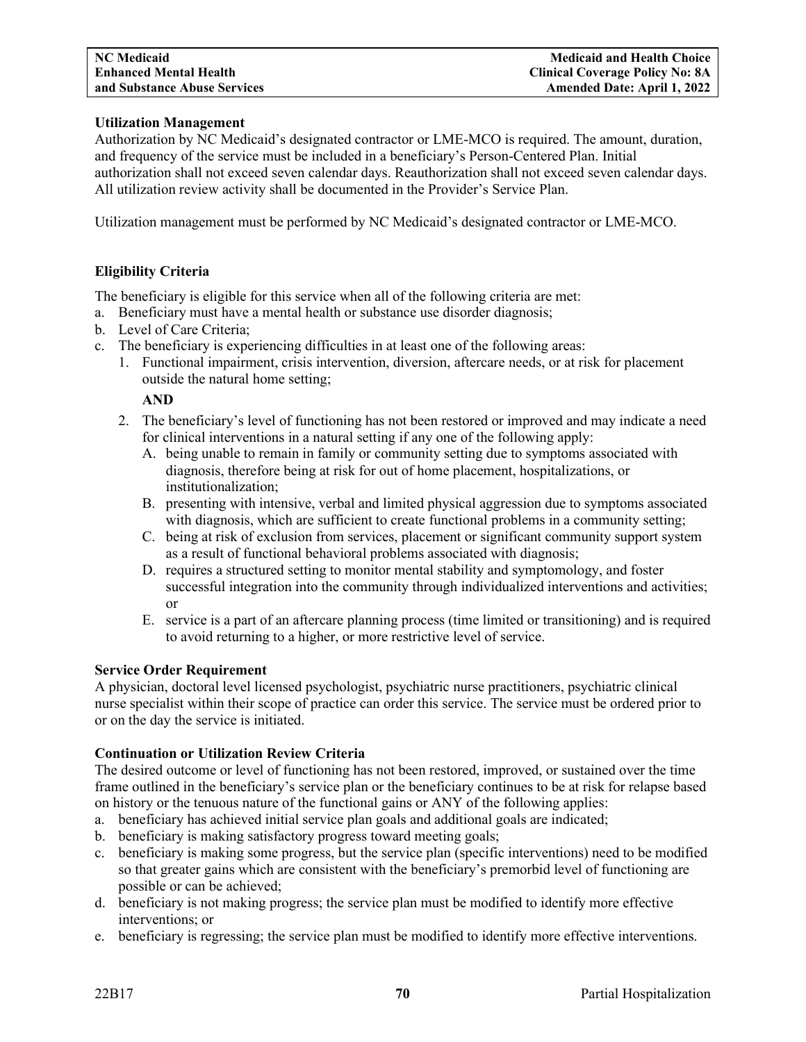**Utilization Management**

Authorization by NC Medicaid's designated contractor or LME-MCO is required. The amount, duration, and frequency of the service must be included in a beneficiary's Person-Centered Plan. Initial authorization shall not exceed seven calendar days. Reauthorization shall not exceed seven calendar days. All utilization review activity shall be documented in the Provider's Service Plan.

Utilization management must be performed by NC Medicaid's designated contractor or LME-MCO.

**Eligibility Criteria**

The beneficiary is eligible for this service when all of the following criteria are met:

a. Beneficiary must have a mental health or substance use disorder diagnosis;
b. Level of Care Criteria;
c. The beneficiary is experiencing difficulties in at least one of the following areas:
   1. Functional impairment, crisis intervention, diversion, aftercare needs, or at risk for placement outside the natural home setting;

      **AND**

   2. The beneficiary's level of functioning has not been restored or improved and may indicate a need for clinical interventions in a natural setting if any one of the following apply:
      A. being unable to remain in family or community setting due to symptoms associated with diagnosis, therefore being at risk for out of home placement, hospitalizations, or institutionalization;
      B. presenting with intensive, verbal and limited physical aggression due to symptoms associated with diagnosis, which are sufficient to create functional problems in a community setting;
      C. being at risk of exclusion from services, placement or significant community support system as a result of functional behavioral problems associated with diagnosis;
      D. requires a structured setting to monitor mental stability and symptomology, and foster successful integration into the community through individualized interventions and activities; or
      E. service is a part of an aftercare planning process (time limited or transitioning) and is required to avoid returning to a higher, or more restrictive level of service.

**Service Order Requirement**

A physician, doctoral level licensed psychologist, psychiatric nurse practitioners, psychiatric clinical nurse specialist within their scope of practice can order this service. The service must be ordered prior to or on the day the service is initiated.

**Continuation or Utilization Review Criteria**

The desired outcome or level of functioning has not been restored, improved, or sustained over the time frame outlined in the beneficiary's service plan or the beneficiary continues to be at risk for relapse based on history or the tenuous nature of the functional gains or ANY of the following applies:

a. beneficiary has achieved initial service plan goals and additional goals are indicated;
b. beneficiary is making satisfactory progress toward meeting goals;
c. beneficiary is making some progress, but the service plan (specific interventions) need to be modified so that greater gains which are consistent with the beneficiary's premorbid level of functioning are possible or can be achieved;
d. beneficiary is not making progress; the service plan must be modified to identify more effective interventions; or
e. beneficiary is regressing; the service plan must be modified to identify more effective interventions.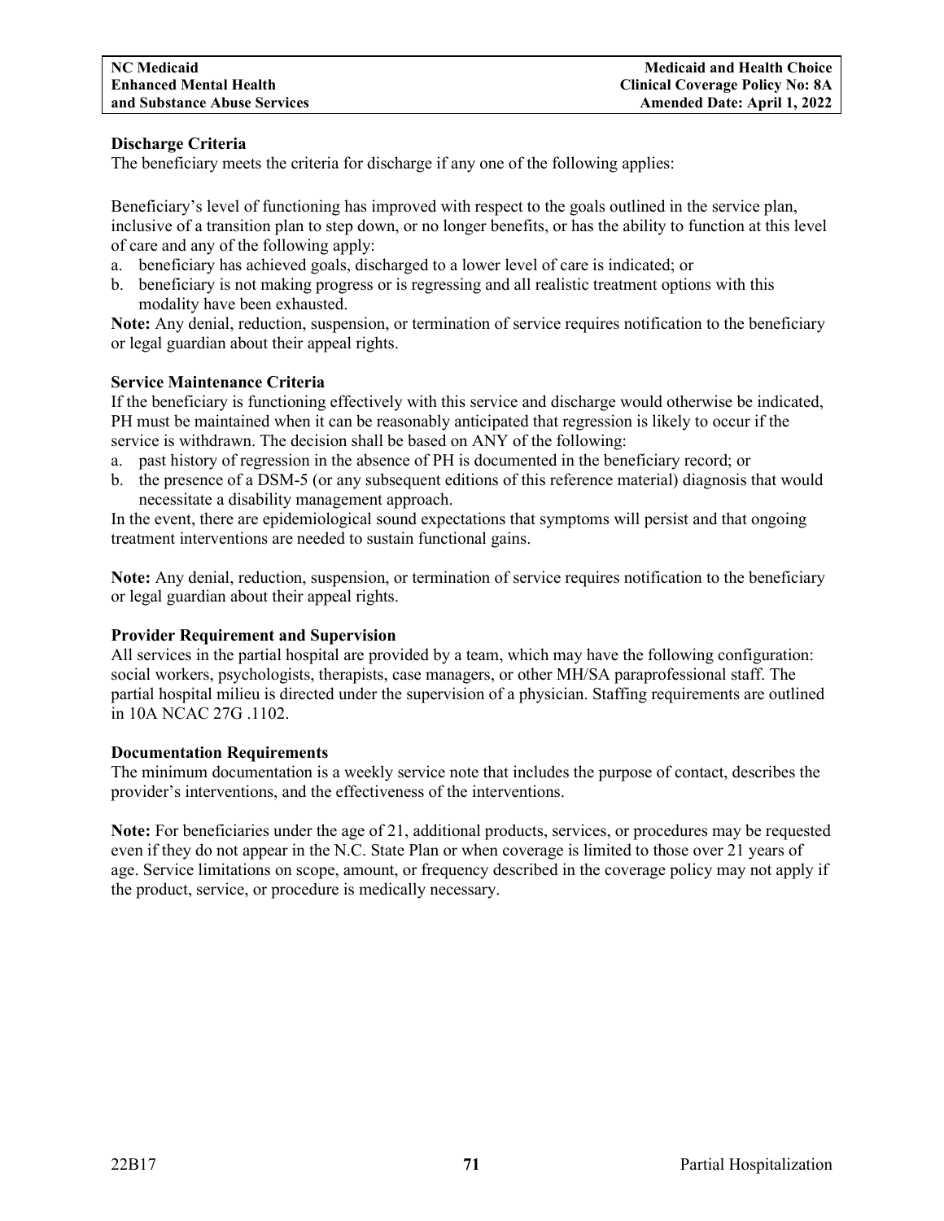**Discharge Criteria**

The beneficiary meets the criteria for discharge if any one of the following applies:

Beneficiary's level of functioning has improved with respect to the goals outlined in the service plan, inclusive of a transition plan to step down, or no longer benefits, or has the ability to function at this level of care and any of the following apply:

a. beneficiary has achieved goals, discharged to a lower level of care is indicated; or
b. beneficiary is not making progress or is regressing and all realistic treatment options with this modality have been exhausted.

**Note:** Any denial, reduction, suspension, or termination of service requires notification to the beneficiary or legal guardian about their appeal rights.

**Service Maintenance Criteria**

If the beneficiary is functioning effectively with this service and discharge would otherwise be indicated, PH must be maintained when it can be reasonably anticipated that regression is likely to occur if the service is withdrawn. The decision shall be based on ANY of the following:

a. past history of regression in the absence of PH is documented in the beneficiary record; or
b. the presence of a DSM-5 (or any subsequent editions of this reference material) diagnosis that would necessitate a disability management approach.

In the event, there are epidemiological sound expectations that symptoms will persist and that ongoing treatment interventions are needed to sustain functional gains.

**Note:** Any denial, reduction, suspension, or termination of service requires notification to the beneficiary or legal guardian about their appeal rights.

**Provider Requirement and Supervision**

All services in the partial hospital are provided by a team, which may have the following configuration: social workers, psychologists, therapists, case managers, or other MH/SA paraprofessional staff. The partial hospital milieu is directed under the supervision of a physician. Staffing requirements are outlined in 10A NCAC 27G .1102.

**Documentation Requirements**

The minimum documentation is a weekly service note that includes the purpose of contact, describes the provider's interventions, and the effectiveness of the interventions.

**Note:** For beneficiaries under the age of 21, additional products, services, or procedures may be requested even if they do not appear in the N.C. State Plan or when coverage is limited to those over 21 years of age. Service limitations on scope, amount, or frequency described in the coverage policy may not apply if the product, service, or procedure is medically necessary.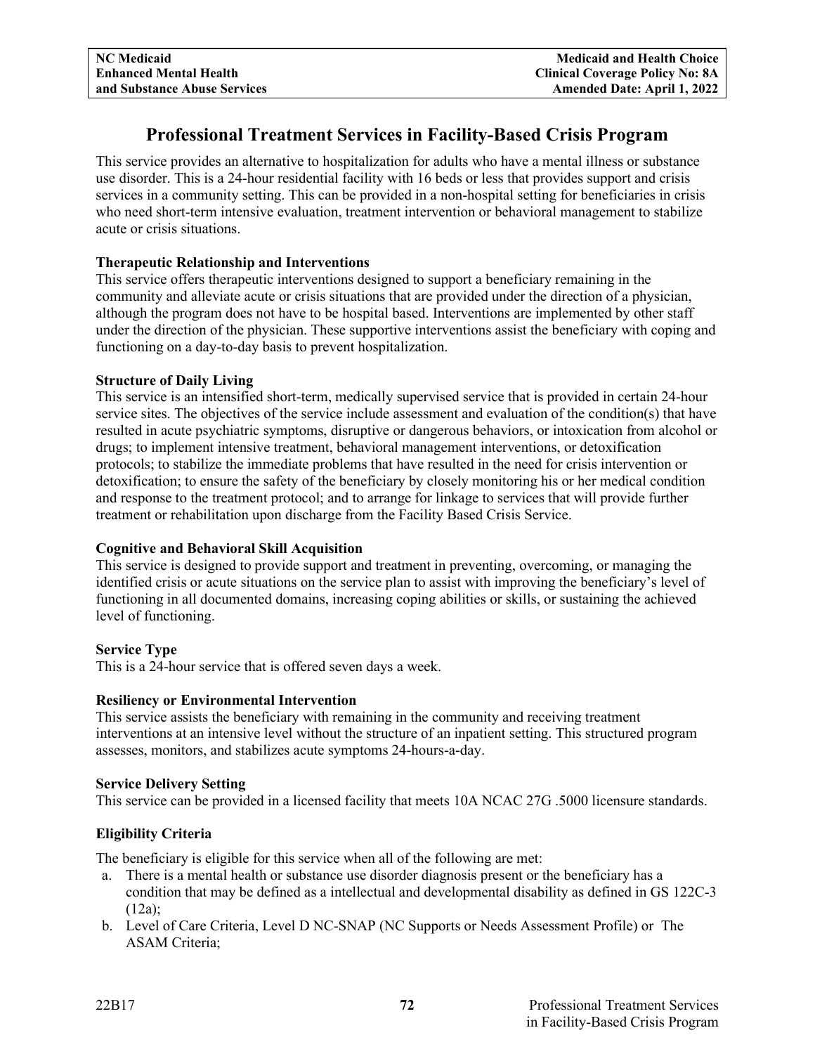# Professional Treatment Services in Facility-Based Crisis Program

This service provides an alternative to hospitalization for adults who have a mental illness or substance use disorder. This is a 24-hour residential facility with 16 beds or less that provides support and crisis services in a community setting. This can be provided in a non-hospital setting for beneficiaries in crisis who need short-term intensive evaluation, treatment intervention or behavioral management to stabilize acute or crisis situations.

**Therapeutic Relationship and Interventions**
This service offers therapeutic interventions designed to support a beneficiary remaining in the community and alleviate acute or crisis situations that are provided under the direction of a physician, although the program does not have to be hospital based. Interventions are implemented by other staff under the direction of the physician. These supportive interventions assist the beneficiary with coping and functioning on a day-to-day basis to prevent hospitalization.

**Structure of Daily Living**
This service is an intensified short-term, medically supervised service that is provided in certain 24-hour service sites. The objectives of the service include assessment and evaluation of the condition(s) that have resulted in acute psychiatric symptoms, disruptive or dangerous behaviors, or intoxication from alcohol or drugs; to implement intensive treatment, behavioral management interventions, or detoxification protocols; to stabilize the immediate problems that have resulted in the need for crisis intervention or detoxification; to ensure the safety of the beneficiary by closely monitoring his or her medical condition and response to the treatment protocol; and to arrange for linkage to services that will provide further treatment or rehabilitation upon discharge from the Facility Based Crisis Service.

**Cognitive and Behavioral Skill Acquisition**
This service is designed to provide support and treatment in preventing, overcoming, or managing the identified crisis or acute situations on the service plan to assist with improving the beneficiary's level of functioning in all documented domains, increasing coping abilities or skills, or sustaining the achieved level of functioning.

**Service Type**
This is a 24-hour service that is offered seven days a week.

**Resiliency or Environmental Intervention**
This service assists the beneficiary with remaining in the community and receiving treatment interventions at an intensive level without the structure of an inpatient setting. This structured program assesses, monitors, and stabilizes acute symptoms 24-hours-a-day.

**Service Delivery Setting**
This service can be provided in a licensed facility that meets 10A NCAC 27G .5000 licensure standards.

**Eligibility Criteria**

The beneficiary is eligible for this service when all of the following are met:

a. There is a mental health or substance use disorder diagnosis present or the beneficiary has a condition that may be defined as a intellectual and developmental disability as defined in GS 122C-3 (12a);
b. Level of Care Criteria, Level D NC-SNAP (NC Supports or Needs Assessment Profile) or The ASAM Criteria;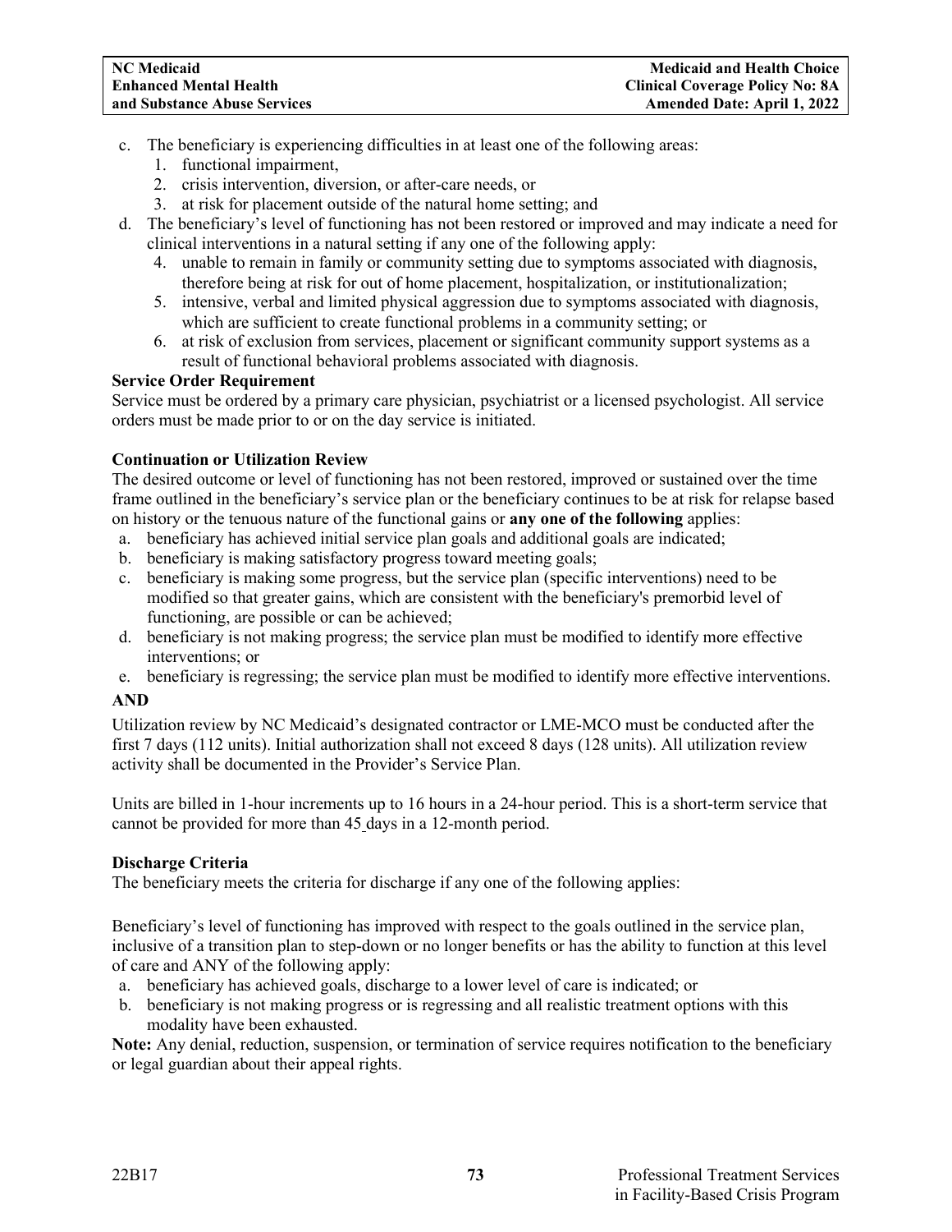c. The beneficiary is experiencing difficulties in at least one of the following areas:
   1. functional impairment,
   2. crisis intervention, diversion, or after-care needs, or
   3. at risk for placement outside of the natural home setting; and
d. The beneficiary's level of functioning has not been restored or improved and may indicate a need for clinical interventions in a natural setting if any one of the following apply:
   4. unable to remain in family or community setting due to symptoms associated with diagnosis, therefore being at risk for out of home placement, hospitalization, or institutionalization;
   5. intensive, verbal and limited physical aggression due to symptoms associated with diagnosis, which are sufficient to create functional problems in a community setting; or
   6. at risk of exclusion from services, placement or significant community support systems as a result of functional behavioral problems associated with diagnosis.

**Service Order Requirement**

Service must be ordered by a primary care physician, psychiatrist or a licensed psychologist. All service orders must be made prior to or on the day service is initiated.

**Continuation or Utilization Review**

The desired outcome or level of functioning has not been restored, improved or sustained over the time frame outlined in the beneficiary's service plan or the beneficiary continues to be at risk for relapse based on history or the tenuous nature of the functional gains or **any one of the following** applies:

a. beneficiary has achieved initial service plan goals and additional goals are indicated;
b. beneficiary is making satisfactory progress toward meeting goals;
c. beneficiary is making some progress, but the service plan (specific interventions) need to be modified so that greater gains, which are consistent with the beneficiary's premorbid level of functioning, are possible or can be achieved;
d. beneficiary is not making progress; the service plan must be modified to identify more effective interventions; or
e. beneficiary is regressing; the service plan must be modified to identify more effective interventions.

**AND**

Utilization review by NC Medicaid's designated contractor or LME-MCO must be conducted after the first 7 days (112 units). Initial authorization shall not exceed 8 days (128 units). All utilization review activity shall be documented in the Provider's Service Plan.

Units are billed in 1-hour increments up to 16 hours in a 24-hour period. This is a short-term service that cannot be provided for more than 45 days in a 12-month period.

**Discharge Criteria**

The beneficiary meets the criteria for discharge if any one of the following applies:

Beneficiary's level of functioning has improved with respect to the goals outlined in the service plan, inclusive of a transition plan to step-down or no longer benefits or has the ability to function at this level of care and ANY of the following apply:

a. beneficiary has achieved goals, discharge to a lower level of care is indicated; or
b. beneficiary is not making progress or is regressing and all realistic treatment options with this modality have been exhausted.

**Note:** Any denial, reduction, suspension, or termination of service requires notification to the beneficiary or legal guardian about their appeal rights.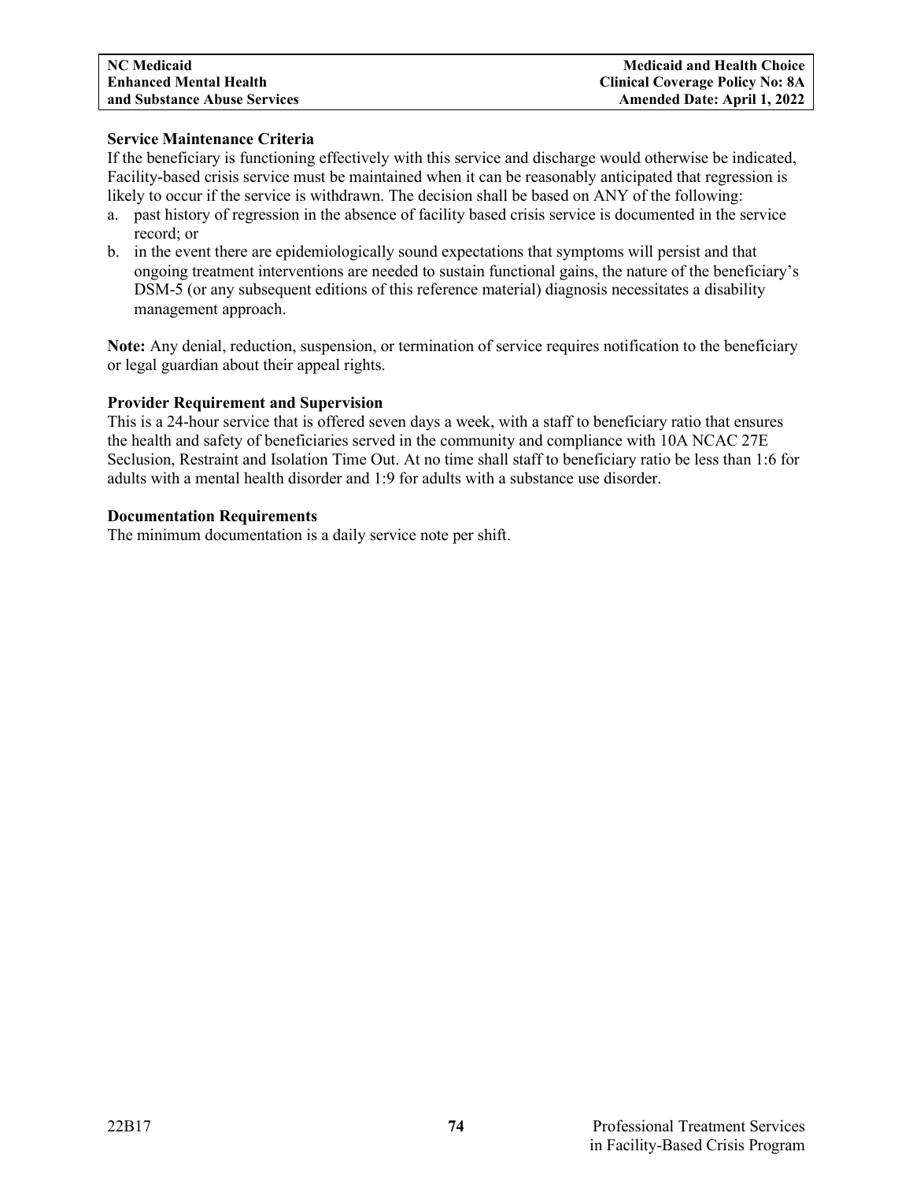**Service Maintenance Criteria**

If the beneficiary is functioning effectively with this service and discharge would otherwise be indicated, Facility-based crisis service must be maintained when it can be reasonably anticipated that regression is likely to occur if the service is withdrawn. The decision shall be based on ANY of the following:

a. past history of regression in the absence of facility based crisis service is documented in the service record; or
b. in the event there are epidemiologically sound expectations that symptoms will persist and that ongoing treatment interventions are needed to sustain functional gains, the nature of the beneficiary's DSM-5 (or any subsequent editions of this reference material) diagnosis necessitates a disability management approach.

**Note:** Any denial, reduction, suspension, or termination of service requires notification to the beneficiary or legal guardian about their appeal rights.

**Provider Requirement and Supervision**

This is a 24-hour service that is offered seven days a week, with a staff to beneficiary ratio that ensures the health and safety of beneficiaries served in the community and compliance with 10A NCAC 27E Seclusion, Restraint and Isolation Time Out. At no time shall staff to beneficiary ratio be less than 1:6 for adults with a mental health disorder and 1:9 for adults with a substance use disorder.

**Documentation Requirements**

The minimum documentation is a daily service note per shift.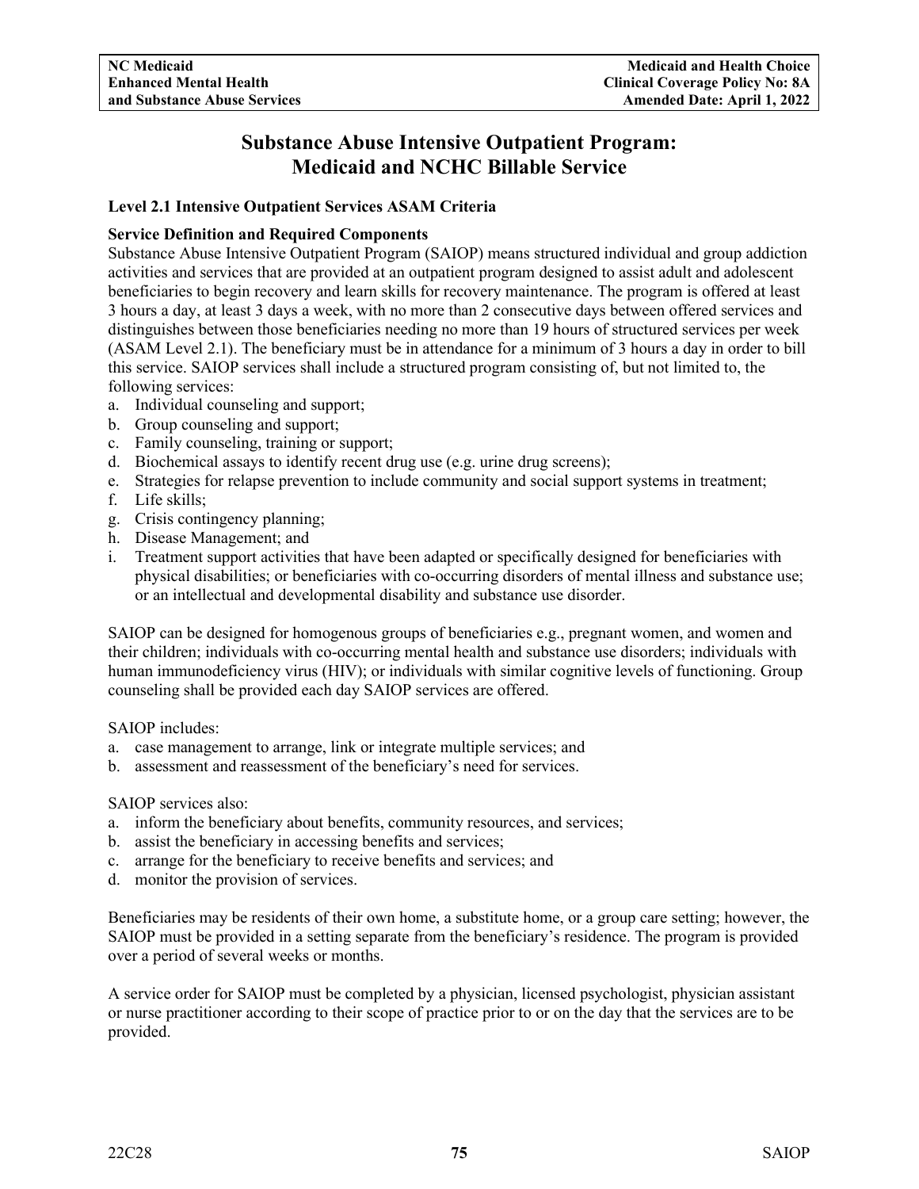# Substance Abuse Intensive Outpatient Program: Medicaid and NCHC Billable Service

### Level 2.1 Intensive Outpatient Services ASAM Criteria

**Service Definition and Required Components**

Substance Abuse Intensive Outpatient Program (SAIOP) means structured individual and group addiction activities and services that are provided at an outpatient program designed to assist adult and adolescent beneficiaries to begin recovery and learn skills for recovery maintenance. The program is offered at least 3 hours a day, at least 3 days a week, with no more than 2 consecutive days between offered services and distinguishes between those beneficiaries needing no more than 19 hours of structured services per week (ASAM Level 2.1). The beneficiary must be in attendance for a minimum of 3 hours a day in order to bill this service. SAIOP services shall include a structured program consisting of, but not limited to, the following services:

a. Individual counseling and support;
b. Group counseling and support;
c. Family counseling, training or support;
d. Biochemical assays to identify recent drug use (e.g. urine drug screens);
e. Strategies for relapse prevention to include community and social support systems in treatment;
f. Life skills;
g. Crisis contingency planning;
h. Disease Management; and
i. Treatment support activities that have been adapted or specifically designed for beneficiaries with physical disabilities; or beneficiaries with co-occurring disorders of mental illness and substance use; or an intellectual and developmental disability and substance use disorder.

SAIOP can be designed for homogenous groups of beneficiaries e.g., pregnant women, and women and their children; individuals with co-occurring mental health and substance use disorders; individuals with human immunodeficiency virus (HIV); or individuals with similar cognitive levels of functioning. Group counseling shall be provided each day SAIOP services are offered.

SAIOP includes:

a. case management to arrange, link or integrate multiple services; and
b. assessment and reassessment of the beneficiary's need for services.

SAIOP services also:

a. inform the beneficiary about benefits, community resources, and services;
b. assist the beneficiary in accessing benefits and services;
c. arrange for the beneficiary to receive benefits and services; and
d. monitor the provision of services.

Beneficiaries may be residents of their own home, a substitute home, or a group care setting; however, the SAIOP must be provided in a setting separate from the beneficiary's residence. The program is provided over a period of several weeks or months.

A service order for SAIOP must be completed by a physician, licensed psychologist, physician assistant or nurse practitioner according to their scope of practice prior to or on the day that the services are to be provided.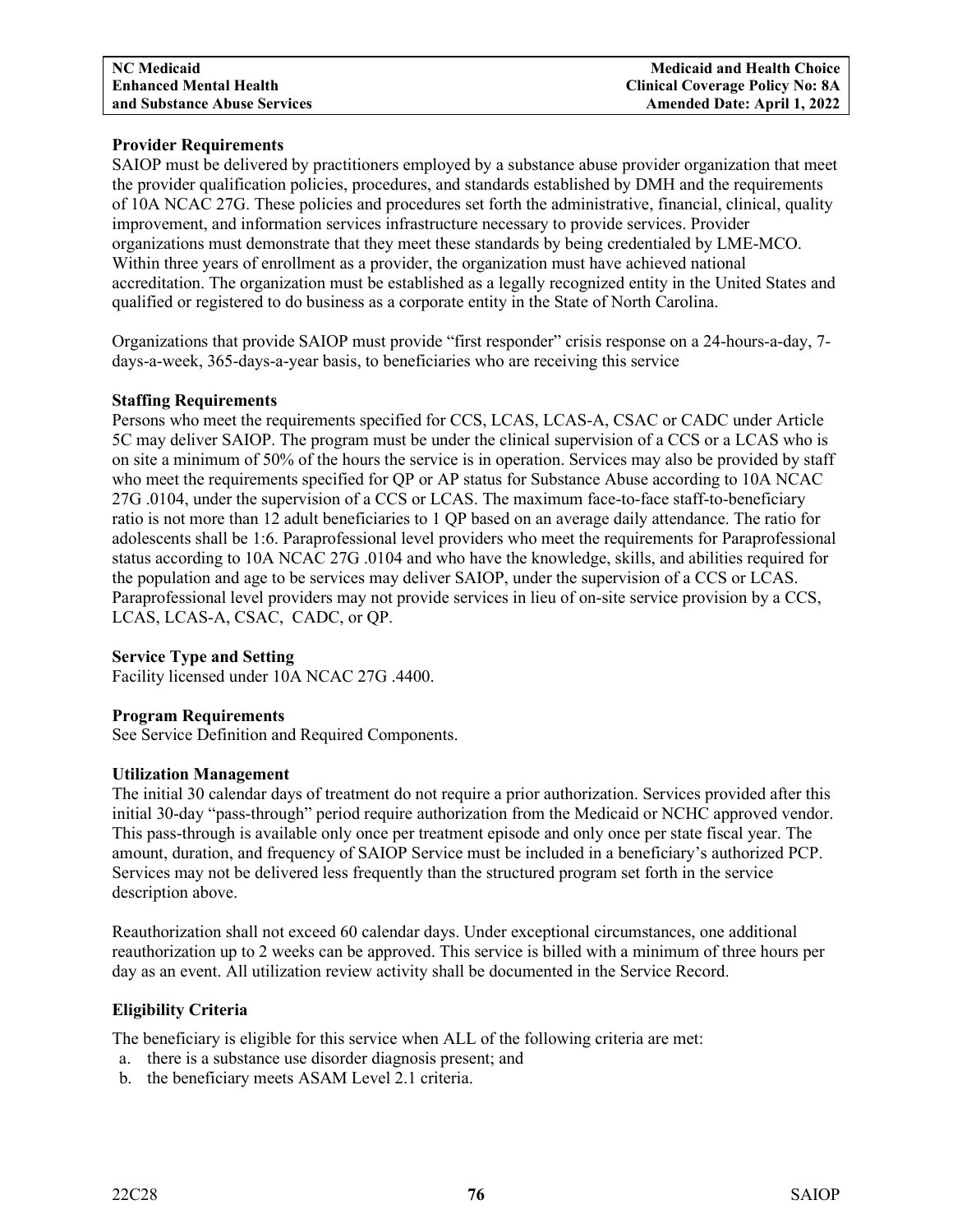**Provider Requirements**

SAIOP must be delivered by practitioners employed by a substance abuse provider organization that meet the provider qualification policies, procedures, and standards established by DMH and the requirements of 10A NCAC 27G. These policies and procedures set forth the administrative, financial, clinical, quality improvement, and information services infrastructure necessary to provide services. Provider organizations must demonstrate that they meet these standards by being credentialed by LME-MCO. Within three years of enrollment as a provider, the organization must have achieved national accreditation. The organization must be established as a legally recognized entity in the United States and qualified or registered to do business as a corporate entity in the State of North Carolina.

Organizations that provide SAIOP must provide "first responder" crisis response on a 24-hours-a-day, 7-days-a-week, 365-days-a-year basis, to beneficiaries who are receiving this service

**Staffing Requirements**

Persons who meet the requirements specified for CCS, LCAS, LCAS-A, CSAC or CADC under Article 5C may deliver SAIOP. The program must be under the clinical supervision of a CCS or a LCAS who is on site a minimum of 50% of the hours the service is in operation. Services may also be provided by staff who meet the requirements specified for QP or AP status for Substance Abuse according to 10A NCAC 27G .0104, under the supervision of a CCS or LCAS. The maximum face-to-face staff-to-beneficiary ratio is not more than 12 adult beneficiaries to 1 QP based on an average daily attendance. The ratio for adolescents shall be 1:6. Paraprofessional level providers who meet the requirements for Paraprofessional status according to 10A NCAC 27G .0104 and who have the knowledge, skills, and abilities required for the population and age to be services may deliver SAIOP, under the supervision of a CCS or LCAS. Paraprofessional level providers may not provide services in lieu of on-site service provision by a CCS, LCAS, LCAS-A, CSAC, CADC, or QP.

**Service Type and Setting**

Facility licensed under 10A NCAC 27G .4400.

**Program Requirements**

See Service Definition and Required Components.

**Utilization Management**

The initial 30 calendar days of treatment do not require a prior authorization. Services provided after this initial 30-day "pass-through" period require authorization from the Medicaid or NCHC approved vendor. This pass-through is available only once per treatment episode and only once per state fiscal year. The amount, duration, and frequency of SAIOP Service must be included in a beneficiary's authorized PCP. Services may not be delivered less frequently than the structured program set forth in the service description above.

Reauthorization shall not exceed 60 calendar days. Under exceptional circumstances, one additional reauthorization up to 2 weeks can be approved. This service is billed with a minimum of three hours per day as an event. All utilization review activity shall be documented in the Service Record.

**Eligibility Criteria**

The beneficiary is eligible for this service when ALL of the following criteria are met:

a. there is a substance use disorder diagnosis present; and
b. the beneficiary meets ASAM Level 2.1 criteria.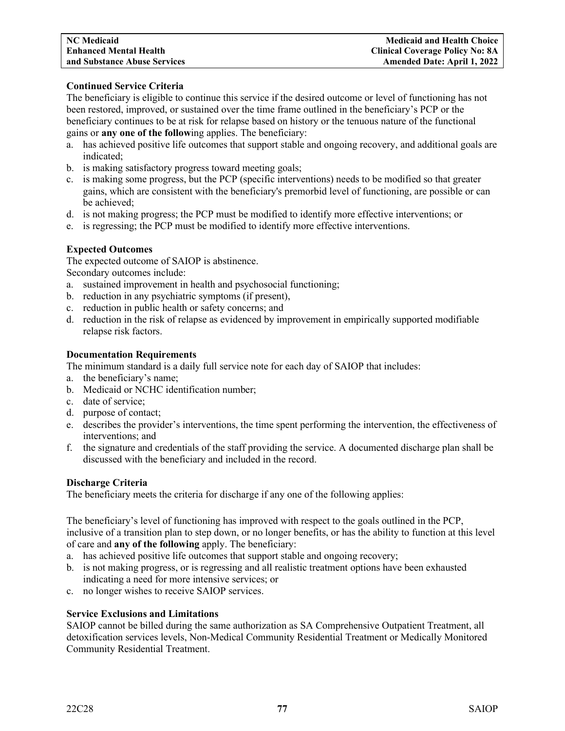**Continued Service Criteria**

The beneficiary is eligible to continue this service if the desired outcome or level of functioning has not been restored, improved, or sustained over the time frame outlined in the beneficiary's PCP or the beneficiary continues to be at risk for relapse based on history or the tenuous nature of the functional gains or **any one of the follow**ing applies. The beneficiary:

a. has achieved positive life outcomes that support stable and ongoing recovery, and additional goals are indicated;
b. is making satisfactory progress toward meeting goals;
c. is making some progress, but the PCP (specific interventions) needs to be modified so that greater gains, which are consistent with the beneficiary's premorbid level of functioning, are possible or can be achieved;
d. is not making progress; the PCP must be modified to identify more effective interventions; or
e. is regressing; the PCP must be modified to identify more effective interventions.

**Expected Outcomes**

The expected outcome of SAIOP is abstinence.
Secondary outcomes include:

a. sustained improvement in health and psychosocial functioning;
b. reduction in any psychiatric symptoms (if present),
c. reduction in public health or safety concerns; and
d. reduction in the risk of relapse as evidenced by improvement in empirically supported modifiable relapse risk factors.

**Documentation Requirements**

The minimum standard is a daily full service note for each day of SAIOP that includes:

a. the beneficiary's name;
b. Medicaid or NCHC identification number;
c. date of service;
d. purpose of contact;
e. describes the provider's interventions, the time spent performing the intervention, the effectiveness of interventions; and
f. the signature and credentials of the staff providing the service. A documented discharge plan shall be discussed with the beneficiary and included in the record.

**Discharge Criteria**

The beneficiary meets the criteria for discharge if any one of the following applies:

The beneficiary's level of functioning has improved with respect to the goals outlined in the PCP, inclusive of a transition plan to step down, or no longer benefits, or has the ability to function at this level of care and **any of the following** apply. The beneficiary:

a. has achieved positive life outcomes that support stable and ongoing recovery;
b. is not making progress, or is regressing and all realistic treatment options have been exhausted indicating a need for more intensive services; or
c. no longer wishes to receive SAIOP services.

**Service Exclusions and Limitations**

SAIOP cannot be billed during the same authorization as SA Comprehensive Outpatient Treatment, all detoxification services levels, Non-Medical Community Residential Treatment or Medically Monitored Community Residential Treatment.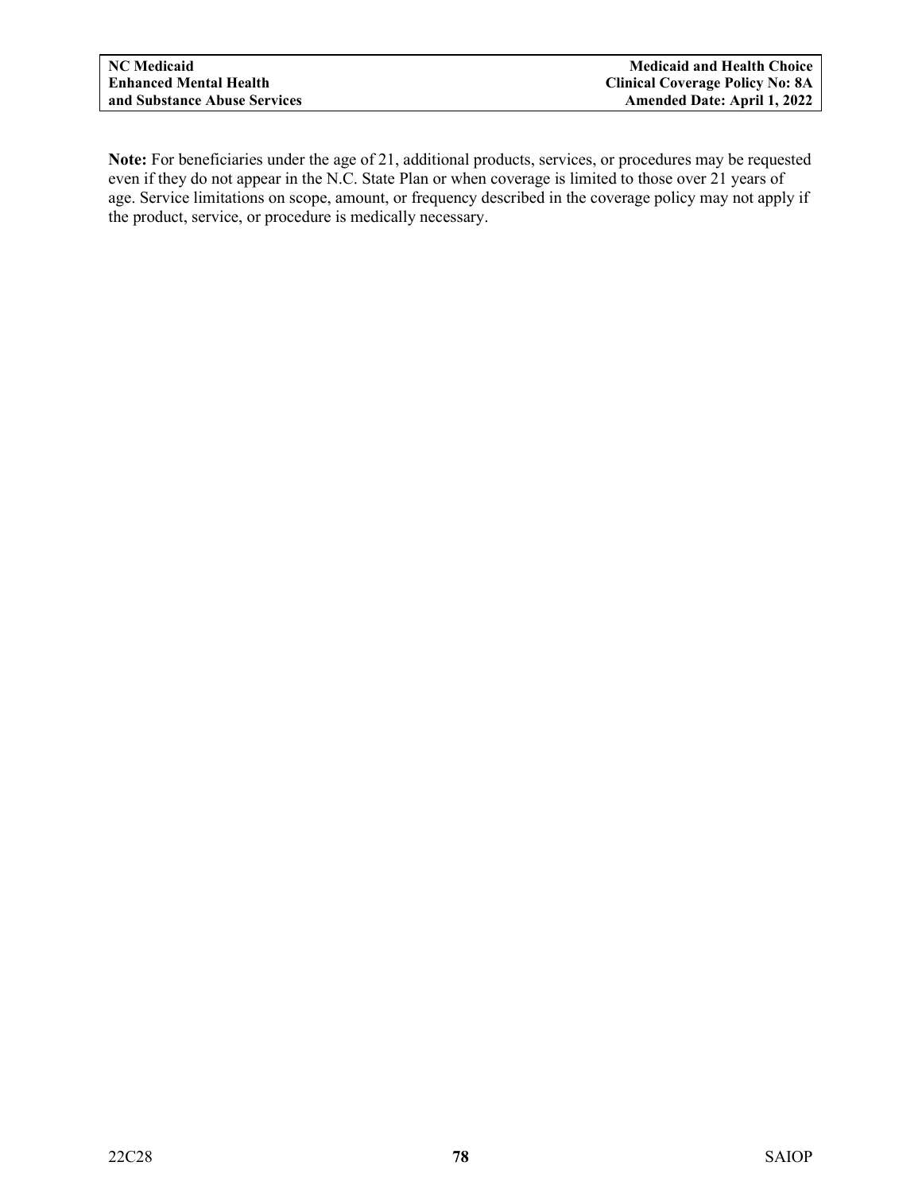**Note:** For beneficiaries under the age of 21, additional products, services, or procedures may be requested even if they do not appear in the N.C. State Plan or when coverage is limited to those over 21 years of age. Service limitations on scope, amount, or frequency described in the coverage policy may not apply if the product, service, or procedure is medically necessary.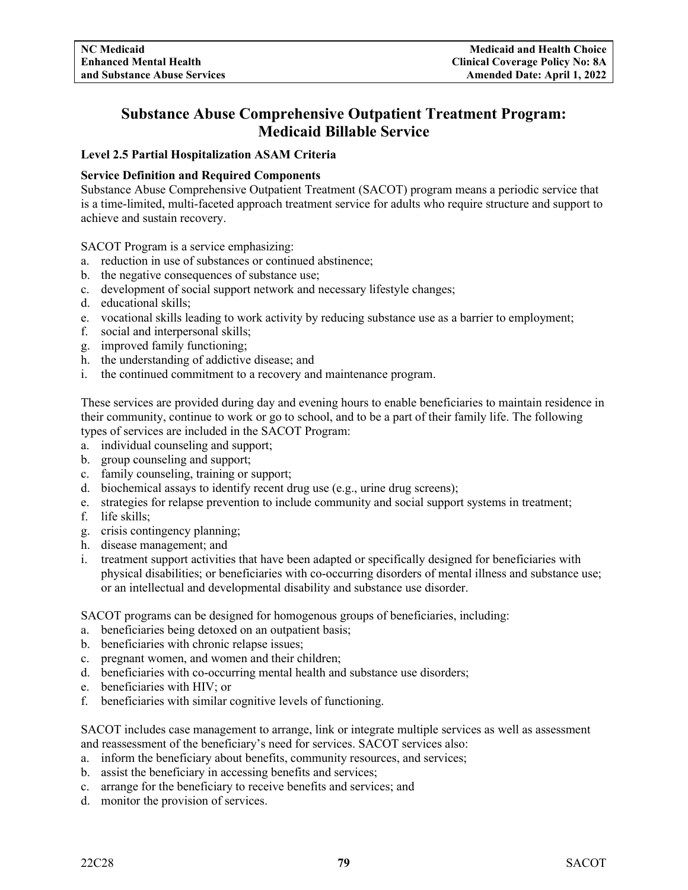# Substance Abuse Comprehensive Outpatient Treatment Program: Medicaid Billable Service

**Level 2.5 Partial Hospitalization ASAM Criteria**

**Service Definition and Required Components**

Substance Abuse Comprehensive Outpatient Treatment (SACOT) program means a periodic service that is a time-limited, multi-faceted approach treatment service for adults who require structure and support to achieve and sustain recovery.

SACOT Program is a service emphasizing:

a. reduction in use of substances or continued abstinence;
b. the negative consequences of substance use;
c. development of social support network and necessary lifestyle changes;
d. educational skills;
e. vocational skills leading to work activity by reducing substance use as a barrier to employment;
f. social and interpersonal skills;
g. improved family functioning;
h. the understanding of addictive disease; and
i. the continued commitment to a recovery and maintenance program.

These services are provided during day and evening hours to enable beneficiaries to maintain residence in their community, continue to work or go to school, and to be a part of their family life. The following types of services are included in the SACOT Program:

a. individual counseling and support;
b. group counseling and support;
c. family counseling, training or support;
d. biochemical assays to identify recent drug use (e.g., urine drug screens);
e. strategies for relapse prevention to include community and social support systems in treatment;
f. life skills;
g. crisis contingency planning;
h. disease management; and
i. treatment support activities that have been adapted or specifically designed for beneficiaries with physical disabilities; or beneficiaries with co-occurring disorders of mental illness and substance use; or an intellectual and developmental disability and substance use disorder.

SACOT programs can be designed for homogenous groups of beneficiaries, including:

a. beneficiaries being detoxed on an outpatient basis;
b. beneficiaries with chronic relapse issues;
c. pregnant women, and women and their children;
d. beneficiaries with co-occurring mental health and substance use disorders;
e. beneficiaries with HIV; or
f. beneficiaries with similar cognitive levels of functioning.

SACOT includes case management to arrange, link or integrate multiple services as well as assessment and reassessment of the beneficiary's need for services. SACOT services also:

a. inform the beneficiary about benefits, community resources, and services;
b. assist the beneficiary in accessing benefits and services;
c. arrange for the beneficiary to receive benefits and services; and
d. monitor the provision of services.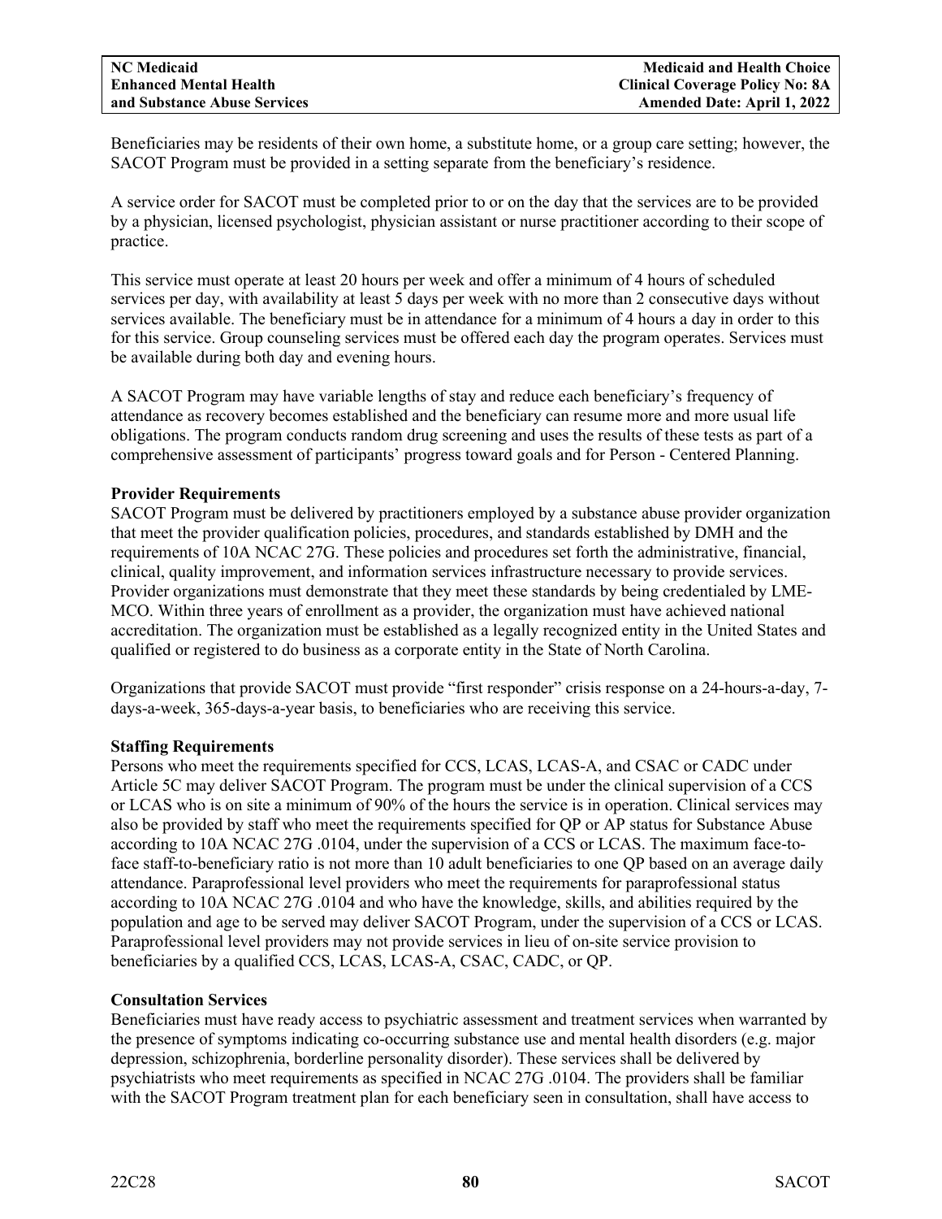Beneficiaries may be residents of their own home, a substitute home, or a group care setting; however, the SACOT Program must be provided in a setting separate from the beneficiary's residence.

A service order for SACOT must be completed prior to or on the day that the services are to be provided by a physician, licensed psychologist, physician assistant or nurse practitioner according to their scope of practice.

This service must operate at least 20 hours per week and offer a minimum of 4 hours of scheduled services per day, with availability at least 5 days per week with no more than 2 consecutive days without services available. The beneficiary must be in attendance for a minimum of 4 hours a day in order to this for this service. Group counseling services must be offered each day the program operates. Services must be available during both day and evening hours.

A SACOT Program may have variable lengths of stay and reduce each beneficiary's frequency of attendance as recovery becomes established and the beneficiary can resume more and more usual life obligations. The program conducts random drug screening and uses the results of these tests as part of a comprehensive assessment of participants' progress toward goals and for Person - Centered Planning.

**Provider Requirements**

SACOT Program must be delivered by practitioners employed by a substance abuse provider organization that meet the provider qualification policies, procedures, and standards established by DMH and the requirements of 10A NCAC 27G. These policies and procedures set forth the administrative, financial, clinical, quality improvement, and information services infrastructure necessary to provide services. Provider organizations must demonstrate that they meet these standards by being credentialed by LME-MCO. Within three years of enrollment as a provider, the organization must have achieved national accreditation. The organization must be established as a legally recognized entity in the United States and qualified or registered to do business as a corporate entity in the State of North Carolina.

Organizations that provide SACOT must provide "first responder" crisis response on a 24-hours-a-day, 7-days-a-week, 365-days-a-year basis, to beneficiaries who are receiving this service.

**Staffing Requirements**

Persons who meet the requirements specified for CCS, LCAS, LCAS-A, and CSAC or CADC under Article 5C may deliver SACOT Program. The program must be under the clinical supervision of a CCS or LCAS who is on site a minimum of 90% of the hours the service is in operation. Clinical services may also be provided by staff who meet the requirements specified for QP or AP status for Substance Abuse according to 10A NCAC 27G .0104, under the supervision of a CCS or LCAS. The maximum face-to-face staff-to-beneficiary ratio is not more than 10 adult beneficiaries to one QP based on an average daily attendance. Paraprofessional level providers who meet the requirements for paraprofessional status according to 10A NCAC 27G .0104 and who have the knowledge, skills, and abilities required by the population and age to be served may deliver SACOT Program, under the supervision of a CCS or LCAS. Paraprofessional level providers may not provide services in lieu of on-site service provision to beneficiaries by a qualified CCS, LCAS, LCAS-A, CSAC, CADC, or QP.

**Consultation Services**

Beneficiaries must have ready access to psychiatric assessment and treatment services when warranted by the presence of symptoms indicating co-occurring substance use and mental health disorders (e.g. major depression, schizophrenia, borderline personality disorder). These services shall be delivered by psychiatrists who meet requirements as specified in NCAC 27G .0104. The providers shall be familiar with the SACOT Program treatment plan for each beneficiary seen in consultation, shall have access to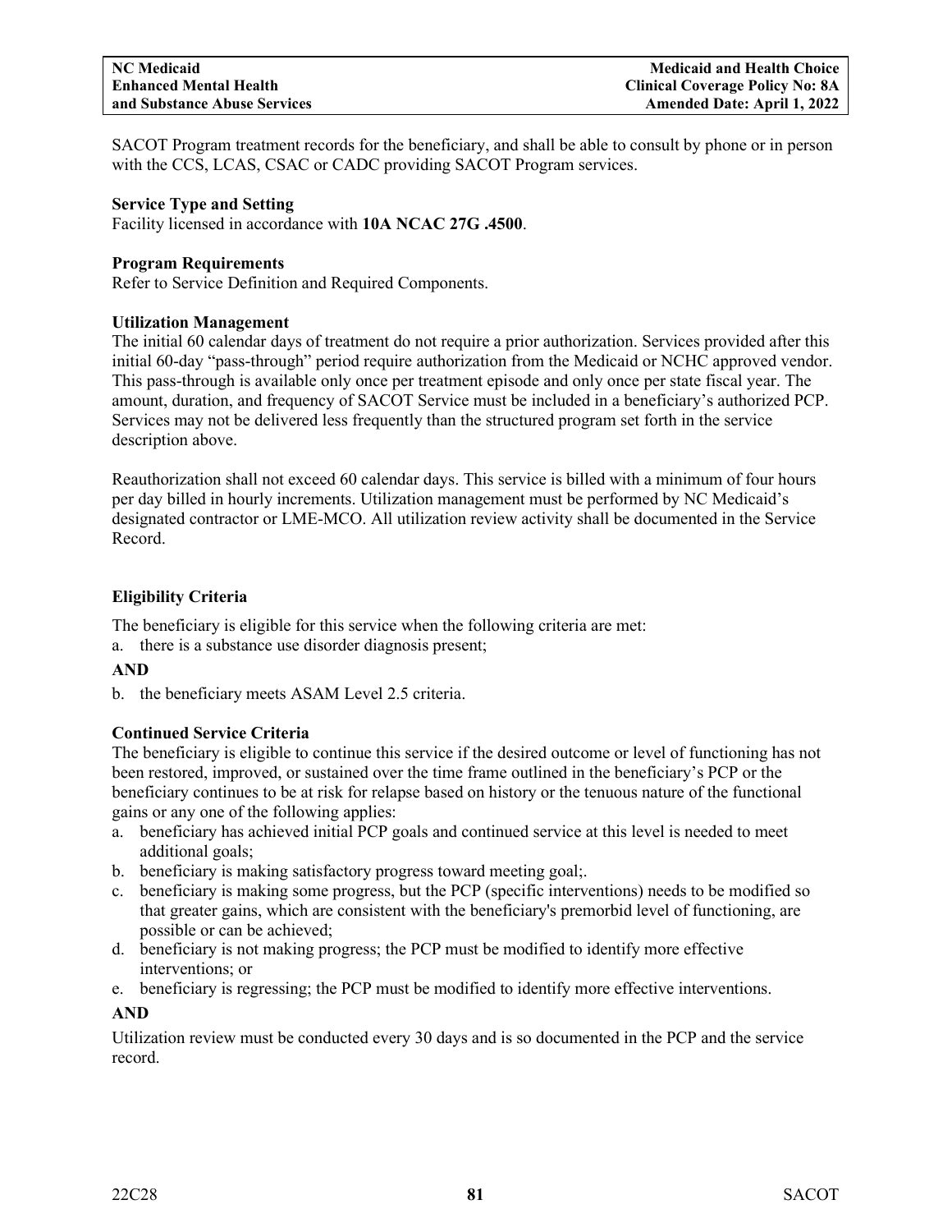SACOT Program treatment records for the beneficiary, and shall be able to consult by phone or in person with the CCS, LCAS, CSAC or CADC providing SACOT Program services.

**Service Type and Setting**
Facility licensed in accordance with **10A NCAC 27G .4500**.

**Program Requirements**
Refer to Service Definition and Required Components.

**Utilization Management**
The initial 60 calendar days of treatment do not require a prior authorization. Services provided after this initial 60-day "pass-through" period require authorization from the Medicaid or NCHC approved vendor. This pass-through is available only once per treatment episode and only once per state fiscal year. The amount, duration, and frequency of SACOT Service must be included in a beneficiary's authorized PCP. Services may not be delivered less frequently than the structured program set forth in the service description above.

Reauthorization shall not exceed 60 calendar days. This service is billed with a minimum of four hours per day billed in hourly increments. Utilization management must be performed by NC Medicaid's designated contractor or LME-MCO. All utilization review activity shall be documented in the Service Record.

**Eligibility Criteria**

The beneficiary is eligible for this service when the following criteria are met:

a. there is a substance use disorder diagnosis present;

**AND**

b. the beneficiary meets ASAM Level 2.5 criteria.

**Continued Service Criteria**
The beneficiary is eligible to continue this service if the desired outcome or level of functioning has not been restored, improved, or sustained over the time frame outlined in the beneficiary's PCP or the beneficiary continues to be at risk for relapse based on history or the tenuous nature of the functional gains or any one of the following applies:

a. beneficiary has achieved initial PCP goals and continued service at this level is needed to meet additional goals;
b. beneficiary is making satisfactory progress toward meeting goal;.
c. beneficiary is making some progress, but the PCP (specific interventions) needs to be modified so that greater gains, which are consistent with the beneficiary's premorbid level of functioning, are possible or can be achieved;
d. beneficiary is not making progress; the PCP must be modified to identify more effective interventions; or
e. beneficiary is regressing; the PCP must be modified to identify more effective interventions.

**AND**

Utilization review must be conducted every 30 days and is so documented in the PCP and the service record.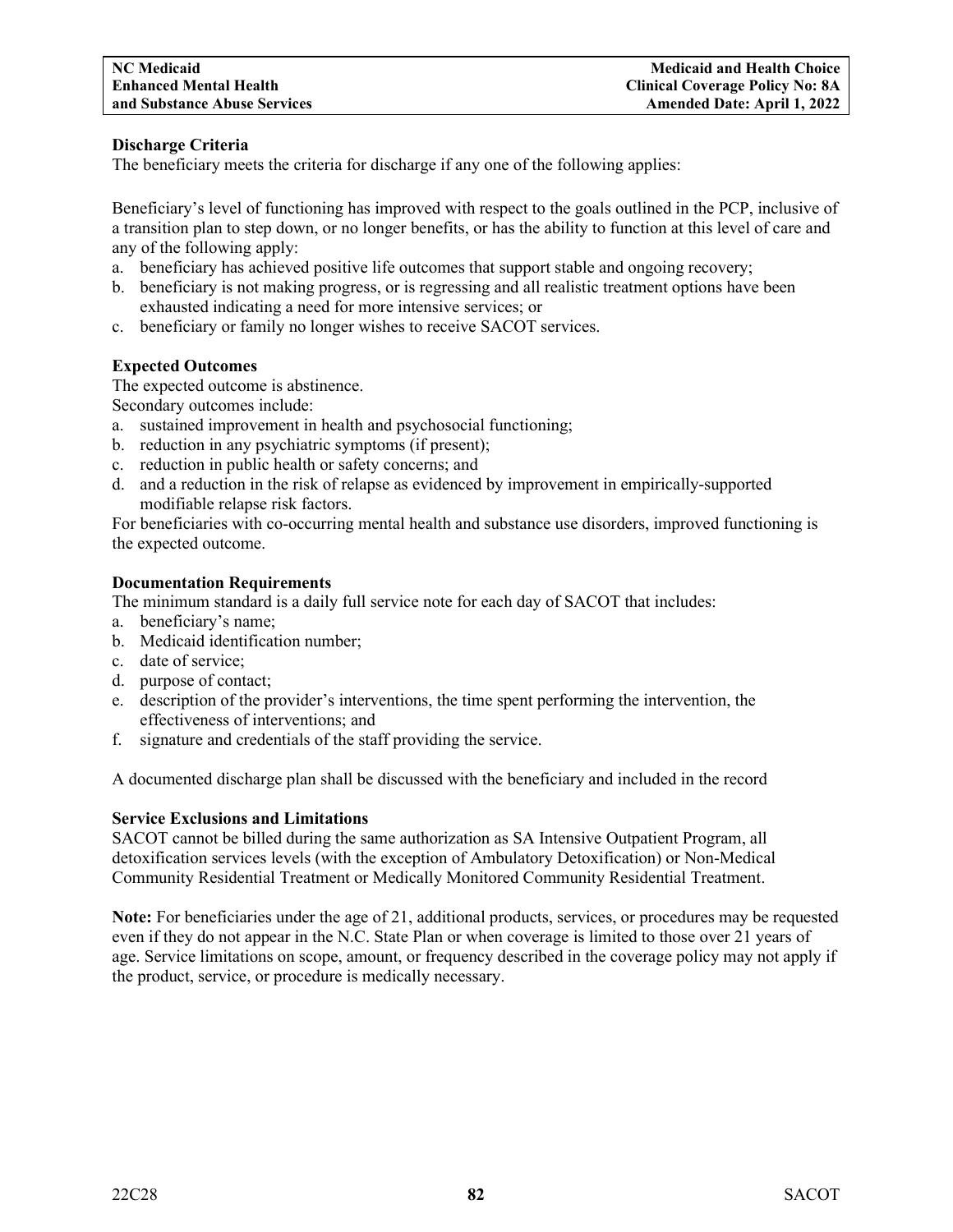**Discharge Criteria**

The beneficiary meets the criteria for discharge if any one of the following applies:

Beneficiary's level of functioning has improved with respect to the goals outlined in the PCP, inclusive of a transition plan to step down, or no longer benefits, or has the ability to function at this level of care and any of the following apply:

a. beneficiary has achieved positive life outcomes that support stable and ongoing recovery;
b. beneficiary is not making progress, or is regressing and all realistic treatment options have been exhausted indicating a need for more intensive services; or
c. beneficiary or family no longer wishes to receive SACOT services.

**Expected Outcomes**

The expected outcome is abstinence.
Secondary outcomes include:

a. sustained improvement in health and psychosocial functioning;
b. reduction in any psychiatric symptoms (if present);
c. reduction in public health or safety concerns; and
d. and a reduction in the risk of relapse as evidenced by improvement in empirically-supported modifiable relapse risk factors.

For beneficiaries with co-occurring mental health and substance use disorders, improved functioning is the expected outcome.

**Documentation Requirements**

The minimum standard is a daily full service note for each day of SACOT that includes:

a. beneficiary's name;
b. Medicaid identification number;
c. date of service;
d. purpose of contact;
e. description of the provider's interventions, the time spent performing the intervention, the effectiveness of interventions; and
f. signature and credentials of the staff providing the service.

A documented discharge plan shall be discussed with the beneficiary and included in the record

**Service Exclusions and Limitations**

SACOT cannot be billed during the same authorization as SA Intensive Outpatient Program, all detoxification services levels (with the exception of Ambulatory Detoxification) or Non-Medical Community Residential Treatment or Medically Monitored Community Residential Treatment.

**Note:** For beneficiaries under the age of 21, additional products, services, or procedures may be requested even if they do not appear in the N.C. State Plan or when coverage is limited to those over 21 years of age. Service limitations on scope, amount, or frequency described in the coverage policy may not apply if the product, service, or procedure is medically necessary.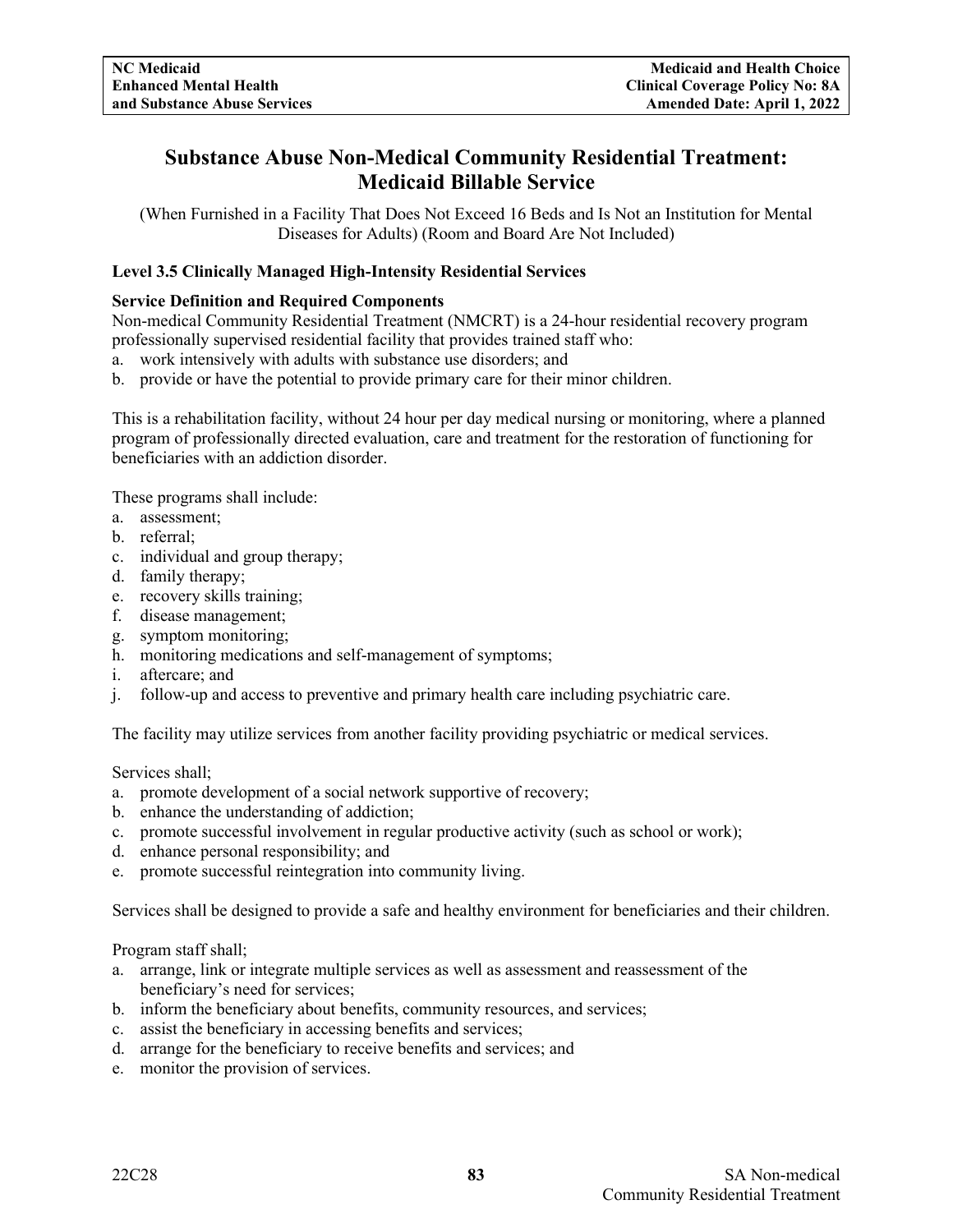# Substance Abuse Non-Medical Community Residential Treatment: Medicaid Billable Service

(When Furnished in a Facility That Does Not Exceed 16 Beds and Is Not an Institution for Mental Diseases for Adults) (Room and Board Are Not Included)

**Level 3.5 Clinically Managed High-Intensity Residential Services**

**Service Definition and Required Components**

Non-medical Community Residential Treatment (NMCRT) is a 24-hour residential recovery program professionally supervised residential facility that provides trained staff who:

a. work intensively with adults with substance use disorders; and
b. provide or have the potential to provide primary care for their minor children.

This is a rehabilitation facility, without 24 hour per day medical nursing or monitoring, where a planned program of professionally directed evaluation, care and treatment for the restoration of functioning for beneficiaries with an addiction disorder.

These programs shall include:

a. assessment;
b. referral;
c. individual and group therapy;
d. family therapy;
e. recovery skills training;
f. disease management;
g. symptom monitoring;
h. monitoring medications and self-management of symptoms;
i. aftercare; and
j. follow-up and access to preventive and primary health care including psychiatric care.

The facility may utilize services from another facility providing psychiatric or medical services.

Services shall;

a. promote development of a social network supportive of recovery;
b. enhance the understanding of addiction;
c. promote successful involvement in regular productive activity (such as school or work);
d. enhance personal responsibility; and
e. promote successful reintegration into community living.

Services shall be designed to provide a safe and healthy environment for beneficiaries and their children.

Program staff shall;

a. arrange, link or integrate multiple services as well as assessment and reassessment of the beneficiary's need for services;
b. inform the beneficiary about benefits, community resources, and services;
c. assist the beneficiary in accessing benefits and services;
d. arrange for the beneficiary to receive benefits and services; and
e. monitor the provision of services.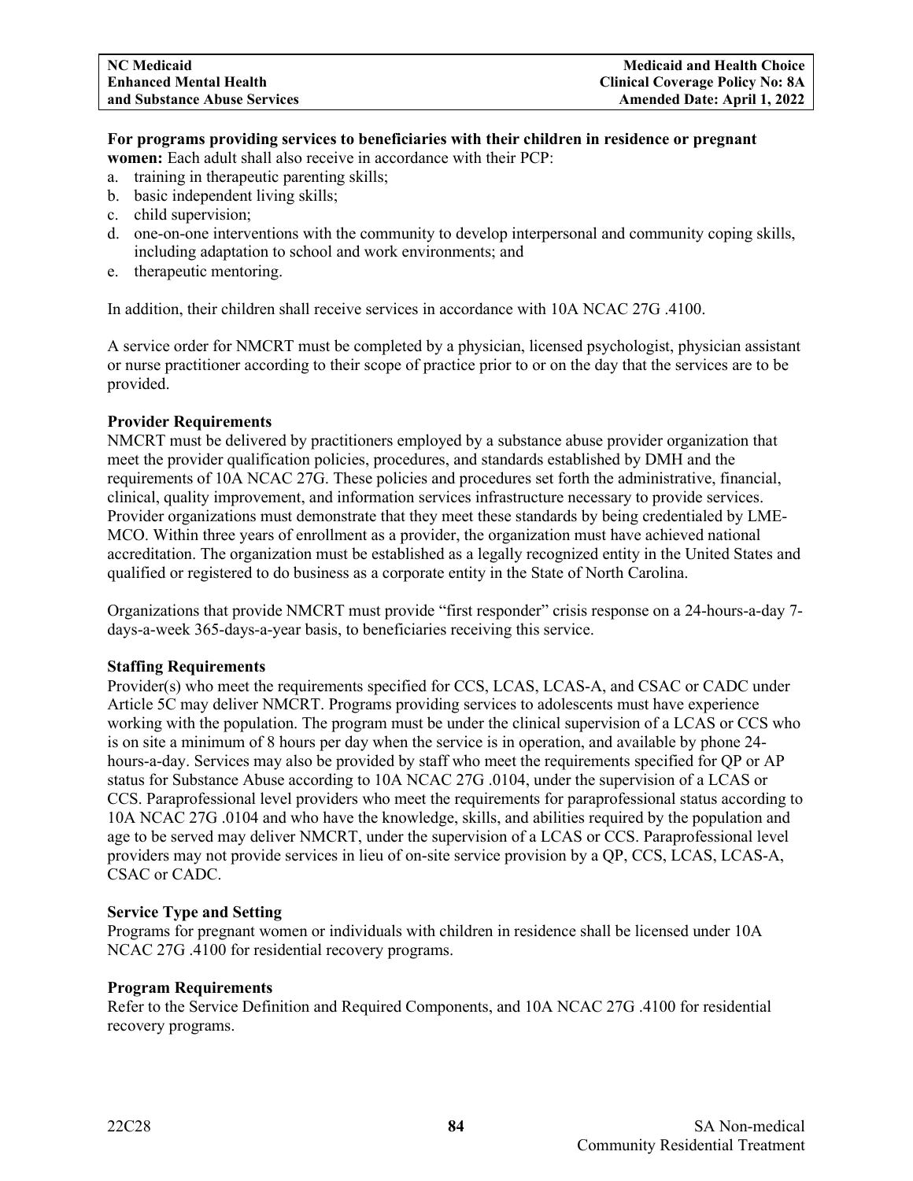**For programs providing services to beneficiaries with their children in residence or pregnant women:** Each adult shall also receive in accordance with their PCP:

a. training in therapeutic parenting skills;
b. basic independent living skills;
c. child supervision;
d. one-on-one interventions with the community to develop interpersonal and community coping skills, including adaptation to school and work environments; and
e. therapeutic mentoring.

In addition, their children shall receive services in accordance with 10A NCAC 27G .4100.

A service order for NMCRT must be completed by a physician, licensed psychologist, physician assistant or nurse practitioner according to their scope of practice prior to or on the day that the services are to be provided.

**Provider Requirements**

NMCRT must be delivered by practitioners employed by a substance abuse provider organization that meet the provider qualification policies, procedures, and standards established by DMH and the requirements of 10A NCAC 27G. These policies and procedures set forth the administrative, financial, clinical, quality improvement, and information services infrastructure necessary to provide services. Provider organizations must demonstrate that they meet these standards by being credentialed by LME-MCO. Within three years of enrollment as a provider, the organization must have achieved national accreditation. The organization must be established as a legally recognized entity in the United States and qualified or registered to do business as a corporate entity in the State of North Carolina.

Organizations that provide NMCRT must provide "first responder" crisis response on a 24-hours-a-day 7-days-a-week 365-days-a-year basis, to beneficiaries receiving this service.

**Staffing Requirements**

Provider(s) who meet the requirements specified for CCS, LCAS, LCAS-A, and CSAC or CADC under Article 5C may deliver NMCRT. Programs providing services to adolescents must have experience working with the population. The program must be under the clinical supervision of a LCAS or CCS who is on site a minimum of 8 hours per day when the service is in operation, and available by phone 24-hours-a-day. Services may also be provided by staff who meet the requirements specified for QP or AP status for Substance Abuse according to 10A NCAC 27G .0104, under the supervision of a LCAS or CCS. Paraprofessional level providers who meet the requirements for paraprofessional status according to 10A NCAC 27G .0104 and who have the knowledge, skills, and abilities required by the population and age to be served may deliver NMCRT, under the supervision of a LCAS or CCS. Paraprofessional level providers may not provide services in lieu of on-site service provision by a QP, CCS, LCAS, LCAS-A, CSAC or CADC.

**Service Type and Setting**

Programs for pregnant women or individuals with children in residence shall be licensed under 10A NCAC 27G .4100 for residential recovery programs.

**Program Requirements**

Refer to the Service Definition and Required Components, and 10A NCAC 27G .4100 for residential recovery programs.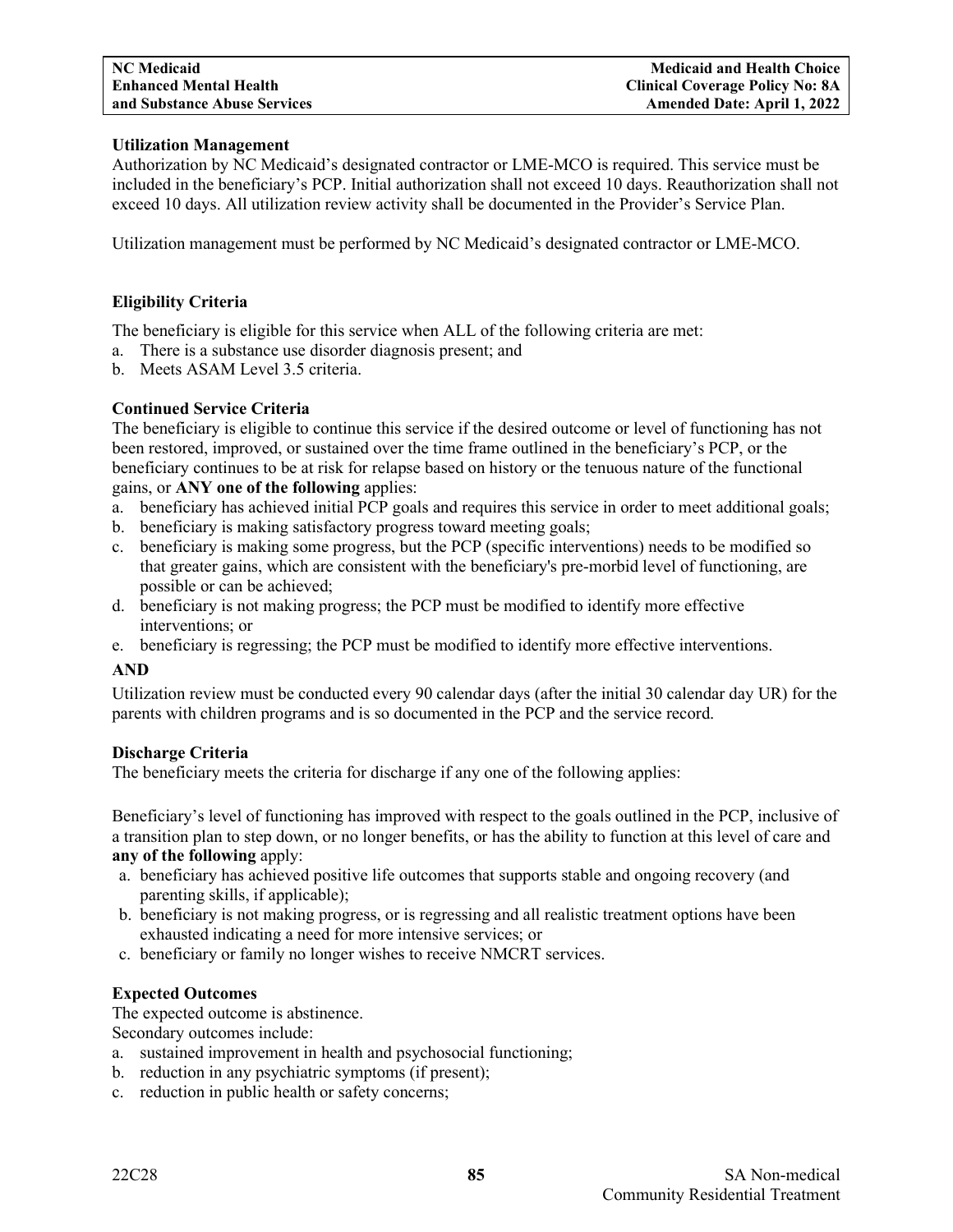**Utilization Management**

Authorization by NC Medicaid's designated contractor or LME-MCO is required. This service must be included in the beneficiary's PCP. Initial authorization shall not exceed 10 days. Reauthorization shall not exceed 10 days. All utilization review activity shall be documented in the Provider's Service Plan.

Utilization management must be performed by NC Medicaid's designated contractor or LME-MCO.

**Eligibility Criteria**

The beneficiary is eligible for this service when ALL of the following criteria are met:

a. There is a substance use disorder diagnosis present; and
b. Meets ASAM Level 3.5 criteria.

**Continued Service Criteria**

The beneficiary is eligible to continue this service if the desired outcome or level of functioning has not been restored, improved, or sustained over the time frame outlined in the beneficiary's PCP, or the beneficiary continues to be at risk for relapse based on history or the tenuous nature of the functional gains, or **ANY one of the following** applies:

a. beneficiary has achieved initial PCP goals and requires this service in order to meet additional goals;
b. beneficiary is making satisfactory progress toward meeting goals;
c. beneficiary is making some progress, but the PCP (specific interventions) needs to be modified so that greater gains, which are consistent with the beneficiary's pre-morbid level of functioning, are possible or can be achieved;
d. beneficiary is not making progress; the PCP must be modified to identify more effective interventions; or
e. beneficiary is regressing; the PCP must be modified to identify more effective interventions.

**AND**

Utilization review must be conducted every 90 calendar days (after the initial 30 calendar day UR) for the parents with children programs and is so documented in the PCP and the service record.

**Discharge Criteria**

The beneficiary meets the criteria for discharge if any one of the following applies:

Beneficiary's level of functioning has improved with respect to the goals outlined in the PCP, inclusive of a transition plan to step down, or no longer benefits, or has the ability to function at this level of care and **any of the following** apply:

a. beneficiary has achieved positive life outcomes that supports stable and ongoing recovery (and parenting skills, if applicable);
b. beneficiary is not making progress, or is regressing and all realistic treatment options have been exhausted indicating a need for more intensive services; or
c. beneficiary or family no longer wishes to receive NMCRT services.

**Expected Outcomes**

The expected outcome is abstinence.
Secondary outcomes include:

a. sustained improvement in health and psychosocial functioning;
b. reduction in any psychiatric symptoms (if present);
c. reduction in public health or safety concerns;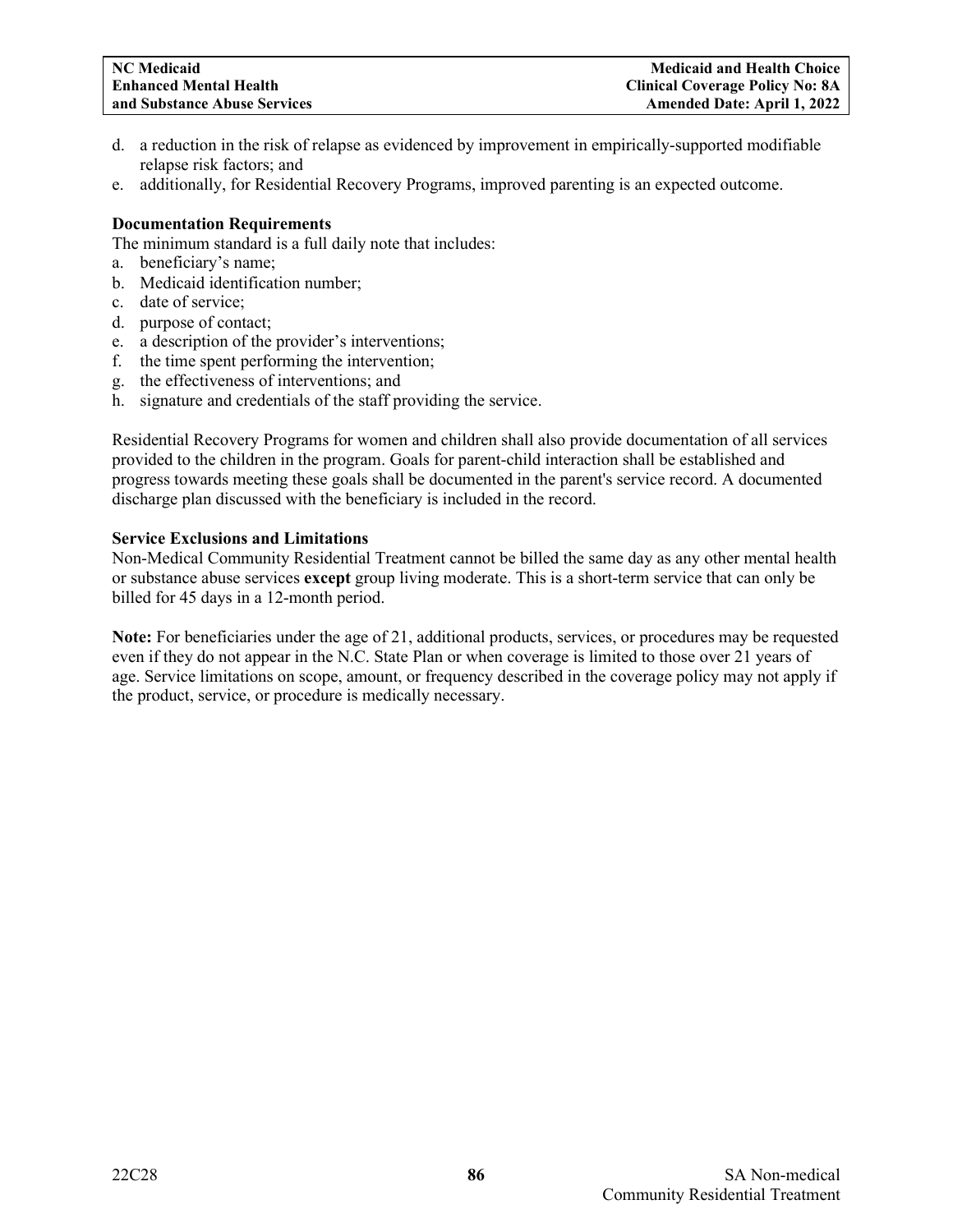d. a reduction in the risk of relapse as evidenced by improvement in empirically-supported modifiable relapse risk factors; and
e. additionally, for Residential Recovery Programs, improved parenting is an expected outcome.

**Documentation Requirements**

The minimum standard is a full daily note that includes:

a. beneficiary's name;
b. Medicaid identification number;
c. date of service;
d. purpose of contact;
e. a description of the provider's interventions;
f. the time spent performing the intervention;
g. the effectiveness of interventions; and
h. signature and credentials of the staff providing the service.

Residential Recovery Programs for women and children shall also provide documentation of all services provided to the children in the program. Goals for parent-child interaction shall be established and progress towards meeting these goals shall be documented in the parent's service record. A documented discharge plan discussed with the beneficiary is included in the record.

**Service Exclusions and Limitations**

Non-Medical Community Residential Treatment cannot be billed the same day as any other mental health or substance abuse services **except** group living moderate. This is a short-term service that can only be billed for 45 days in a 12-month period.

**Note:** For beneficiaries under the age of 21, additional products, services, or procedures may be requested even if they do not appear in the N.C. State Plan or when coverage is limited to those over 21 years of age. Service limitations on scope, amount, or frequency described in the coverage policy may not apply if the product, service, or procedure is medically necessary.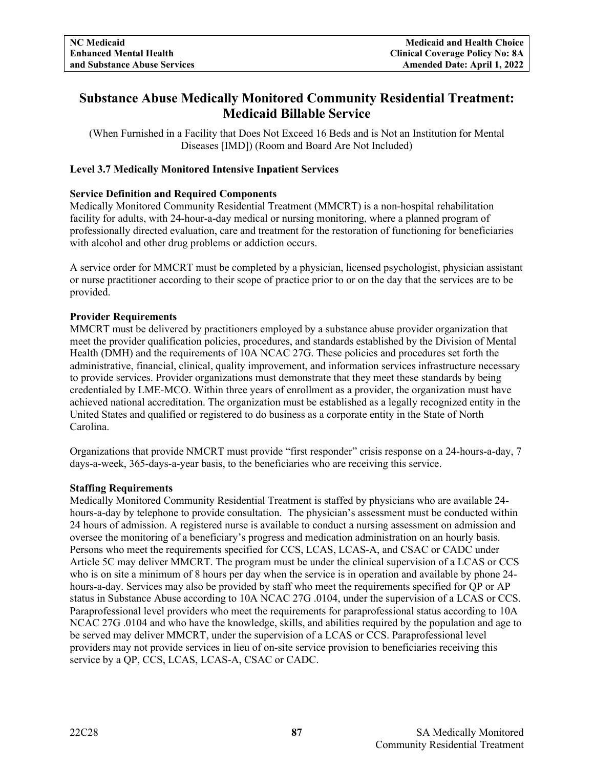# Substance Abuse Medically Monitored Community Residential Treatment: Medicaid Billable Service

(When Furnished in a Facility that Does Not Exceed 16 Beds and is Not an Institution for Mental Diseases [IMD]) (Room and Board Are Not Included)

**Level 3.7 Medically Monitored Intensive Inpatient Services**

**Service Definition and Required Components**

Medically Monitored Community Residential Treatment (MMCRT) is a non-hospital rehabilitation facility for adults, with 24-hour-a-day medical or nursing monitoring, where a planned program of professionally directed evaluation, care and treatment for the restoration of functioning for beneficiaries with alcohol and other drug problems or addiction occurs.

A service order for MMCRT must be completed by a physician, licensed psychologist, physician assistant or nurse practitioner according to their scope of practice prior to or on the day that the services are to be provided.

**Provider Requirements**

MMCRT must be delivered by practitioners employed by a substance abuse provider organization that meet the provider qualification policies, procedures, and standards established by the Division of Mental Health (DMH) and the requirements of 10A NCAC 27G. These policies and procedures set forth the administrative, financial, clinical, quality improvement, and information services infrastructure necessary to provide services. Provider organizations must demonstrate that they meet these standards by being credentialed by LME-MCO. Within three years of enrollment as a provider, the organization must have achieved national accreditation. The organization must be established as a legally recognized entity in the United States and qualified or registered to do business as a corporate entity in the State of North Carolina.

Organizations that provide NMCRT must provide "first responder" crisis response on a 24-hours-a-day, 7 days-a-week, 365-days-a-year basis, to the beneficiaries who are receiving this service.

**Staffing Requirements**

Medically Monitored Community Residential Treatment is staffed by physicians who are available 24-hours-a-day by telephone to provide consultation. The physician's assessment must be conducted within 24 hours of admission. A registered nurse is available to conduct a nursing assessment on admission and oversee the monitoring of a beneficiary's progress and medication administration on an hourly basis. Persons who meet the requirements specified for CCS, LCAS, LCAS-A, and CSAC or CADC under Article 5C may deliver MMCRT. The program must be under the clinical supervision of a LCAS or CCS who is on site a minimum of 8 hours per day when the service is in operation and available by phone 24-hours-a-day. Services may also be provided by staff who meet the requirements specified for QP or AP status in Substance Abuse according to 10A NCAC 27G .0104, under the supervision of a LCAS or CCS. Paraprofessional level providers who meet the requirements for paraprofessional status according to 10A NCAC 27G .0104 and who have the knowledge, skills, and abilities required by the population and age to be served may deliver MMCRT, under the supervision of a LCAS or CCS. Paraprofessional level providers may not provide services in lieu of on-site service provision to beneficiaries receiving this service by a QP, CCS, LCAS, LCAS-A, CSAC or CADC.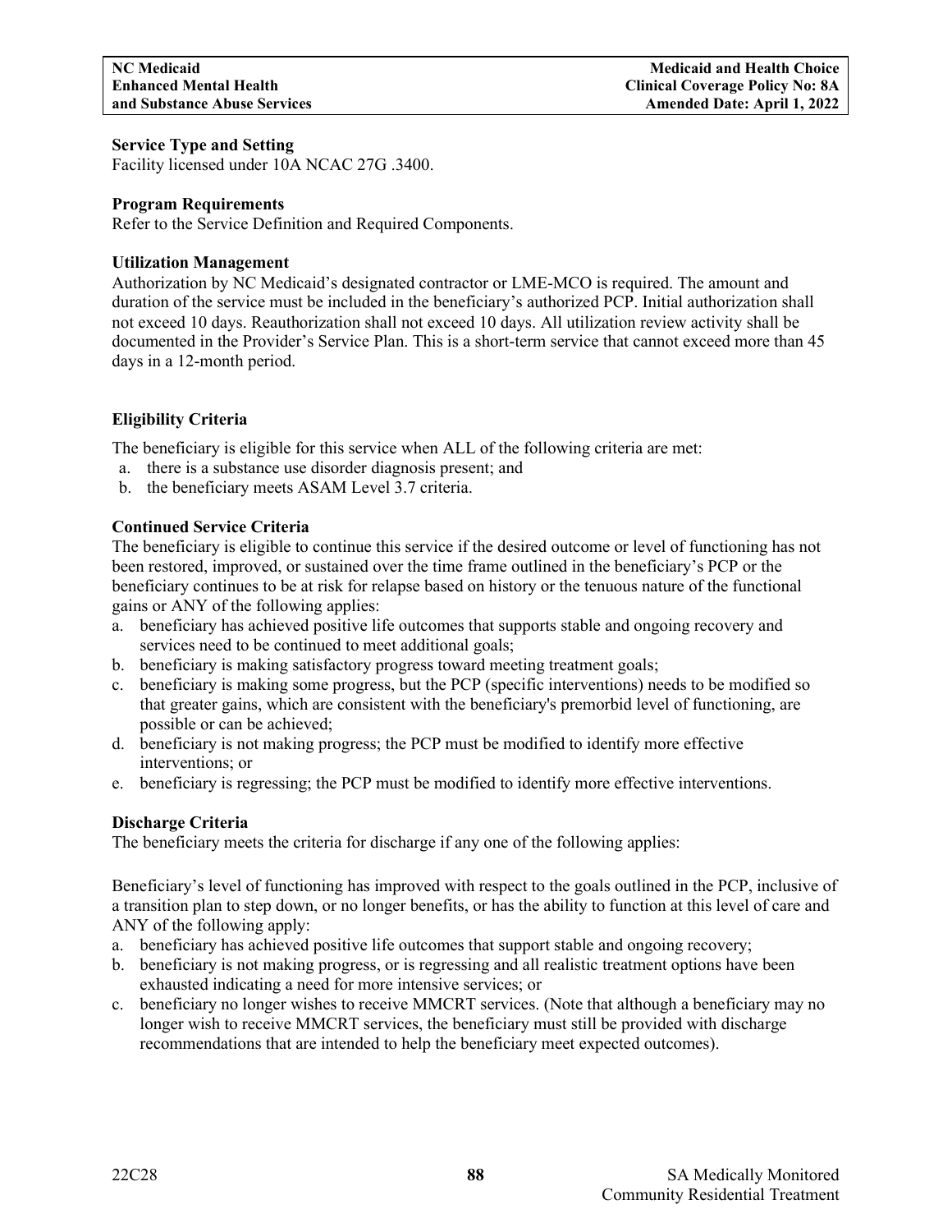**Service Type and Setting**
Facility licensed under 10A NCAC 27G .3400.

**Program Requirements**
Refer to the Service Definition and Required Components.

**Utilization Management**
Authorization by NC Medicaid's designated contractor or LME-MCO is required. The amount and duration of the service must be included in the beneficiary's authorized PCP. Initial authorization shall not exceed 10 days. Reauthorization shall not exceed 10 days. All utilization review activity shall be documented in the Provider's Service Plan. This is a short-term service that cannot exceed more than 45 days in a 12-month period.

**Eligibility Criteria**

The beneficiary is eligible for this service when ALL of the following criteria are met:

a. there is a substance use disorder diagnosis present; and
b. the beneficiary meets ASAM Level 3.7 criteria.

**Continued Service Criteria**
The beneficiary is eligible to continue this service if the desired outcome or level of functioning has not been restored, improved, or sustained over the time frame outlined in the beneficiary's PCP or the beneficiary continues to be at risk for relapse based on history or the tenuous nature of the functional gains or ANY of the following applies:

a. beneficiary has achieved positive life outcomes that supports stable and ongoing recovery and services need to be continued to meet additional goals;
b. beneficiary is making satisfactory progress toward meeting treatment goals;
c. beneficiary is making some progress, but the PCP (specific interventions) needs to be modified so that greater gains, which are consistent with the beneficiary's premorbid level of functioning, are possible or can be achieved;
d. beneficiary is not making progress; the PCP must be modified to identify more effective interventions; or
e. beneficiary is regressing; the PCP must be modified to identify more effective interventions.

**Discharge Criteria**
The beneficiary meets the criteria for discharge if any one of the following applies:

Beneficiary's level of functioning has improved with respect to the goals outlined in the PCP, inclusive of a transition plan to step down, or no longer benefits, or has the ability to function at this level of care and ANY of the following apply:

a. beneficiary has achieved positive life outcomes that support stable and ongoing recovery;
b. beneficiary is not making progress, or is regressing and all realistic treatment options have been exhausted indicating a need for more intensive services; or
c. beneficiary no longer wishes to receive MMCRT services. (Note that although a beneficiary may no longer wish to receive MMCRT services, the beneficiary must still be provided with discharge recommendations that are intended to help the beneficiary meet expected outcomes).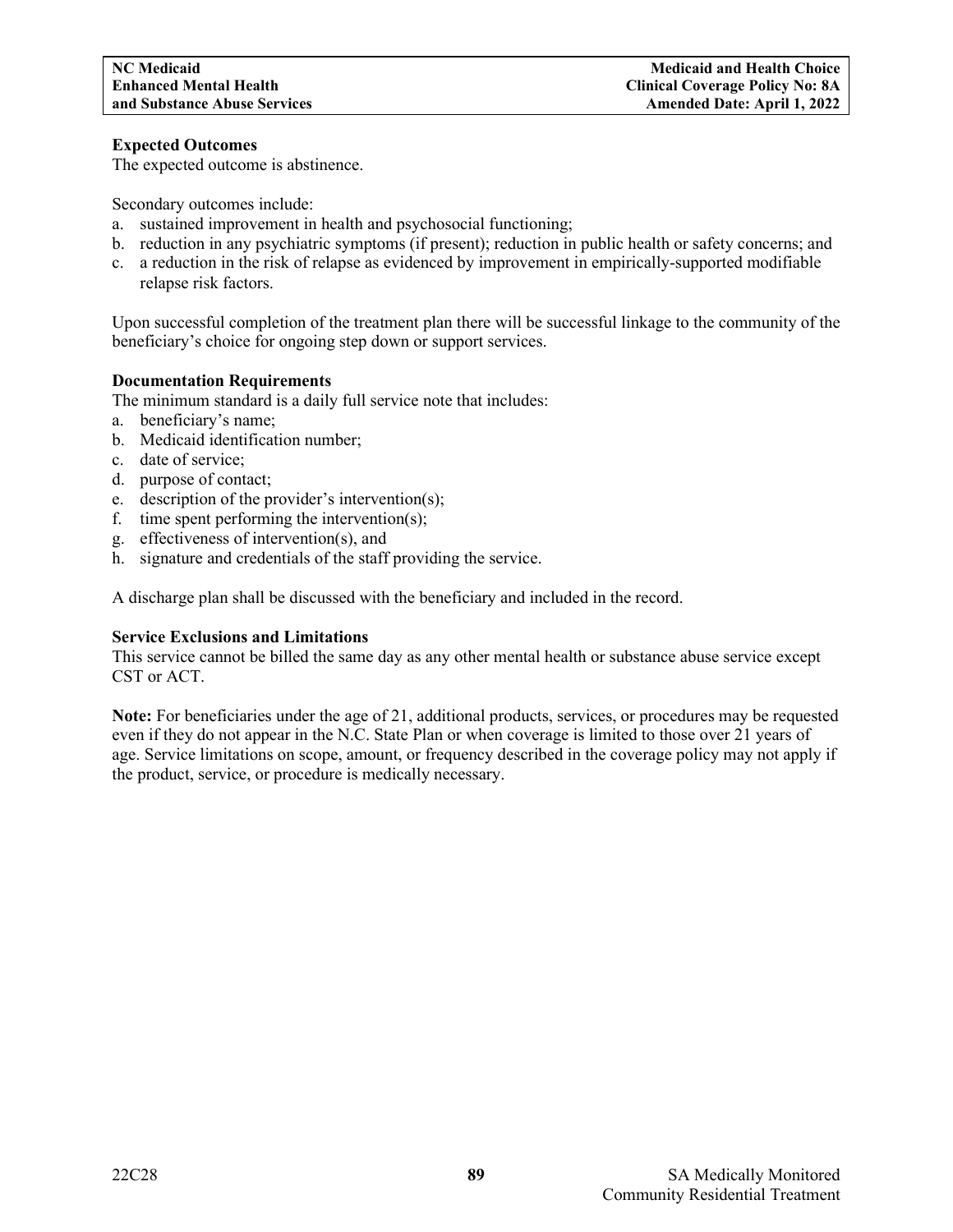**Expected Outcomes**

The expected outcome is abstinence.

Secondary outcomes include:

a. sustained improvement in health and psychosocial functioning;
b. reduction in any psychiatric symptoms (if present); reduction in public health or safety concerns; and
c. a reduction in the risk of relapse as evidenced by improvement in empirically-supported modifiable relapse risk factors.

Upon successful completion of the treatment plan there will be successful linkage to the community of the beneficiary's choice for ongoing step down or support services.

**Documentation Requirements**

The minimum standard is a daily full service note that includes:

a. beneficiary's name;
b. Medicaid identification number;
c. date of service;
d. purpose of contact;
e. description of the provider's intervention(s);
f. time spent performing the intervention(s);
g. effectiveness of intervention(s), and
h. signature and credentials of the staff providing the service.

A discharge plan shall be discussed with the beneficiary and included in the record.

**Service Exclusions and Limitations**

This service cannot be billed the same day as any other mental health or substance abuse service except CST or ACT.

**Note:** For beneficiaries under the age of 21, additional products, services, or procedures may be requested even if they do not appear in the N.C. State Plan or when coverage is limited to those over 21 years of age. Service limitations on scope, amount, or frequency described in the coverage policy may not apply if the product, service, or procedure is medically necessary.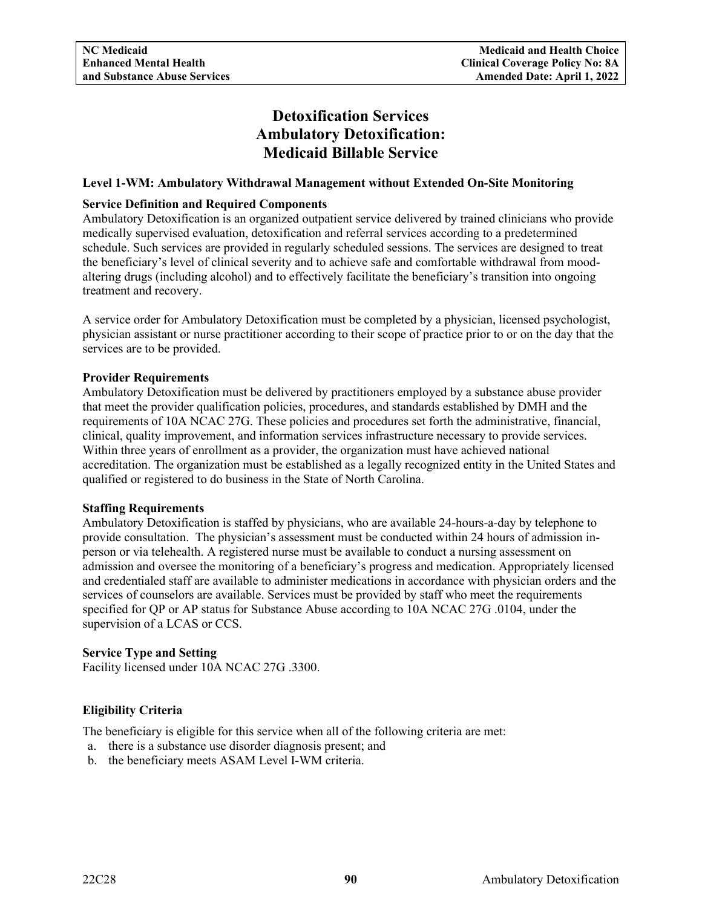# Detoxification Services Ambulatory Detoxification: Medicaid Billable Service

**Level 1-WM: Ambulatory Withdrawal Management without Extended On-Site Monitoring**

**Service Definition and Required Components**

Ambulatory Detoxification is an organized outpatient service delivered by trained clinicians who provide medically supervised evaluation, detoxification and referral services according to a predetermined schedule. Such services are provided in regularly scheduled sessions. The services are designed to treat the beneficiary's level of clinical severity and to achieve safe and comfortable withdrawal from mood-altering drugs (including alcohol) and to effectively facilitate the beneficiary's transition into ongoing treatment and recovery.

A service order for Ambulatory Detoxification must be completed by a physician, licensed psychologist, physician assistant or nurse practitioner according to their scope of practice prior to or on the day that the services are to be provided.

**Provider Requirements**

Ambulatory Detoxification must be delivered by practitioners employed by a substance abuse provider that meet the provider qualification policies, procedures, and standards established by DMH and the requirements of 10A NCAC 27G. These policies and procedures set forth the administrative, financial, clinical, quality improvement, and information services infrastructure necessary to provide services. Within three years of enrollment as a provider, the organization must have achieved national accreditation. The organization must be established as a legally recognized entity in the United States and qualified or registered to do business in the State of North Carolina.

**Staffing Requirements**

Ambulatory Detoxification is staffed by physicians, who are available 24-hours-a-day by telephone to provide consultation. The physician's assessment must be conducted within 24 hours of admission in-person or via telehealth. A registered nurse must be available to conduct a nursing assessment on admission and oversee the monitoring of a beneficiary's progress and medication. Appropriately licensed and credentialed staff are available to administer medications in accordance with physician orders and the services of counselors are available. Services must be provided by staff who meet the requirements specified for QP or AP status for Substance Abuse according to 10A NCAC 27G .0104, under the supervision of a LCAS or CCS.

**Service Type and Setting**

Facility licensed under 10A NCAC 27G .3300.

**Eligibility Criteria**

The beneficiary is eligible for this service when all of the following criteria are met:

a. there is a substance use disorder diagnosis present; and
b. the beneficiary meets ASAM Level I-WM criteria.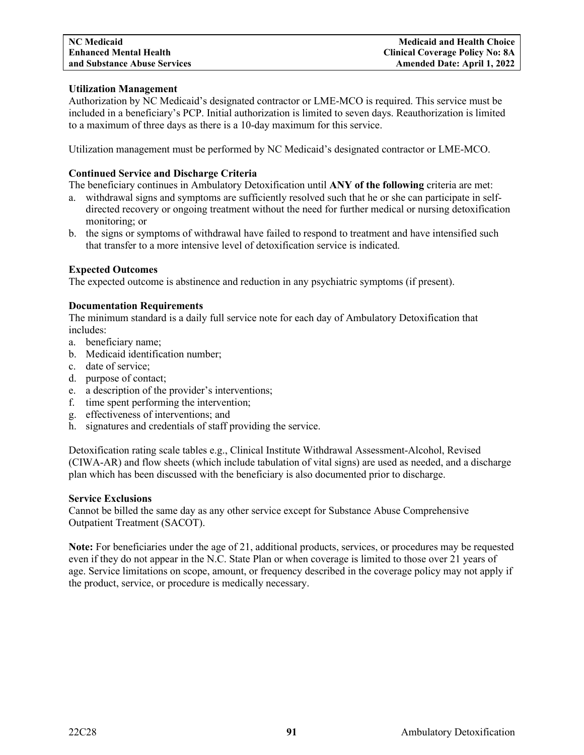**Utilization Management**

Authorization by NC Medicaid's designated contractor or LME-MCO is required. This service must be included in a beneficiary's PCP. Initial authorization is limited to seven days. Reauthorization is limited to a maximum of three days as there is a 10-day maximum for this service.

Utilization management must be performed by NC Medicaid's designated contractor or LME-MCO.

**Continued Service and Discharge Criteria**

The beneficiary continues in Ambulatory Detoxification until **ANY of the following** criteria are met:

a. withdrawal signs and symptoms are sufficiently resolved such that he or she can participate in self-directed recovery or ongoing treatment without the need for further medical or nursing detoxification monitoring; or
b. the signs or symptoms of withdrawal have failed to respond to treatment and have intensified such that transfer to a more intensive level of detoxification service is indicated.

**Expected Outcomes**

The expected outcome is abstinence and reduction in any psychiatric symptoms (if present).

**Documentation Requirements**

The minimum standard is a daily full service note for each day of Ambulatory Detoxification that includes:

a. beneficiary name;
b. Medicaid identification number;
c. date of service;
d. purpose of contact;
e. a description of the provider's interventions;
f. time spent performing the intervention;
g. effectiveness of interventions; and
h. signatures and credentials of staff providing the service.

Detoxification rating scale tables e.g., Clinical Institute Withdrawal Assessment-Alcohol, Revised (CIWA-AR) and flow sheets (which include tabulation of vital signs) are used as needed, and a discharge plan which has been discussed with the beneficiary is also documented prior to discharge.

**Service Exclusions**

Cannot be billed the same day as any other service except for Substance Abuse Comprehensive Outpatient Treatment (SACOT).

**Note:** For beneficiaries under the age of 21, additional products, services, or procedures may be requested even if they do not appear in the N.C. State Plan or when coverage is limited to those over 21 years of age. Service limitations on scope, amount, or frequency described in the coverage policy may not apply if the product, service, or procedure is medically necessary.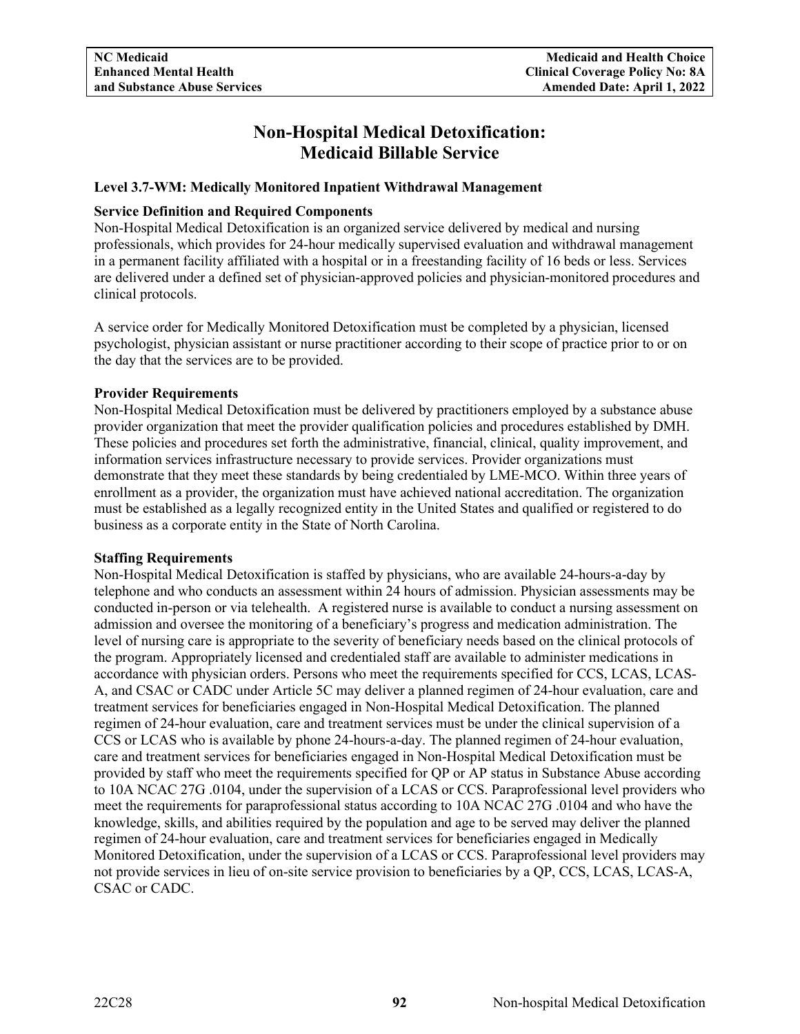# Non-Hospital Medical Detoxification: Medicaid Billable Service

**Level 3.7-WM: Medically Monitored Inpatient Withdrawal Management**

**Service Definition and Required Components**

Non-Hospital Medical Detoxification is an organized service delivered by medical and nursing professionals, which provides for 24-hour medically supervised evaluation and withdrawal management in a permanent facility affiliated with a hospital or in a freestanding facility of 16 beds or less. Services are delivered under a defined set of physician-approved policies and physician-monitored procedures and clinical protocols.

A service order for Medically Monitored Detoxification must be completed by a physician, licensed psychologist, physician assistant or nurse practitioner according to their scope of practice prior to or on the day that the services are to be provided.

**Provider Requirements**

Non-Hospital Medical Detoxification must be delivered by practitioners employed by a substance abuse provider organization that meet the provider qualification policies and procedures established by DMH. These policies and procedures set forth the administrative, financial, clinical, quality improvement, and information services infrastructure necessary to provide services. Provider organizations must demonstrate that they meet these standards by being credentialed by LME-MCO. Within three years of enrollment as a provider, the organization must have achieved national accreditation. The organization must be established as a legally recognized entity in the United States and qualified or registered to do business as a corporate entity in the State of North Carolina.

**Staffing Requirements**

Non-Hospital Medical Detoxification is staffed by physicians, who are available 24-hours-a-day by telephone and who conducts an assessment within 24 hours of admission. Physician assessments may be conducted in-person or via telehealth. A registered nurse is available to conduct a nursing assessment on admission and oversee the monitoring of a beneficiary's progress and medication administration. The level of nursing care is appropriate to the severity of beneficiary needs based on the clinical protocols of the program. Appropriately licensed and credentialed staff are available to administer medications in accordance with physician orders. Persons who meet the requirements specified for CCS, LCAS, LCAS-A, and CSAC or CADC under Article 5C may deliver a planned regimen of 24-hour evaluation, care and treatment services for beneficiaries engaged in Non-Hospital Medical Detoxification. The planned regimen of 24-hour evaluation, care and treatment services must be under the clinical supervision of a CCS or LCAS who is available by phone 24-hours-a-day. The planned regimen of 24-hour evaluation, care and treatment services for beneficiaries engaged in Non-Hospital Medical Detoxification must be provided by staff who meet the requirements specified for QP or AP status in Substance Abuse according to 10A NCAC 27G .0104, under the supervision of a LCAS or CCS. Paraprofessional level providers who meet the requirements for paraprofessional status according to 10A NCAC 27G .0104 and who have the knowledge, skills, and abilities required by the population and age to be served may deliver the planned regimen of 24-hour evaluation, care and treatment services for beneficiaries engaged in Medically Monitored Detoxification, under the supervision of a LCAS or CCS. Paraprofessional level providers may not provide services in lieu of on-site service provision to beneficiaries by a QP, CCS, LCAS, LCAS-A, CSAC or CADC.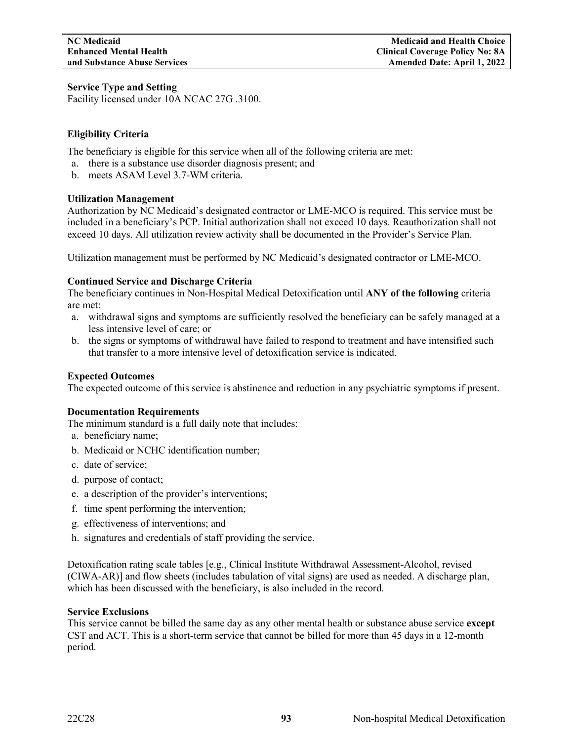**Service Type and Setting**

Facility licensed under 10A NCAC 27G .3100.

**Eligibility Criteria**

The beneficiary is eligible for this service when all of the following criteria are met:

a. there is a substance use disorder diagnosis present; and
b. meets ASAM Level 3.7-WM criteria.

**Utilization Management**

Authorization by NC Medicaid's designated contractor or LME-MCO is required. This service must be included in a beneficiary's PCP. Initial authorization shall not exceed 10 days. Reauthorization shall not exceed 10 days. All utilization review activity shall be documented in the Provider's Service Plan.

Utilization management must be performed by NC Medicaid's designated contractor or LME-MCO.

**Continued Service and Discharge Criteria**

The beneficiary continues in Non-Hospital Medical Detoxification until **ANY of the following** criteria are met:

a. withdrawal signs and symptoms are sufficiently resolved the beneficiary can be safely managed at a less intensive level of care; or
b. the signs or symptoms of withdrawal have failed to respond to treatment and have intensified such that transfer to a more intensive level of detoxification service is indicated.

**Expected Outcomes**

The expected outcome of this service is abstinence and reduction in any psychiatric symptoms if present.

**Documentation Requirements**

The minimum standard is a full daily note that includes:

a. beneficiary name;
b. Medicaid or NCHC identification number;
c. date of service;
d. purpose of contact;
e. a description of the provider's interventions;
f. time spent performing the intervention;
g. effectiveness of interventions; and
h. signatures and credentials of staff providing the service.

Detoxification rating scale tables [e.g., Clinical Institute Withdrawal Assessment-Alcohol, revised (CIWA-AR)] and flow sheets (includes tabulation of vital signs) are used as needed. A discharge plan, which has been discussed with the beneficiary, is also included in the record.

**Service Exclusions**

This service cannot be billed the same day as any other mental health or substance abuse service **except** CST and ACT. This is a short-term service that cannot be billed for more than 45 days in a 12-month period.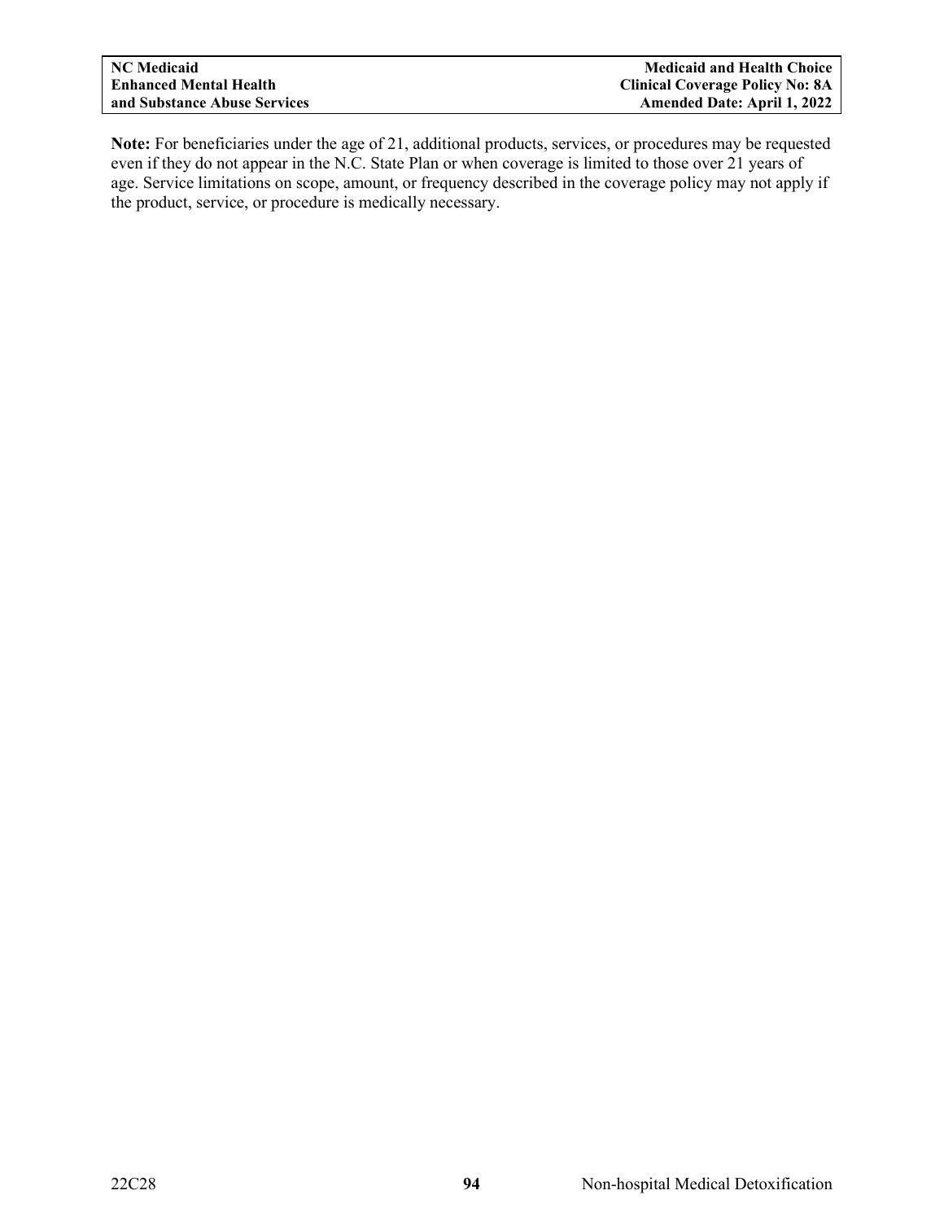**Note:** For beneficiaries under the age of 21, additional products, services, or procedures may be requested even if they do not appear in the N.C. State Plan or when coverage is limited to those over 21 years of age. Service limitations on scope, amount, or frequency described in the coverage policy may not apply if the product, service, or procedure is medically necessary.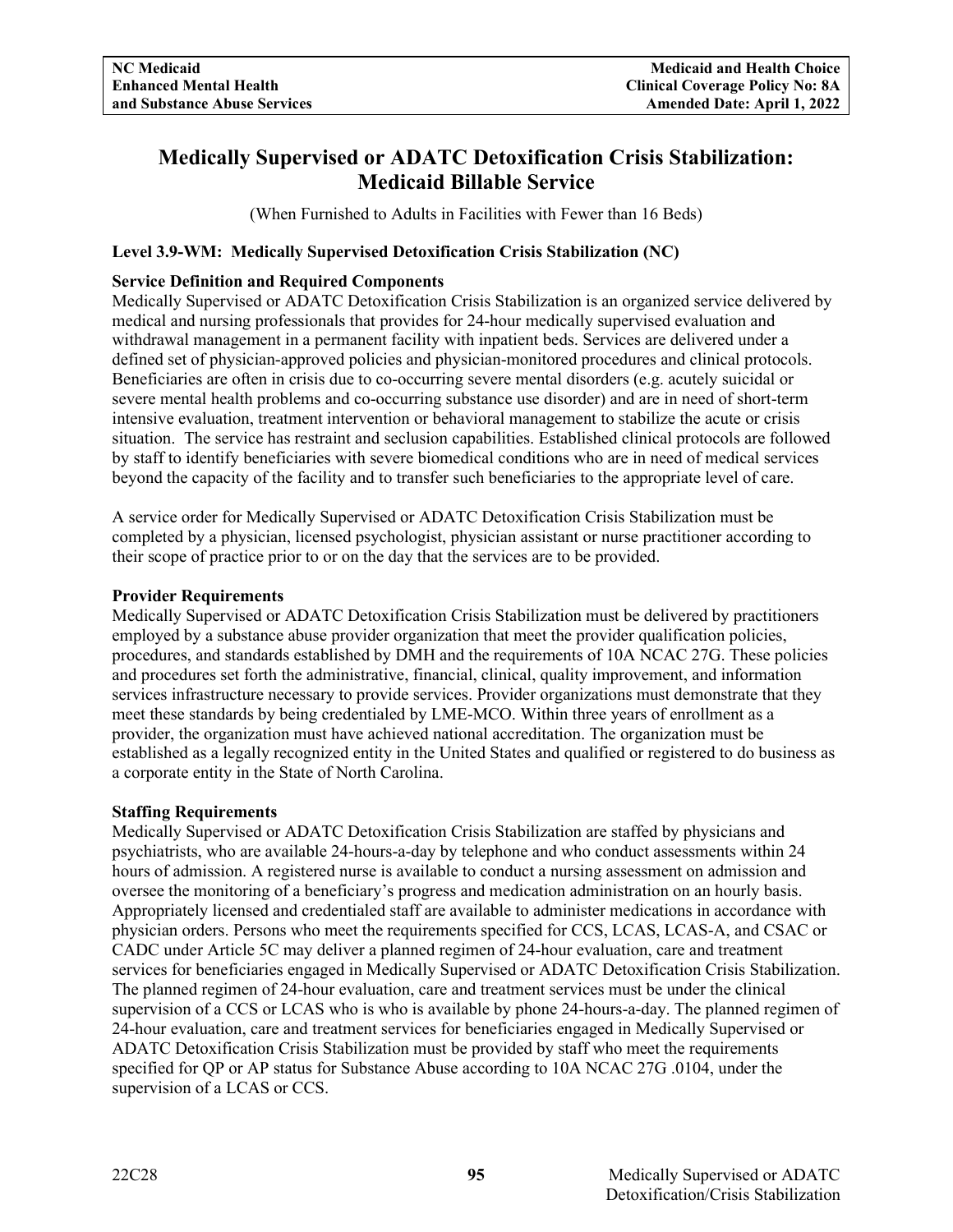# Medically Supervised or ADATC Detoxification Crisis Stabilization: Medicaid Billable Service

(When Furnished to Adults in Facilities with Fewer than 16 Beds)

### Level 3.9-WM: Medically Supervised Detoxification Crisis Stabilization (NC)

**Service Definition and Required Components**

Medically Supervised or ADATC Detoxification Crisis Stabilization is an organized service delivered by medical and nursing professionals that provides for 24-hour medically supervised evaluation and withdrawal management in a permanent facility with inpatient beds. Services are delivered under a defined set of physician-approved policies and physician-monitored procedures and clinical protocols. Beneficiaries are often in crisis due to co-occurring severe mental disorders (e.g. acutely suicidal or severe mental health problems and co-occurring substance use disorder) and are in need of short-term intensive evaluation, treatment intervention or behavioral management to stabilize the acute or crisis situation. The service has restraint and seclusion capabilities. Established clinical protocols are followed by staff to identify beneficiaries with severe biomedical conditions who are in need of medical services beyond the capacity of the facility and to transfer such beneficiaries to the appropriate level of care.

A service order for Medically Supervised or ADATC Detoxification Crisis Stabilization must be completed by a physician, licensed psychologist, physician assistant or nurse practitioner according to their scope of practice prior to or on the day that the services are to be provided.

**Provider Requirements**

Medically Supervised or ADATC Detoxification Crisis Stabilization must be delivered by practitioners employed by a substance abuse provider organization that meet the provider qualification policies, procedures, and standards established by DMH and the requirements of 10A NCAC 27G. These policies and procedures set forth the administrative, financial, clinical, quality improvement, and information services infrastructure necessary to provide services. Provider organizations must demonstrate that they meet these standards by being credentialed by LME-MCO. Within three years of enrollment as a provider, the organization must have achieved national accreditation. The organization must be established as a legally recognized entity in the United States and qualified or registered to do business as a corporate entity in the State of North Carolina.

**Staffing Requirements**

Medically Supervised or ADATC Detoxification Crisis Stabilization are staffed by physicians and psychiatrists, who are available 24-hours-a-day by telephone and who conduct assessments within 24 hours of admission. A registered nurse is available to conduct a nursing assessment on admission and oversee the monitoring of a beneficiary's progress and medication administration on an hourly basis. Appropriately licensed and credentialed staff are available to administer medications in accordance with physician orders. Persons who meet the requirements specified for CCS, LCAS, LCAS-A, and CSAC or CADC under Article 5C may deliver a planned regimen of 24-hour evaluation, care and treatment services for beneficiaries engaged in Medically Supervised or ADATC Detoxification Crisis Stabilization. The planned regimen of 24-hour evaluation, care and treatment services must be under the clinical supervision of a CCS or LCAS who is who is available by phone 24-hours-a-day. The planned regimen of 24-hour evaluation, care and treatment services for beneficiaries engaged in Medically Supervised or ADATC Detoxification Crisis Stabilization must be provided by staff who meet the requirements specified for QP or AP status for Substance Abuse according to 10A NCAC 27G .0104, under the supervision of a LCAS or CCS.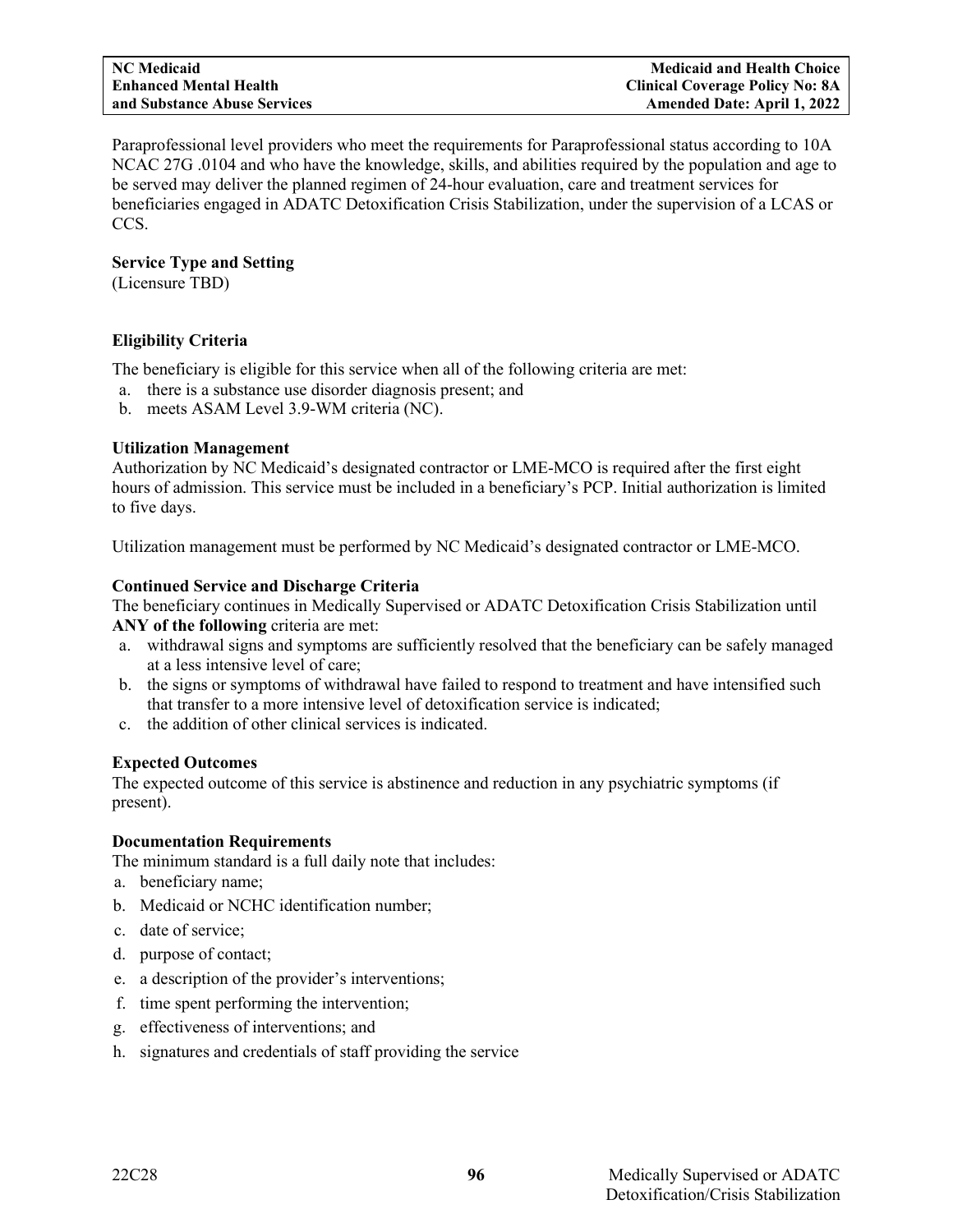Paraprofessional level providers who meet the requirements for Paraprofessional status according to 10A NCAC 27G .0104 and who have the knowledge, skills, and abilities required by the population and age to be served may deliver the planned regimen of 24-hour evaluation, care and treatment services for beneficiaries engaged in ADATC Detoxification Crisis Stabilization, under the supervision of a LCAS or CCS.

**Service Type and Setting**

(Licensure TBD)

**Eligibility Criteria**

The beneficiary is eligible for this service when all of the following criteria are met:

a. there is a substance use disorder diagnosis present; and
b. meets ASAM Level 3.9-WM criteria (NC).

**Utilization Management**

Authorization by NC Medicaid's designated contractor or LME-MCO is required after the first eight hours of admission. This service must be included in a beneficiary's PCP. Initial authorization is limited to five days.

Utilization management must be performed by NC Medicaid's designated contractor or LME-MCO.

**Continued Service and Discharge Criteria**

The beneficiary continues in Medically Supervised or ADATC Detoxification Crisis Stabilization until **ANY of the following** criteria are met:

a. withdrawal signs and symptoms are sufficiently resolved that the beneficiary can be safely managed at a less intensive level of care;
b. the signs or symptoms of withdrawal have failed to respond to treatment and have intensified such that transfer to a more intensive level of detoxification service is indicated;
c. the addition of other clinical services is indicated.

**Expected Outcomes**

The expected outcome of this service is abstinence and reduction in any psychiatric symptoms (if present).

**Documentation Requirements**

The minimum standard is a full daily note that includes:

a. beneficiary name;
b. Medicaid or NCHC identification number;
c. date of service;
d. purpose of contact;
e. a description of the provider's interventions;
f. time spent performing the intervention;
g. effectiveness of interventions; and
h. signatures and credentials of staff providing the service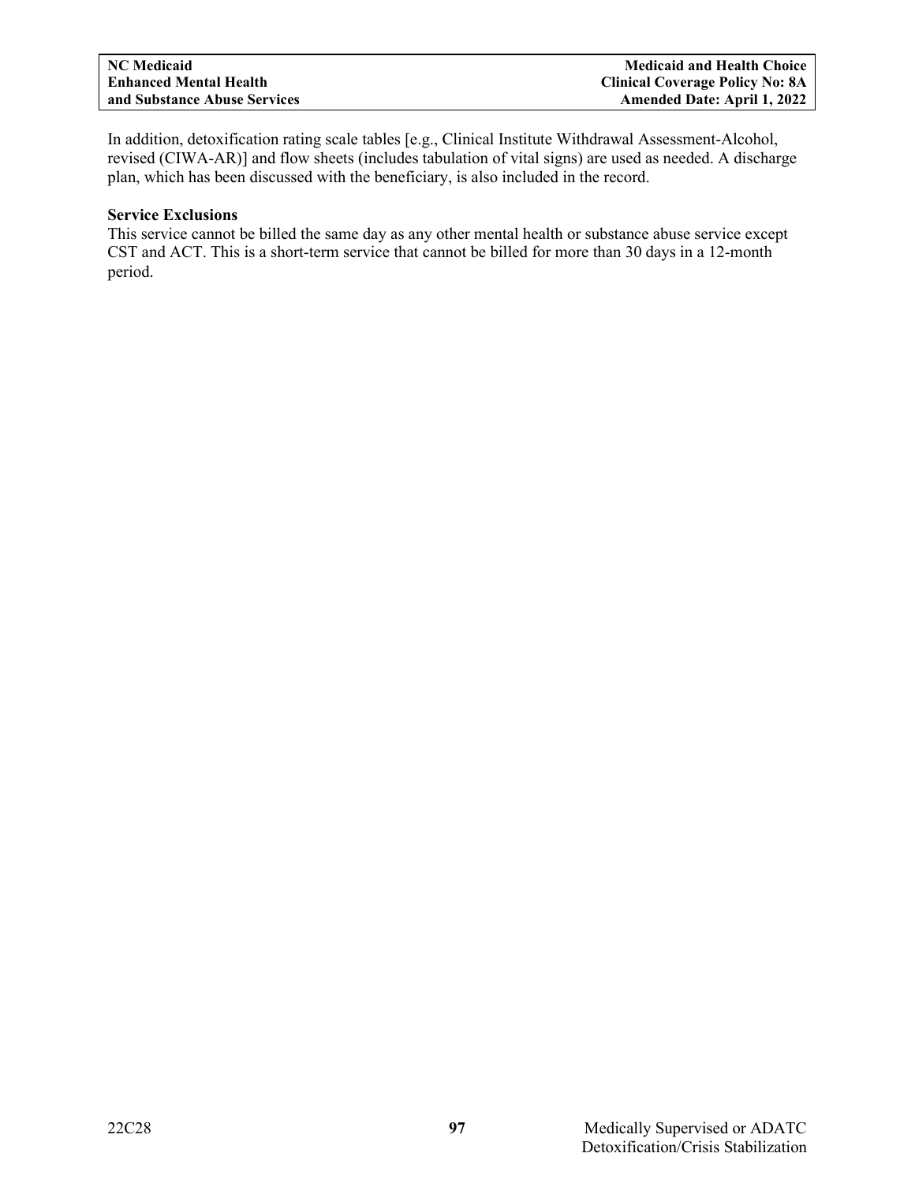In addition, detoxification rating scale tables [e.g., Clinical Institute Withdrawal Assessment-Alcohol, revised (CIWA-AR)] and flow sheets (includes tabulation of vital signs) are used as needed. A discharge plan, which has been discussed with the beneficiary, is also included in the record.

**Service Exclusions**
This service cannot be billed the same day as any other mental health or substance abuse service except CST and ACT. This is a short-term service that cannot be billed for more than 30 days in a 12-month period.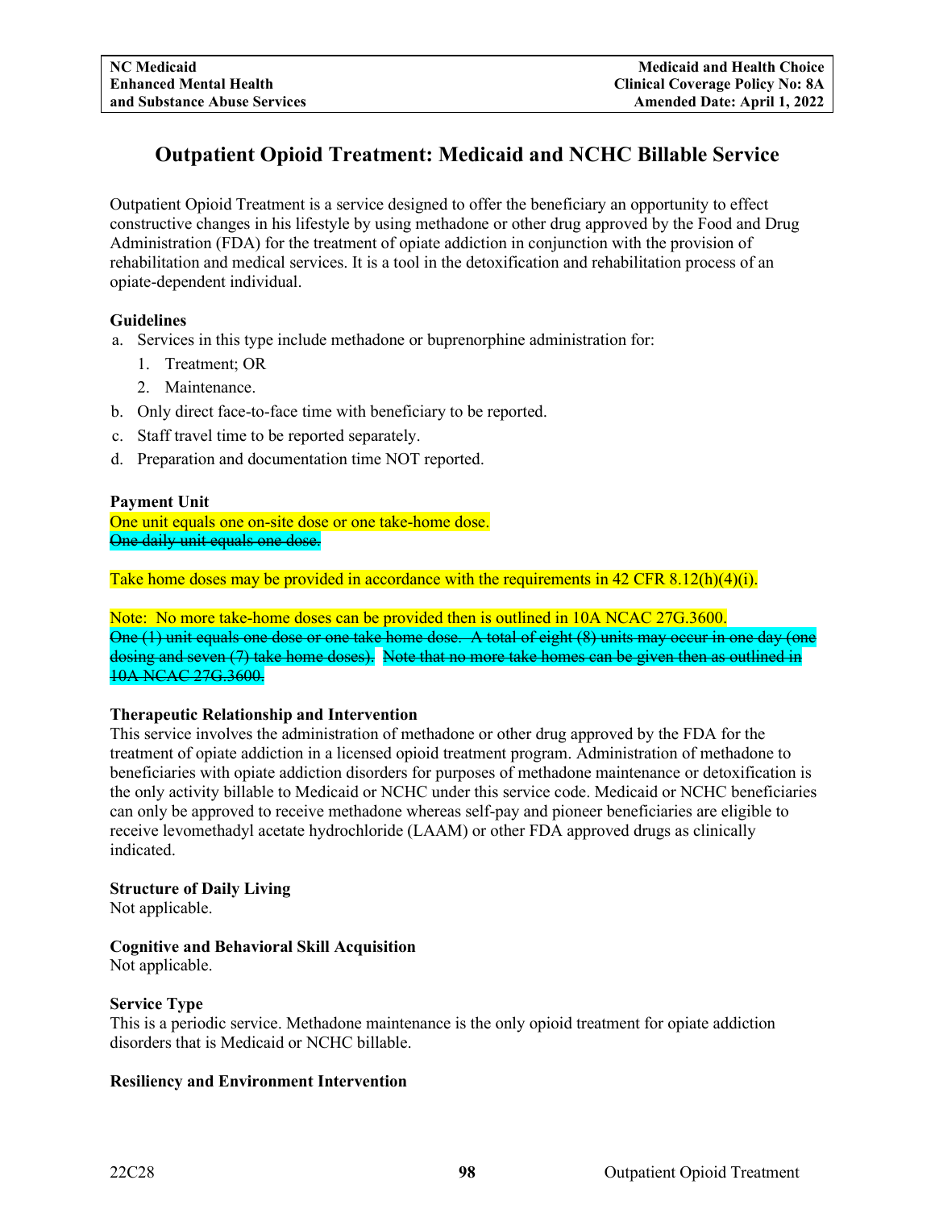# Outpatient Opioid Treatment: Medicaid and NCHC Billable Service

Outpatient Opioid Treatment is a service designed to offer the beneficiary an opportunity to effect constructive changes in his lifestyle by using methadone or other drug approved by the Food and Drug Administration (FDA) for the treatment of opiate addiction in conjunction with the provision of rehabilitation and medical services. It is a tool in the detoxification and rehabilitation process of an opiate-dependent individual.

**Guidelines**

a. Services in this type include methadone or buprenorphine administration for:
   1. Treatment; OR
   2. Maintenance.
b. Only direct face-to-face time with beneficiary to be reported.
c. Staff travel time to be reported separately.
d. Preparation and documentation time NOT reported.

**Payment Unit**

One unit equals one on-site dose or one take-home dose.
~~One daily unit equals one dose.~~

Take home doses may be provided in accordance with the requirements in 42 CFR 8.12(h)(4)(i).

Note: No more take-home doses can be provided then is outlined in 10A NCAC 27G.3600.
~~One (1) unit equals one dose or one take home dose. A total of eight (8) units may occur in one day (one dosing and seven (7) take home doses). Note that no more take homes can be given then as outlined in 10A NCAC 27G.3600.~~

**Therapeutic Relationship and Intervention**

This service involves the administration of methadone or other drug approved by the FDA for the treatment of opiate addiction in a licensed opioid treatment program. Administration of methadone to beneficiaries with opiate addiction disorders for purposes of methadone maintenance or detoxification is the only activity billable to Medicaid or NCHC under this service code. Medicaid or NCHC beneficiaries can only be approved to receive methadone whereas self-pay and pioneer beneficiaries are eligible to receive levomethadyl acetate hydrochloride (LAAM) or other FDA approved drugs as clinically indicated.

**Structure of Daily Living**

Not applicable.

**Cognitive and Behavioral Skill Acquisition**

Not applicable.

**Service Type**

This is a periodic service. Methadone maintenance is the only opioid treatment for opiate addiction disorders that is Medicaid or NCHC billable.

**Resiliency and Environment Intervention**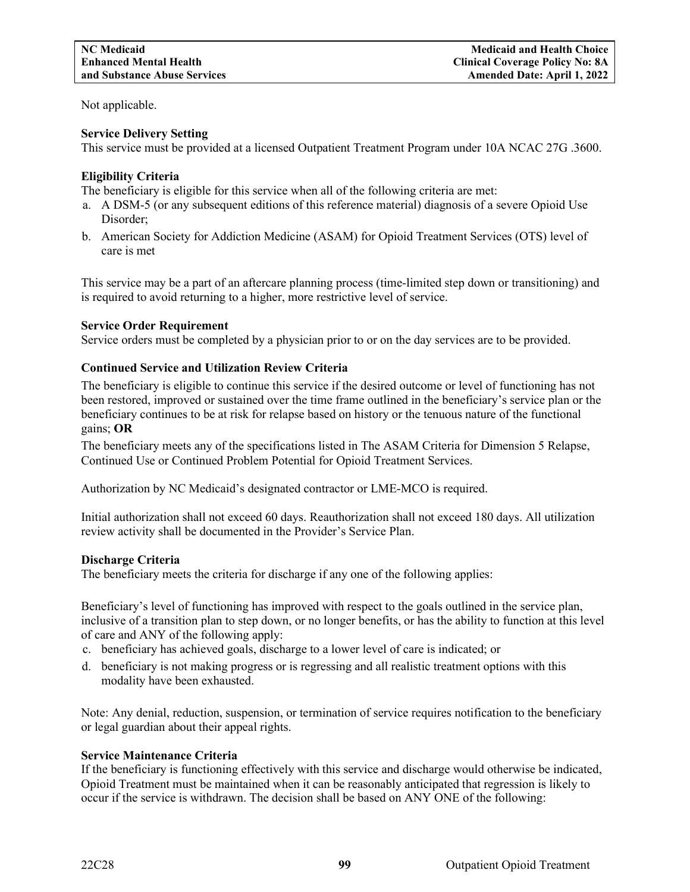Not applicable.

**Service Delivery Setting**

This service must be provided at a licensed Outpatient Treatment Program under 10A NCAC 27G .3600.

**Eligibility Criteria**

The beneficiary is eligible for this service when all of the following criteria are met:

a. A DSM-5 (or any subsequent editions of this reference material) diagnosis of a severe Opioid Use Disorder;
b. American Society for Addiction Medicine (ASAM) for Opioid Treatment Services (OTS) level of care is met

This service may be a part of an aftercare planning process (time-limited step down or transitioning) and is required to avoid returning to a higher, more restrictive level of service.

**Service Order Requirement**

Service orders must be completed by a physician prior to or on the day services are to be provided.

**Continued Service and Utilization Review Criteria**

The beneficiary is eligible to continue this service if the desired outcome or level of functioning has not been restored, improved or sustained over the time frame outlined in the beneficiary's service plan or the beneficiary continues to be at risk for relapse based on history or the tenuous nature of the functional gains; **OR**

The beneficiary meets any of the specifications listed in The ASAM Criteria for Dimension 5 Relapse, Continued Use or Continued Problem Potential for Opioid Treatment Services.

Authorization by NC Medicaid's designated contractor or LME-MCO is required.

Initial authorization shall not exceed 60 days. Reauthorization shall not exceed 180 days. All utilization review activity shall be documented in the Provider's Service Plan.

**Discharge Criteria**

The beneficiary meets the criteria for discharge if any one of the following applies:

Beneficiary's level of functioning has improved with respect to the goals outlined in the service plan, inclusive of a transition plan to step down, or no longer benefits, or has the ability to function at this level of care and ANY of the following apply:

c. beneficiary has achieved goals, discharge to a lower level of care is indicated; or
d. beneficiary is not making progress or is regressing and all realistic treatment options with this modality have been exhausted.

Note: Any denial, reduction, suspension, or termination of service requires notification to the beneficiary or legal guardian about their appeal rights.

**Service Maintenance Criteria**

If the beneficiary is functioning effectively with this service and discharge would otherwise be indicated, Opioid Treatment must be maintained when it can be reasonably anticipated that regression is likely to occur if the service is withdrawn. The decision shall be based on ANY ONE of the following: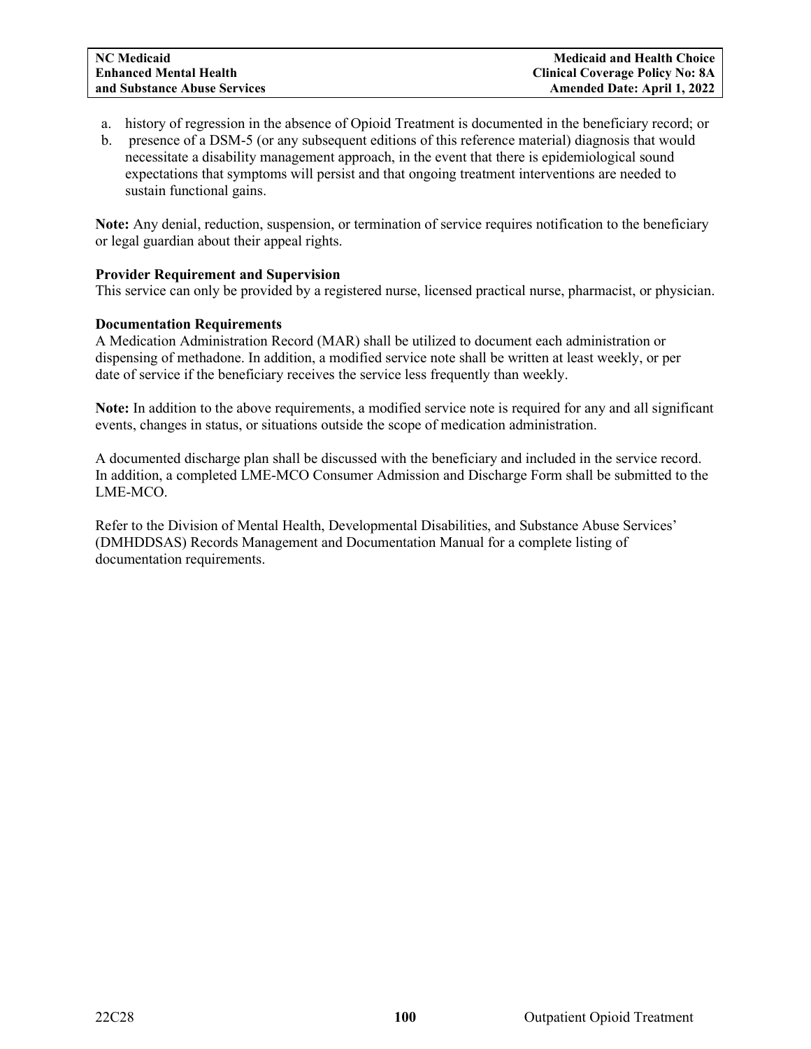a. history of regression in the absence of Opioid Treatment is documented in the beneficiary record; or
b. presence of a DSM-5 (or any subsequent editions of this reference material) diagnosis that would necessitate a disability management approach, in the event that there is epidemiological sound expectations that symptoms will persist and that ongoing treatment interventions are needed to sustain functional gains.

**Note:** Any denial, reduction, suspension, or termination of service requires notification to the beneficiary or legal guardian about their appeal rights.

**Provider Requirement and Supervision**

This service can only be provided by a registered nurse, licensed practical nurse, pharmacist, or physician.

**Documentation Requirements**

A Medication Administration Record (MAR) shall be utilized to document each administration or dispensing of methadone. In addition, a modified service note shall be written at least weekly, or per date of service if the beneficiary receives the service less frequently than weekly.

**Note:** In addition to the above requirements, a modified service note is required for any and all significant events, changes in status, or situations outside the scope of medication administration.

A documented discharge plan shall be discussed with the beneficiary and included in the service record. In addition, a completed LME-MCO Consumer Admission and Discharge Form shall be submitted to the LME-MCO.

Refer to the Division of Mental Health, Developmental Disabilities, and Substance Abuse Services' (DMHDDSAS) Records Management and Documentation Manual for a complete listing of documentation requirements.